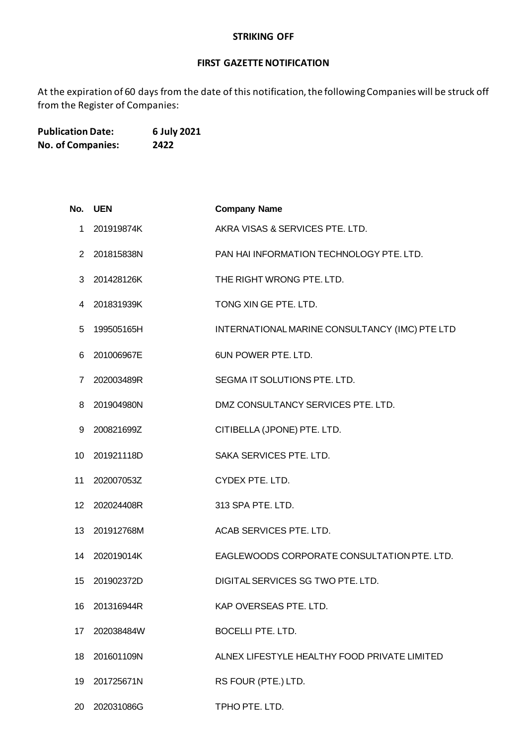# STRIKING OFF

## FIRST GAZETTE NOTIFICATION

At the expiration of 60 days from the date of this notification, the following Companies will be struck off from the Register of Companies:

**Publication Date:** **6 July 2021**
**No. of Companies:** **2422**

| No. | UEN | Company Name |
|---|---|---|
| 1 | 201919874K | AKRA VISAS & SERVICES PTE. LTD. |
| 2 | 201815838N | PAN HAI INFORMATION TECHNOLOGY PTE. LTD. |
| 3 | 201428126K | THE RIGHT WRONG PTE. LTD. |
| 4 | 201831939K | TONG XIN GE PTE. LTD. |
| 5 | 199505165H | INTERNATIONAL MARINE CONSULTANCY (IMC) PTE LTD |
| 6 | 201006967E | 6UN POWER PTE. LTD. |
| 7 | 202003489R | SEGMA IT SOLUTIONS PTE. LTD. |
| 8 | 201904980N | DMZ CONSULTANCY SERVICES PTE. LTD. |
| 9 | 200821699Z | CITIBELLA (JPONE) PTE. LTD. |
| 10 | 201921118D | SAKA SERVICES PTE. LTD. |
| 11 | 202007053Z | CYDEX PTE. LTD. |
| 12 | 202024408R | 313 SPA PTE. LTD. |
| 13 | 201912768M | ACAB SERVICES PTE. LTD. |
| 14 | 202019014K | EAGLEWOODS CORPORATE CONSULTATION PTE. LTD. |
| 15 | 201902372D | DIGITAL SERVICES SG TWO PTE. LTD. |
| 16 | 201316944R | KAP OVERSEAS PTE. LTD. |
| 17 | 202038484W | BOCELLI PTE. LTD. |
| 18 | 201601109N | ALNEX LIFESTYLE HEALTHY FOOD PRIVATE LIMITED |
| 19 | 201725671N | RS FOUR (PTE.) LTD. |
| 20 | 202031086G | TPHO PTE. LTD. |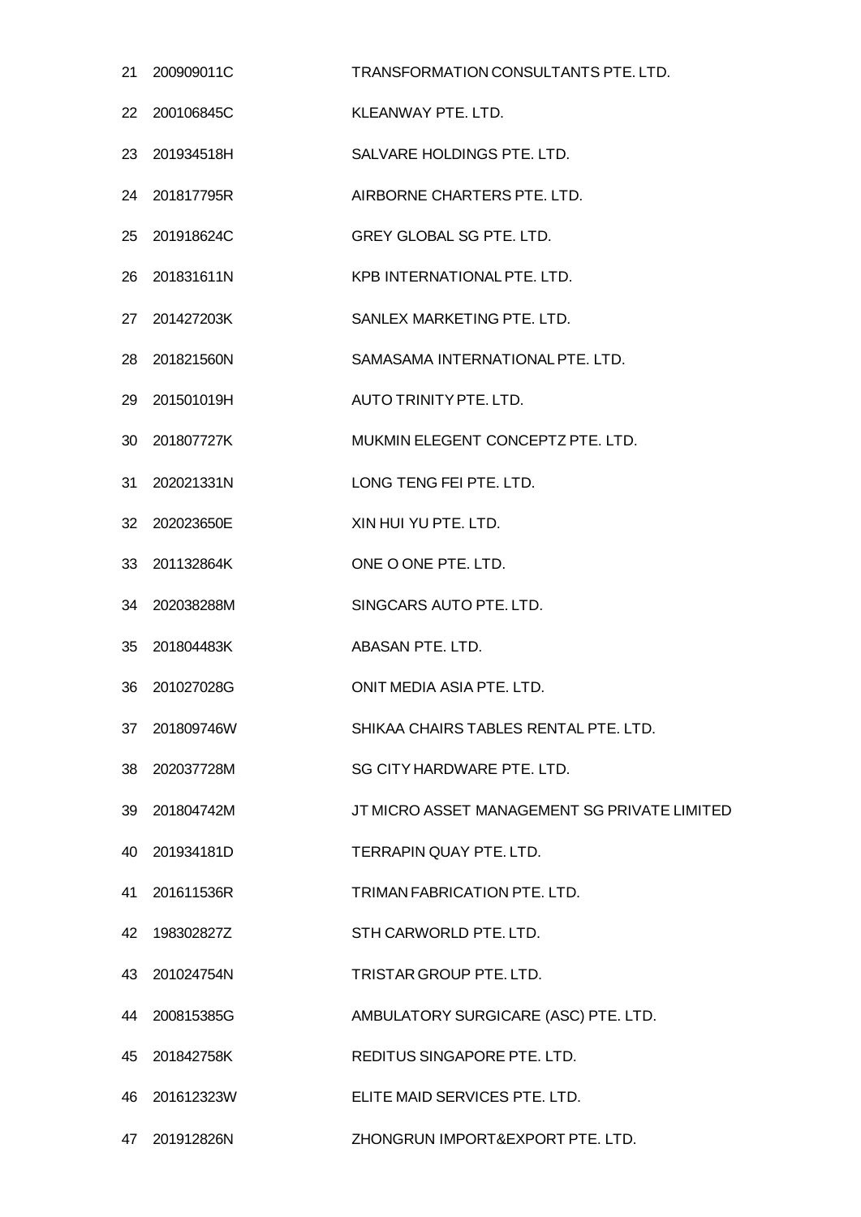| | | |
|---|---|---|
| 21 | 200909011C | TRANSFORMATION CONSULTANTS PTE. LTD. |
| 22 | 200106845C | KLEANWAY PTE. LTD. |
| 23 | 201934518H | SALVARE HOLDINGS PTE. LTD. |
| 24 | 201817795R | AIRBORNE CHARTERS PTE. LTD. |
| 25 | 201918624C | GREY GLOBAL SG PTE. LTD. |
| 26 | 201831611N | KPB INTERNATIONAL PTE. LTD. |
| 27 | 201427203K | SANLEX MARKETING PTE. LTD. |
| 28 | 201821560N | SAMASAMA INTERNATIONAL PTE. LTD. |
| 29 | 201501019H | AUTO TRINITY PTE. LTD. |
| 30 | 201807727K | MUKMIN ELEGENT CONCEPTZ PTE. LTD. |
| 31 | 202021331N | LONG TENG FEI PTE. LTD. |
| 32 | 202023650E | XIN HUI YU PTE. LTD. |
| 33 | 201132864K | ONE O ONE PTE. LTD. |
| 34 | 202038288M | SINGCARS AUTO PTE. LTD. |
| 35 | 201804483K | ABASAN PTE. LTD. |
| 36 | 201027028G | ONIT MEDIA ASIA PTE. LTD. |
| 37 | 201809746W | SHIKAA CHAIRS TABLES RENTAL PTE. LTD. |
| 38 | 202037728M | SG CITY HARDWARE PTE. LTD. |
| 39 | 201804742M | JT MICRO ASSET MANAGEMENT SG PRIVATE LIMITED |
| 40 | 201934181D | TERRAPIN QUAY PTE. LTD. |
| 41 | 201611536R | TRIMAN FABRICATION PTE. LTD. |
| 42 | 198302827Z | STH CARWORLD PTE. LTD. |
| 43 | 201024754N | TRISTAR GROUP PTE. LTD. |
| 44 | 200815385G | AMBULATORY SURGICARE (ASC) PTE. LTD. |
| 45 | 201842758K | REDITUS SINGAPORE PTE. LTD. |
| 46 | 201612323W | ELITE MAID SERVICES PTE. LTD. |
| 47 | 201912826N | ZHONGRUN IMPORT&EXPORT PTE. LTD. |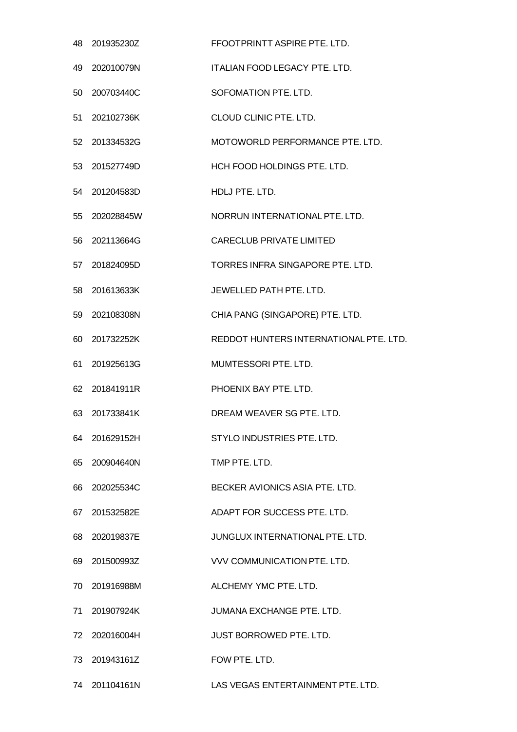| | | |
|---|---|---|
| 48 | 201935230Z | FFOOTPRINTT ASPIRE PTE. LTD. |
| 49 | 202010079N | ITALIAN FOOD LEGACY PTE. LTD. |
| 50 | 200703440C | SOFOMATION PTE. LTD. |
| 51 | 202102736K | CLOUD CLINIC PTE. LTD. |
| 52 | 201334532G | MOTOWORLD PERFORMANCE PTE. LTD. |
| 53 | 201527749D | HCH FOOD HOLDINGS PTE. LTD. |
| 54 | 201204583D | HDLJ PTE. LTD. |
| 55 | 202028845W | NORRUN INTERNATIONAL PTE. LTD. |
| 56 | 202113664G | CARECLUB PRIVATE LIMITED |
| 57 | 201824095D | TORRES INFRA SINGAPORE PTE. LTD. |
| 58 | 201613633K | JEWELLED PATH PTE. LTD. |
| 59 | 202108308N | CHIA PANG (SINGAPORE) PTE. LTD. |
| 60 | 201732252K | REDDOT HUNTERS INTERNATIONAL PTE. LTD. |
| 61 | 201925613G | MUMTESSORI PTE. LTD. |
| 62 | 201841911R | PHOENIX BAY PTE. LTD. |
| 63 | 201733841K | DREAM WEAVER SG PTE. LTD. |
| 64 | 201629152H | STYLO INDUSTRIES PTE. LTD. |
| 65 | 200904640N | TMP PTE. LTD. |
| 66 | 202025534C | BECKER AVIONICS ASIA PTE. LTD. |
| 67 | 201532582E | ADAPT FOR SUCCESS PTE. LTD. |
| 68 | 202019837E | JUNGLUX INTERNATIONAL PTE. LTD. |
| 69 | 201500993Z | VVV COMMUNICATION PTE. LTD. |
| 70 | 201916988M | ALCHEMY YMC PTE. LTD. |
| 71 | 201907924K | JUMANA EXCHANGE PTE. LTD. |
| 72 | 202016004H | JUST BORROWED PTE. LTD. |
| 73 | 201943161Z | FOW PTE. LTD. |
| 74 | 201104161N | LAS VEGAS ENTERTAINMENT PTE. LTD. |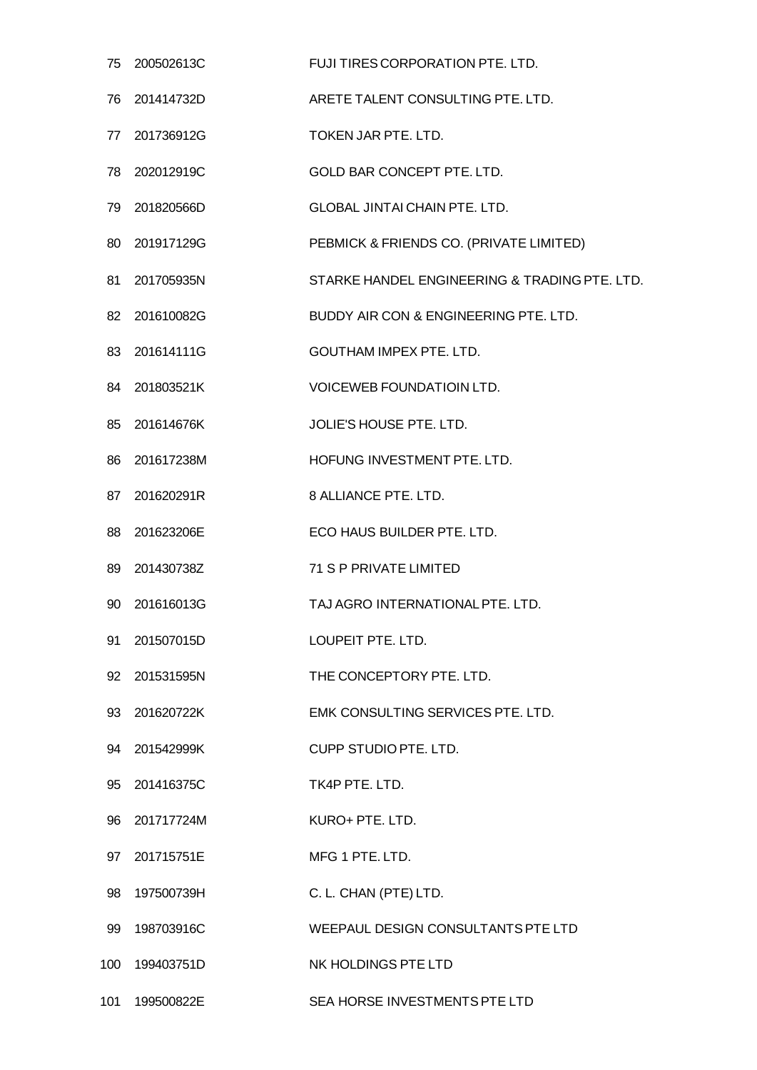| | | |
|---|---|---|
| 75 | 200502613C | FUJI TIRES CORPORATION PTE. LTD. |
| 76 | 201414732D | ARETE TALENT CONSULTING PTE. LTD. |
| 77 | 201736912G | TOKEN JAR PTE. LTD. |
| 78 | 202012919C | GOLD BAR CONCEPT PTE. LTD. |
| 79 | 201820566D | GLOBAL JINTAI CHAIN PTE. LTD. |
| 80 | 201917129G | PEBMICK & FRIENDS CO. (PRIVATE LIMITED) |
| 81 | 201705935N | STARKE HANDEL ENGINEERING & TRADING PTE. LTD. |
| 82 | 201610082G | BUDDY AIR CON & ENGINEERING PTE. LTD. |
| 83 | 201614111G | GOUTHAM IMPEX PTE. LTD. |
| 84 | 201803521K | VOICEWEB FOUNDATIOIN LTD. |
| 85 | 201614676K | JOLIE'S HOUSE PTE. LTD. |
| 86 | 201617238M | HOFUNG INVESTMENT PTE. LTD. |
| 87 | 201620291R | 8 ALLIANCE PTE. LTD. |
| 88 | 201623206E | ECO HAUS BUILDER PTE. LTD. |
| 89 | 201430738Z | 71 S P PRIVATE LIMITED |
| 90 | 201616013G | TAJ AGRO INTERNATIONAL PTE. LTD. |
| 91 | 201507015D | LOUPEIT PTE. LTD. |
| 92 | 201531595N | THE CONCEPTORY PTE. LTD. |
| 93 | 201620722K | EMK CONSULTING SERVICES PTE. LTD. |
| 94 | 201542999K | CUPP STUDIO PTE. LTD. |
| 95 | 201416375C | TK4P PTE. LTD. |
| 96 | 201717724M | KURO+ PTE. LTD. |
| 97 | 201715751E | MFG 1 PTE. LTD. |
| 98 | 197500739H | C. L. CHAN (PTE) LTD. |
| 99 | 198703916C | WEEPAUL DESIGN CONSULTANTS PTE LTD |
| 100 | 199403751D | NK HOLDINGS PTE LTD |
| 101 | 199500822E | SEA HORSE INVESTMENTS PTE LTD |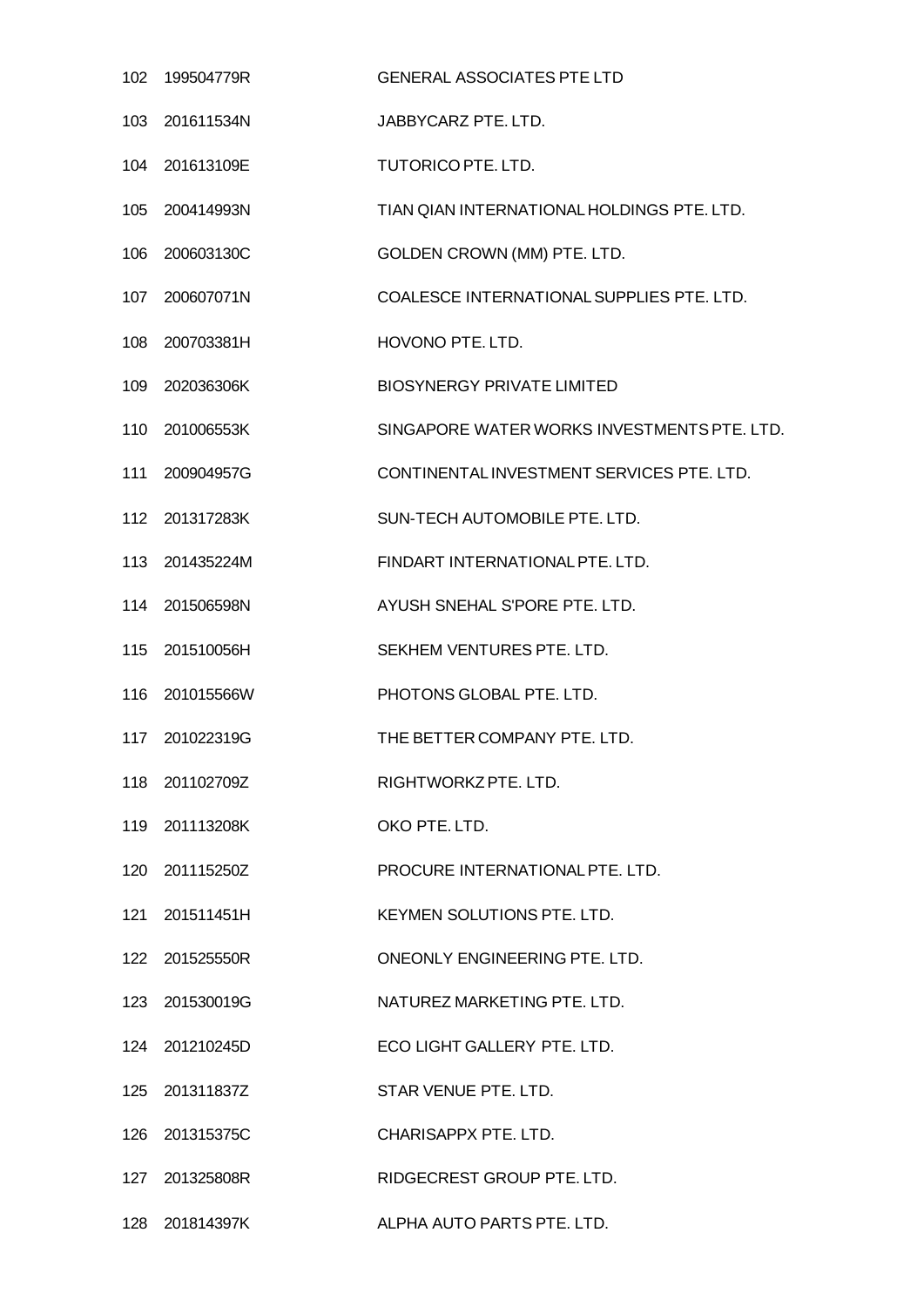| | | |
|---|---|---|
| 102 | 199504779R | GENERAL ASSOCIATES PTE LTD |
| 103 | 201611534N | JABBYCARZ PTE. LTD. |
| 104 | 201613109E | TUTORICO PTE. LTD. |
| 105 | 200414993N | TIAN QIAN INTERNATIONAL HOLDINGS PTE. LTD. |
| 106 | 200603130C | GOLDEN CROWN (MM) PTE. LTD. |
| 107 | 200607071N | COALESCE INTERNATIONAL SUPPLIES PTE. LTD. |
| 108 | 200703381H | HOVONO PTE. LTD. |
| 109 | 202036306K | BIOSYNERGY PRIVATE LIMITED |
| 110 | 201006553K | SINGAPORE WATER WORKS INVESTMENTS PTE. LTD. |
| 111 | 200904957G | CONTINENTAL INVESTMENT SERVICES PTE. LTD. |
| 112 | 201317283K | SUN-TECH AUTOMOBILE PTE. LTD. |
| 113 | 201435224M | FINDART INTERNATIONAL PTE. LTD. |
| 114 | 201506598N | AYUSH SNEHAL S'PORE PTE. LTD. |
| 115 | 201510056H | SEKHEM VENTURES PTE. LTD. |
| 116 | 201015566W | PHOTONS GLOBAL PTE. LTD. |
| 117 | 201022319G | THE BETTER COMPANY PTE. LTD. |
| 118 | 201102709Z | RIGHTWORKZ PTE. LTD. |
| 119 | 201113208K | OKO PTE. LTD. |
| 120 | 201115250Z | PROCURE INTERNATIONAL PTE. LTD. |
| 121 | 201511451H | KEYMEN SOLUTIONS PTE. LTD. |
| 122 | 201525550R | ONEONLY ENGINEERING PTE. LTD. |
| 123 | 201530019G | NATUREZ MARKETING PTE. LTD. |
| 124 | 201210245D | ECO LIGHT GALLERY PTE. LTD. |
| 125 | 201311837Z | STAR VENUE PTE. LTD. |
| 126 | 201315375C | CHARISAPPX PTE. LTD. |
| 127 | 201325808R | RIDGECREST GROUP PTE. LTD. |
| 128 | 201814397K | ALPHA AUTO PARTS PTE. LTD. |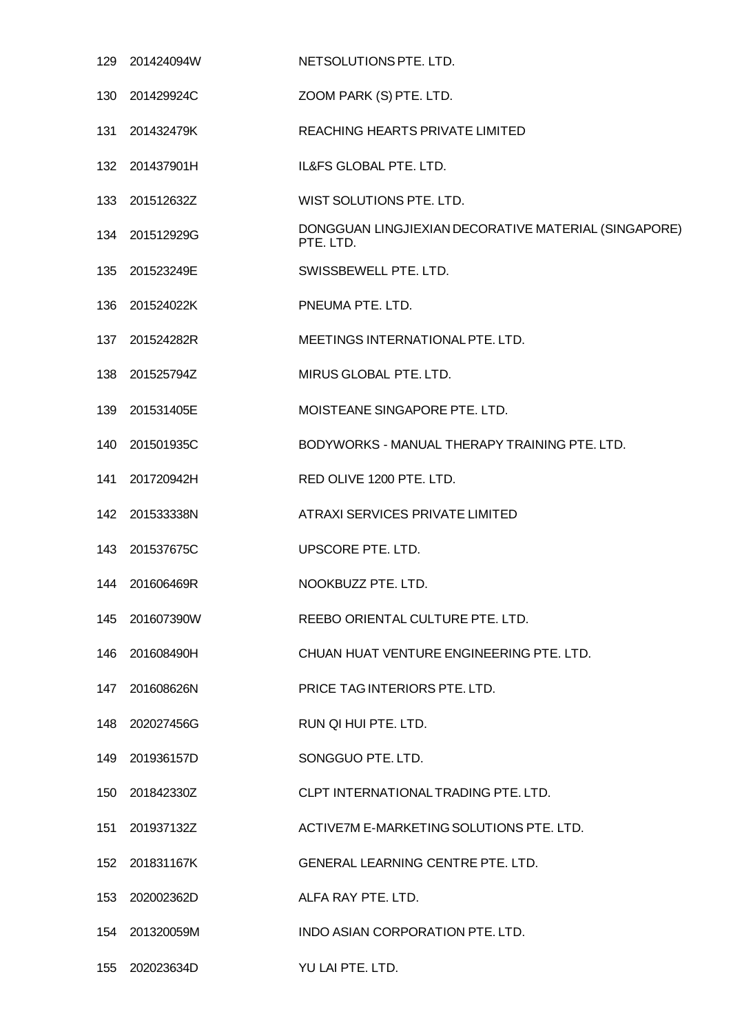| | | |
|---|---|---|
| 129 | 201424094W | NETSOLUTIONS PTE. LTD. |
| 130 | 201429924C | ZOOM PARK (S) PTE. LTD. |
| 131 | 201432479K | REACHING HEARTS PRIVATE LIMITED |
| 132 | 201437901H | IL&FS GLOBAL PTE. LTD. |
| 133 | 201512632Z | WIST SOLUTIONS PTE. LTD. |
| 134 | 201512929G | DONGGUAN LINGJIEXIAN DECORATIVE MATERIAL (SINGAPORE) PTE. LTD. |
| 135 | 201523249E | SWISSBEWELL PTE. LTD. |
| 136 | 201524022K | PNEUMA PTE. LTD. |
| 137 | 201524282R | MEETINGS INTERNATIONAL PTE. LTD. |
| 138 | 201525794Z | MIRUS GLOBAL PTE. LTD. |
| 139 | 201531405E | MOISTEANE SINGAPORE PTE. LTD. |
| 140 | 201501935C | BODYWORKS - MANUAL THERAPY TRAINING PTE. LTD. |
| 141 | 201720942H | RED OLIVE 1200 PTE. LTD. |
| 142 | 201533338N | ATRAXI SERVICES PRIVATE LIMITED |
| 143 | 201537675C | UPSCORE PTE. LTD. |
| 144 | 201606469R | NOOKBUZZ PTE. LTD. |
| 145 | 201607390W | REEBO ORIENTAL CULTURE PTE. LTD. |
| 146 | 201608490H | CHUAN HUAT VENTURE ENGINEERING PTE. LTD. |
| 147 | 201608626N | PRICE TAG INTERIORS PTE. LTD. |
| 148 | 202027456G | RUN QI HUI PTE. LTD. |
| 149 | 201936157D | SONGGUO PTE. LTD. |
| 150 | 201842330Z | CLPT INTERNATIONAL TRADING PTE. LTD. |
| 151 | 201937132Z | ACTIVE7M E-MARKETING SOLUTIONS PTE. LTD. |
| 152 | 201831167K | GENERAL LEARNING CENTRE PTE. LTD. |
| 153 | 202002362D | ALFA RAY PTE. LTD. |
| 154 | 201320059M | INDO ASIAN CORPORATION PTE. LTD. |
| 155 | 202023634D | YU LAI PTE. LTD. |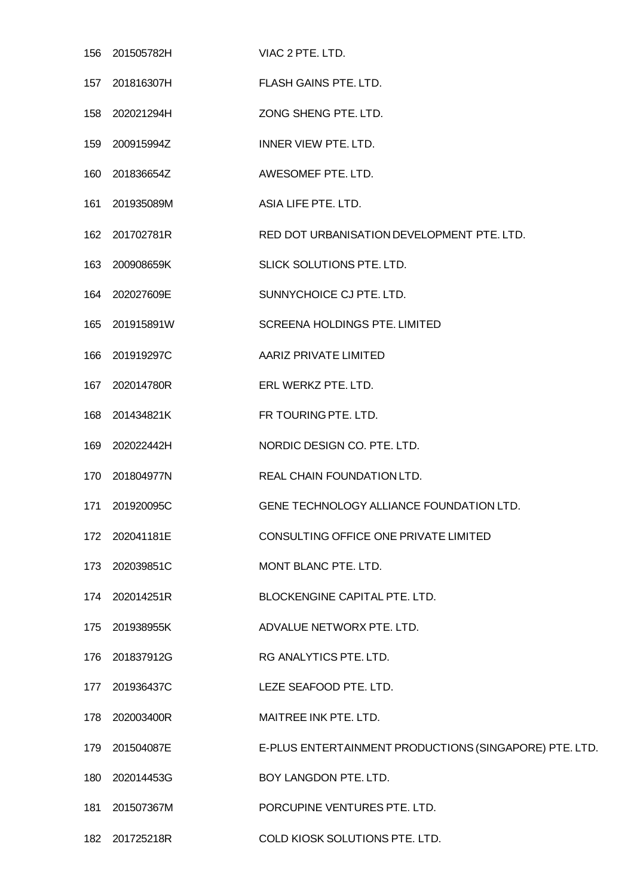| | | |
|---|---|---|
| 156 | 201505782H | VIAC 2 PTE. LTD. |
| 157 | 201816307H | FLASH GAINS PTE. LTD. |
| 158 | 202021294H | ZONG SHENG PTE. LTD. |
| 159 | 200915994Z | INNER VIEW PTE. LTD. |
| 160 | 201836654Z | AWESOMEF PTE. LTD. |
| 161 | 201935089M | ASIA LIFE PTE. LTD. |
| 162 | 201702781R | RED DOT URBANISATION DEVELOPMENT PTE. LTD. |
| 163 | 200908659K | SLICK SOLUTIONS PTE. LTD. |
| 164 | 202027609E | SUNNYCHOICE CJ PTE. LTD. |
| 165 | 201915891W | SCREENA HOLDINGS PTE. LIMITED |
| 166 | 201919297C | AARIZ PRIVATE LIMITED |
| 167 | 202014780R | ERL WERKZ PTE. LTD. |
| 168 | 201434821K | FR TOURING PTE. LTD. |
| 169 | 202022442H | NORDIC DESIGN CO. PTE. LTD. |
| 170 | 201804977N | REAL CHAIN FOUNDATION LTD. |
| 171 | 201920095C | GENE TECHNOLOGY ALLIANCE FOUNDATION LTD. |
| 172 | 202041181E | CONSULTING OFFICE ONE PRIVATE LIMITED |
| 173 | 202039851C | MONT BLANC PTE. LTD. |
| 174 | 202014251R | BLOCKENGINE CAPITAL PTE. LTD. |
| 175 | 201938955K | ADVALUE NETWORX PTE. LTD. |
| 176 | 201837912G | RG ANALYTICS PTE. LTD. |
| 177 | 201936437C | LEZE SEAFOOD PTE. LTD. |
| 178 | 202003400R | MAITREE INK PTE. LTD. |
| 179 | 201504087E | E-PLUS ENTERTAINMENT PRODUCTIONS (SINGAPORE) PTE. LTD. |
| 180 | 202014453G | BOY LANGDON PTE. LTD. |
| 181 | 201507367M | PORCUPINE VENTURES PTE. LTD. |
| 182 | 201725218R | COLD KIOSK SOLUTIONS PTE. LTD. |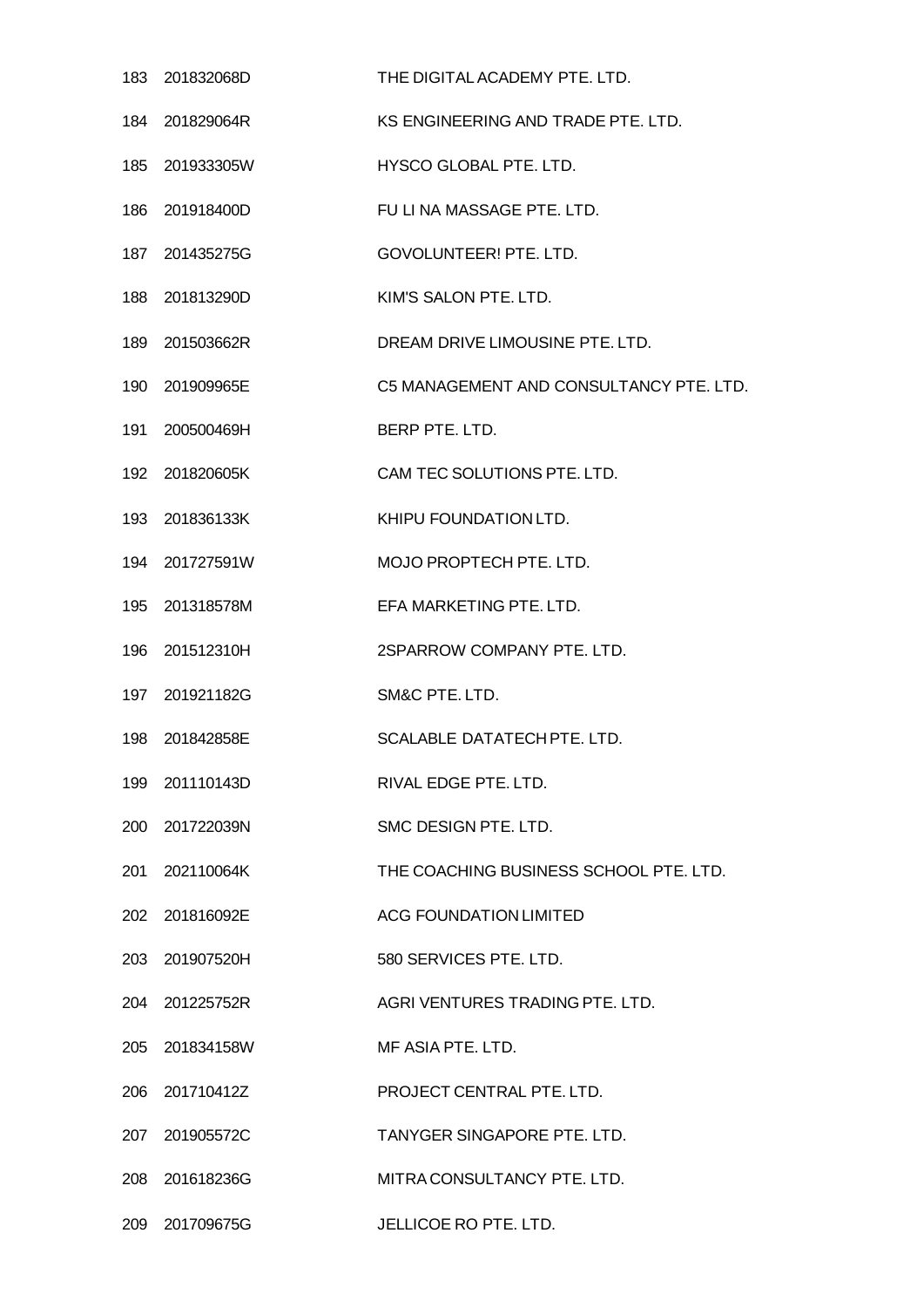| | | |
|---|---|---|
| 183 | 201832068D | THE DIGITAL ACADEMY PTE. LTD. |
| 184 | 201829064R | KS ENGINEERING AND TRADE PTE. LTD. |
| 185 | 201933305W | HYSCO GLOBAL PTE. LTD. |
| 186 | 201918400D | FU LI NA MASSAGE PTE. LTD. |
| 187 | 201435275G | GOVOLUNTEER! PTE. LTD. |
| 188 | 201813290D | KIM'S SALON PTE. LTD. |
| 189 | 201503662R | DREAM DRIVE LIMOUSINE PTE. LTD. |
| 190 | 201909965E | C5 MANAGEMENT AND CONSULTANCY PTE. LTD. |
| 191 | 200500469H | BERP PTE. LTD. |
| 192 | 201820605K | CAM TEC SOLUTIONS PTE. LTD. |
| 193 | 201836133K | KHIPU FOUNDATION LTD. |
| 194 | 201727591W | MOJO PROPTECH PTE. LTD. |
| 195 | 201318578M | EFA MARKETING PTE. LTD. |
| 196 | 201512310H | 2SPARROW COMPANY PTE. LTD. |
| 197 | 201921182G | SM&C PTE. LTD. |
| 198 | 201842858E | SCALABLE DATATECH PTE. LTD. |
| 199 | 201110143D | RIVAL EDGE PTE. LTD. |
| 200 | 201722039N | SMC DESIGN PTE. LTD. |
| 201 | 202110064K | THE COACHING BUSINESS SCHOOL PTE. LTD. |
| 202 | 201816092E | ACG FOUNDATION LIMITED |
| 203 | 201907520H | 580 SERVICES PTE. LTD. |
| 204 | 201225752R | AGRI VENTURES TRADING PTE. LTD. |
| 205 | 201834158W | MF ASIA PTE. LTD. |
| 206 | 201710412Z | PROJECT CENTRAL PTE. LTD. |
| 207 | 201905572C | TANYGER SINGAPORE PTE. LTD. |
| 208 | 201618236G | MITRA CONSULTANCY PTE. LTD. |
| 209 | 201709675G | JELLICOE RO PTE. LTD. |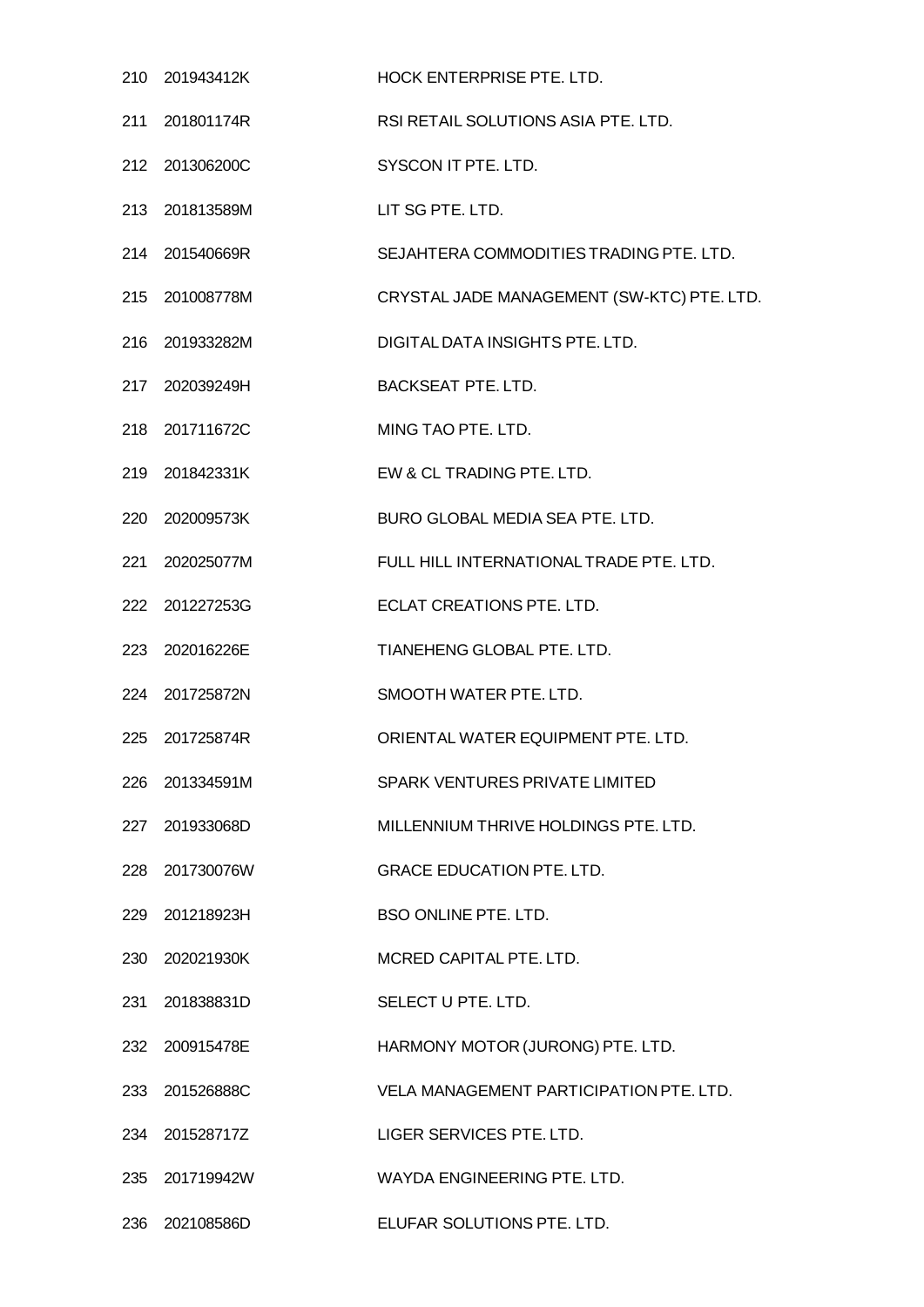| | | |
|---|---|---|
| 210 | 201943412K | HOCK ENTERPRISE PTE. LTD. |
| 211 | 201801174R | RSI RETAIL SOLUTIONS ASIA PTE. LTD. |
| 212 | 201306200C | SYSCON IT PTE. LTD. |
| 213 | 201813589M | LIT SG PTE. LTD. |
| 214 | 201540669R | SEJAHTERA COMMODITIES TRADING PTE. LTD. |
| 215 | 201008778M | CRYSTAL JADE MANAGEMENT (SW-KTC) PTE. LTD. |
| 216 | 201933282M | DIGITAL DATA INSIGHTS PTE. LTD. |
| 217 | 202039249H | BACKSEAT PTE. LTD. |
| 218 | 201711672C | MING TAO PTE. LTD. |
| 219 | 201842331K | EW & CL TRADING PTE. LTD. |
| 220 | 202009573K | BURO GLOBAL MEDIA SEA PTE. LTD. |
| 221 | 202025077M | FULL HILL INTERNATIONAL TRADE PTE. LTD. |
| 222 | 201227253G | ECLAT CREATIONS PTE. LTD. |
| 223 | 202016226E | TIANEHENG GLOBAL PTE. LTD. |
| 224 | 201725872N | SMOOTH WATER PTE. LTD. |
| 225 | 201725874R | ORIENTAL WATER EQUIPMENT PTE. LTD. |
| 226 | 201334591M | SPARK VENTURES PRIVATE LIMITED |
| 227 | 201933068D | MILLENNIUM THRIVE HOLDINGS PTE. LTD. |
| 228 | 201730076W | GRACE EDUCATION PTE. LTD. |
| 229 | 201218923H | BSO ONLINE PTE. LTD. |
| 230 | 202021930K | MCRED CAPITAL PTE. LTD. |
| 231 | 201838831D | SELECT U PTE. LTD. |
| 232 | 200915478E | HARMONY MOTOR (JURONG) PTE. LTD. |
| 233 | 201526888C | VELA MANAGEMENT PARTICIPATION PTE. LTD. |
| 234 | 201528717Z | LIGER SERVICES PTE. LTD. |
| 235 | 201719942W | WAYDA ENGINEERING PTE. LTD. |
| 236 | 202108586D | ELUFAR SOLUTIONS PTE. LTD. |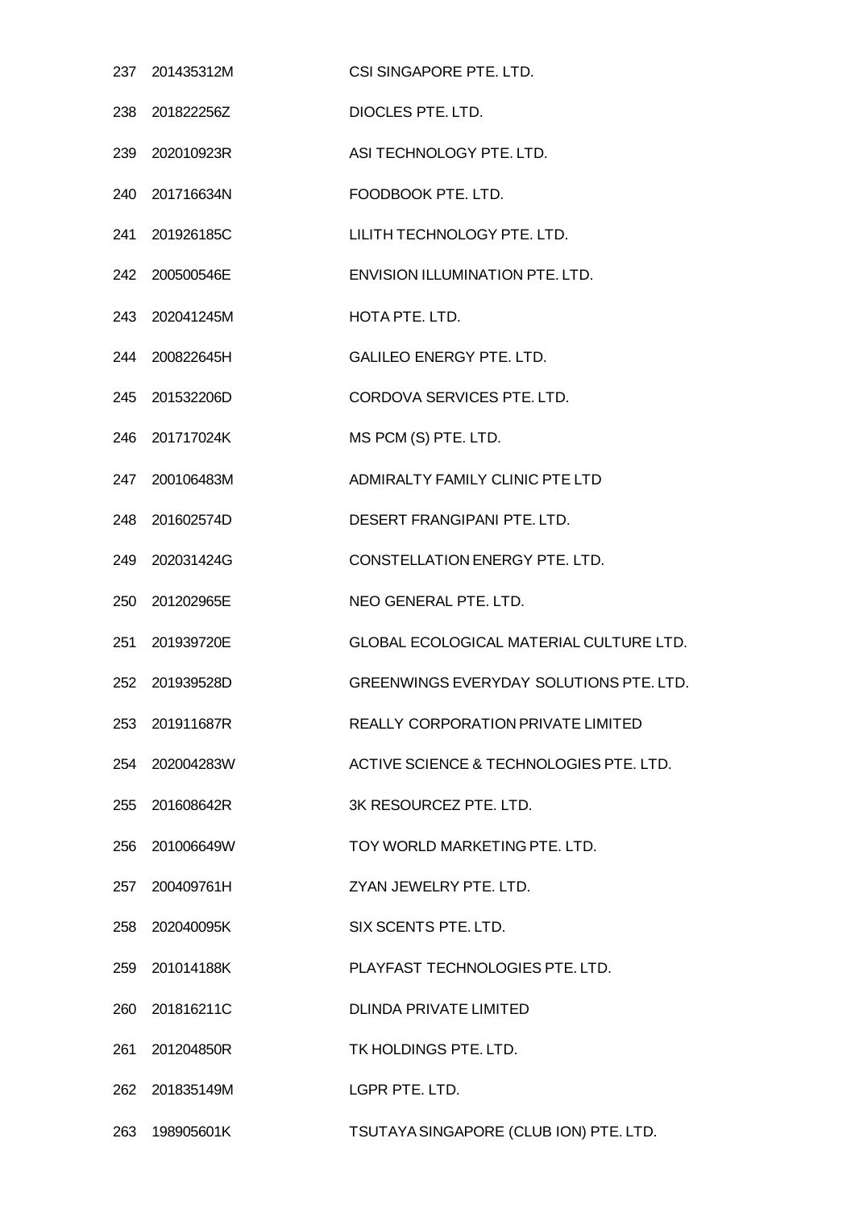| | | |
|---|---|---|
| 237 | 201435312M | CSI SINGAPORE PTE. LTD. |
| 238 | 201822256Z | DIOCLES PTE. LTD. |
| 239 | 202010923R | ASI TECHNOLOGY PTE. LTD. |
| 240 | 201716634N | FOODBOOK PTE. LTD. |
| 241 | 201926185C | LILITH TECHNOLOGY PTE. LTD. |
| 242 | 200500546E | ENVISION ILLUMINATION PTE. LTD. |
| 243 | 202041245M | HOTA PTE. LTD. |
| 244 | 200822645H | GALILEO ENERGY PTE. LTD. |
| 245 | 201532206D | CORDOVA SERVICES PTE. LTD. |
| 246 | 201717024K | MS PCM (S) PTE. LTD. |
| 247 | 200106483M | ADMIRALTY FAMILY CLINIC PTE LTD |
| 248 | 201602574D | DESERT FRANGIPANI PTE. LTD. |
| 249 | 202031424G | CONSTELLATION ENERGY PTE. LTD. |
| 250 | 201202965E | NEO GENERAL PTE. LTD. |
| 251 | 201939720E | GLOBAL ECOLOGICAL MATERIAL CULTURE LTD. |
| 252 | 201939528D | GREENWINGS EVERYDAY SOLUTIONS PTE. LTD. |
| 253 | 201911687R | REALLY CORPORATION PRIVATE LIMITED |
| 254 | 202004283W | ACTIVE SCIENCE & TECHNOLOGIES PTE. LTD. |
| 255 | 201608642R | 3K RESOURCEZ PTE. LTD. |
| 256 | 201006649W | TOY WORLD MARKETING PTE. LTD. |
| 257 | 200409761H | ZYAN JEWELRY PTE. LTD. |
| 258 | 202040095K | SIX SCENTS PTE. LTD. |
| 259 | 201014188K | PLAYFAST TECHNOLOGIES PTE. LTD. |
| 260 | 201816211C | DLINDA PRIVATE LIMITED |
| 261 | 201204850R | TK HOLDINGS PTE. LTD. |
| 262 | 201835149M | LGPR PTE. LTD. |
| 263 | 198905601K | TSUTAYA SINGAPORE (CLUB ION) PTE. LTD. |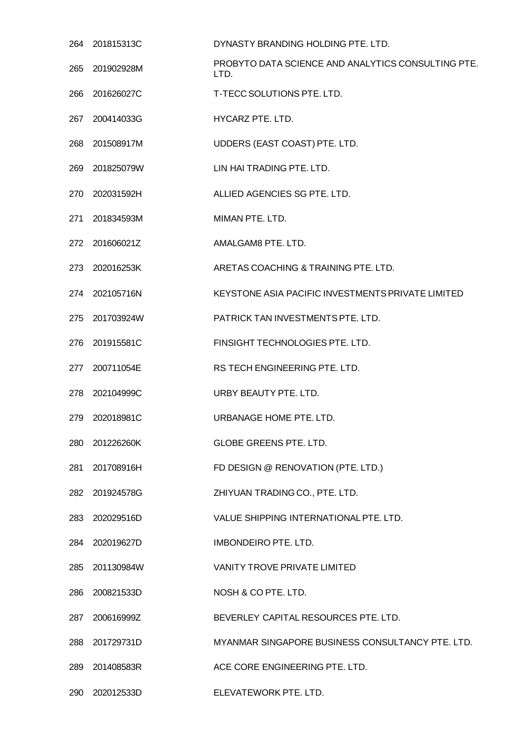| | | |
|---|---|---|
| 264 | 201815313C | DYNASTY BRANDING HOLDING PTE. LTD. |
| 265 | 201902928M | PROBYTO DATA SCIENCE AND ANALYTICS CONSULTING PTE. LTD. |
| 266 | 201626027C | T-TECC SOLUTIONS PTE. LTD. |
| 267 | 200414033G | HYCARZ PTE. LTD. |
| 268 | 201508917M | UDDERS (EAST COAST) PTE. LTD. |
| 269 | 201825079W | LIN HAI TRADING PTE. LTD. |
| 270 | 202031592H | ALLIED AGENCIES SG PTE. LTD. |
| 271 | 201834593M | MIMAN PTE. LTD. |
| 272 | 201606021Z | AMALGAM8 PTE. LTD. |
| 273 | 202016253K | ARETAS COACHING & TRAINING PTE. LTD. |
| 274 | 202105716N | KEYSTONE ASIA PACIFIC INVESTMENTS PRIVATE LIMITED |
| 275 | 201703924W | PATRICK TAN INVESTMENTS PTE. LTD. |
| 276 | 201915581C | FINSIGHT TECHNOLOGIES PTE. LTD. |
| 277 | 200711054E | RS TECH ENGINEERING PTE. LTD. |
| 278 | 202104999C | URBY BEAUTY PTE. LTD. |
| 279 | 202018981C | URBANAGE HOME PTE. LTD. |
| 280 | 201226260K | GLOBE GREENS PTE. LTD. |
| 281 | 201708916H | FD DESIGN @ RENOVATION (PTE. LTD.) |
| 282 | 201924578G | ZHIYUAN TRADING CO., PTE. LTD. |
| 283 | 202029516D | VALUE SHIPPING INTERNATIONAL PTE. LTD. |
| 284 | 202019627D | IMBONDEIRO PTE. LTD. |
| 285 | 201130984W | VANITY TROVE PRIVATE LIMITED |
| 286 | 200821533D | NOSH & CO PTE. LTD. |
| 287 | 200616999Z | BEVERLEY CAPITAL RESOURCES PTE. LTD. |
| 288 | 201729731D | MYANMAR SINGAPORE BUSINESS CONSULTANCY PTE. LTD. |
| 289 | 201408583R | ACE CORE ENGINEERING PTE. LTD. |
| 290 | 202012533D | ELEVATEWORK PTE. LTD. |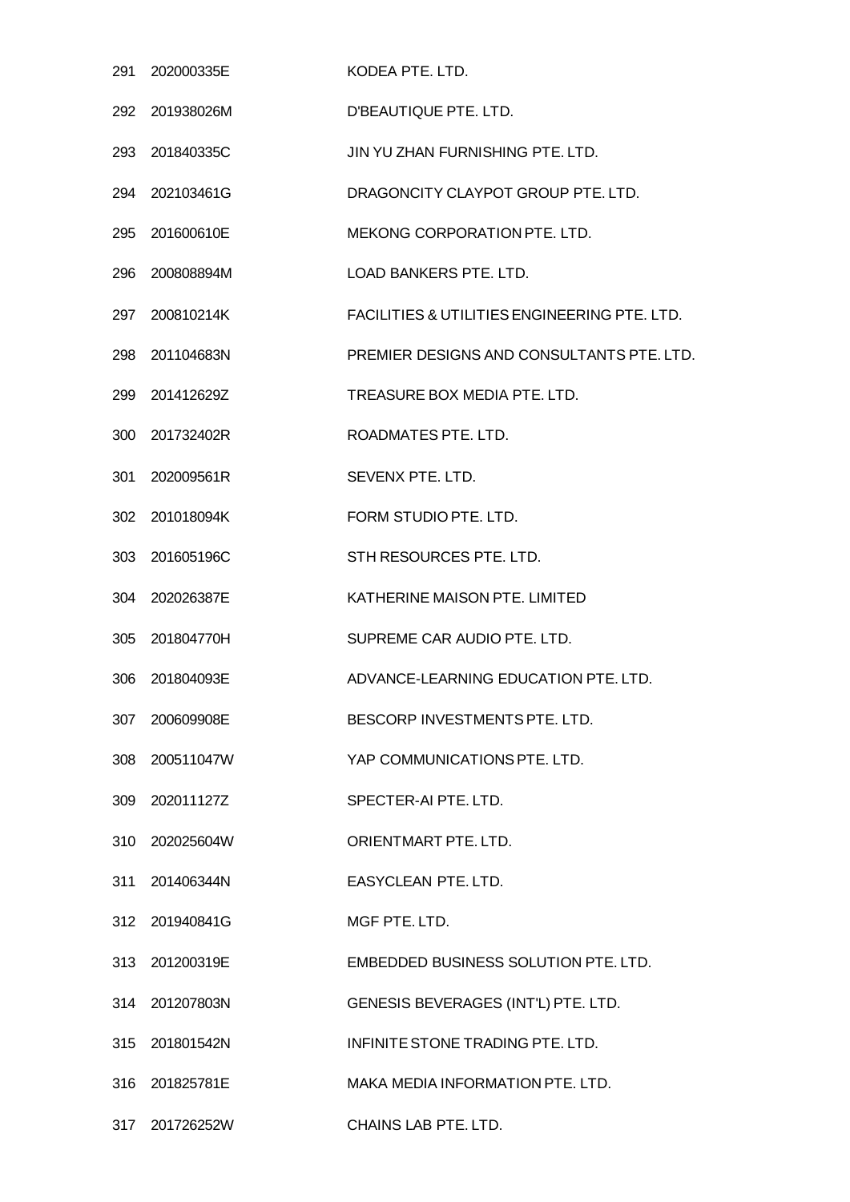| | | |
|---|---|---|
| 291 | 202000335E | KODEA PTE. LTD. |
| 292 | 201938026M | D'BEAUTIQUE PTE. LTD. |
| 293 | 201840335C | JIN YU ZHAN FURNISHING PTE. LTD. |
| 294 | 202103461G | DRAGONCITY CLAYPOT GROUP PTE. LTD. |
| 295 | 201600610E | MEKONG CORPORATION PTE. LTD. |
| 296 | 200808894M | LOAD BANKERS PTE. LTD. |
| 297 | 200810214K | FACILITIES & UTILITIES ENGINEERING PTE. LTD. |
| 298 | 201104683N | PREMIER DESIGNS AND CONSULTANTS PTE. LTD. |
| 299 | 201412629Z | TREASURE BOX MEDIA PTE. LTD. |
| 300 | 201732402R | ROADMATES PTE. LTD. |
| 301 | 202009561R | SEVENX PTE. LTD. |
| 302 | 201018094K | FORM STUDIO PTE. LTD. |
| 303 | 201605196C | STH RESOURCES PTE. LTD. |
| 304 | 202026387E | KATHERINE MAISON PTE. LIMITED |
| 305 | 201804770H | SUPREME CAR AUDIO PTE. LTD. |
| 306 | 201804093E | ADVANCE-LEARNING EDUCATION PTE. LTD. |
| 307 | 200609908E | BESCORP INVESTMENTS PTE. LTD. |
| 308 | 200511047W | YAP COMMUNICATIONS PTE. LTD. |
| 309 | 202011127Z | SPECTER-AI PTE. LTD. |
| 310 | 202025604W | ORIENTMART PTE. LTD. |
| 311 | 201406344N | EASYCLEAN PTE. LTD. |
| 312 | 201940841G | MGF PTE. LTD. |
| 313 | 201200319E | EMBEDDED BUSINESS SOLUTION PTE. LTD. |
| 314 | 201207803N | GENESIS BEVERAGES (INT'L) PTE. LTD. |
| 315 | 201801542N | INFINITE STONE TRADING PTE. LTD. |
| 316 | 201825781E | MAKA MEDIA INFORMATION PTE. LTD. |
| 317 | 201726252W | CHAINS LAB PTE. LTD. |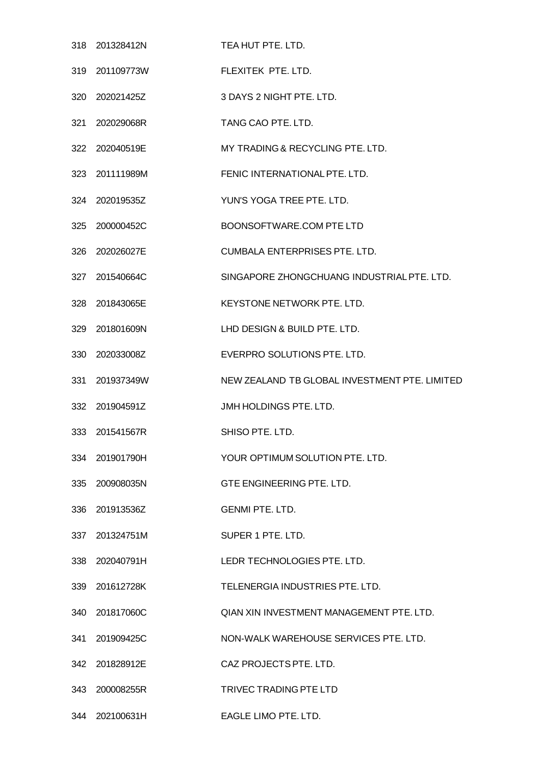| | | |
|---|---|---|
| 318 | 201328412N | TEA HUT PTE. LTD. |
| 319 | 201109773W | FLEXITEK PTE. LTD. |
| 320 | 202021425Z | 3 DAYS 2 NIGHT PTE. LTD. |
| 321 | 202029068R | TANG CAO PTE. LTD. |
| 322 | 202040519E | MY TRADING & RECYCLING PTE. LTD. |
| 323 | 201111989M | FENIC INTERNATIONAL PTE. LTD. |
| 324 | 202019535Z | YUN'S YOGA TREE PTE. LTD. |
| 325 | 200000452C | BOONSOFTWARE.COM PTE LTD |
| 326 | 202026027E | CUMBALA ENTERPRISES PTE. LTD. |
| 327 | 201540664C | SINGAPORE ZHONGCHUANG INDUSTRIAL PTE. LTD. |
| 328 | 201843065E | KEYSTONE NETWORK PTE. LTD. |
| 329 | 201801609N | LHD DESIGN & BUILD PTE. LTD. |
| 330 | 202033008Z | EVERPRO SOLUTIONS PTE. LTD. |
| 331 | 201937349W | NEW ZEALAND TB GLOBAL INVESTMENT PTE. LIMITED |
| 332 | 201904591Z | JMH HOLDINGS PTE. LTD. |
| 333 | 201541567R | SHISO PTE. LTD. |
| 334 | 201901790H | YOUR OPTIMUM SOLUTION PTE. LTD. |
| 335 | 200908035N | GTE ENGINEERING PTE. LTD. |
| 336 | 201913536Z | GENMI PTE. LTD. |
| 337 | 201324751M | SUPER 1 PTE. LTD. |
| 338 | 202040791H | LEDR TECHNOLOGIES PTE. LTD. |
| 339 | 201612728K | TELENERGIA INDUSTRIES PTE. LTD. |
| 340 | 201817060C | QIAN XIN INVESTMENT MANAGEMENT PTE. LTD. |
| 341 | 201909425C | NON-WALK WAREHOUSE SERVICES PTE. LTD. |
| 342 | 201828912E | CAZ PROJECTS PTE. LTD. |
| 343 | 200008255R | TRIVEC TRADING PTE LTD |
| 344 | 202100631H | EAGLE LIMO PTE. LTD. |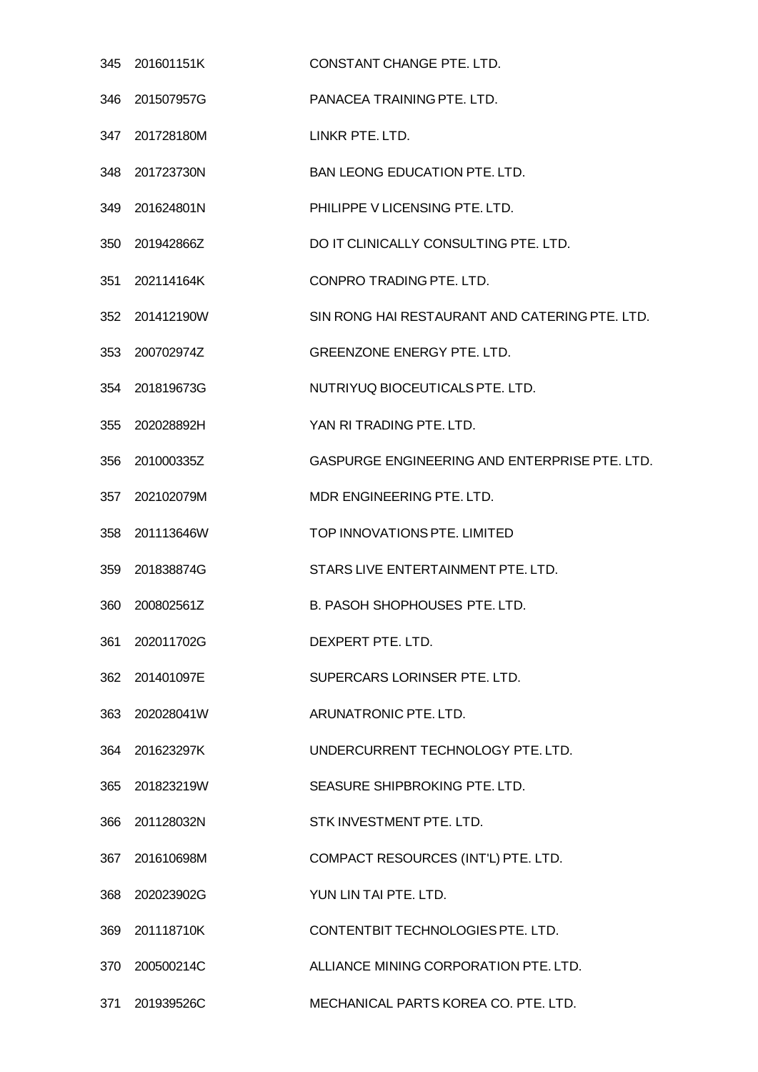| | | |
|---|---|---|
| 345 | 201601151K | CONSTANT CHANGE PTE. LTD. |
| 346 | 201507957G | PANACEA TRAINING PTE. LTD. |
| 347 | 201728180M | LINKR PTE. LTD. |
| 348 | 201723730N | BAN LEONG EDUCATION PTE. LTD. |
| 349 | 201624801N | PHILIPPE V LICENSING PTE. LTD. |
| 350 | 201942866Z | DO IT CLINICALLY CONSULTING PTE. LTD. |
| 351 | 202114164K | CONPRO TRADING PTE. LTD. |
| 352 | 201412190W | SIN RONG HAI RESTAURANT AND CATERING PTE. LTD. |
| 353 | 200702974Z | GREENZONE ENERGY PTE. LTD. |
| 354 | 201819673G | NUTRIYUQ BIOCEUTICALS PTE. LTD. |
| 355 | 202028892H | YAN RI TRADING PTE. LTD. |
| 356 | 201000335Z | GASPURGE ENGINEERING AND ENTERPRISE PTE. LTD. |
| 357 | 202102079M | MDR ENGINEERING PTE. LTD. |
| 358 | 201113646W | TOP INNOVATIONS PTE. LIMITED |
| 359 | 201838874G | STARS LIVE ENTERTAINMENT PTE. LTD. |
| 360 | 200802561Z | B. PASOH SHOPHOUSES PTE. LTD. |
| 361 | 202011702G | DEXPERT PTE. LTD. |
| 362 | 201401097E | SUPERCARS LORINSER PTE. LTD. |
| 363 | 202028041W | ARUNATRONIC PTE. LTD. |
| 364 | 201623297K | UNDERCURRENT TECHNOLOGY PTE. LTD. |
| 365 | 201823219W | SEASURE SHIPBROKING PTE. LTD. |
| 366 | 201128032N | STK INVESTMENT PTE. LTD. |
| 367 | 201610698M | COMPACT RESOURCES (INT'L) PTE. LTD. |
| 368 | 202023902G | YUN LIN TAI PTE. LTD. |
| 369 | 201118710K | CONTENTBIT TECHNOLOGIES PTE. LTD. |
| 370 | 200500214C | ALLIANCE MINING CORPORATION PTE. LTD. |
| 371 | 201939526C | MECHANICAL PARTS KOREA CO. PTE. LTD. |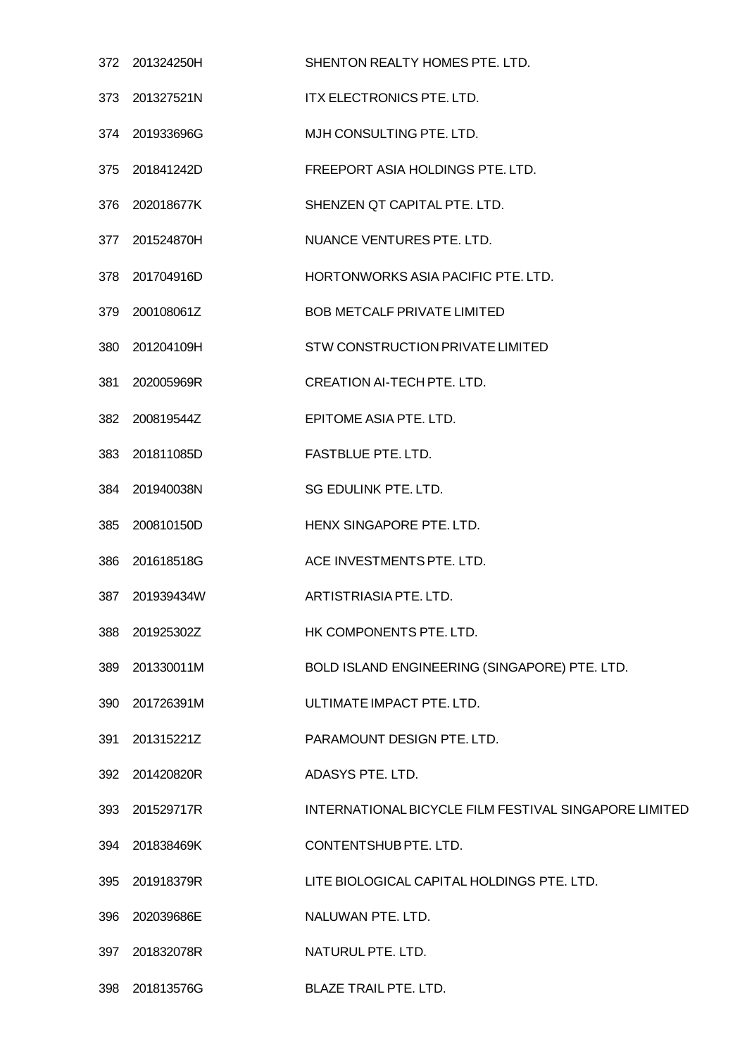| | | |
|---|---|---|
| 372 | 201324250H | SHENTON REALTY HOMES PTE. LTD. |
| 373 | 201327521N | ITX ELECTRONICS PTE. LTD. |
| 374 | 201933696G | MJH CONSULTING PTE. LTD. |
| 375 | 201841242D | FREEPORT ASIA HOLDINGS PTE. LTD. |
| 376 | 202018677K | SHENZEN QT CAPITAL PTE. LTD. |
| 377 | 201524870H | NUANCE VENTURES PTE. LTD. |
| 378 | 201704916D | HORTONWORKS ASIA PACIFIC PTE. LTD. |
| 379 | 200108061Z | BOB METCALF PRIVATE LIMITED |
| 380 | 201204109H | STW CONSTRUCTION PRIVATE LIMITED |
| 381 | 202005969R | CREATION AI-TECH PTE. LTD. |
| 382 | 200819544Z | EPITOME ASIA PTE. LTD. |
| 383 | 201811085D | FASTBLUE PTE. LTD. |
| 384 | 201940038N | SG EDULINK PTE. LTD. |
| 385 | 200810150D | HENX SINGAPORE PTE. LTD. |
| 386 | 201618518G | ACE INVESTMENTS PTE. LTD. |
| 387 | 201939434W | ARTISTRIASIA PTE. LTD. |
| 388 | 201925302Z | HK COMPONENTS PTE. LTD. |
| 389 | 201330011M | BOLD ISLAND ENGINEERING (SINGAPORE) PTE. LTD. |
| 390 | 201726391M | ULTIMATE IMPACT PTE. LTD. |
| 391 | 201315221Z | PARAMOUNT DESIGN PTE. LTD. |
| 392 | 201420820R | ADASYS PTE. LTD. |
| 393 | 201529717R | INTERNATIONAL BICYCLE FILM FESTIVAL SINGAPORE LIMITED |
| 394 | 201838469K | CONTENTSHUB PTE. LTD. |
| 395 | 201918379R | LITE BIOLOGICAL CAPITAL HOLDINGS PTE. LTD. |
| 396 | 202039686E | NALUWAN PTE. LTD. |
| 397 | 201832078R | NATURUL PTE. LTD. |
| 398 | 201813576G | BLAZE TRAIL PTE. LTD. |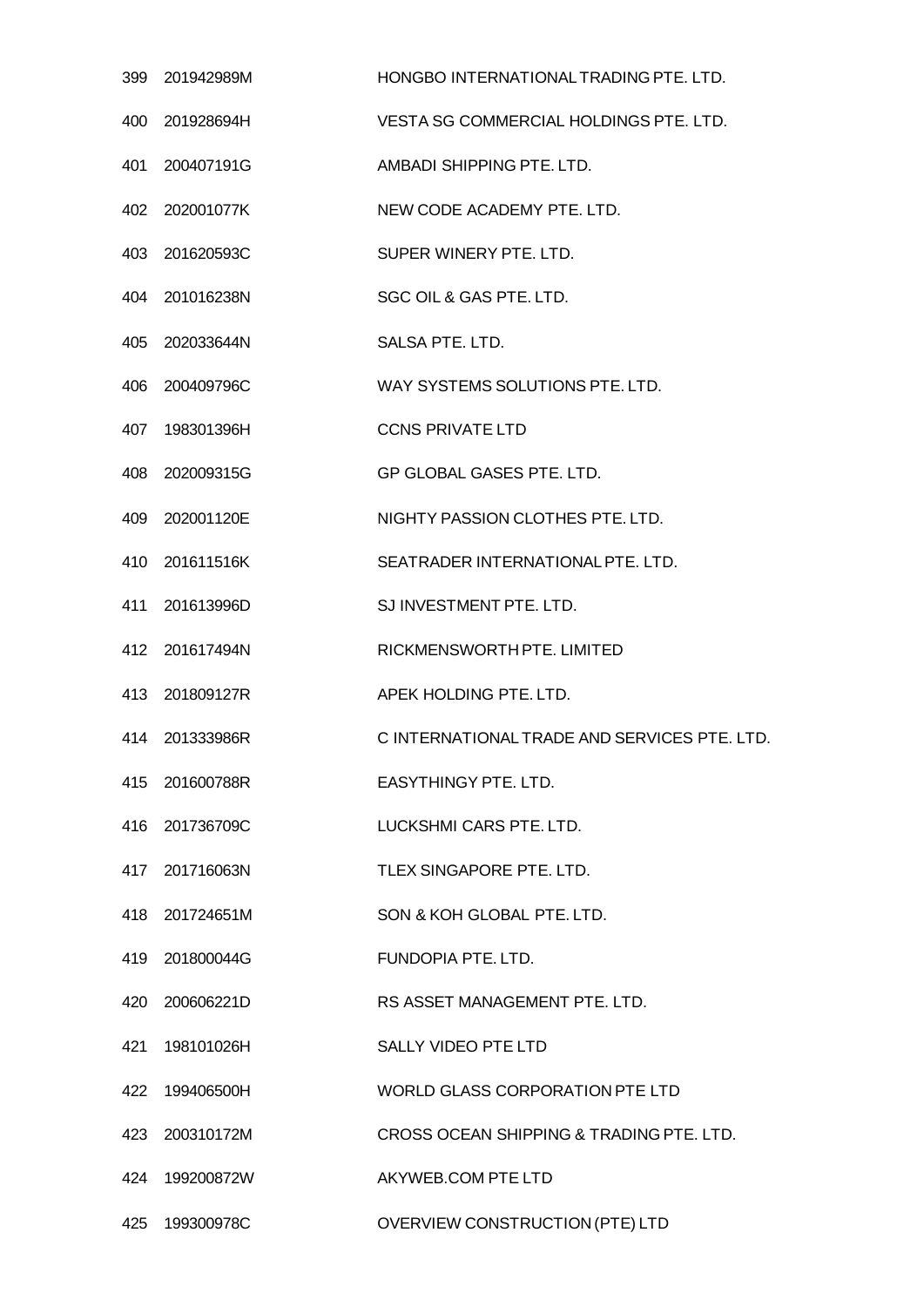| | | |
|---|---|---|
| 399 | 201942989M | HONGBO INTERNATIONAL TRADING PTE. LTD. |
| 400 | 201928694H | VESTA SG COMMERCIAL HOLDINGS PTE. LTD. |
| 401 | 200407191G | AMBADI SHIPPING PTE. LTD. |
| 402 | 202001077K | NEW CODE ACADEMY PTE. LTD. |
| 403 | 201620593C | SUPER WINERY PTE. LTD. |
| 404 | 201016238N | SGC OIL & GAS PTE. LTD. |
| 405 | 202033644N | SALSA PTE. LTD. |
| 406 | 200409796C | WAY SYSTEMS SOLUTIONS PTE. LTD. |
| 407 | 198301396H | CCNS PRIVATE LTD |
| 408 | 202009315G | GP GLOBAL GASES PTE. LTD. |
| 409 | 202001120E | NIGHTY PASSION CLOTHES PTE. LTD. |
| 410 | 201611516K | SEATRADER INTERNATIONAL PTE. LTD. |
| 411 | 201613996D | SJ INVESTMENT PTE. LTD. |
| 412 | 201617494N | RICKMENSWORTH PTE. LIMITED |
| 413 | 201809127R | APEK HOLDING PTE. LTD. |
| 414 | 201333986R | C INTERNATIONAL TRADE AND SERVICES PTE. LTD. |
| 415 | 201600788R | EASYTHINGY PTE. LTD. |
| 416 | 201736709C | LUCKSHMI CARS PTE. LTD. |
| 417 | 201716063N | TLEX SINGAPORE PTE. LTD. |
| 418 | 201724651M | SON & KOH GLOBAL PTE. LTD. |
| 419 | 201800044G | FUNDOPIA PTE. LTD. |
| 420 | 200606221D | RS ASSET MANAGEMENT PTE. LTD. |
| 421 | 198101026H | SALLY VIDEO PTE LTD |
| 422 | 199406500H | WORLD GLASS CORPORATION PTE LTD |
| 423 | 200310172M | CROSS OCEAN SHIPPING & TRADING PTE. LTD. |
| 424 | 199200872W | AKYWEB.COM PTE LTD |
| 425 | 199300978C | OVERVIEW CONSTRUCTION (PTE) LTD |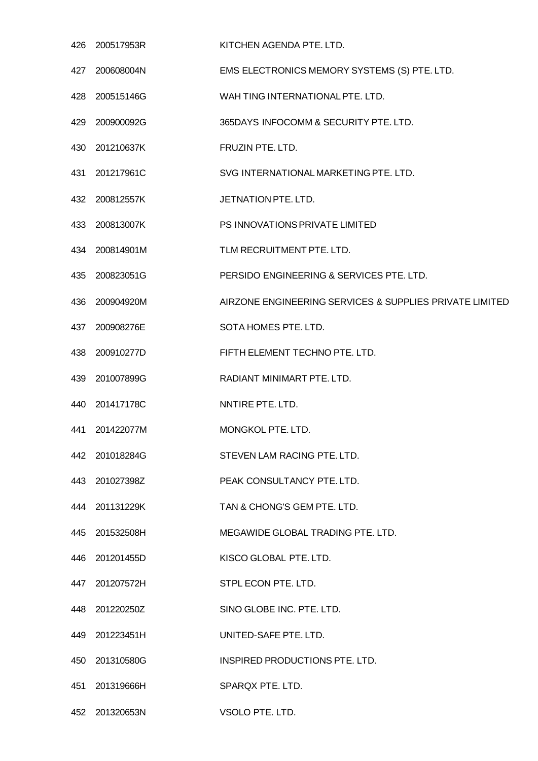| | | |
|---|---|---|
| 426 | 200517953R | KITCHEN AGENDA PTE. LTD. |
| 427 | 200608004N | EMS ELECTRONICS MEMORY SYSTEMS (S) PTE. LTD. |
| 428 | 200515146G | WAH TING INTERNATIONAL PTE. LTD. |
| 429 | 200900092G | 365DAYS INFOCOMM & SECURITY PTE. LTD. |
| 430 | 201210637K | FRUZIN PTE. LTD. |
| 431 | 201217961C | SVG INTERNATIONAL MARKETING PTE. LTD. |
| 432 | 200812557K | JETNATION PTE. LTD. |
| 433 | 200813007K | PS INNOVATIONS PRIVATE LIMITED |
| 434 | 200814901M | TLM RECRUITMENT PTE. LTD. |
| 435 | 200823051G | PERSIDO ENGINEERING & SERVICES PTE. LTD. |
| 436 | 200904920M | AIRZONE ENGINEERING SERVICES & SUPPLIES PRIVATE LIMITED |
| 437 | 200908276E | SOTA HOMES PTE. LTD. |
| 438 | 200910277D | FIFTH ELEMENT TECHNO PTE. LTD. |
| 439 | 201007899G | RADIANT MINIMART PTE. LTD. |
| 440 | 201417178C | NNTIRE PTE. LTD. |
| 441 | 201422077M | MONGKOL PTE. LTD. |
| 442 | 201018284G | STEVEN LAM RACING PTE. LTD. |
| 443 | 201027398Z | PEAK CONSULTANCY PTE. LTD. |
| 444 | 201131229K | TAN & CHONG'S GEM PTE. LTD. |
| 445 | 201532508H | MEGAWIDE GLOBAL TRADING PTE. LTD. |
| 446 | 201201455D | KISCO GLOBAL PTE. LTD. |
| 447 | 201207572H | STPL ECON PTE. LTD. |
| 448 | 201220250Z | SINO GLOBE INC. PTE. LTD. |
| 449 | 201223451H | UNITED-SAFE PTE. LTD. |
| 450 | 201310580G | INSPIRED PRODUCTIONS PTE. LTD. |
| 451 | 201319666H | SPARQX PTE. LTD. |
| 452 | 201320653N | VSOLO PTE. LTD. |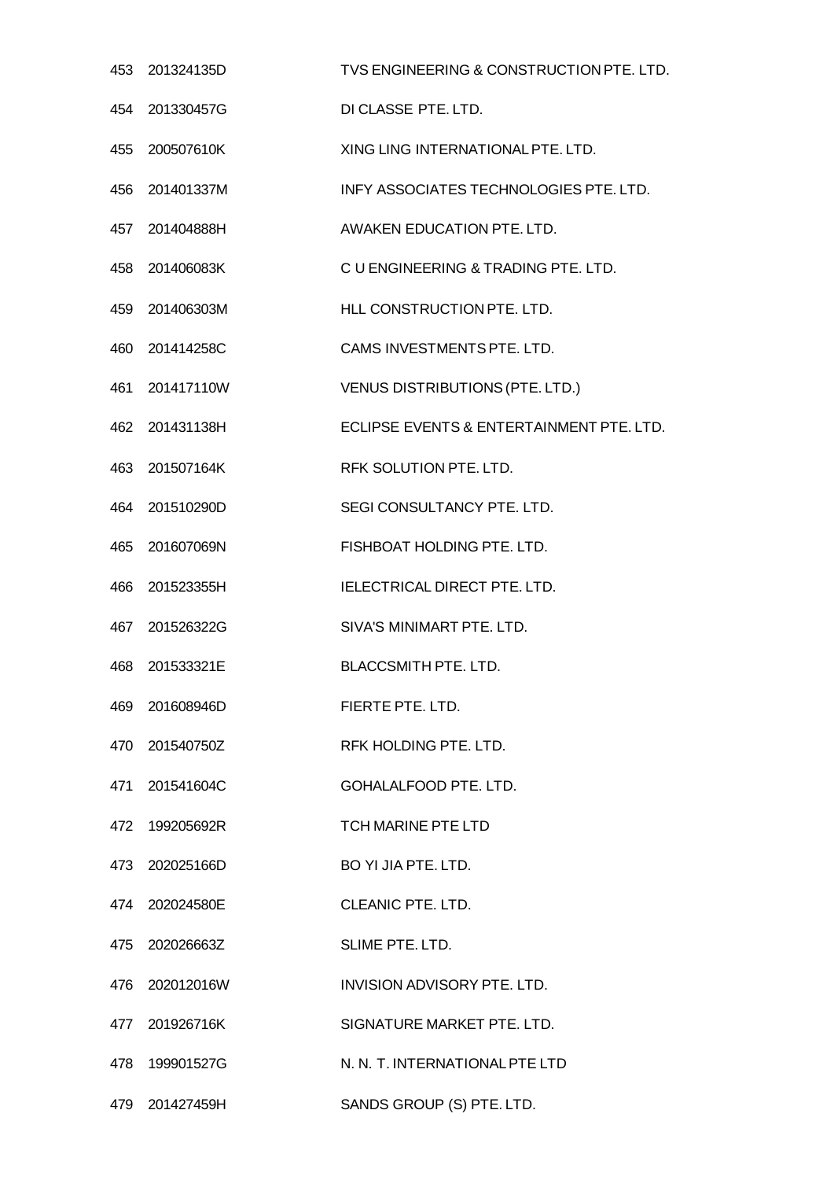| | | |
|---|---|---|
| 453 | 201324135D | TVS ENGINEERING & CONSTRUCTION PTE. LTD. |
| 454 | 201330457G | DI CLASSE PTE. LTD. |
| 455 | 200507610K | XING LING INTERNATIONAL PTE. LTD. |
| 456 | 201401337M | INFY ASSOCIATES TECHNOLOGIES PTE. LTD. |
| 457 | 201404888H | AWAKEN EDUCATION PTE. LTD. |
| 458 | 201406083K | C U ENGINEERING & TRADING PTE. LTD. |
| 459 | 201406303M | HLL CONSTRUCTION PTE. LTD. |
| 460 | 201414258C | CAMS INVESTMENTS PTE. LTD. |
| 461 | 201417110W | VENUS DISTRIBUTIONS (PTE. LTD.) |
| 462 | 201431138H | ECLIPSE EVENTS & ENTERTAINMENT PTE. LTD. |
| 463 | 201507164K | RFK SOLUTION PTE. LTD. |
| 464 | 201510290D | SEGI CONSULTANCY PTE. LTD. |
| 465 | 201607069N | FISHBOAT HOLDING PTE. LTD. |
| 466 | 201523355H | IELECTRICAL DIRECT PTE. LTD. |
| 467 | 201526322G | SIVA'S MINIMART PTE. LTD. |
| 468 | 201533321E | BLACCSMITH PTE. LTD. |
| 469 | 201608946D | FIERTE PTE. LTD. |
| 470 | 201540750Z | RFK HOLDING PTE. LTD. |
| 471 | 201541604C | GOHALALFOOD PTE. LTD. |
| 472 | 199205692R | TCH MARINE PTE LTD |
| 473 | 202025166D | BO YI JIA PTE. LTD. |
| 474 | 202024580E | CLEANIC PTE. LTD. |
| 475 | 202026663Z | SLIME PTE. LTD. |
| 476 | 202012016W | INVISION ADVISORY PTE. LTD. |
| 477 | 201926716K | SIGNATURE MARKET PTE. LTD. |
| 478 | 199901527G | N. N. T. INTERNATIONAL PTE LTD |
| 479 | 201427459H | SANDS GROUP (S) PTE. LTD. |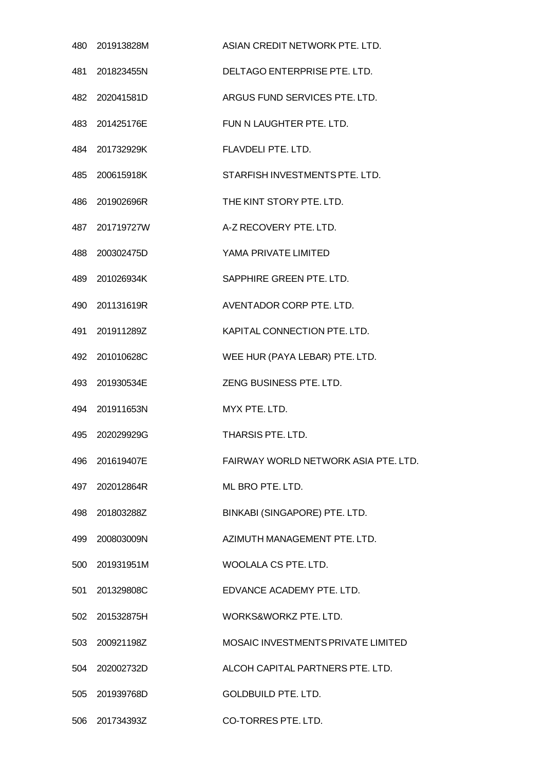| | | |
|---|---|---|
| 480 | 201913828M | ASIAN CREDIT NETWORK PTE. LTD. |
| 481 | 201823455N | DELTAGO ENTERPRISE PTE. LTD. |
| 482 | 202041581D | ARGUS FUND SERVICES PTE. LTD. |
| 483 | 201425176E | FUN N LAUGHTER PTE. LTD. |
| 484 | 201732929K | FLAVDELI PTE. LTD. |
| 485 | 200615918K | STARFISH INVESTMENTS PTE. LTD. |
| 486 | 201902696R | THE KINT STORY PTE. LTD. |
| 487 | 201719727W | A-Z RECOVERY PTE. LTD. |
| 488 | 200302475D | YAMA PRIVATE LIMITED |
| 489 | 201026934K | SAPPHIRE GREEN PTE. LTD. |
| 490 | 201131619R | AVENTADOR CORP PTE. LTD. |
| 491 | 201911289Z | KAPITAL CONNECTION PTE. LTD. |
| 492 | 201010628C | WEE HUR (PAYA LEBAR) PTE. LTD. |
| 493 | 201930534E | ZENG BUSINESS PTE. LTD. |
| 494 | 201911653N | MYX PTE. LTD. |
| 495 | 202029929G | THARSIS PTE. LTD. |
| 496 | 201619407E | FAIRWAY WORLD NETWORK ASIA PTE. LTD. |
| 497 | 202012864R | ML BRO PTE. LTD. |
| 498 | 201803288Z | BINKABI (SINGAPORE) PTE. LTD. |
| 499 | 200803009N | AZIMUTH MANAGEMENT PTE. LTD. |
| 500 | 201931951M | WOOLALA CS PTE. LTD. |
| 501 | 201329808C | EDVANCE ACADEMY PTE. LTD. |
| 502 | 201532875H | WORKS&WORKZ PTE. LTD. |
| 503 | 200921198Z | MOSAIC INVESTMENTS PRIVATE LIMITED |
| 504 | 202002732D | ALCOH CAPITAL PARTNERS PTE. LTD. |
| 505 | 201939768D | GOLDBUILD PTE. LTD. |
| 506 | 201734393Z | CO-TORRES PTE. LTD. |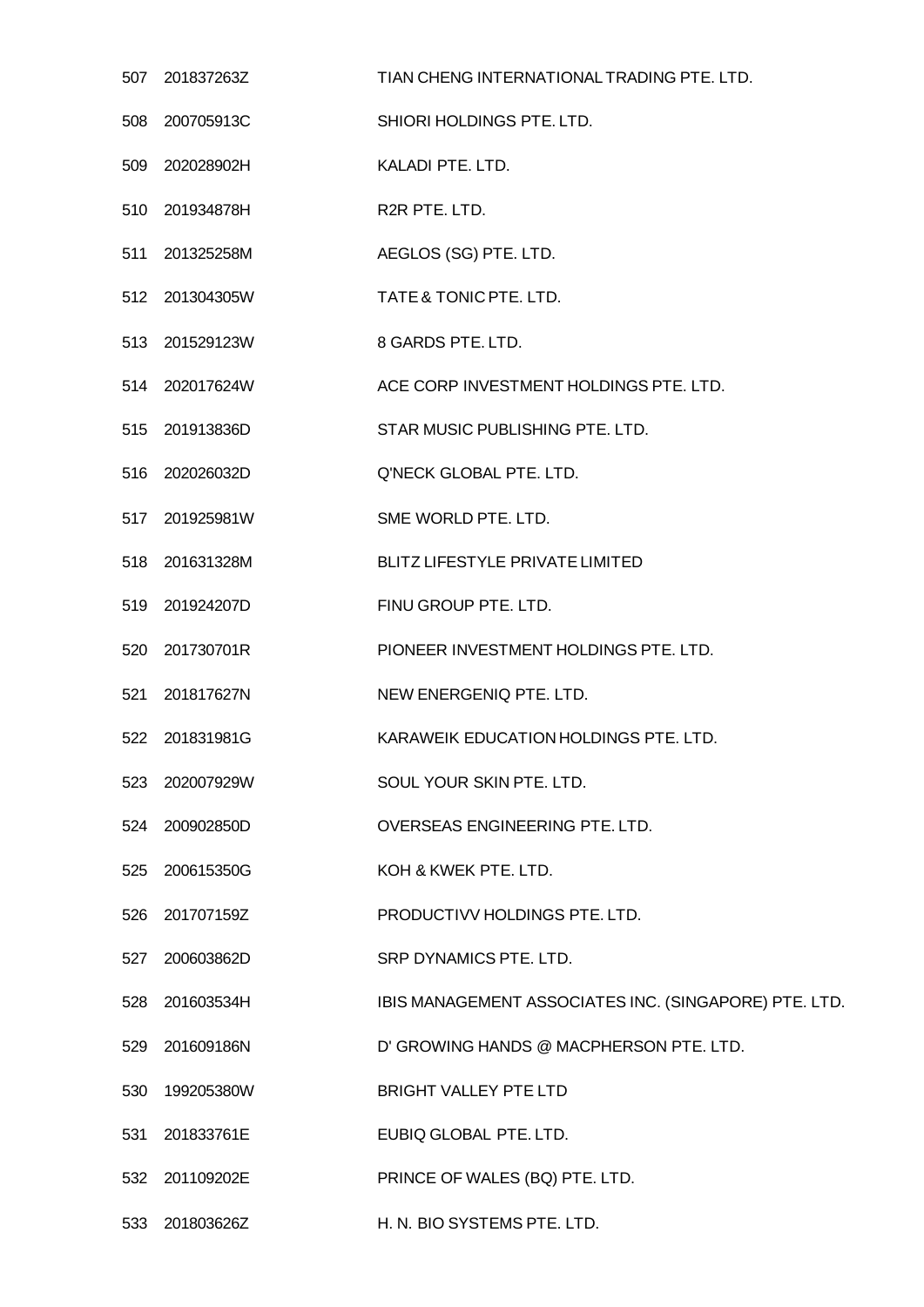| | | |
|---|---|---|
| 507 | 201837263Z | TIAN CHENG INTERNATIONAL TRADING PTE. LTD. |
| 508 | 200705913C | SHIORI HOLDINGS PTE. LTD. |
| 509 | 202028902H | KALADI PTE. LTD. |
| 510 | 201934878H | R2R PTE. LTD. |
| 511 | 201325258M | AEGLOS (SG) PTE. LTD. |
| 512 | 201304305W | TATE & TONIC PTE. LTD. |
| 513 | 201529123W | 8 GARDS PTE. LTD. |
| 514 | 202017624W | ACE CORP INVESTMENT HOLDINGS PTE. LTD. |
| 515 | 201913836D | STAR MUSIC PUBLISHING PTE. LTD. |
| 516 | 202026032D | Q'NECK GLOBAL PTE. LTD. |
| 517 | 201925981W | SME WORLD PTE. LTD. |
| 518 | 201631328M | BLITZ LIFESTYLE PRIVATE LIMITED |
| 519 | 201924207D | FINU GROUP PTE. LTD. |
| 520 | 201730701R | PIONEER INVESTMENT HOLDINGS PTE. LTD. |
| 521 | 201817627N | NEW ENERGENIQ PTE. LTD. |
| 522 | 201831981G | KARAWEIK EDUCATION HOLDINGS PTE. LTD. |
| 523 | 202007929W | SOUL YOUR SKIN PTE. LTD. |
| 524 | 200902850D | OVERSEAS ENGINEERING PTE. LTD. |
| 525 | 200615350G | KOH & KWEK PTE. LTD. |
| 526 | 201707159Z | PRODUCTIVV HOLDINGS PTE. LTD. |
| 527 | 200603862D | SRP DYNAMICS PTE. LTD. |
| 528 | 201603534H | IBIS MANAGEMENT ASSOCIATES INC. (SINGAPORE) PTE. LTD. |
| 529 | 201609186N | D' GROWING HANDS @ MACPHERSON PTE. LTD. |
| 530 | 199205380W | BRIGHT VALLEY PTE LTD |
| 531 | 201833761E | EUBIQ GLOBAL PTE. LTD. |
| 532 | 201109202E | PRINCE OF WALES (BQ) PTE. LTD. |
| 533 | 201803626Z | H. N. BIO SYSTEMS PTE. LTD. |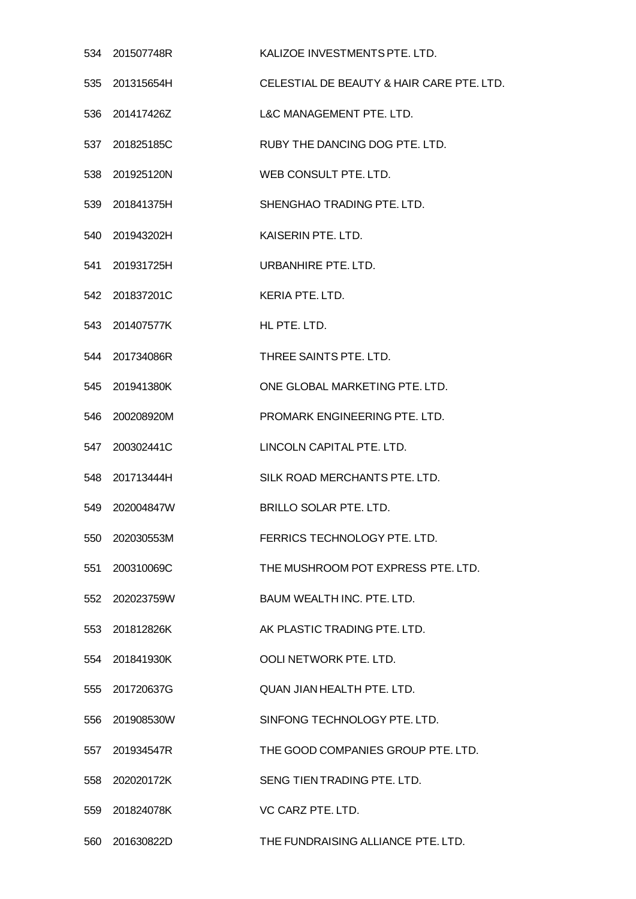| | | |
|---|---|---|
| 534 | 201507748R | KALIZOE INVESTMENTS PTE. LTD. |
| 535 | 201315654H | CELESTIAL DE BEAUTY & HAIR CARE PTE. LTD. |
| 536 | 201417426Z | L&C MANAGEMENT PTE. LTD. |
| 537 | 201825185C | RUBY THE DANCING DOG PTE. LTD. |
| 538 | 201925120N | WEB CONSULT PTE. LTD. |
| 539 | 201841375H | SHENGHAO TRADING PTE. LTD. |
| 540 | 201943202H | KAISERIN PTE. LTD. |
| 541 | 201931725H | URBANHIRE PTE. LTD. |
| 542 | 201837201C | KERIA PTE. LTD. |
| 543 | 201407577K | HL PTE. LTD. |
| 544 | 201734086R | THREE SAINTS PTE. LTD. |
| 545 | 201941380K | ONE GLOBAL MARKETING PTE. LTD. |
| 546 | 200208920M | PROMARK ENGINEERING PTE. LTD. |
| 547 | 200302441C | LINCOLN CAPITAL PTE. LTD. |
| 548 | 201713444H | SILK ROAD MERCHANTS PTE. LTD. |
| 549 | 202004847W | BRILLO SOLAR PTE. LTD. |
| 550 | 202030553M | FERRICS TECHNOLOGY PTE. LTD. |
| 551 | 200310069C | THE MUSHROOM POT EXPRESS PTE. LTD. |
| 552 | 202023759W | BAUM WEALTH INC. PTE. LTD. |
| 553 | 201812826K | AK PLASTIC TRADING PTE. LTD. |
| 554 | 201841930K | OOLI NETWORK PTE. LTD. |
| 555 | 201720637G | QUAN JIAN HEALTH PTE. LTD. |
| 556 | 201908530W | SINFONG TECHNOLOGY PTE. LTD. |
| 557 | 201934547R | THE GOOD COMPANIES GROUP PTE. LTD. |
| 558 | 202020172K | SENG TIEN TRADING PTE. LTD. |
| 559 | 201824078K | VC CARZ PTE. LTD. |
| 560 | 201630822D | THE FUNDRAISING ALLIANCE PTE. LTD. |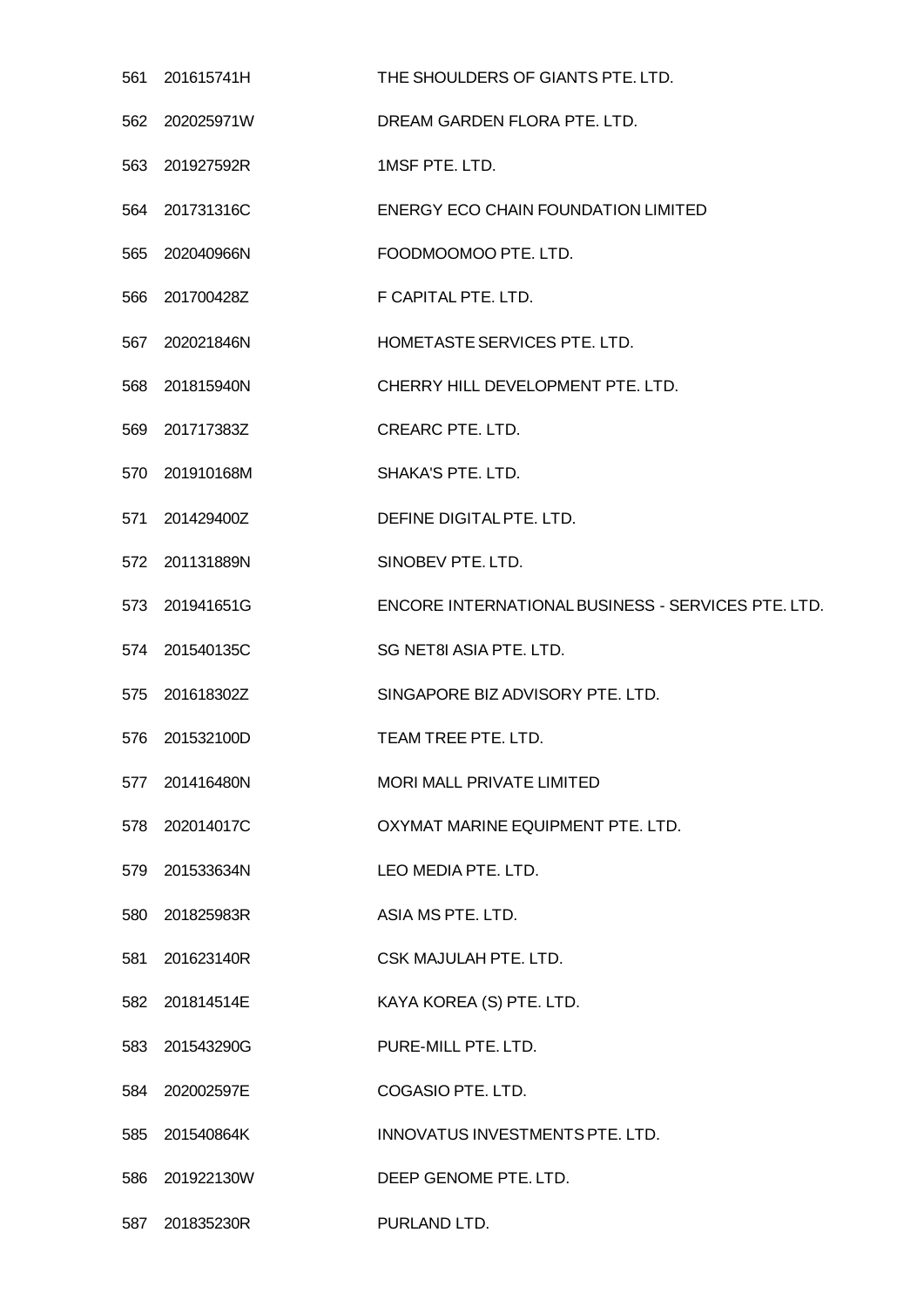| | | |
|---|---|---|
| 561 | 201615741H | THE SHOULDERS OF GIANTS PTE. LTD. |
| 562 | 202025971W | DREAM GARDEN FLORA PTE. LTD. |
| 563 | 201927592R | 1MSF PTE. LTD. |
| 564 | 201731316C | ENERGY ECO CHAIN FOUNDATION LIMITED |
| 565 | 202040966N | FOODMOOMOO PTE. LTD. |
| 566 | 201700428Z | F CAPITAL PTE. LTD. |
| 567 | 202021846N | HOMETASTE SERVICES PTE. LTD. |
| 568 | 201815940N | CHERRY HILL DEVELOPMENT PTE. LTD. |
| 569 | 201717383Z | CREARC PTE. LTD. |
| 570 | 201910168M | SHAKA'S PTE. LTD. |
| 571 | 201429400Z | DEFINE DIGITAL PTE. LTD. |
| 572 | 201131889N | SINOBEV PTE. LTD. |
| 573 | 201941651G | ENCORE INTERNATIONAL BUSINESS - SERVICES PTE. LTD. |
| 574 | 201540135C | SG NET8I ASIA PTE. LTD. |
| 575 | 201618302Z | SINGAPORE BIZ ADVISORY PTE. LTD. |
| 576 | 201532100D | TEAM TREE PTE. LTD. |
| 577 | 201416480N | MORI MALL PRIVATE LIMITED |
| 578 | 202014017C | OXYMAT MARINE EQUIPMENT PTE. LTD. |
| 579 | 201533634N | LEO MEDIA PTE. LTD. |
| 580 | 201825983R | ASIA MS PTE. LTD. |
| 581 | 201623140R | CSK MAJULAH PTE. LTD. |
| 582 | 201814514E | KAYA KOREA (S) PTE. LTD. |
| 583 | 201543290G | PURE-MILL PTE. LTD. |
| 584 | 202002597E | COGASIO PTE. LTD. |
| 585 | 201540864K | INNOVATUS INVESTMENTS PTE. LTD. |
| 586 | 201922130W | DEEP GENOME PTE. LTD. |
| 587 | 201835230R | PURLAND LTD. |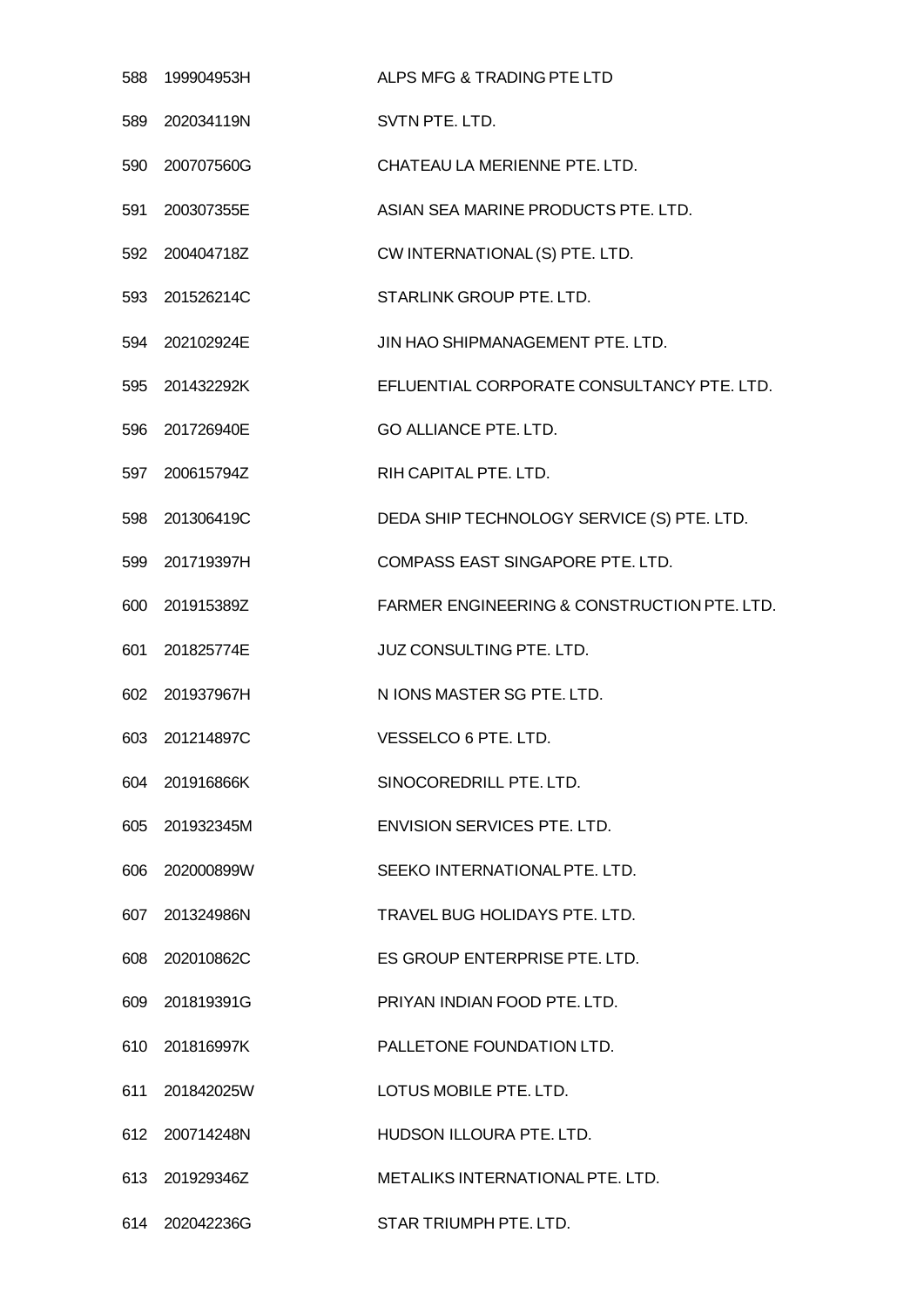| | | |
|---|---|---|
| 588 | 199904953H | ALPS MFG & TRADING PTE LTD |
| 589 | 202034119N | SVTN PTE. LTD. |
| 590 | 200707560G | CHATEAU LA MERIENNE PTE. LTD. |
| 591 | 200307355E | ASIAN SEA MARINE PRODUCTS PTE. LTD. |
| 592 | 200404718Z | CW INTERNATIONAL (S) PTE. LTD. |
| 593 | 201526214C | STARLINK GROUP PTE. LTD. |
| 594 | 202102924E | JIN HAO SHIPMANAGEMENT PTE. LTD. |
| 595 | 201432292K | EFLUENTIAL CORPORATE CONSULTANCY PTE. LTD. |
| 596 | 201726940E | GO ALLIANCE PTE. LTD. |
| 597 | 200615794Z | RIH CAPITAL PTE. LTD. |
| 598 | 201306419C | DEDA SHIP TECHNOLOGY SERVICE (S) PTE. LTD. |
| 599 | 201719397H | COMPASS EAST SINGAPORE PTE. LTD. |
| 600 | 201915389Z | FARMER ENGINEERING & CONSTRUCTION PTE. LTD. |
| 601 | 201825774E | JUZ CONSULTING PTE. LTD. |
| 602 | 201937967H | N IONS MASTER SG PTE. LTD. |
| 603 | 201214897C | VESSELCO 6 PTE. LTD. |
| 604 | 201916866K | SINOCOREDRILL PTE. LTD. |
| 605 | 201932345M | ENVISION SERVICES PTE. LTD. |
| 606 | 202000899W | SEEKO INTERNATIONAL PTE. LTD. |
| 607 | 201324986N | TRAVEL BUG HOLIDAYS PTE. LTD. |
| 608 | 202010862C | ES GROUP ENTERPRISE PTE. LTD. |
| 609 | 201819391G | PRIYAN INDIAN FOOD PTE. LTD. |
| 610 | 201816997K | PALLETONE FOUNDATION LTD. |
| 611 | 201842025W | LOTUS MOBILE PTE. LTD. |
| 612 | 200714248N | HUDSON ILLOURA PTE. LTD. |
| 613 | 201929346Z | METALIKS INTERNATIONAL PTE. LTD. |
| 614 | 202042236G | STAR TRIUMPH PTE. LTD. |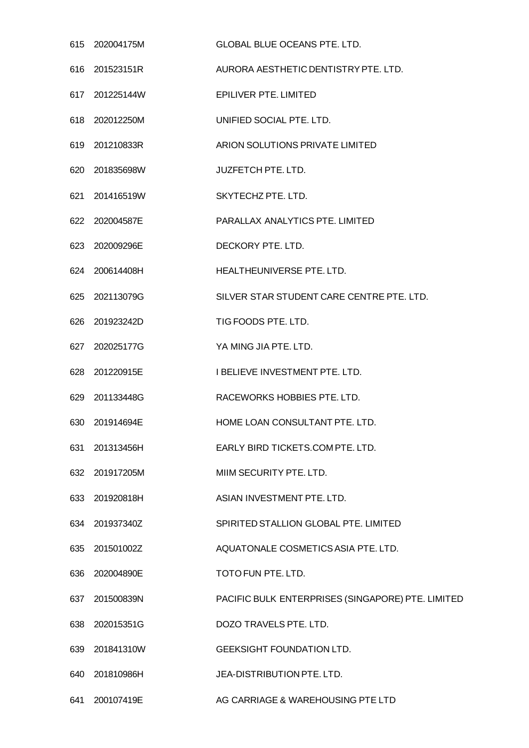| | | |
|---|---|---|
| 615 | 202004175M | GLOBAL BLUE OCEANS PTE. LTD. |
| 616 | 201523151R | AURORA AESTHETIC DENTISTRY PTE. LTD. |
| 617 | 201225144W | EPILIVER PTE. LIMITED |
| 618 | 202012250M | UNIFIED SOCIAL PTE. LTD. |
| 619 | 201210833R | ARION SOLUTIONS PRIVATE LIMITED |
| 620 | 201835698W | JUZFETCH PTE. LTD. |
| 621 | 201416519W | SKYTECHZ PTE. LTD. |
| 622 | 202004587E | PARALLAX ANALYTICS PTE. LIMITED |
| 623 | 202009296E | DECKORY PTE. LTD. |
| 624 | 200614408H | HEALTHEUNIVERSE PTE. LTD. |
| 625 | 202113079G | SILVER STAR STUDENT CARE CENTRE PTE. LTD. |
| 626 | 201923242D | TIG FOODS PTE. LTD. |
| 627 | 202025177G | YA MING JIA PTE. LTD. |
| 628 | 201220915E | I BELIEVE INVESTMENT PTE. LTD. |
| 629 | 201133448G | RACEWORKS HOBBIES PTE. LTD. |
| 630 | 201914694E | HOME LOAN CONSULTANT PTE. LTD. |
| 631 | 201313456H | EARLY BIRD TICKETS.COM PTE. LTD. |
| 632 | 201917205M | MIIM SECURITY PTE. LTD. |
| 633 | 201920818H | ASIAN INVESTMENT PTE. LTD. |
| 634 | 201937340Z | SPIRITED STALLION GLOBAL PTE. LIMITED |
| 635 | 201501002Z | AQUATONALE COSMETICS ASIA PTE. LTD. |
| 636 | 202004890E | TOTO FUN PTE. LTD. |
| 637 | 201500839N | PACIFIC BULK ENTERPRISES (SINGAPORE) PTE. LIMITED |
| 638 | 202015351G | DOZO TRAVELS PTE. LTD. |
| 639 | 201841310W | GEEKSIGHT FOUNDATION LTD. |
| 640 | 201810986H | JEA-DISTRIBUTION PTE. LTD. |
| 641 | 200107419E | AG CARRIAGE & WAREHOUSING PTE LTD |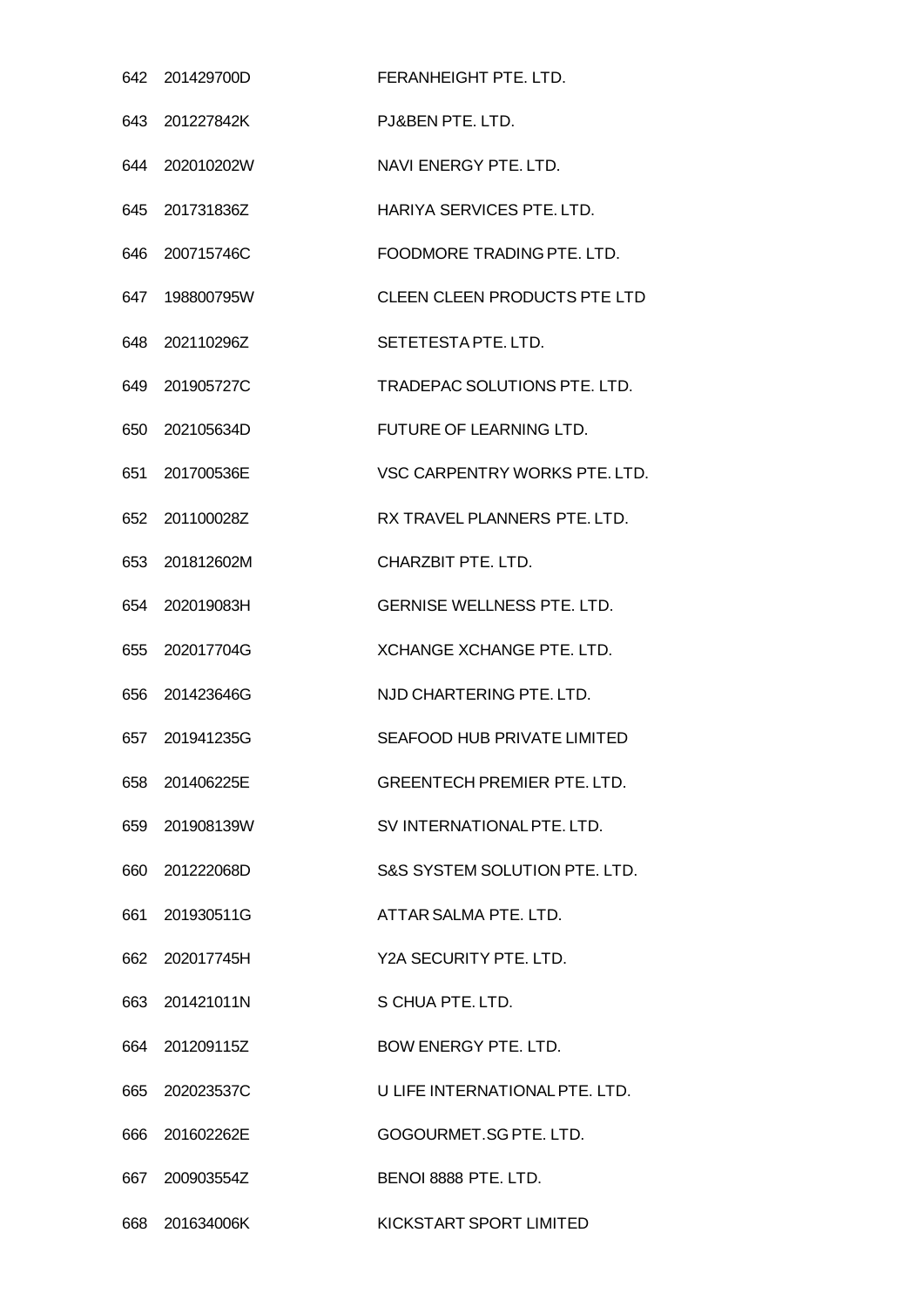| | | |
|---|---|---|
| 642 | 201429700D | FERANHEIGHT PTE. LTD. |
| 643 | 201227842K | PJ&BEN PTE. LTD. |
| 644 | 202010202W | NAVI ENERGY PTE. LTD. |
| 645 | 201731836Z | HARIYA SERVICES PTE. LTD. |
| 646 | 200715746C | FOODMORE TRADING PTE. LTD. |
| 647 | 198800795W | CLEEN CLEEN PRODUCTS PTE LTD |
| 648 | 202110296Z | SETETESTA PTE. LTD. |
| 649 | 201905727C | TRADEPAC SOLUTIONS PTE. LTD. |
| 650 | 202105634D | FUTURE OF LEARNING LTD. |
| 651 | 201700536E | VSC CARPENTRY WORKS PTE. LTD. |
| 652 | 201100028Z | RX TRAVEL PLANNERS PTE. LTD. |
| 653 | 201812602M | CHARZBIT PTE. LTD. |
| 654 | 202019083H | GERNISE WELLNESS PTE. LTD. |
| 655 | 202017704G | XCHANGE XCHANGE PTE. LTD. |
| 656 | 201423646G | NJD CHARTERING PTE. LTD. |
| 657 | 201941235G | SEAFOOD HUB PRIVATE LIMITED |
| 658 | 201406225E | GREENTECH PREMIER PTE. LTD. |
| 659 | 201908139W | SV INTERNATIONAL PTE. LTD. |
| 660 | 201222068D | S&S SYSTEM SOLUTION PTE. LTD. |
| 661 | 201930511G | ATTAR SALMA PTE. LTD. |
| 662 | 202017745H | Y2A SECURITY PTE. LTD. |
| 663 | 201421011N | S CHUA PTE. LTD. |
| 664 | 201209115Z | BOW ENERGY PTE. LTD. |
| 665 | 202023537C | U LIFE INTERNATIONAL PTE. LTD. |
| 666 | 201602262E | GOGOURMET.SG PTE. LTD. |
| 667 | 200903554Z | BENOI 8888 PTE. LTD. |
| 668 | 201634006K | KICKSTART SPORT LIMITED |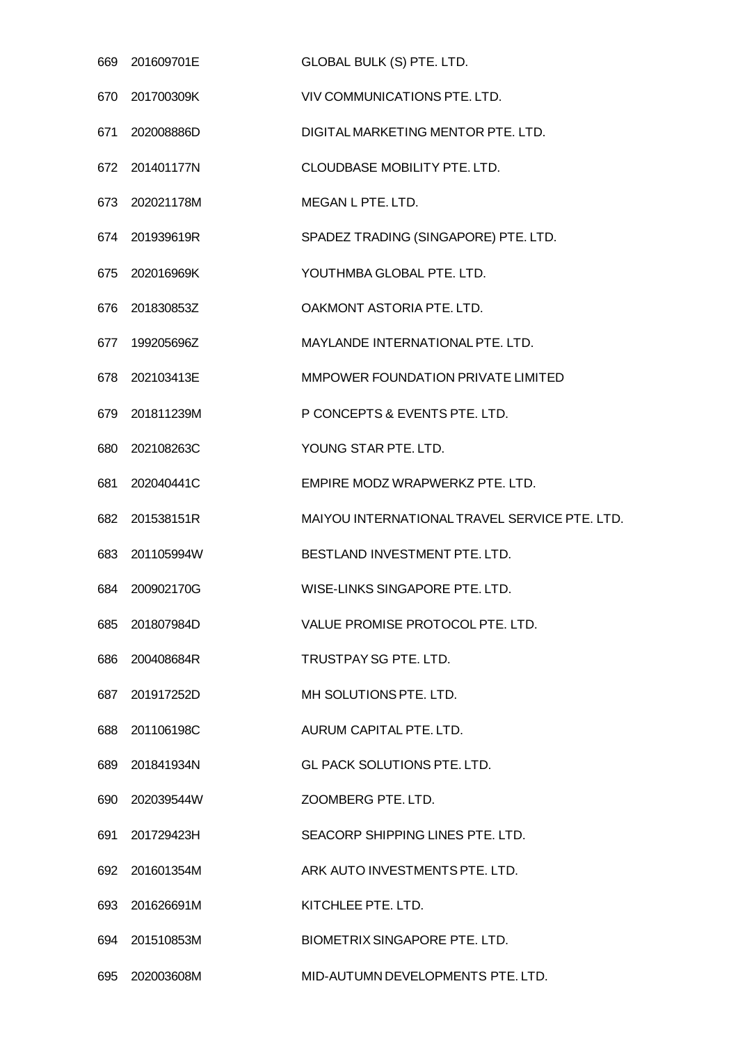| | | |
|---|---|---|
| 669 | 201609701E | GLOBAL BULK (S) PTE. LTD. |
| 670 | 201700309K | VIV COMMUNICATIONS PTE. LTD. |
| 671 | 202008886D | DIGITAL MARKETING MENTOR PTE. LTD. |
| 672 | 201401177N | CLOUDBASE MOBILITY PTE. LTD. |
| 673 | 202021178M | MEGAN L PTE. LTD. |
| 674 | 201939619R | SPADEZ TRADING (SINGAPORE) PTE. LTD. |
| 675 | 202016969K | YOUTHMBA GLOBAL PTE. LTD. |
| 676 | 201830853Z | OAKMONT ASTORIA PTE. LTD. |
| 677 | 199205696Z | MAYLANDE INTERNATIONAL PTE. LTD. |
| 678 | 202103413E | MMPOWER FOUNDATION PRIVATE LIMITED |
| 679 | 201811239M | P CONCEPTS & EVENTS PTE. LTD. |
| 680 | 202108263C | YOUNG STAR PTE. LTD. |
| 681 | 202040441C | EMPIRE MODZ WRAPWERKZ PTE. LTD. |
| 682 | 201538151R | MAIYOU INTERNATIONAL TRAVEL SERVICE PTE. LTD. |
| 683 | 201105994W | BESTLAND INVESTMENT PTE. LTD. |
| 684 | 200902170G | WISE-LINKS SINGAPORE PTE. LTD. |
| 685 | 201807984D | VALUE PROMISE PROTOCOL PTE. LTD. |
| 686 | 200408684R | TRUSTPAY SG PTE. LTD. |
| 687 | 201917252D | MH SOLUTIONS PTE. LTD. |
| 688 | 201106198C | AURUM CAPITAL PTE. LTD. |
| 689 | 201841934N | GL PACK SOLUTIONS PTE. LTD. |
| 690 | 202039544W | ZOOMBERG PTE. LTD. |
| 691 | 201729423H | SEACORP SHIPPING LINES PTE. LTD. |
| 692 | 201601354M | ARK AUTO INVESTMENTS PTE. LTD. |
| 693 | 201626691M | KITCHLEE PTE. LTD. |
| 694 | 201510853M | BIOMETRIX SINGAPORE PTE. LTD. |
| 695 | 202003608M | MID-AUTUMN DEVELOPMENTS PTE. LTD. |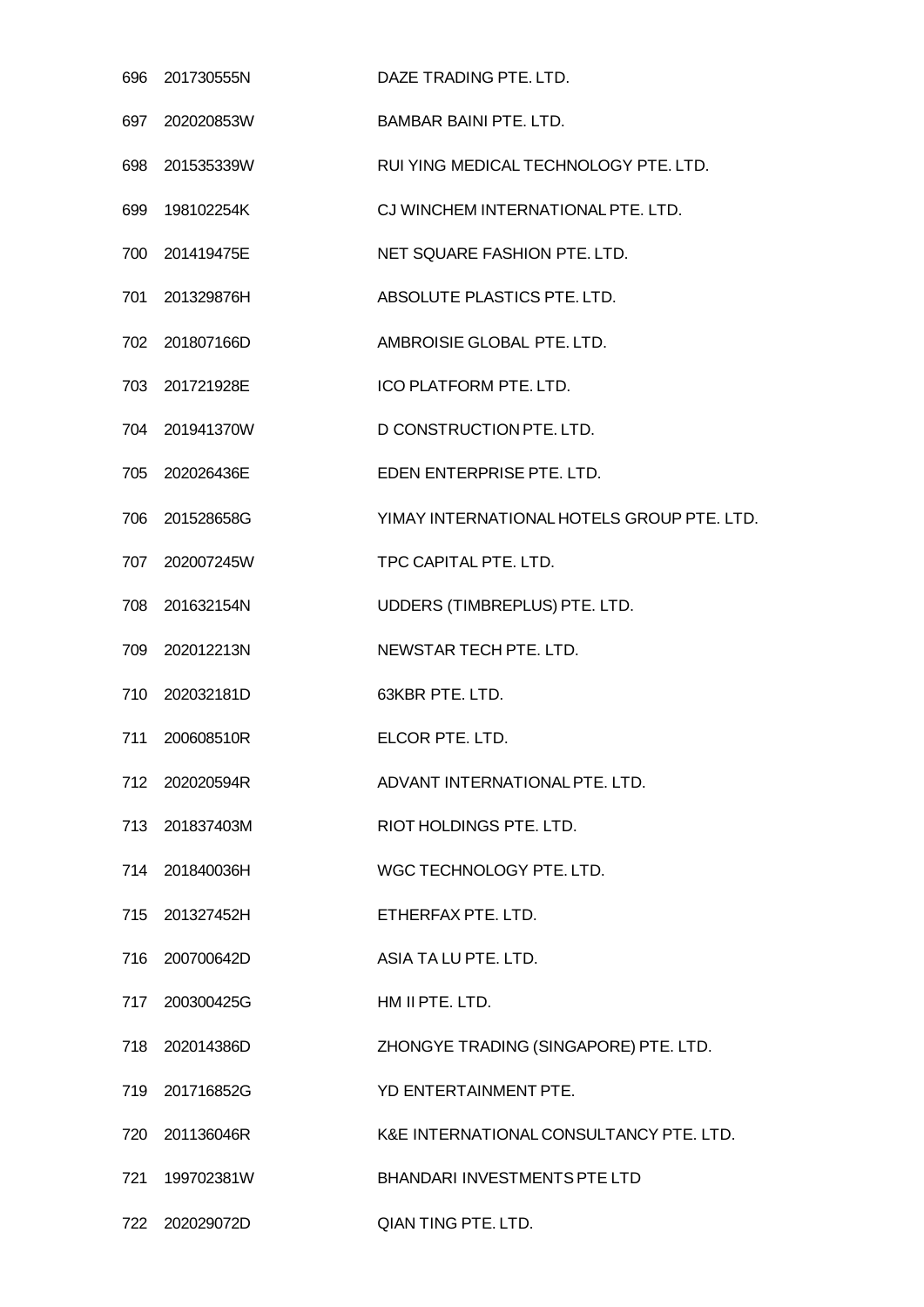| | | |
|---|---|---|
| 696 | 201730555N | DAZE TRADING PTE. LTD. |
| 697 | 202020853W | BAMBAR BAINI PTE. LTD. |
| 698 | 201535339W | RUI YING MEDICAL TECHNOLOGY PTE. LTD. |
| 699 | 198102254K | CJ WINCHEM INTERNATIONAL PTE. LTD. |
| 700 | 201419475E | NET SQUARE FASHION PTE. LTD. |
| 701 | 201329876H | ABSOLUTE PLASTICS PTE. LTD. |
| 702 | 201807166D | AMBROISIE GLOBAL PTE. LTD. |
| 703 | 201721928E | ICO PLATFORM PTE. LTD. |
| 704 | 201941370W | D CONSTRUCTION PTE. LTD. |
| 705 | 202026436E | EDEN ENTERPRISE PTE. LTD. |
| 706 | 201528658G | YIMAY INTERNATIONAL HOTELS GROUP PTE. LTD. |
| 707 | 202007245W | TPC CAPITAL PTE. LTD. |
| 708 | 201632154N | UDDERS (TIMBREPLUS) PTE. LTD. |
| 709 | 202012213N | NEWSTAR TECH PTE. LTD. |
| 710 | 202032181D | 63KBR PTE. LTD. |
| 711 | 200608510R | ELCOR PTE. LTD. |
| 712 | 202020594R | ADVANT INTERNATIONAL PTE. LTD. |
| 713 | 201837403M | RIOT HOLDINGS PTE. LTD. |
| 714 | 201840036H | WGC TECHNOLOGY PTE. LTD. |
| 715 | 201327452H | ETHERFAX PTE. LTD. |
| 716 | 200700642D | ASIA TA LU PTE. LTD. |
| 717 | 200300425G | HM II PTE. LTD. |
| 718 | 202014386D | ZHONGYE TRADING (SINGAPORE) PTE. LTD. |
| 719 | 201716852G | YD ENTERTAINMENT PTE. |
| 720 | 201136046R | K&E INTERNATIONAL CONSULTANCY PTE. LTD. |
| 721 | 199702381W | BHANDARI INVESTMENTS PTE LTD |
| 722 | 202029072D | QIAN TING PTE. LTD. |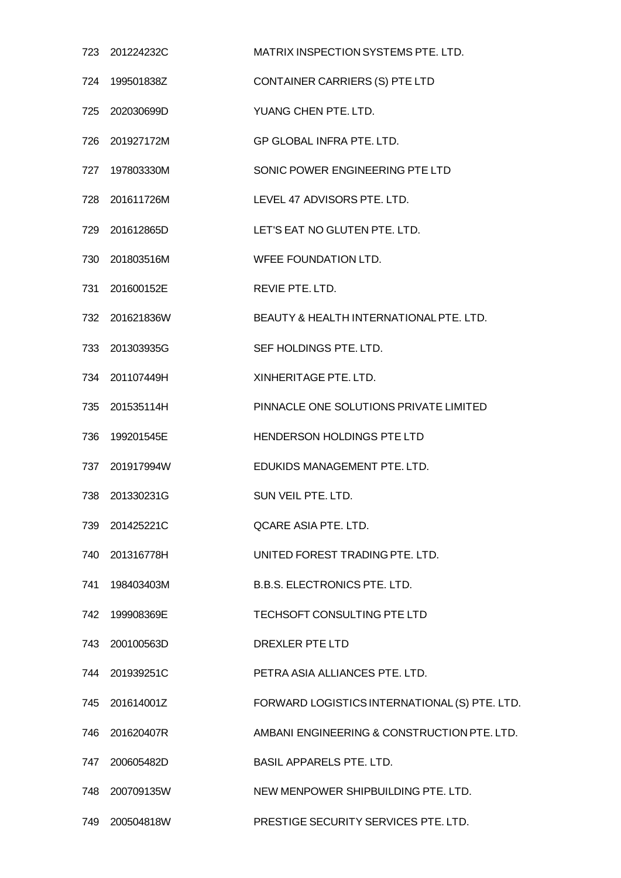| | | |
|---|---|---|
| 723 | 201224232C | MATRIX INSPECTION SYSTEMS PTE. LTD. |
| 724 | 199501838Z | CONTAINER CARRIERS (S) PTE LTD |
| 725 | 202030699D | YUANG CHEN PTE. LTD. |
| 726 | 201927172M | GP GLOBAL INFRA PTE. LTD. |
| 727 | 197803330M | SONIC POWER ENGINEERING PTE LTD |
| 728 | 201611726M | LEVEL 47 ADVISORS PTE. LTD. |
| 729 | 201612865D | LET'S EAT NO GLUTEN PTE. LTD. |
| 730 | 201803516M | WFEE FOUNDATION LTD. |
| 731 | 201600152E | REVIE PTE. LTD. |
| 732 | 201621836W | BEAUTY & HEALTH INTERNATIONAL PTE. LTD. |
| 733 | 201303935G | SEF HOLDINGS PTE. LTD. |
| 734 | 201107449H | XINHERITAGE PTE. LTD. |
| 735 | 201535114H | PINNACLE ONE SOLUTIONS PRIVATE LIMITED |
| 736 | 199201545E | HENDERSON HOLDINGS PTE LTD |
| 737 | 201917994W | EDUKIDS MANAGEMENT PTE. LTD. |
| 738 | 201330231G | SUN VEIL PTE. LTD. |
| 739 | 201425221C | QCARE ASIA PTE. LTD. |
| 740 | 201316778H | UNITED FOREST TRADING PTE. LTD. |
| 741 | 198403403M | B.B.S. ELECTRONICS PTE. LTD. |
| 742 | 199908369E | TECHSOFT CONSULTING PTE LTD |
| 743 | 200100563D | DREXLER PTE LTD |
| 744 | 201939251C | PETRA ASIA ALLIANCES PTE. LTD. |
| 745 | 201614001Z | FORWARD LOGISTICS INTERNATIONAL (S) PTE. LTD. |
| 746 | 201620407R | AMBANI ENGINEERING & CONSTRUCTION PTE. LTD. |
| 747 | 200605482D | BASIL APPARELS PTE. LTD. |
| 748 | 200709135W | NEW MENPOWER SHIPBUILDING PTE. LTD. |
| 749 | 200504818W | PRESTIGE SECURITY SERVICES PTE. LTD. |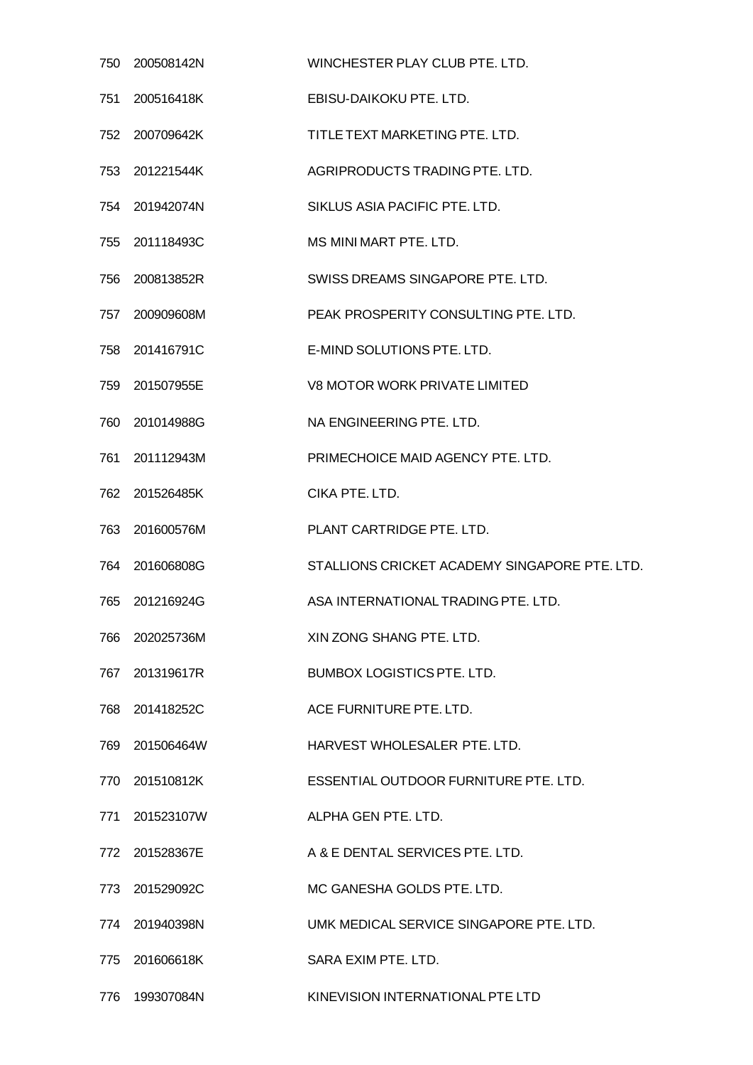| | | |
|---|---|---|
| 750 | 200508142N | WINCHESTER PLAY CLUB PTE. LTD. |
| 751 | 200516418K | EBISU-DAIKOKU PTE. LTD. |
| 752 | 200709642K | TITLE TEXT MARKETING PTE. LTD. |
| 753 | 201221544K | AGRIPRODUCTS TRADING PTE. LTD. |
| 754 | 201942074N | SIKLUS ASIA PACIFIC PTE. LTD. |
| 755 | 201118493C | MS MINI MART PTE. LTD. |
| 756 | 200813852R | SWISS DREAMS SINGAPORE PTE. LTD. |
| 757 | 200909608M | PEAK PROSPERITY CONSULTING PTE. LTD. |
| 758 | 201416791C | E-MIND SOLUTIONS PTE. LTD. |
| 759 | 201507955E | V8 MOTOR WORK PRIVATE LIMITED |
| 760 | 201014988G | NA ENGINEERING PTE. LTD. |
| 761 | 201112943M | PRIMECHOICE MAID AGENCY PTE. LTD. |
| 762 | 201526485K | CIKA PTE. LTD. |
| 763 | 201600576M | PLANT CARTRIDGE PTE. LTD. |
| 764 | 201606808G | STALLIONS CRICKET ACADEMY SINGAPORE PTE. LTD. |
| 765 | 201216924G | ASA INTERNATIONAL TRADING PTE. LTD. |
| 766 | 202025736M | XIN ZONG SHANG PTE. LTD. |
| 767 | 201319617R | BUMBOX LOGISTICS PTE. LTD. |
| 768 | 201418252C | ACE FURNITURE PTE. LTD. |
| 769 | 201506464W | HARVEST WHOLESALER PTE. LTD. |
| 770 | 201510812K | ESSENTIAL OUTDOOR FURNITURE PTE. LTD. |
| 771 | 201523107W | ALPHA GEN PTE. LTD. |
| 772 | 201528367E | A & E DENTAL SERVICES PTE. LTD. |
| 773 | 201529092C | MC GANESHA GOLDS PTE. LTD. |
| 774 | 201940398N | UMK MEDICAL SERVICE SINGAPORE PTE. LTD. |
| 775 | 201606618K | SARA EXIM PTE. LTD. |
| 776 | 199307084N | KINEVISION INTERNATIONAL PTE LTD |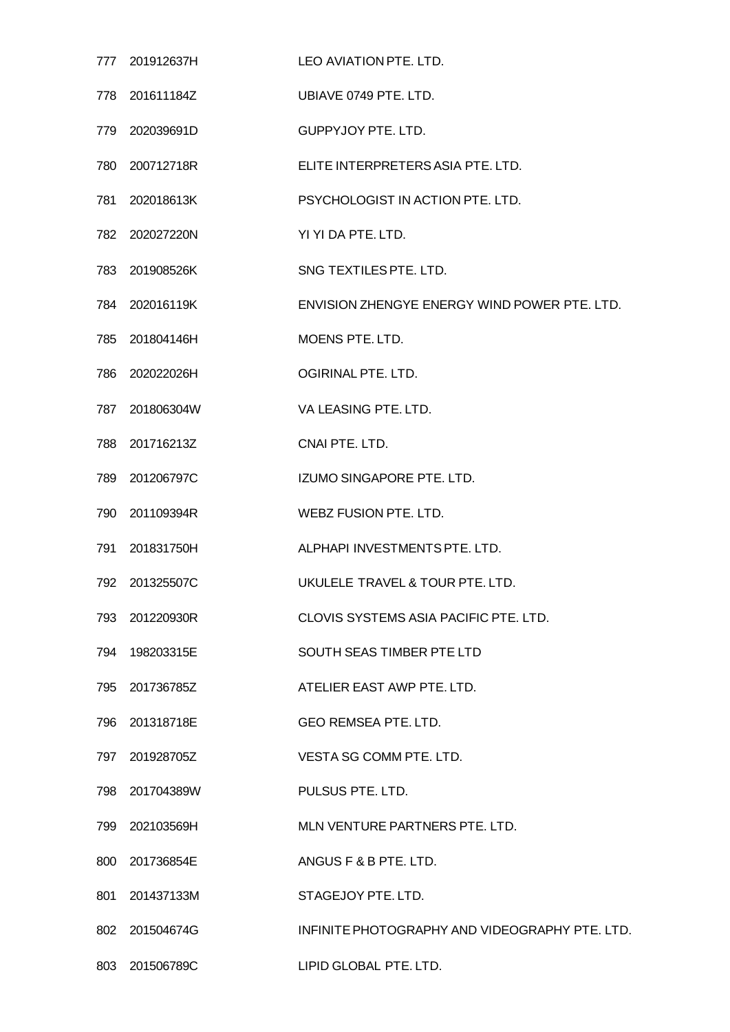| | | |
|---|---|---|
| 777 | 201912637H | LEO AVIATION PTE. LTD. |
| 778 | 201611184Z | UBIAVE 0749 PTE. LTD. |
| 779 | 202039691D | GUPPYJOY PTE. LTD. |
| 780 | 200712718R | ELITE INTERPRETERS ASIA PTE. LTD. |
| 781 | 202018613K | PSYCHOLOGIST IN ACTION PTE. LTD. |
| 782 | 202027220N | YI YI DA PTE. LTD. |
| 783 | 201908526K | SNG TEXTILES PTE. LTD. |
| 784 | 202016119K | ENVISION ZHENGYE ENERGY WIND POWER PTE. LTD. |
| 785 | 201804146H | MOENS PTE. LTD. |
| 786 | 202022026H | OGIRINAL PTE. LTD. |
| 787 | 201806304W | VA LEASING PTE. LTD. |
| 788 | 201716213Z | CNAI PTE. LTD. |
| 789 | 201206797C | IZUMO SINGAPORE PTE. LTD. |
| 790 | 201109394R | WEBZ FUSION PTE. LTD. |
| 791 | 201831750H | ALPHAPI INVESTMENTS PTE. LTD. |
| 792 | 201325507C | UKULELE TRAVEL & TOUR PTE. LTD. |
| 793 | 201220930R | CLOVIS SYSTEMS ASIA PACIFIC PTE. LTD. |
| 794 | 198203315E | SOUTH SEAS TIMBER PTE LTD |
| 795 | 201736785Z | ATELIER EAST AWP PTE. LTD. |
| 796 | 201318718E | GEO REMSEA PTE. LTD. |
| 797 | 201928705Z | VESTA SG COMM PTE. LTD. |
| 798 | 201704389W | PULSUS PTE. LTD. |
| 799 | 202103569H | MLN VENTURE PARTNERS PTE. LTD. |
| 800 | 201736854E | ANGUS F & B PTE. LTD. |
| 801 | 201437133M | STAGEJOY PTE. LTD. |
| 802 | 201504674G | INFINITE PHOTOGRAPHY AND VIDEOGRAPHY PTE. LTD. |
| 803 | 201506789C | LIPID GLOBAL PTE. LTD. |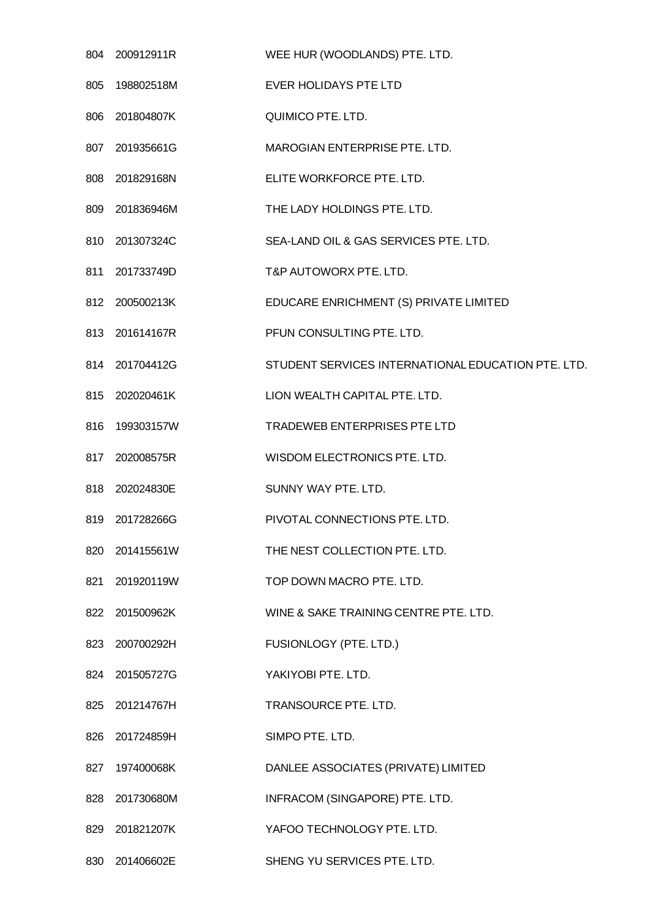| | | |
|---|---|---|
| 804 | 200912911R | WEE HUR (WOODLANDS) PTE. LTD. |
| 805 | 198802518M | EVER HOLIDAYS PTE LTD |
| 806 | 201804807K | QUIMICO PTE. LTD. |
| 807 | 201935661G | MAROGIAN ENTERPRISE PTE. LTD. |
| 808 | 201829168N | ELITE WORKFORCE PTE. LTD. |
| 809 | 201836946M | THE LADY HOLDINGS PTE. LTD. |
| 810 | 201307324C | SEA-LAND OIL & GAS SERVICES PTE. LTD. |
| 811 | 201733749D | T&P AUTOWORX PTE. LTD. |
| 812 | 200500213K | EDUCARE ENRICHMENT (S) PRIVATE LIMITED |
| 813 | 201614167R | PFUN CONSULTING PTE. LTD. |
| 814 | 201704412G | STUDENT SERVICES INTERNATIONAL EDUCATION PTE. LTD. |
| 815 | 202020461K | LION WEALTH CAPITAL PTE. LTD. |
| 816 | 199303157W | TRADEWEB ENTERPRISES PTE LTD |
| 817 | 202008575R | WISDOM ELECTRONICS PTE. LTD. |
| 818 | 202024830E | SUNNY WAY PTE. LTD. |
| 819 | 201728266G | PIVOTAL CONNECTIONS PTE. LTD. |
| 820 | 201415561W | THE NEST COLLECTION PTE. LTD. |
| 821 | 201920119W | TOP DOWN MACRO PTE. LTD. |
| 822 | 201500962K | WINE & SAKE TRAINING CENTRE PTE. LTD. |
| 823 | 200700292H | FUSIONLOGY (PTE. LTD.) |
| 824 | 201505727G | YAKIYOBI PTE. LTD. |
| 825 | 201214767H | TRANSOURCE PTE. LTD. |
| 826 | 201724859H | SIMPO PTE. LTD. |
| 827 | 197400068K | DANLEE ASSOCIATES (PRIVATE) LIMITED |
| 828 | 201730680M | INFRACOM (SINGAPORE) PTE. LTD. |
| 829 | 201821207K | YAFOO TECHNOLOGY PTE. LTD. |
| 830 | 201406602E | SHENG YU SERVICES PTE. LTD. |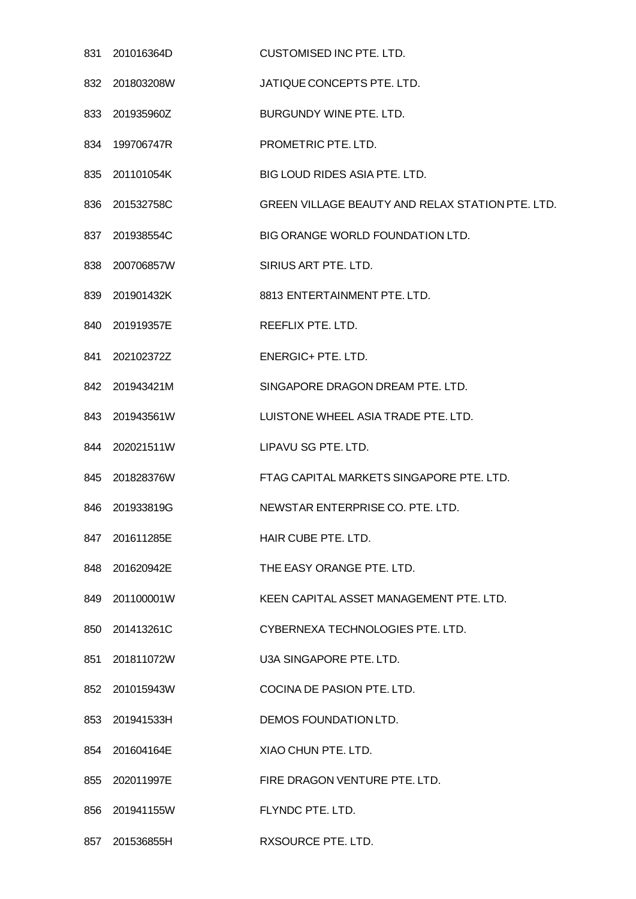| | | |
|---|---|---|
| 831 | 201016364D | CUSTOMISED INC PTE. LTD. |
| 832 | 201803208W | JATIQUE CONCEPTS PTE. LTD. |
| 833 | 201935960Z | BURGUNDY WINE PTE. LTD. |
| 834 | 199706747R | PROMETRIC PTE. LTD. |
| 835 | 201101054K | BIG LOUD RIDES ASIA PTE. LTD. |
| 836 | 201532758C | GREEN VILLAGE BEAUTY AND RELAX STATION PTE. LTD. |
| 837 | 201938554C | BIG ORANGE WORLD FOUNDATION LTD. |
| 838 | 200706857W | SIRIUS ART PTE. LTD. |
| 839 | 201901432K | 8813 ENTERTAINMENT PTE. LTD. |
| 840 | 201919357E | REEFLIX PTE. LTD. |
| 841 | 202102372Z | ENERGIC+ PTE. LTD. |
| 842 | 201943421M | SINGAPORE DRAGON DREAM PTE. LTD. |
| 843 | 201943561W | LUISTONE WHEEL ASIA TRADE PTE. LTD. |
| 844 | 202021511W | LIPAVU SG PTE. LTD. |
| 845 | 201828376W | FTAG CAPITAL MARKETS SINGAPORE PTE. LTD. |
| 846 | 201933819G | NEWSTAR ENTERPRISE CO. PTE. LTD. |
| 847 | 201611285E | HAIR CUBE PTE. LTD. |
| 848 | 201620942E | THE EASY ORANGE PTE. LTD. |
| 849 | 201100001W | KEEN CAPITAL ASSET MANAGEMENT PTE. LTD. |
| 850 | 201413261C | CYBERNEXA TECHNOLOGIES PTE. LTD. |
| 851 | 201811072W | U3A SINGAPORE PTE. LTD. |
| 852 | 201015943W | COCINA DE PASION PTE. LTD. |
| 853 | 201941533H | DEMOS FOUNDATION LTD. |
| 854 | 201604164E | XIAO CHUN PTE. LTD. |
| 855 | 202011997E | FIRE DRAGON VENTURE PTE. LTD. |
| 856 | 201941155W | FLYNDC PTE. LTD. |
| 857 | 201536855H | RXSOURCE PTE. LTD. |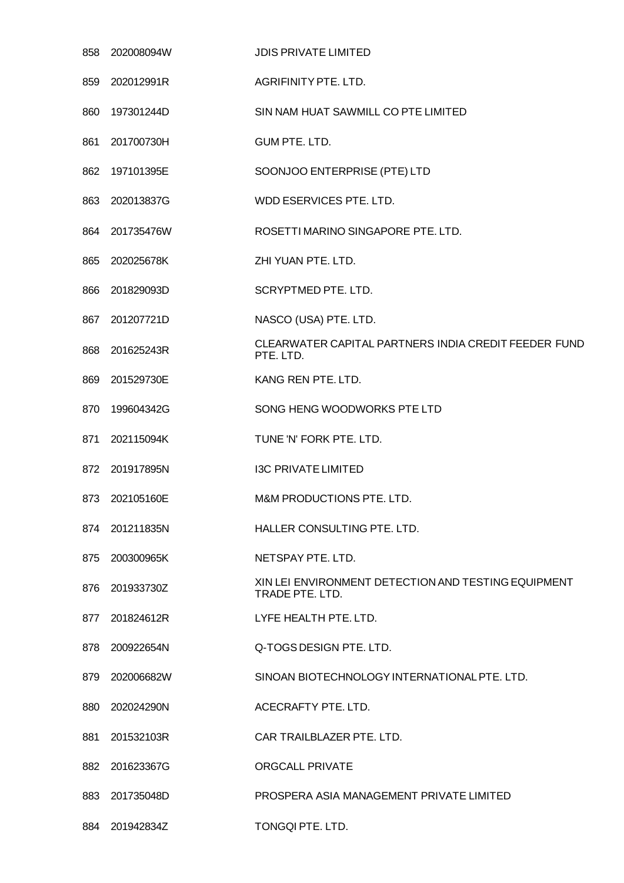| | | |
|---|---|---|
| 858 | 202008094W | JDIS PRIVATE LIMITED |
| 859 | 202012991R | AGRIFINITY PTE. LTD. |
| 860 | 197301244D | SIN NAM HUAT SAWMILL CO PTE LIMITED |
| 861 | 201700730H | GUM PTE. LTD. |
| 862 | 197101395E | SOONJOO ENTERPRISE (PTE) LTD |
| 863 | 202013837G | WDD ESERVICES PTE. LTD. |
| 864 | 201735476W | ROSETTI MARINO SINGAPORE PTE. LTD. |
| 865 | 202025678K | ZHI YUAN PTE. LTD. |
| 866 | 201829093D | SCRYPTMED PTE. LTD. |
| 867 | 201207721D | NASCO (USA) PTE. LTD. |
| 868 | 201625243R | CLEARWATER CAPITAL PARTNERS INDIA CREDIT FEEDER FUND PTE. LTD. |
| 869 | 201529730E | KANG REN PTE. LTD. |
| 870 | 199604342G | SONG HENG WOODWORKS PTE LTD |
| 871 | 202115094K | TUNE 'N' FORK PTE. LTD. |
| 872 | 201917895N | I3C PRIVATE LIMITED |
| 873 | 202105160E | M&M PRODUCTIONS PTE. LTD. |
| 874 | 201211835N | HALLER CONSULTING PTE. LTD. |
| 875 | 200300965K | NETSPAY PTE. LTD. |
| 876 | 201933730Z | XIN LEI ENVIRONMENT DETECTION AND TESTING EQUIPMENT TRADE PTE. LTD. |
| 877 | 201824612R | LYFE HEALTH PTE. LTD. |
| 878 | 200922654N | Q-TOGS DESIGN PTE. LTD. |
| 879 | 202006682W | SINOAN BIOTECHNOLOGY INTERNATIONAL PTE. LTD. |
| 880 | 202024290N | ACECRAFTY PTE. LTD. |
| 881 | 201532103R | CAR TRAILBLAZER PTE. LTD. |
| 882 | 201623367G | ORGCALL PRIVATE |
| 883 | 201735048D | PROSPERA ASIA MANAGEMENT PRIVATE LIMITED |
| 884 | 201942834Z | TONGQI PTE. LTD. |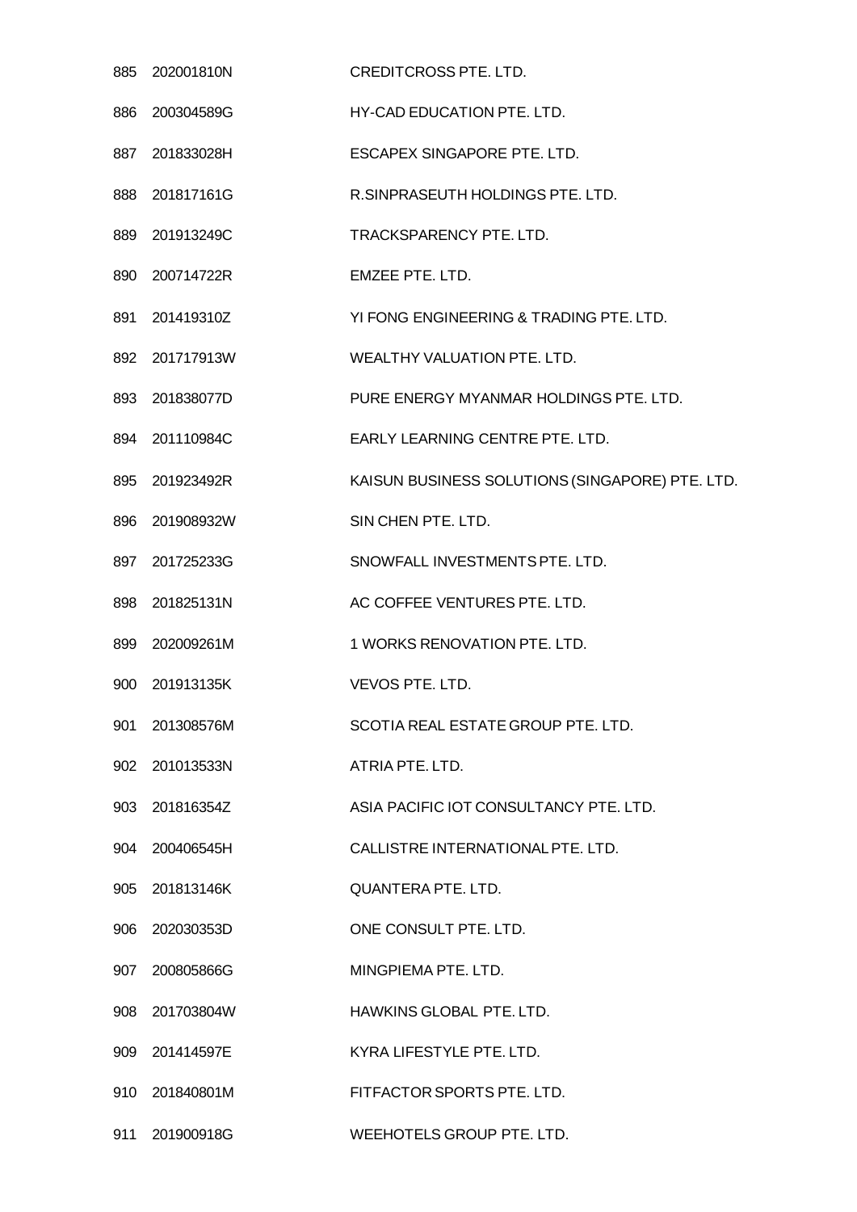| | | |
|---|---|---|
| 885 | 202001810N | CREDITCROSS PTE. LTD. |
| 886 | 200304589G | HY-CAD EDUCATION PTE. LTD. |
| 887 | 201833028H | ESCAPEX SINGAPORE PTE. LTD. |
| 888 | 201817161G | R.SINPRASEUTH HOLDINGS PTE. LTD. |
| 889 | 201913249C | TRACKSPARENCY PTE. LTD. |
| 890 | 200714722R | EMZEE PTE. LTD. |
| 891 | 201419310Z | YI FONG ENGINEERING & TRADING PTE. LTD. |
| 892 | 201717913W | WEALTHY VALUATION PTE. LTD. |
| 893 | 201838077D | PURE ENERGY MYANMAR HOLDINGS PTE. LTD. |
| 894 | 201110984C | EARLY LEARNING CENTRE PTE. LTD. |
| 895 | 201923492R | KAISUN BUSINESS SOLUTIONS (SINGAPORE) PTE. LTD. |
| 896 | 201908932W | SIN CHEN PTE. LTD. |
| 897 | 201725233G | SNOWFALL INVESTMENTS PTE. LTD. |
| 898 | 201825131N | AC COFFEE VENTURES PTE. LTD. |
| 899 | 202009261M | 1 WORKS RENOVATION PTE. LTD. |
| 900 | 201913135K | VEVOS PTE. LTD. |
| 901 | 201308576M | SCOTIA REAL ESTATE GROUP PTE. LTD. |
| 902 | 201013533N | ATRIA PTE. LTD. |
| 903 | 201816354Z | ASIA PACIFIC IOT CONSULTANCY PTE. LTD. |
| 904 | 200406545H | CALLISTRE INTERNATIONAL PTE. LTD. |
| 905 | 201813146K | QUANTERA PTE. LTD. |
| 906 | 202030353D | ONE CONSULT PTE. LTD. |
| 907 | 200805866G | MINGPIEMA PTE. LTD. |
| 908 | 201703804W | HAWKINS GLOBAL PTE. LTD. |
| 909 | 201414597E | KYRA LIFESTYLE PTE. LTD. |
| 910 | 201840801M | FITFACTOR SPORTS PTE. LTD. |
| 911 | 201900918G | WEEHOTELS GROUP PTE. LTD. |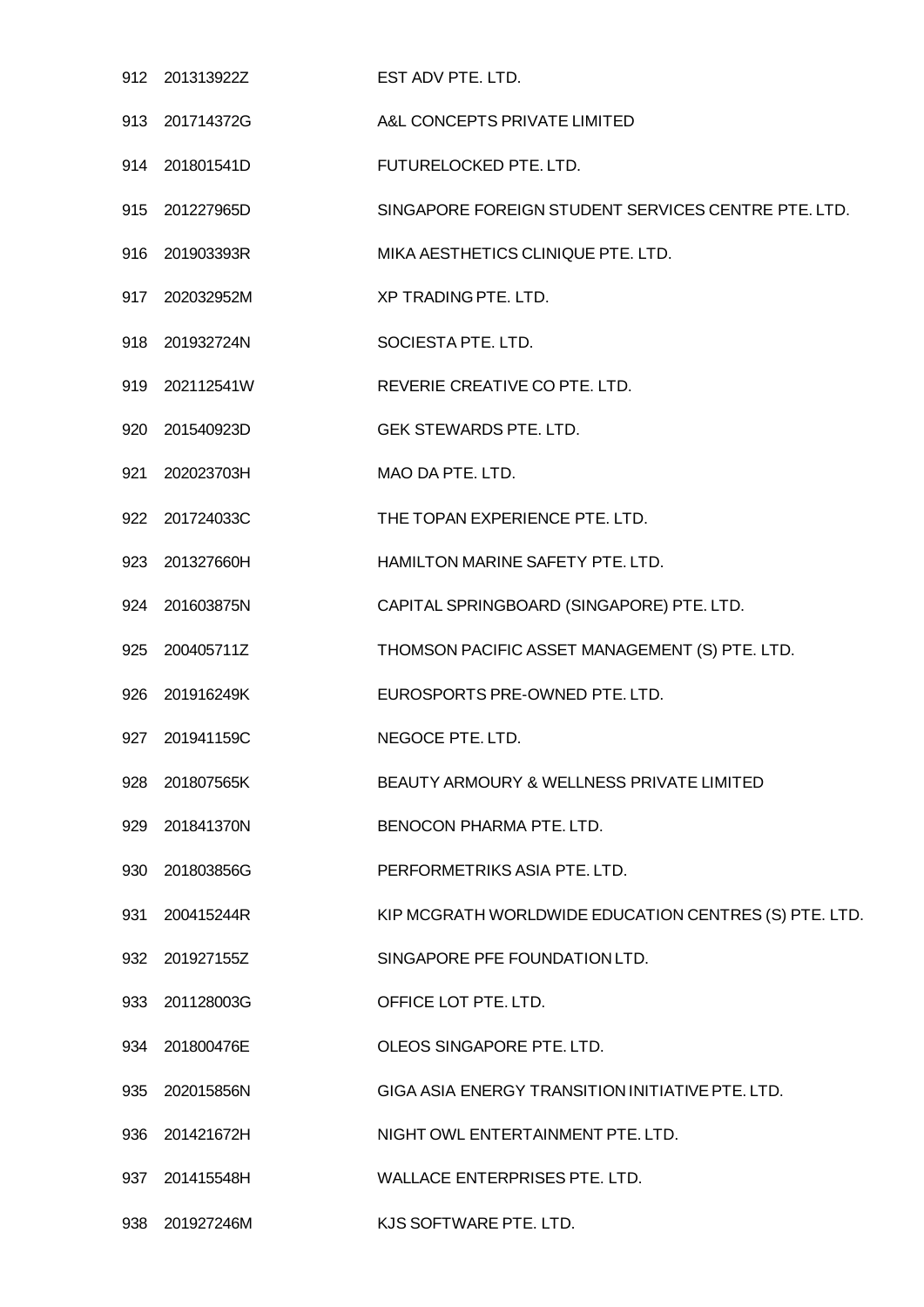| | | |
|---|---|---|
| 912 | 201313922Z | EST ADV PTE. LTD. |
| 913 | 201714372G | A&L CONCEPTS PRIVATE LIMITED |
| 914 | 201801541D | FUTURELOCKED PTE. LTD. |
| 915 | 201227965D | SINGAPORE FOREIGN STUDENT SERVICES CENTRE PTE. LTD. |
| 916 | 201903393R | MIKA AESTHETICS CLINIQUE PTE. LTD. |
| 917 | 202032952M | XP TRADING PTE. LTD. |
| 918 | 201932724N | SOCIESTA PTE. LTD. |
| 919 | 202112541W | REVERIE CREATIVE CO PTE. LTD. |
| 920 | 201540923D | GEK STEWARDS PTE. LTD. |
| 921 | 202023703H | MAO DA PTE. LTD. |
| 922 | 201724033C | THE TOPAN EXPERIENCE PTE. LTD. |
| 923 | 201327660H | HAMILTON MARINE SAFETY PTE. LTD. |
| 924 | 201603875N | CAPITAL SPRINGBOARD (SINGAPORE) PTE. LTD. |
| 925 | 200405711Z | THOMSON PACIFIC ASSET MANAGEMENT (S) PTE. LTD. |
| 926 | 201916249K | EUROSPORTS PRE-OWNED PTE. LTD. |
| 927 | 201941159C | NEGOCE PTE. LTD. |
| 928 | 201807565K | BEAUTY ARMOURY & WELLNESS PRIVATE LIMITED |
| 929 | 201841370N | BENOCON PHARMA PTE. LTD. |
| 930 | 201803856G | PERFORMETRIKS ASIA PTE. LTD. |
| 931 | 200415244R | KIP MCGRATH WORLDWIDE EDUCATION CENTRES (S) PTE. LTD. |
| 932 | 201927155Z | SINGAPORE PFE FOUNDATION LTD. |
| 933 | 201128003G | OFFICE LOT PTE. LTD. |
| 934 | 201800476E | OLEOS SINGAPORE PTE. LTD. |
| 935 | 202015856N | GIGA ASIA ENERGY TRANSITION INITIATIVE PTE. LTD. |
| 936 | 201421672H | NIGHT OWL ENTERTAINMENT PTE. LTD. |
| 937 | 201415548H | WALLACE ENTERPRISES PTE. LTD. |
| 938 | 201927246M | KJS SOFTWARE PTE. LTD. |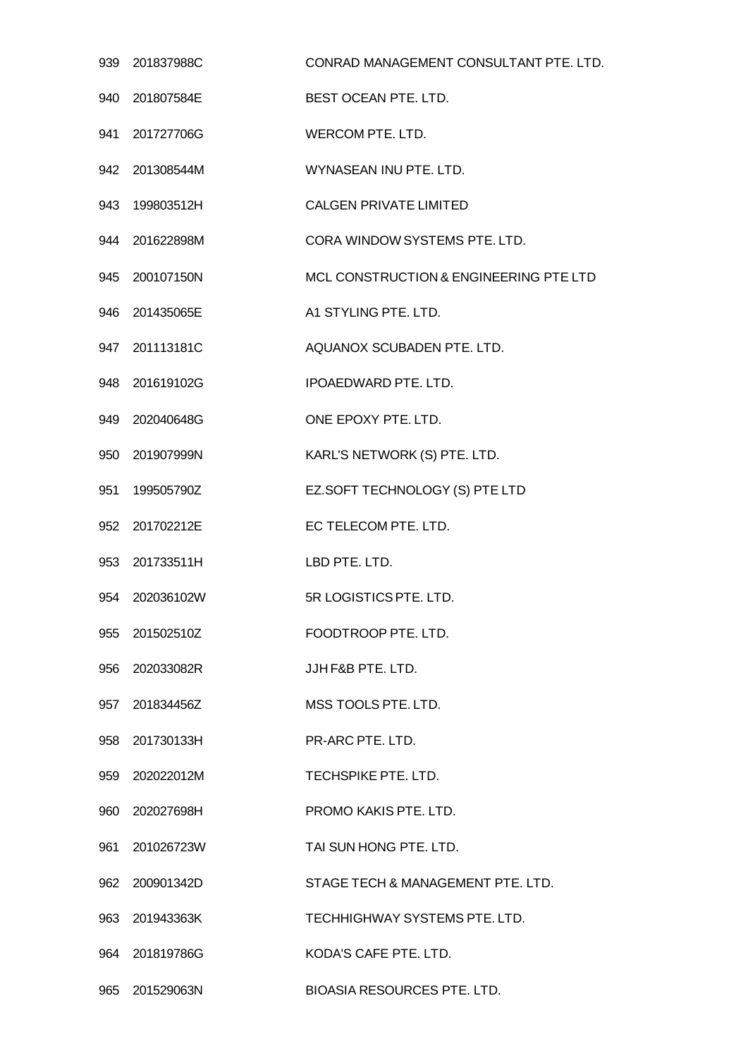| | | |
|---|---|---|
| 939 | 201837988C | CONRAD MANAGEMENT CONSULTANT PTE. LTD. |
| 940 | 201807584E | BEST OCEAN PTE. LTD. |
| 941 | 201727706G | WERCOM PTE. LTD. |
| 942 | 201308544M | WYNASEAN INU PTE. LTD. |
| 943 | 199803512H | CALGEN PRIVATE LIMITED |
| 944 | 201622898M | CORA WINDOW SYSTEMS PTE. LTD. |
| 945 | 200107150N | MCL CONSTRUCTION & ENGINEERING PTE LTD |
| 946 | 201435065E | A1 STYLING PTE. LTD. |
| 947 | 201113181C | AQUANOX SCUBADEN PTE. LTD. |
| 948 | 201619102G | IPOAEDWARD PTE. LTD. |
| 949 | 202040648G | ONE EPOXY PTE. LTD. |
| 950 | 201907999N | KARL'S NETWORK (S) PTE. LTD. |
| 951 | 199505790Z | EZ.SOFT TECHNOLOGY (S) PTE LTD |
| 952 | 201702212E | EC TELECOM PTE. LTD. |
| 953 | 201733511H | LBD PTE. LTD. |
| 954 | 202036102W | 5R LOGISTICS PTE. LTD. |
| 955 | 201502510Z | FOODTROOP PTE. LTD. |
| 956 | 202033082R | JJH F&B PTE. LTD. |
| 957 | 201834456Z | MSS TOOLS PTE. LTD. |
| 958 | 201730133H | PR-ARC PTE. LTD. |
| 959 | 202022012M | TECHSPIKE PTE. LTD. |
| 960 | 202027698H | PROMO KAKIS PTE. LTD. |
| 961 | 201026723W | TAI SUN HONG PTE. LTD. |
| 962 | 200901342D | STAGE TECH & MANAGEMENT PTE. LTD. |
| 963 | 201943363K | TECHHIGHWAY SYSTEMS PTE. LTD. |
| 964 | 201819786G | KODA'S CAFE PTE. LTD. |
| 965 | 201529063N | BIOASIA RESOURCES PTE. LTD. |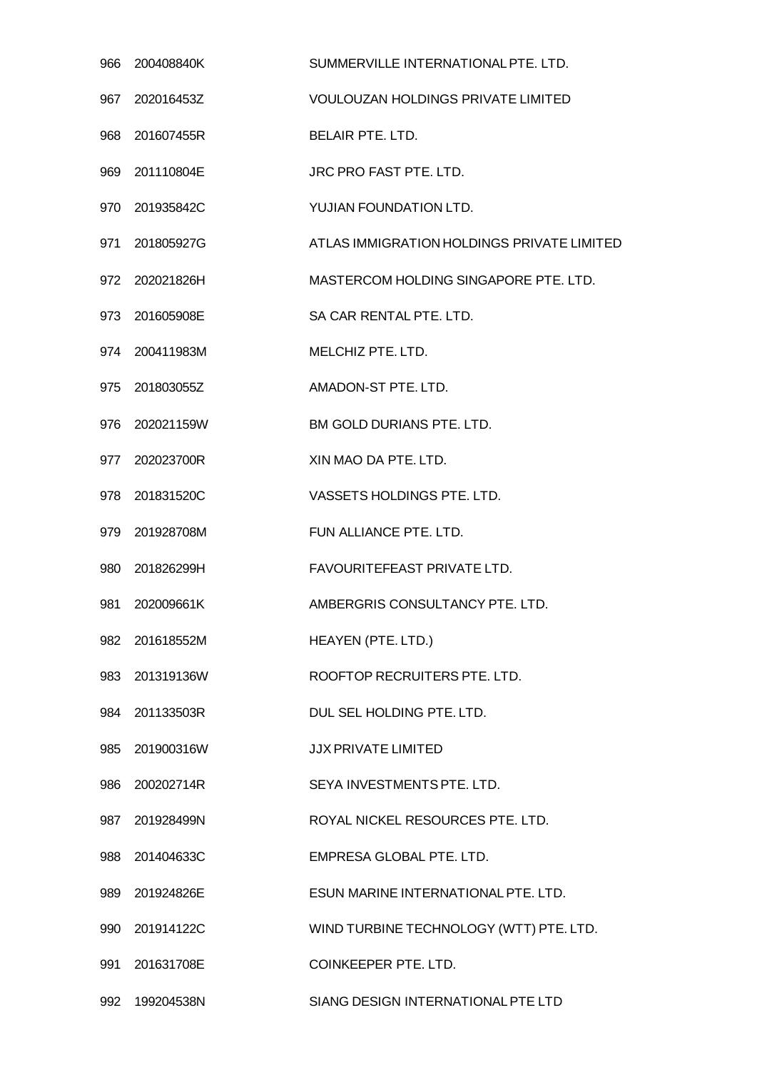| | | |
|---|---|---|
| 966 | 200408840K | SUMMERVILLE INTERNATIONAL PTE. LTD. |
| 967 | 202016453Z | VOULOUZAN HOLDINGS PRIVATE LIMITED |
| 968 | 201607455R | BELAIR PTE. LTD. |
| 969 | 201110804E | JRC PRO FAST PTE. LTD. |
| 970 | 201935842C | YUJIAN FOUNDATION LTD. |
| 971 | 201805927G | ATLAS IMMIGRATION HOLDINGS PRIVATE LIMITED |
| 972 | 202021826H | MASTERCOM HOLDING SINGAPORE PTE. LTD. |
| 973 | 201605908E | SA CAR RENTAL PTE. LTD. |
| 974 | 200411983M | MELCHIZ PTE. LTD. |
| 975 | 201803055Z | AMADON-ST PTE. LTD. |
| 976 | 202021159W | BM GOLD DURIANS PTE. LTD. |
| 977 | 202023700R | XIN MAO DA PTE. LTD. |
| 978 | 201831520C | VASSETS HOLDINGS PTE. LTD. |
| 979 | 201928708M | FUN ALLIANCE PTE. LTD. |
| 980 | 201826299H | FAVOURITEFEAST PRIVATE LTD. |
| 981 | 202009661K | AMBERGRIS CONSULTANCY PTE. LTD. |
| 982 | 201618552M | HEAYEN (PTE. LTD.) |
| 983 | 201319136W | ROOFTOP RECRUITERS PTE. LTD. |
| 984 | 201133503R | DUL SEL HOLDING PTE. LTD. |
| 985 | 201900316W | JJX PRIVATE LIMITED |
| 986 | 200202714R | SEYA INVESTMENTS PTE. LTD. |
| 987 | 201928499N | ROYAL NICKEL RESOURCES PTE. LTD. |
| 988 | 201404633C | EMPRESA GLOBAL PTE. LTD. |
| 989 | 201924826E | ESUN MARINE INTERNATIONAL PTE. LTD. |
| 990 | 201914122C | WIND TURBINE TECHNOLOGY (WTT) PTE. LTD. |
| 991 | 201631708E | COINKEEPER PTE. LTD. |
| 992 | 199204538N | SIANG DESIGN INTERNATIONAL PTE LTD |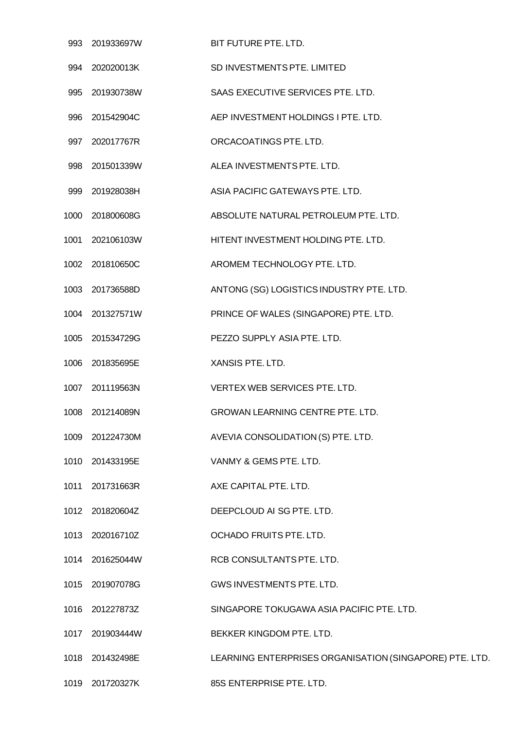| | | |
|---|---|---|
| 993 | 201933697W | BIT FUTURE PTE. LTD. |
| 994 | 202020013K | SD INVESTMENTS PTE. LIMITED |
| 995 | 201930738W | SAAS EXECUTIVE SERVICES PTE. LTD. |
| 996 | 201542904C | AEP INVESTMENT HOLDINGS I PTE. LTD. |
| 997 | 202017767R | ORCACOATINGS PTE. LTD. |
| 998 | 201501339W | ALEA INVESTMENTS PTE. LTD. |
| 999 | 201928038H | ASIA PACIFIC GATEWAYS PTE. LTD. |
| 1000 | 201800608G | ABSOLUTE NATURAL PETROLEUM PTE. LTD. |
| 1001 | 202106103W | HITENT INVESTMENT HOLDING PTE. LTD. |
| 1002 | 201810650C | AROMEM TECHNOLOGY PTE. LTD. |
| 1003 | 201736588D | ANTONG (SG) LOGISTICS INDUSTRY PTE. LTD. |
| 1004 | 201327571W | PRINCE OF WALES (SINGAPORE) PTE. LTD. |
| 1005 | 201534729G | PEZZO SUPPLY ASIA PTE. LTD. |
| 1006 | 201835695E | XANSIS PTE. LTD. |
| 1007 | 201119563N | VERTEX WEB SERVICES PTE. LTD. |
| 1008 | 201214089N | GROWAN LEARNING CENTRE PTE. LTD. |
| 1009 | 201224730M | AVEVIA CONSOLIDATION (S) PTE. LTD. |
| 1010 | 201433195E | VANMY & GEMS PTE. LTD. |
| 1011 | 201731663R | AXE CAPITAL PTE. LTD. |
| 1012 | 201820604Z | DEEPCLOUD AI SG PTE. LTD. |
| 1013 | 202016710Z | OCHADO FRUITS PTE. LTD. |
| 1014 | 201625044W | RCB CONSULTANTS PTE. LTD. |
| 1015 | 201907078G | GWS INVESTMENTS PTE. LTD. |
| 1016 | 201227873Z | SINGAPORE TOKUGAWA ASIA PACIFIC PTE. LTD. |
| 1017 | 201903444W | BEKKER KINGDOM PTE. LTD. |
| 1018 | 201432498E | LEARNING ENTERPRISES ORGANISATION (SINGAPORE) PTE. LTD. |
| 1019 | 201720327K | 85S ENTERPRISE PTE. LTD. |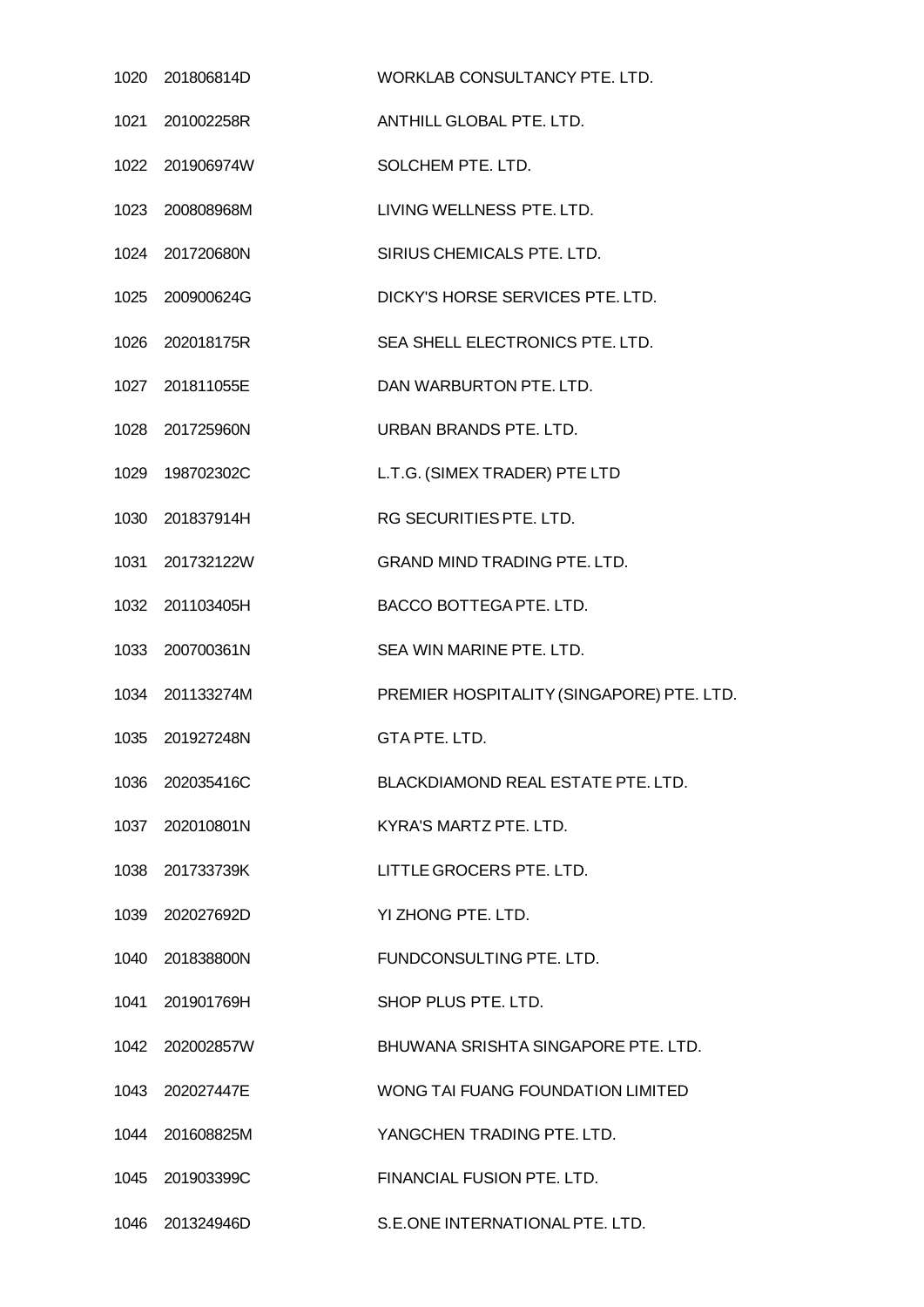| | | |
|---|---|---|
| 1020 | 201806814D | WORKLAB CONSULTANCY PTE. LTD. |
| 1021 | 201002258R | ANTHILL GLOBAL PTE. LTD. |
| 1022 | 201906974W | SOLCHEM PTE. LTD. |
| 1023 | 200808968M | LIVING WELLNESS PTE. LTD. |
| 1024 | 201720680N | SIRIUS CHEMICALS PTE. LTD. |
| 1025 | 200900624G | DICKY'S HORSE SERVICES PTE. LTD. |
| 1026 | 202018175R | SEA SHELL ELECTRONICS PTE. LTD. |
| 1027 | 201811055E | DAN WARBURTON PTE. LTD. |
| 1028 | 201725960N | URBAN BRANDS PTE. LTD. |
| 1029 | 198702302C | L.T.G. (SIMEX TRADER) PTE LTD |
| 1030 | 201837914H | RG SECURITIES PTE. LTD. |
| 1031 | 201732122W | GRAND MIND TRADING PTE. LTD. |
| 1032 | 201103405H | BACCO BOTTEGA PTE. LTD. |
| 1033 | 200700361N | SEA WIN MARINE PTE. LTD. |
| 1034 | 201133274M | PREMIER HOSPITALITY (SINGAPORE) PTE. LTD. |
| 1035 | 201927248N | GTA PTE. LTD. |
| 1036 | 202035416C | BLACKDIAMOND REAL ESTATE PTE. LTD. |
| 1037 | 202010801N | KYRA'S MARTZ PTE. LTD. |
| 1038 | 201733739K | LITTLE GROCERS PTE. LTD. |
| 1039 | 202027692D | YI ZHONG PTE. LTD. |
| 1040 | 201838800N | FUNDCONSULTING PTE. LTD. |
| 1041 | 201901769H | SHOP PLUS PTE. LTD. |
| 1042 | 202002857W | BHUWANA SRISHTA SINGAPORE PTE. LTD. |
| 1043 | 202027447E | WONG TAI FUANG FOUNDATION LIMITED |
| 1044 | 201608825M | YANGCHEN TRADING PTE. LTD. |
| 1045 | 201903399C | FINANCIAL FUSION PTE. LTD. |
| 1046 | 201324946D | S.E.ONE INTERNATIONAL PTE. LTD. |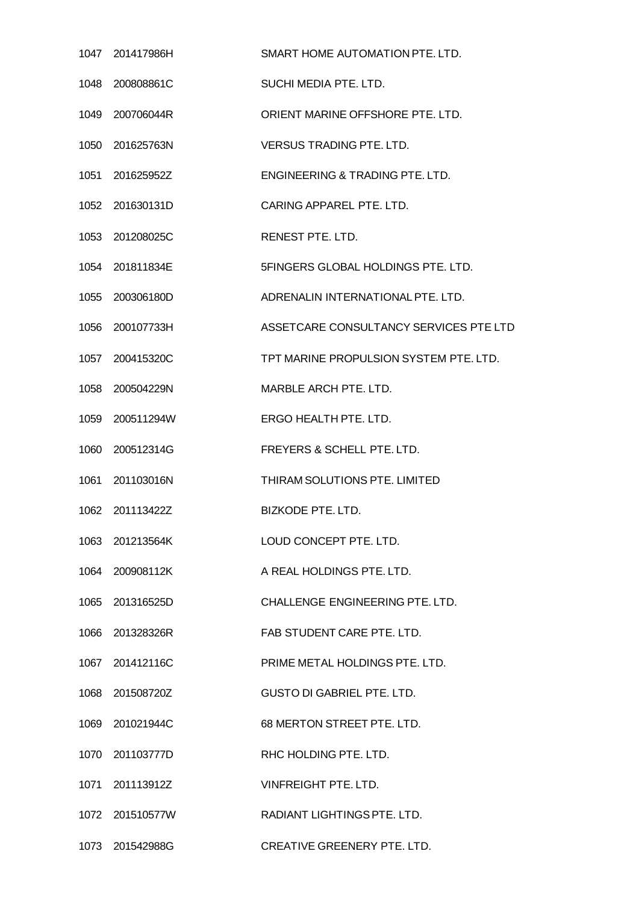| | | |
|---|---|---|
| 1047 | 201417986H | SMART HOME AUTOMATION PTE. LTD. |
| 1048 | 200808861C | SUCHI MEDIA PTE. LTD. |
| 1049 | 200706044R | ORIENT MARINE OFFSHORE PTE. LTD. |
| 1050 | 201625763N | VERSUS TRADING PTE. LTD. |
| 1051 | 201625952Z | ENGINEERING & TRADING PTE. LTD. |
| 1052 | 201630131D | CARING APPAREL PTE. LTD. |
| 1053 | 201208025C | RENEST PTE. LTD. |
| 1054 | 201811834E | 5FINGERS GLOBAL HOLDINGS PTE. LTD. |
| 1055 | 200306180D | ADRENALIN INTERNATIONAL PTE. LTD. |
| 1056 | 200107733H | ASSETCARE CONSULTANCY SERVICES PTE LTD |
| 1057 | 200415320C | TPT MARINE PROPULSION SYSTEM PTE. LTD. |
| 1058 | 200504229N | MARBLE ARCH PTE. LTD. |
| 1059 | 200511294W | ERGO HEALTH PTE. LTD. |
| 1060 | 200512314G | FREYERS & SCHELL PTE. LTD. |
| 1061 | 201103016N | THIRAM SOLUTIONS PTE. LIMITED |
| 1062 | 201113422Z | BIZKODE PTE. LTD. |
| 1063 | 201213564K | LOUD CONCEPT PTE. LTD. |
| 1064 | 200908112K | A REAL HOLDINGS PTE. LTD. |
| 1065 | 201316525D | CHALLENGE ENGINEERING PTE. LTD. |
| 1066 | 201328326R | FAB STUDENT CARE PTE. LTD. |
| 1067 | 201412116C | PRIME METAL HOLDINGS PTE. LTD. |
| 1068 | 201508720Z | GUSTO DI GABRIEL PTE. LTD. |
| 1069 | 201021944C | 68 MERTON STREET PTE. LTD. |
| 1070 | 201103777D | RHC HOLDING PTE. LTD. |
| 1071 | 201113912Z | VINFREIGHT PTE. LTD. |
| 1072 | 201510577W | RADIANT LIGHTINGS PTE. LTD. |
| 1073 | 201542988G | CREATIVE GREENERY PTE. LTD. |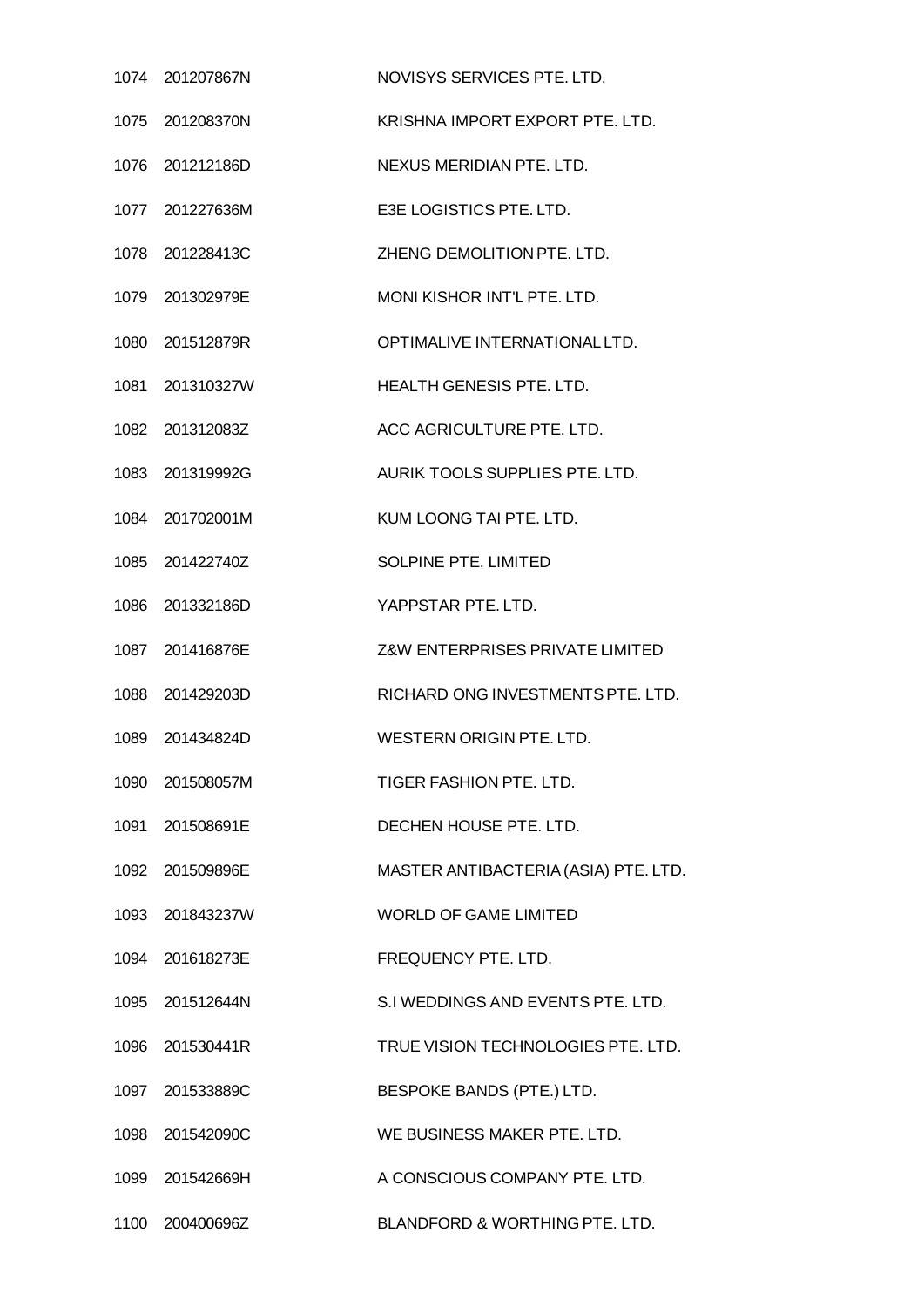| | | |
|---|---|---|
| 1074 | 201207867N | NOVISYS SERVICES PTE. LTD. |
| 1075 | 201208370N | KRISHNA IMPORT EXPORT PTE. LTD. |
| 1076 | 201212186D | NEXUS MERIDIAN PTE. LTD. |
| 1077 | 201227636M | E3E LOGISTICS PTE. LTD. |
| 1078 | 201228413C | ZHENG DEMOLITION PTE. LTD. |
| 1079 | 201302979E | MONI KISHOR INT'L PTE. LTD. |
| 1080 | 201512879R | OPTIMALIVE INTERNATIONAL LTD. |
| 1081 | 201310327W | HEALTH GENESIS PTE. LTD. |
| 1082 | 201312083Z | ACC AGRICULTURE PTE. LTD. |
| 1083 | 201319992G | AURIK TOOLS SUPPLIES PTE. LTD. |
| 1084 | 201702001M | KUM LOONG TAI PTE. LTD. |
| 1085 | 201422740Z | SOLPINE PTE. LIMITED |
| 1086 | 201332186D | YAPPSTAR PTE. LTD. |
| 1087 | 201416876E | Z&W ENTERPRISES PRIVATE LIMITED |
| 1088 | 201429203D | RICHARD ONG INVESTMENTS PTE. LTD. |
| 1089 | 201434824D | WESTERN ORIGIN PTE. LTD. |
| 1090 | 201508057M | TIGER FASHION PTE. LTD. |
| 1091 | 201508691E | DECHEN HOUSE PTE. LTD. |
| 1092 | 201509896E | MASTER ANTIBACTERIA (ASIA) PTE. LTD. |
| 1093 | 201843237W | WORLD OF GAME LIMITED |
| 1094 | 201618273E | FREQUENCY PTE. LTD. |
| 1095 | 201512644N | S.I WEDDINGS AND EVENTS PTE. LTD. |
| 1096 | 201530441R | TRUE VISION TECHNOLOGIES PTE. LTD. |
| 1097 | 201533889C | BESPOKE BANDS (PTE.) LTD. |
| 1098 | 201542090C | WE BUSINESS MAKER PTE. LTD. |
| 1099 | 201542669H | A CONSCIOUS COMPANY PTE. LTD. |
| 1100 | 200400696Z | BLANDFORD & WORTHING PTE. LTD. |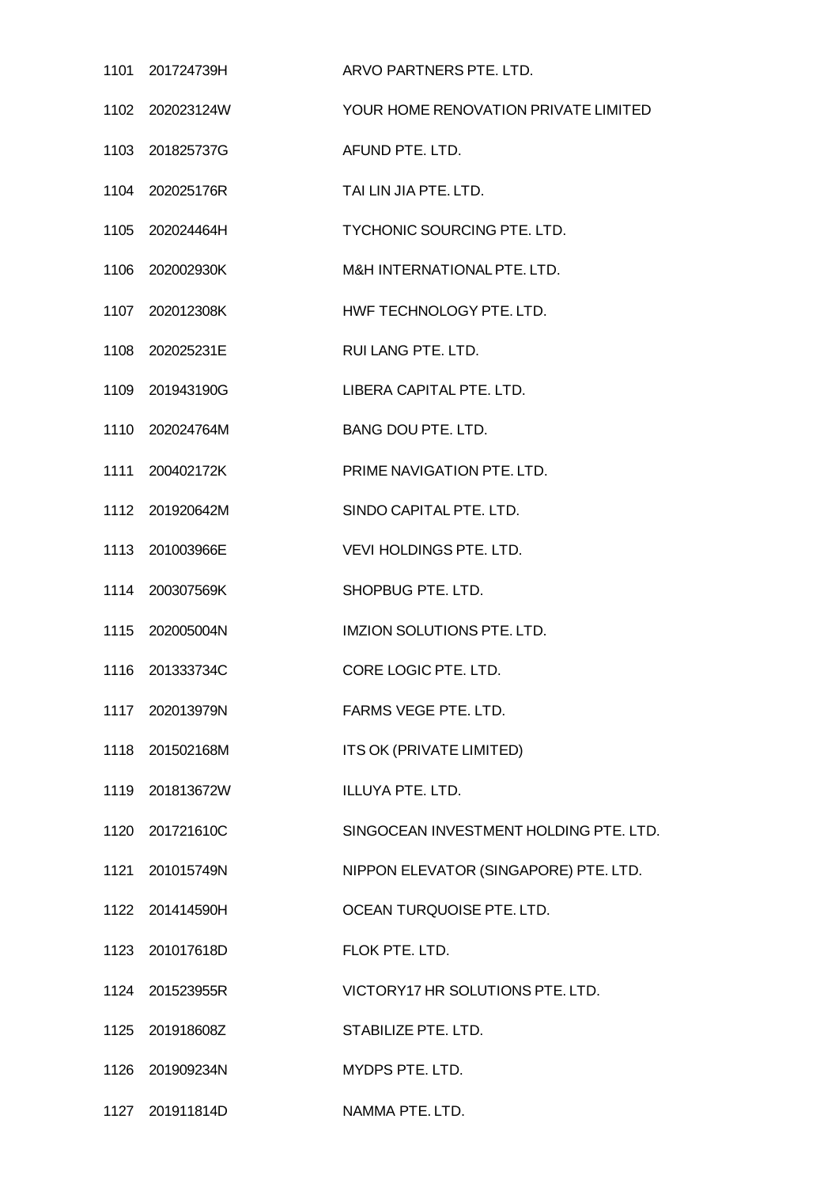| | | |
|---|---|---|
| 1101 | 201724739H | ARVO PARTNERS PTE. LTD. |
| 1102 | 202023124W | YOUR HOME RENOVATION PRIVATE LIMITED |
| 1103 | 201825737G | AFUND PTE. LTD. |
| 1104 | 202025176R | TAI LIN JIA PTE. LTD. |
| 1105 | 202024464H | TYCHONIC SOURCING PTE. LTD. |
| 1106 | 202002930K | M&H INTERNATIONAL PTE. LTD. |
| 1107 | 202012308K | HWF TECHNOLOGY PTE. LTD. |
| 1108 | 202025231E | RUI LANG PTE. LTD. |
| 1109 | 201943190G | LIBERA CAPITAL PTE. LTD. |
| 1110 | 202024764M | BANG DOU PTE. LTD. |
| 1111 | 200402172K | PRIME NAVIGATION PTE. LTD. |
| 1112 | 201920642M | SINDO CAPITAL PTE. LTD. |
| 1113 | 201003966E | VEVI HOLDINGS PTE. LTD. |
| 1114 | 200307569K | SHOPBUG PTE. LTD. |
| 1115 | 202005004N | IMZION SOLUTIONS PTE. LTD. |
| 1116 | 201333734C | CORE LOGIC PTE. LTD. |
| 1117 | 202013979N | FARMS VEGE PTE. LTD. |
| 1118 | 201502168M | ITS OK (PRIVATE LIMITED) |
| 1119 | 201813672W | ILLUYA PTE. LTD. |
| 1120 | 201721610C | SINGOCEAN INVESTMENT HOLDING PTE. LTD. |
| 1121 | 201015749N | NIPPON ELEVATOR (SINGAPORE) PTE. LTD. |
| 1122 | 201414590H | OCEAN TURQUOISE PTE. LTD. |
| 1123 | 201017618D | FLOK PTE. LTD. |
| 1124 | 201523955R | VICTORY17 HR SOLUTIONS PTE. LTD. |
| 1125 | 201918608Z | STABILIZE PTE. LTD. |
| 1126 | 201909234N | MYDPS PTE. LTD. |
| 1127 | 201911814D | NAMMA PTE. LTD. |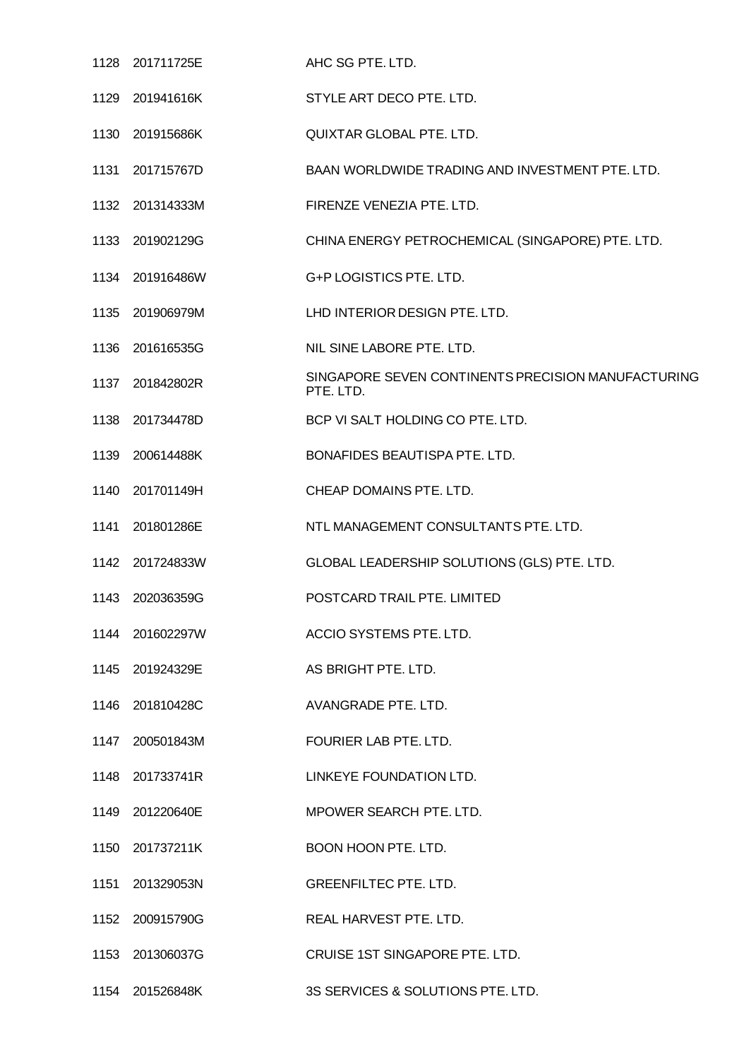| | | |
|---|---|---|
| 1128 | 201711725E | AHC SG PTE. LTD. |
| 1129 | 201941616K | STYLE ART DECO PTE. LTD. |
| 1130 | 201915686K | QUIXTAR GLOBAL PTE. LTD. |
| 1131 | 201715767D | BAAN WORLDWIDE TRADING AND INVESTMENT PTE. LTD. |
| 1132 | 201314333M | FIRENZE VENEZIA PTE. LTD. |
| 1133 | 201902129G | CHINA ENERGY PETROCHEMICAL (SINGAPORE) PTE. LTD. |
| 1134 | 201916486W | G+P LOGISTICS PTE. LTD. |
| 1135 | 201906979M | LHD INTERIOR DESIGN PTE. LTD. |
| 1136 | 201616535G | NIL SINE LABORE PTE. LTD. |
| 1137 | 201842802R | SINGAPORE SEVEN CONTINENTS PRECISION MANUFACTURING PTE. LTD. |
| 1138 | 201734478D | BCP VI SALT HOLDING CO PTE. LTD. |
| 1139 | 200614488K | BONAFIDES BEAUTISPA PTE. LTD. |
| 1140 | 201701149H | CHEAP DOMAINS PTE. LTD. |
| 1141 | 201801286E | NTL MANAGEMENT CONSULTANTS PTE. LTD. |
| 1142 | 201724833W | GLOBAL LEADERSHIP SOLUTIONS (GLS) PTE. LTD. |
| 1143 | 202036359G | POSTCARD TRAIL PTE. LIMITED |
| 1144 | 201602297W | ACCIO SYSTEMS PTE. LTD. |
| 1145 | 201924329E | AS BRIGHT PTE. LTD. |
| 1146 | 201810428C | AVANGRADE PTE. LTD. |
| 1147 | 200501843M | FOURIER LAB PTE. LTD. |
| 1148 | 201733741R | LINKEYE FOUNDATION LTD. |
| 1149 | 201220640E | MPOWER SEARCH PTE. LTD. |
| 1150 | 201737211K | BOON HOON PTE. LTD. |
| 1151 | 201329053N | GREENFILTEC PTE. LTD. |
| 1152 | 200915790G | REAL HARVEST PTE. LTD. |
| 1153 | 201306037G | CRUISE 1ST SINGAPORE PTE. LTD. |
| 1154 | 201526848K | 3S SERVICES & SOLUTIONS PTE. LTD. |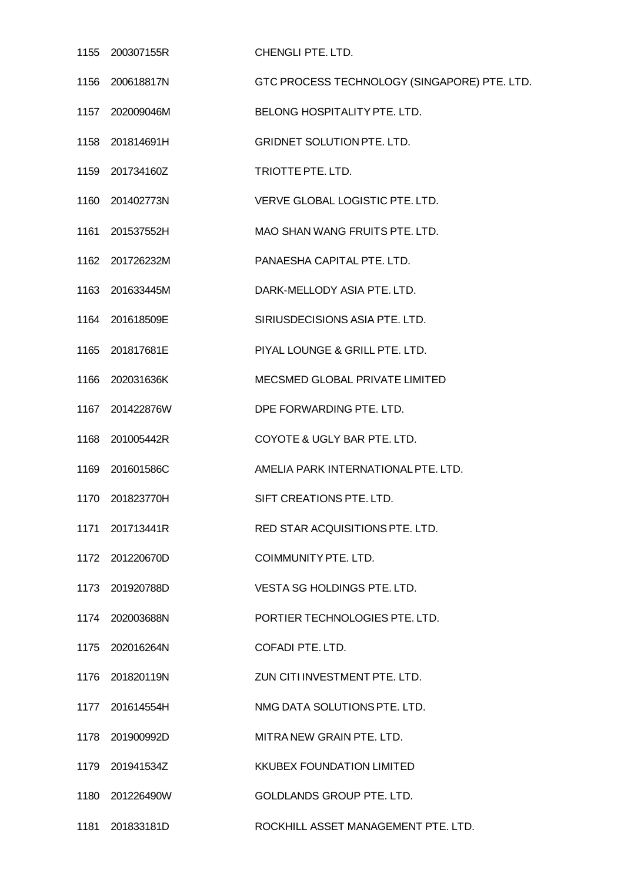| | | |
|---|---|---|
| 1155 | 200307155R | CHENGLI PTE. LTD. |
| 1156 | 200618817N | GTC PROCESS TECHNOLOGY (SINGAPORE) PTE. LTD. |
| 1157 | 202009046M | BELONG HOSPITALITY PTE. LTD. |
| 1158 | 201814691H | GRIDNET SOLUTION PTE. LTD. |
| 1159 | 201734160Z | TRIOTTE PTE. LTD. |
| 1160 | 201402773N | VERVE GLOBAL LOGISTIC PTE. LTD. |
| 1161 | 201537552H | MAO SHAN WANG FRUITS PTE. LTD. |
| 1162 | 201726232M | PANAESHA CAPITAL PTE. LTD. |
| 1163 | 201633445M | DARK-MELLODY ASIA PTE. LTD. |
| 1164 | 201618509E | SIRIUSDECISIONS ASIA PTE. LTD. |
| 1165 | 201817681E | PIYAL LOUNGE & GRILL PTE. LTD. |
| 1166 | 202031636K | MECSMED GLOBAL PRIVATE LIMITED |
| 1167 | 201422876W | DPE FORWARDING PTE. LTD. |
| 1168 | 201005442R | COYOTE & UGLY BAR PTE. LTD. |
| 1169 | 201601586C | AMELIA PARK INTERNATIONAL PTE. LTD. |
| 1170 | 201823770H | SIFT CREATIONS PTE. LTD. |
| 1171 | 201713441R | RED STAR ACQUISITIONS PTE. LTD. |
| 1172 | 201220670D | COIMMUNITY PTE. LTD. |
| 1173 | 201920788D | VESTA SG HOLDINGS PTE. LTD. |
| 1174 | 202003688N | PORTIER TECHNOLOGIES PTE. LTD. |
| 1175 | 202016264N | COFADI PTE. LTD. |
| 1176 | 201820119N | ZUN CITI INVESTMENT PTE. LTD. |
| 1177 | 201614554H | NMG DATA SOLUTIONS PTE. LTD. |
| 1178 | 201900992D | MITRA NEW GRAIN PTE. LTD. |
| 1179 | 201941534Z | KKUBEX FOUNDATION LIMITED |
| 1180 | 201226490W | GOLDLANDS GROUP PTE. LTD. |
| 1181 | 201833181D | ROCKHILL ASSET MANAGEMENT PTE. LTD. |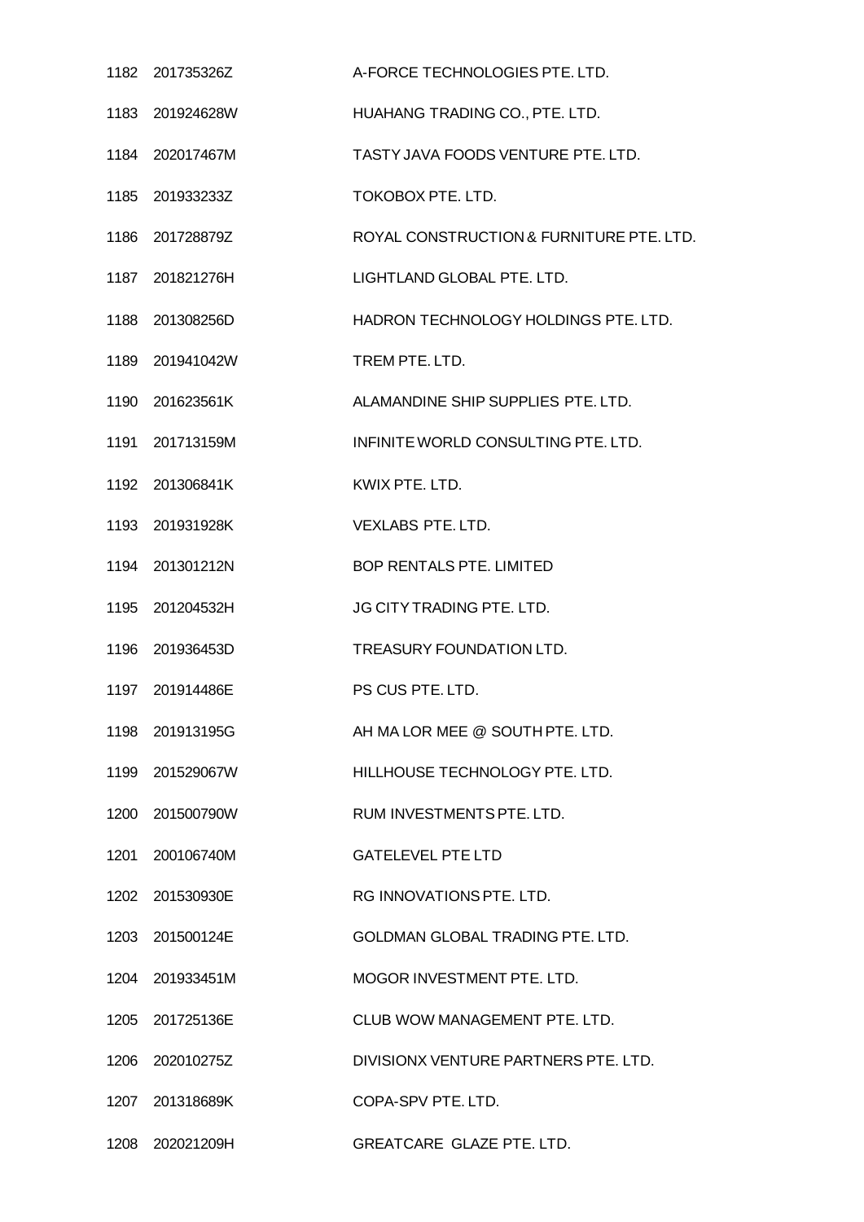| | | |
|---|---|---|
| 1182 | 201735326Z | A-FORCE TECHNOLOGIES PTE. LTD. |
| 1183 | 201924628W | HUAHANG TRADING CO., PTE. LTD. |
| 1184 | 202017467M | TASTY JAVA FOODS VENTURE PTE. LTD. |
| 1185 | 201933233Z | TOKOBOX PTE. LTD. |
| 1186 | 201728879Z | ROYAL CONSTRUCTION & FURNITURE PTE. LTD. |
| 1187 | 201821276H | LIGHTLAND GLOBAL PTE. LTD. |
| 1188 | 201308256D | HADRON TECHNOLOGY HOLDINGS PTE. LTD. |
| 1189 | 201941042W | TREM PTE. LTD. |
| 1190 | 201623561K | ALAMANDINE SHIP SUPPLIES PTE. LTD. |
| 1191 | 201713159M | INFINITE WORLD CONSULTING PTE. LTD. |
| 1192 | 201306841K | KWIX PTE. LTD. |
| 1193 | 201931928K | VEXLABS PTE. LTD. |
| 1194 | 201301212N | BOP RENTALS PTE. LIMITED |
| 1195 | 201204532H | JG CITY TRADING PTE. LTD. |
| 1196 | 201936453D | TREASURY FOUNDATION LTD. |
| 1197 | 201914486E | PS CUS PTE. LTD. |
| 1198 | 201913195G | AH MA LOR MEE @ SOUTH PTE. LTD. |
| 1199 | 201529067W | HILLHOUSE TECHNOLOGY PTE. LTD. |
| 1200 | 201500790W | RUM INVESTMENTS PTE. LTD. |
| 1201 | 200106740M | GATELEVEL PTE LTD |
| 1202 | 201530930E | RG INNOVATIONS PTE. LTD. |
| 1203 | 201500124E | GOLDMAN GLOBAL TRADING PTE. LTD. |
| 1204 | 201933451M | MOGOR INVESTMENT PTE. LTD. |
| 1205 | 201725136E | CLUB WOW MANAGEMENT PTE. LTD. |
| 1206 | 202010275Z | DIVISIONX VENTURE PARTNERS PTE. LTD. |
| 1207 | 201318689K | COPA-SPV PTE. LTD. |
| 1208 | 202021209H | GREATCARE GLAZE PTE. LTD. |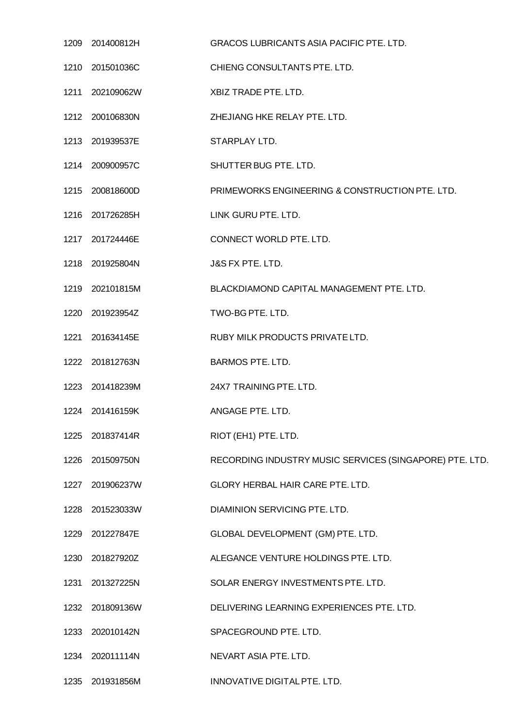| | | |
|---|---|---|
| 1209 | 201400812H | GRACOS LUBRICANTS ASIA PACIFIC PTE. LTD. |
| 1210 | 201501036C | CHIENG CONSULTANTS PTE. LTD. |
| 1211 | 202109062W | XBIZ TRADE PTE. LTD. |
| 1212 | 200106830N | ZHEJIANG HKE RELAY PTE. LTD. |
| 1213 | 201939537E | STARPLAY LTD. |
| 1214 | 200900957C | SHUTTER BUG PTE. LTD. |
| 1215 | 200818600D | PRIMEWORKS ENGINEERING & CONSTRUCTION PTE. LTD. |
| 1216 | 201726285H | LINK GURU PTE. LTD. |
| 1217 | 201724446E | CONNECT WORLD PTE. LTD. |
| 1218 | 201925804N | J&S FX PTE. LTD. |
| 1219 | 202101815M | BLACKDIAMOND CAPITAL MANAGEMENT PTE. LTD. |
| 1220 | 201923954Z | TWO-BG PTE. LTD. |
| 1221 | 201634145E | RUBY MILK PRODUCTS PRIVATE LTD. |
| 1222 | 201812763N | BARMOS PTE. LTD. |
| 1223 | 201418239M | 24X7 TRAINING PTE. LTD. |
| 1224 | 201416159K | ANGAGE PTE. LTD. |
| 1225 | 201837414R | RIOT (EH1) PTE. LTD. |
| 1226 | 201509750N | RECORDING INDUSTRY MUSIC SERVICES (SINGAPORE) PTE. LTD. |
| 1227 | 201906237W | GLORY HERBAL HAIR CARE PTE. LTD. |
| 1228 | 201523033W | DIAMINION SERVICING PTE. LTD. |
| 1229 | 201227847E | GLOBAL DEVELOPMENT (GM) PTE. LTD. |
| 1230 | 201827920Z | ALEGANCE VENTURE HOLDINGS PTE. LTD. |
| 1231 | 201327225N | SOLAR ENERGY INVESTMENTS PTE. LTD. |
| 1232 | 201809136W | DELIVERING LEARNING EXPERIENCES PTE. LTD. |
| 1233 | 202010142N | SPACEGROUND PTE. LTD. |
| 1234 | 202011114N | NEVART ASIA PTE. LTD. |
| 1235 | 201931856M | INNOVATIVE DIGITAL PTE. LTD. |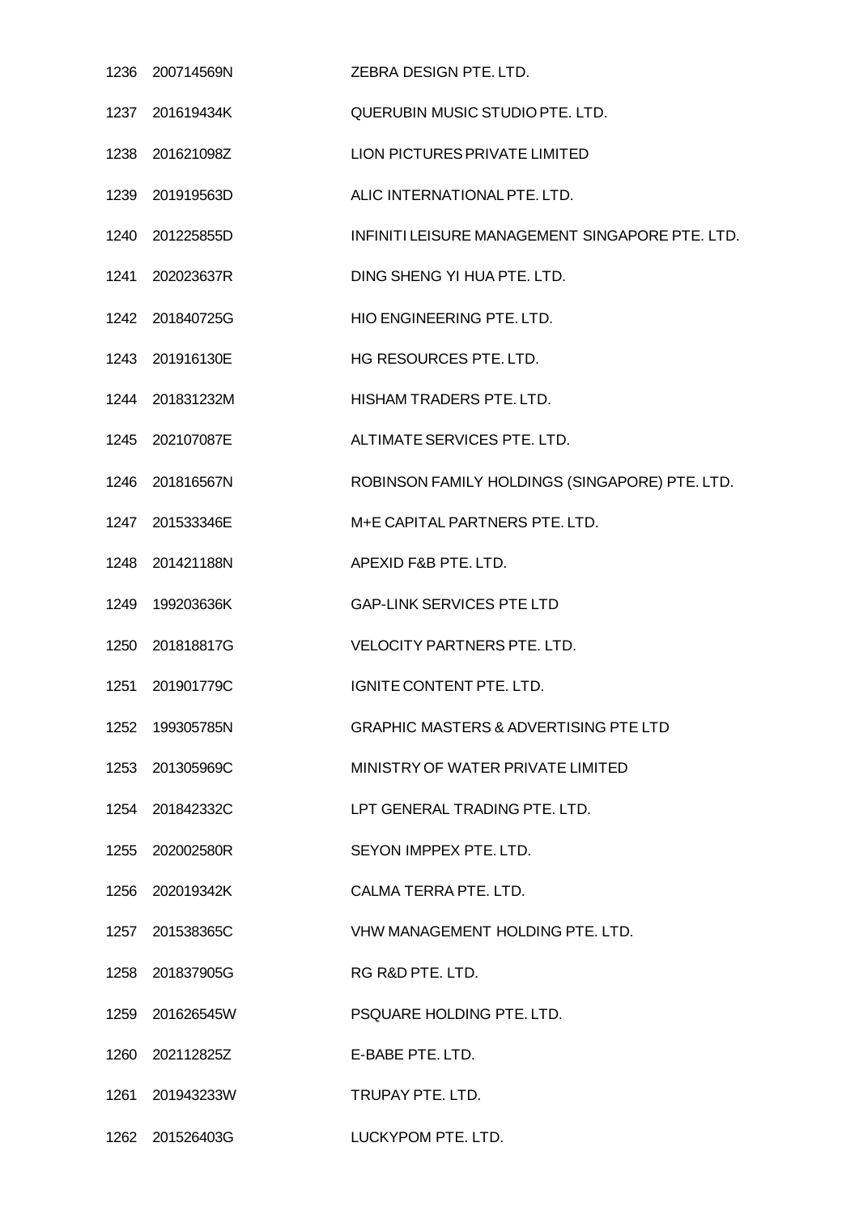| | | |
|---|---|---|
| 1236 | 200714569N | ZEBRA DESIGN PTE. LTD. |
| 1237 | 201619434K | QUERUBIN MUSIC STUDIO PTE. LTD. |
| 1238 | 201621098Z | LION PICTURES PRIVATE LIMITED |
| 1239 | 201919563D | ALIC INTERNATIONAL PTE. LTD. |
| 1240 | 201225855D | INFINITI LEISURE MANAGEMENT SINGAPORE PTE. LTD. |
| 1241 | 202023637R | DING SHENG YI HUA PTE. LTD. |
| 1242 | 201840725G | HIO ENGINEERING PTE. LTD. |
| 1243 | 201916130E | HG RESOURCES PTE. LTD. |
| 1244 | 201831232M | HISHAM TRADERS PTE. LTD. |
| 1245 | 202107087E | ALTIMATE SERVICES PTE. LTD. |
| 1246 | 201816567N | ROBINSON FAMILY HOLDINGS (SINGAPORE) PTE. LTD. |
| 1247 | 201533346E | M+E CAPITAL PARTNERS PTE. LTD. |
| 1248 | 201421188N | APEXID F&B PTE. LTD. |
| 1249 | 199203636K | GAP-LINK SERVICES PTE LTD |
| 1250 | 201818817G | VELOCITY PARTNERS PTE. LTD. |
| 1251 | 201901779C | IGNITE CONTENT PTE. LTD. |
| 1252 | 199305785N | GRAPHIC MASTERS & ADVERTISING PTE LTD |
| 1253 | 201305969C | MINISTRY OF WATER PRIVATE LIMITED |
| 1254 | 201842332C | LPT GENERAL TRADING PTE. LTD. |
| 1255 | 202002580R | SEYON IMPPEX PTE. LTD. |
| 1256 | 202019342K | CALMA TERRA PTE. LTD. |
| 1257 | 201538365C | VHW MANAGEMENT HOLDING PTE. LTD. |
| 1258 | 201837905G | RG R&D PTE. LTD. |
| 1259 | 201626545W | PSQUARE HOLDING PTE. LTD. |
| 1260 | 202112825Z | E-BABE PTE. LTD. |
| 1261 | 201943233W | TRUPAY PTE. LTD. |
| 1262 | 201526403G | LUCKYPOM PTE. LTD. |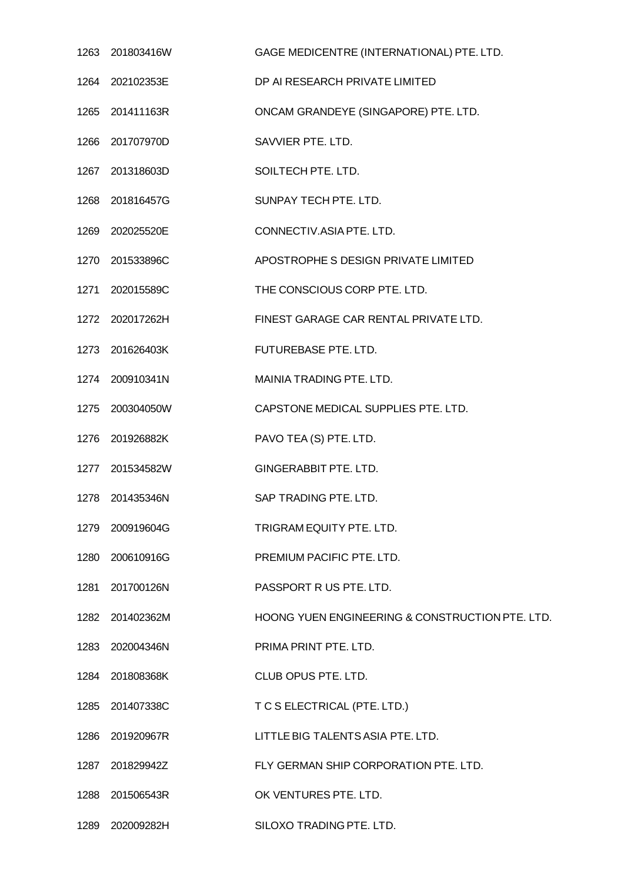| | | |
|---|---|---|
| 1263 | 201803416W | GAGE MEDICENTRE (INTERNATIONAL) PTE. LTD. |
| 1264 | 202102353E | DP AI RESEARCH PRIVATE LIMITED |
| 1265 | 201411163R | ONCAM GRANDEYE (SINGAPORE) PTE. LTD. |
| 1266 | 201707970D | SAVVIER PTE. LTD. |
| 1267 | 201318603D | SOILTECH PTE. LTD. |
| 1268 | 201816457G | SUNPAY TECH PTE. LTD. |
| 1269 | 202025520E | CONNECTIV.ASIA PTE. LTD. |
| 1270 | 201533896C | APOSTROPHE S DESIGN PRIVATE LIMITED |
| 1271 | 202015589C | THE CONSCIOUS CORP PTE. LTD. |
| 1272 | 202017262H | FINEST GARAGE CAR RENTAL PRIVATE LTD. |
| 1273 | 201626403K | FUTUREBASE PTE. LTD. |
| 1274 | 200910341N | MAINIA TRADING PTE. LTD. |
| 1275 | 200304050W | CAPSTONE MEDICAL SUPPLIES PTE. LTD. |
| 1276 | 201926882K | PAVO TEA (S) PTE. LTD. |
| 1277 | 201534582W | GINGERABBIT PTE. LTD. |
| 1278 | 201435346N | SAP TRADING PTE. LTD. |
| 1279 | 200919604G | TRIGRAM EQUITY PTE. LTD. |
| 1280 | 200610916G | PREMIUM PACIFIC PTE. LTD. |
| 1281 | 201700126N | PASSPORT R US PTE. LTD. |
| 1282 | 201402362M | HOONG YUEN ENGINEERING & CONSTRUCTION PTE. LTD. |
| 1283 | 202004346N | PRIMA PRINT PTE. LTD. |
| 1284 | 201808368K | CLUB OPUS PTE. LTD. |
| 1285 | 201407338C | T C S ELECTRICAL (PTE. LTD.) |
| 1286 | 201920967R | LITTLE BIG TALENTS ASIA PTE. LTD. |
| 1287 | 201829942Z | FLY GERMAN SHIP CORPORATION PTE. LTD. |
| 1288 | 201506543R | OK VENTURES PTE. LTD. |
| 1289 | 202009282H | SILOXO TRADING PTE. LTD. |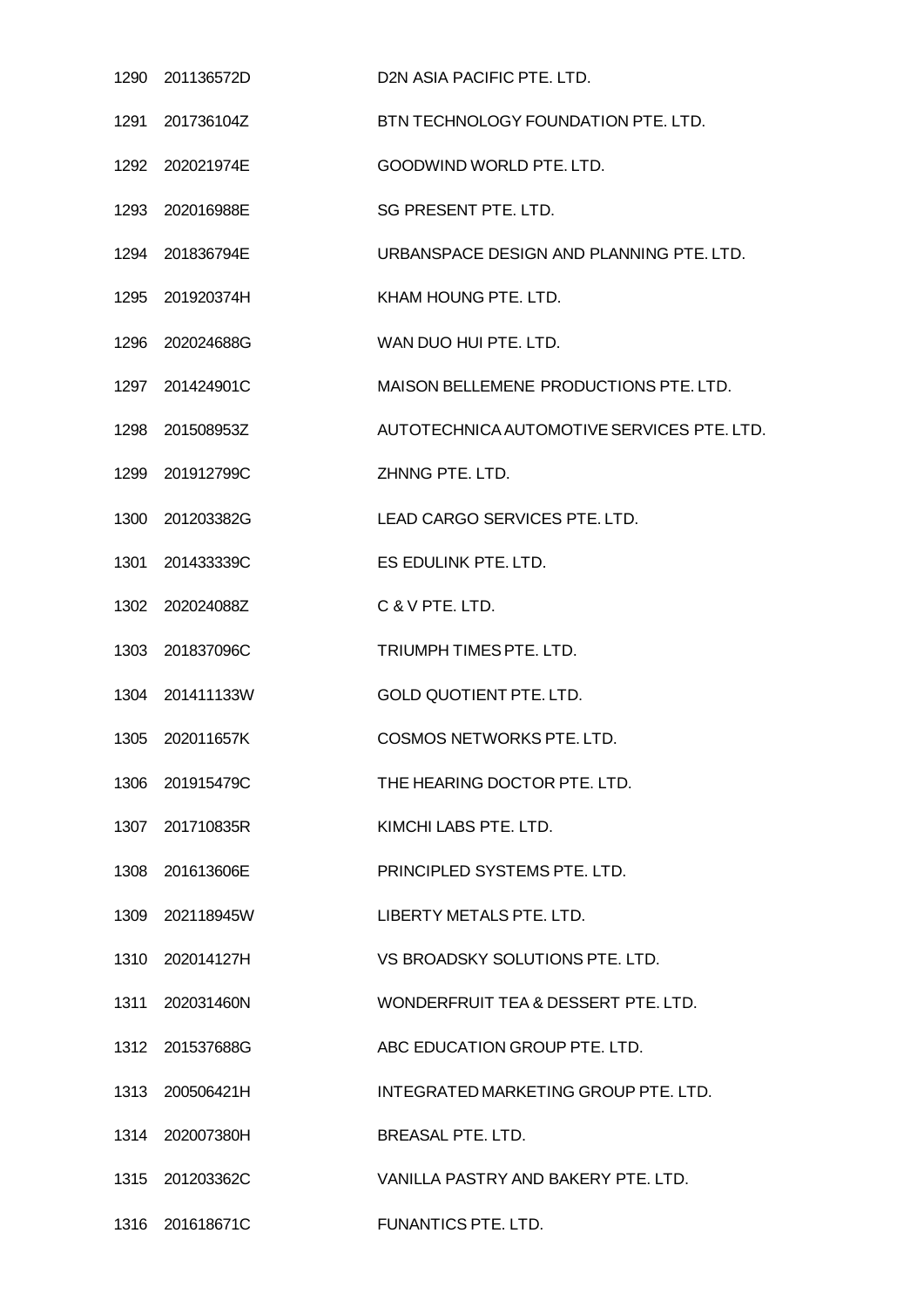| | | |
|---|---|---|
| 1290 | 201136572D | D2N ASIA PACIFIC PTE. LTD. |
| 1291 | 201736104Z | BTN TECHNOLOGY FOUNDATION PTE. LTD. |
| 1292 | 202021974E | GOODWIND WORLD PTE. LTD. |
| 1293 | 202016988E | SG PRESENT PTE. LTD. |
| 1294 | 201836794E | URBANSPACE DESIGN AND PLANNING PTE. LTD. |
| 1295 | 201920374H | KHAM HOUNG PTE. LTD. |
| 1296 | 202024688G | WAN DUO HUI PTE. LTD. |
| 1297 | 201424901C | MAISON BELLEMENE PRODUCTIONS PTE. LTD. |
| 1298 | 201508953Z | AUTOTECHNICA AUTOMOTIVE SERVICES PTE. LTD. |
| 1299 | 201912799C | ZHNNG PTE. LTD. |
| 1300 | 201203382G | LEAD CARGO SERVICES PTE. LTD. |
| 1301 | 201433339C | ES EDULINK PTE. LTD. |
| 1302 | 202024088Z | C & V PTE. LTD. |
| 1303 | 201837096C | TRIUMPH TIMES PTE. LTD. |
| 1304 | 201411133W | GOLD QUOTIENT PTE. LTD. |
| 1305 | 202011657K | COSMOS NETWORKS PTE. LTD. |
| 1306 | 201915479C | THE HEARING DOCTOR PTE. LTD. |
| 1307 | 201710835R | KIMCHI LABS PTE. LTD. |
| 1308 | 201613606E | PRINCIPLED SYSTEMS PTE. LTD. |
| 1309 | 202118945W | LIBERTY METALS PTE. LTD. |
| 1310 | 202014127H | VS BROADSKY SOLUTIONS PTE. LTD. |
| 1311 | 202031460N | WONDERFRUIT TEA & DESSERT PTE. LTD. |
| 1312 | 201537688G | ABC EDUCATION GROUP PTE. LTD. |
| 1313 | 200506421H | INTEGRATED MARKETING GROUP PTE. LTD. |
| 1314 | 202007380H | BREASAL PTE. LTD. |
| 1315 | 201203362C | VANILLA PASTRY AND BAKERY PTE. LTD. |
| 1316 | 201618671C | FUNANTICS PTE. LTD. |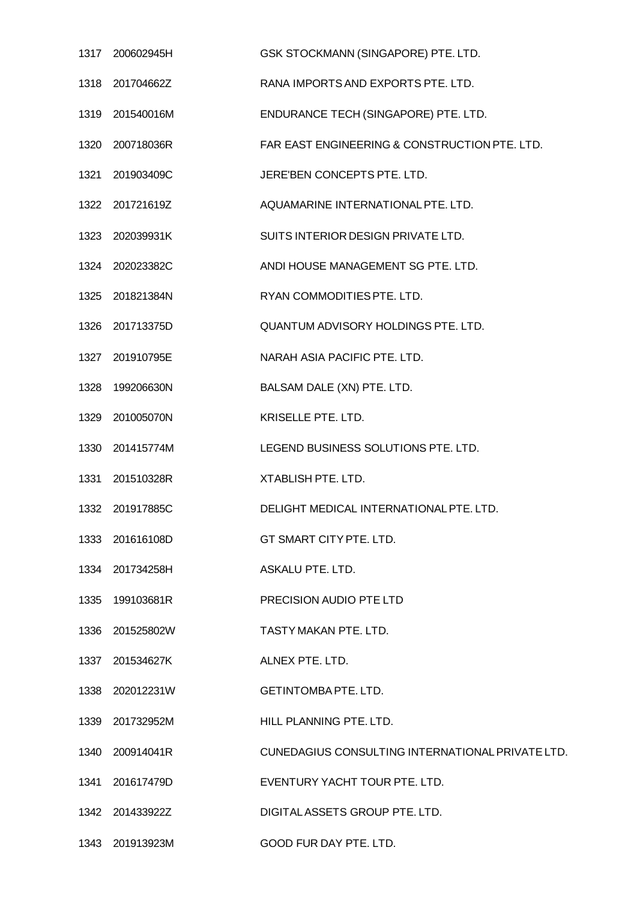| | | |
|---|---|---|
| 1317 | 200602945H | GSK STOCKMANN (SINGAPORE) PTE. LTD. |
| 1318 | 201704662Z | RANA IMPORTS AND EXPORTS PTE. LTD. |
| 1319 | 201540016M | ENDURANCE TECH (SINGAPORE) PTE. LTD. |
| 1320 | 200718036R | FAR EAST ENGINEERING & CONSTRUCTION PTE. LTD. |
| 1321 | 201903409C | JERE'BEN CONCEPTS PTE. LTD. |
| 1322 | 201721619Z | AQUAMARINE INTERNATIONAL PTE. LTD. |
| 1323 | 202039931K | SUITS INTERIOR DESIGN PRIVATE LTD. |
| 1324 | 202023382C | ANDI HOUSE MANAGEMENT SG PTE. LTD. |
| 1325 | 201821384N | RYAN COMMODITIES PTE. LTD. |
| 1326 | 201713375D | QUANTUM ADVISORY HOLDINGS PTE. LTD. |
| 1327 | 201910795E | NARAH ASIA PACIFIC PTE. LTD. |
| 1328 | 199206630N | BALSAM DALE (XN) PTE. LTD. |
| 1329 | 201005070N | KRISELLE PTE. LTD. |
| 1330 | 201415774M | LEGEND BUSINESS SOLUTIONS PTE. LTD. |
| 1331 | 201510328R | XTABLISH PTE. LTD. |
| 1332 | 201917885C | DELIGHT MEDICAL INTERNATIONAL PTE. LTD. |
| 1333 | 201616108D | GT SMART CITY PTE. LTD. |
| 1334 | 201734258H | ASKALU PTE. LTD. |
| 1335 | 199103681R | PRECISION AUDIO PTE LTD |
| 1336 | 201525802W | TASTY MAKAN PTE. LTD. |
| 1337 | 201534627K | ALNEX PTE. LTD. |
| 1338 | 202012231W | GETINTOMBA PTE. LTD. |
| 1339 | 201732952M | HILL PLANNING PTE. LTD. |
| 1340 | 200914041R | CUNEDAGIUS CONSULTING INTERNATIONAL PRIVATE LTD. |
| 1341 | 201617479D | EVENTURY YACHT TOUR PTE. LTD. |
| 1342 | 201433922Z | DIGITAL ASSETS GROUP PTE. LTD. |
| 1343 | 201913923M | GOOD FUR DAY PTE. LTD. |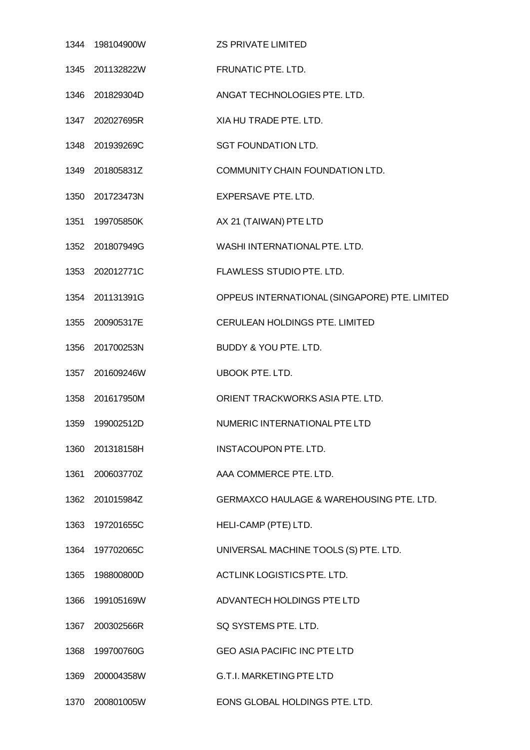| | | |
|---|---|---|
| 1344 | 198104900W | ZS PRIVATE LIMITED |
| 1345 | 201132822W | FRUNATIC PTE. LTD. |
| 1346 | 201829304D | ANGAT TECHNOLOGIES PTE. LTD. |
| 1347 | 202027695R | XIA HU TRADE PTE. LTD. |
| 1348 | 201939269C | SGT FOUNDATION LTD. |
| 1349 | 201805831Z | COMMUNITY CHAIN FOUNDATION LTD. |
| 1350 | 201723473N | EXPERSAVE PTE. LTD. |
| 1351 | 199705850K | AX 21 (TAIWAN) PTE LTD |
| 1352 | 201807949G | WASHI INTERNATIONAL PTE. LTD. |
| 1353 | 202012771C | FLAWLESS STUDIO PTE. LTD. |
| 1354 | 201131391G | OPPEUS INTERNATIONAL (SINGAPORE) PTE. LIMITED |
| 1355 | 200905317E | CERULEAN HOLDINGS PTE. LIMITED |
| 1356 | 201700253N | BUDDY & YOU PTE. LTD. |
| 1357 | 201609246W | UBOOK PTE. LTD. |
| 1358 | 201617950M | ORIENT TRACKWORKS ASIA PTE. LTD. |
| 1359 | 199002512D | NUMERIC INTERNATIONAL PTE LTD |
| 1360 | 201318158H | INSTACOUPON PTE. LTD. |
| 1361 | 200603770Z | AAA COMMERCE PTE. LTD. |
| 1362 | 201015984Z | GERMAXCO HAULAGE & WAREHOUSING PTE. LTD. |
| 1363 | 197201655C | HELI-CAMP (PTE) LTD. |
| 1364 | 197702065C | UNIVERSAL MACHINE TOOLS (S) PTE. LTD. |
| 1365 | 198800800D | ACTLINK LOGISTICS PTE. LTD. |
| 1366 | 199105169W | ADVANTECH HOLDINGS PTE LTD |
| 1367 | 200302566R | SQ SYSTEMS PTE. LTD. |
| 1368 | 199700760G | GEO ASIA PACIFIC INC PTE LTD |
| 1369 | 200004358W | G.T.I. MARKETING PTE LTD |
| 1370 | 200801005W | EONS GLOBAL HOLDINGS PTE. LTD. |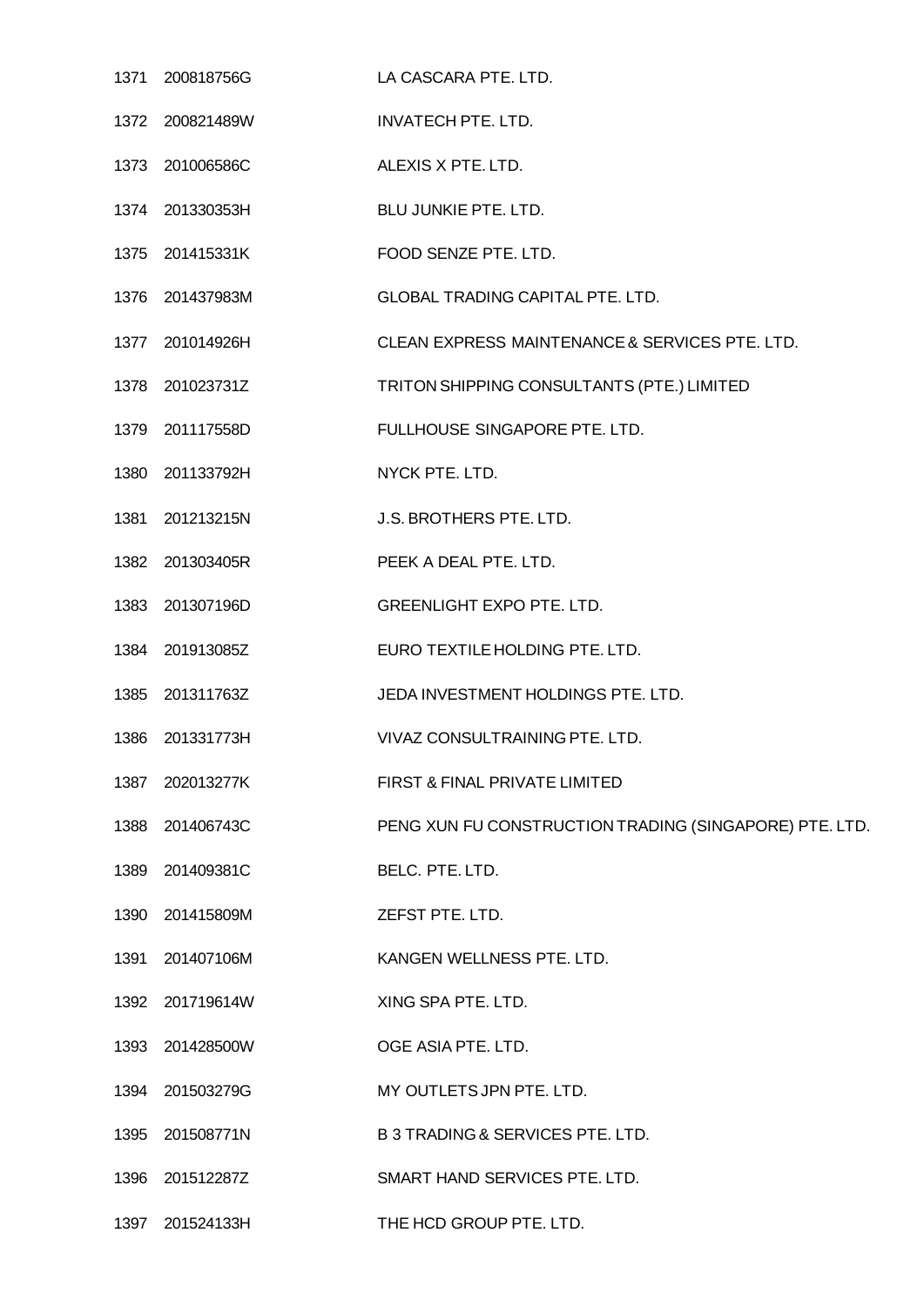| | | |
|---|---|---|
| 1371 | 200818756G | LA CASCARA PTE. LTD. |
| 1372 | 200821489W | INVATECH PTE. LTD. |
| 1373 | 201006586C | ALEXIS X PTE. LTD. |
| 1374 | 201330353H | BLU JUNKIE PTE. LTD. |
| 1375 | 201415331K | FOOD SENZE PTE. LTD. |
| 1376 | 201437983M | GLOBAL TRADING CAPITAL PTE. LTD. |
| 1377 | 201014926H | CLEAN EXPRESS MAINTENANCE & SERVICES PTE. LTD. |
| 1378 | 201023731Z | TRITON SHIPPING CONSULTANTS (PTE.) LIMITED |
| 1379 | 201117558D | FULLHOUSE SINGAPORE PTE. LTD. |
| 1380 | 201133792H | NYCK PTE. LTD. |
| 1381 | 201213215N | J.S. BROTHERS PTE. LTD. |
| 1382 | 201303405R | PEEK A DEAL PTE. LTD. |
| 1383 | 201307196D | GREENLIGHT EXPO PTE. LTD. |
| 1384 | 201913085Z | EURO TEXTILE HOLDING PTE. LTD. |
| 1385 | 201311763Z | JEDA INVESTMENT HOLDINGS PTE. LTD. |
| 1386 | 201331773H | VIVAZ CONSULTRAINING PTE. LTD. |
| 1387 | 202013277K | FIRST & FINAL PRIVATE LIMITED |
| 1388 | 201406743C | PENG XUN FU CONSTRUCTION TRADING (SINGAPORE) PTE. LTD. |
| 1389 | 201409381C | BELC. PTE. LTD. |
| 1390 | 201415809M | ZEFST PTE. LTD. |
| 1391 | 201407106M | KANGEN WELLNESS PTE. LTD. |
| 1392 | 201719614W | XING SPA PTE. LTD. |
| 1393 | 201428500W | OGE ASIA PTE. LTD. |
| 1394 | 201503279G | MY OUTLETS JPN PTE. LTD. |
| 1395 | 201508771N | B 3 TRADING & SERVICES PTE. LTD. |
| 1396 | 201512287Z | SMART HAND SERVICES PTE. LTD. |
| 1397 | 201524133H | THE HCD GROUP PTE. LTD. |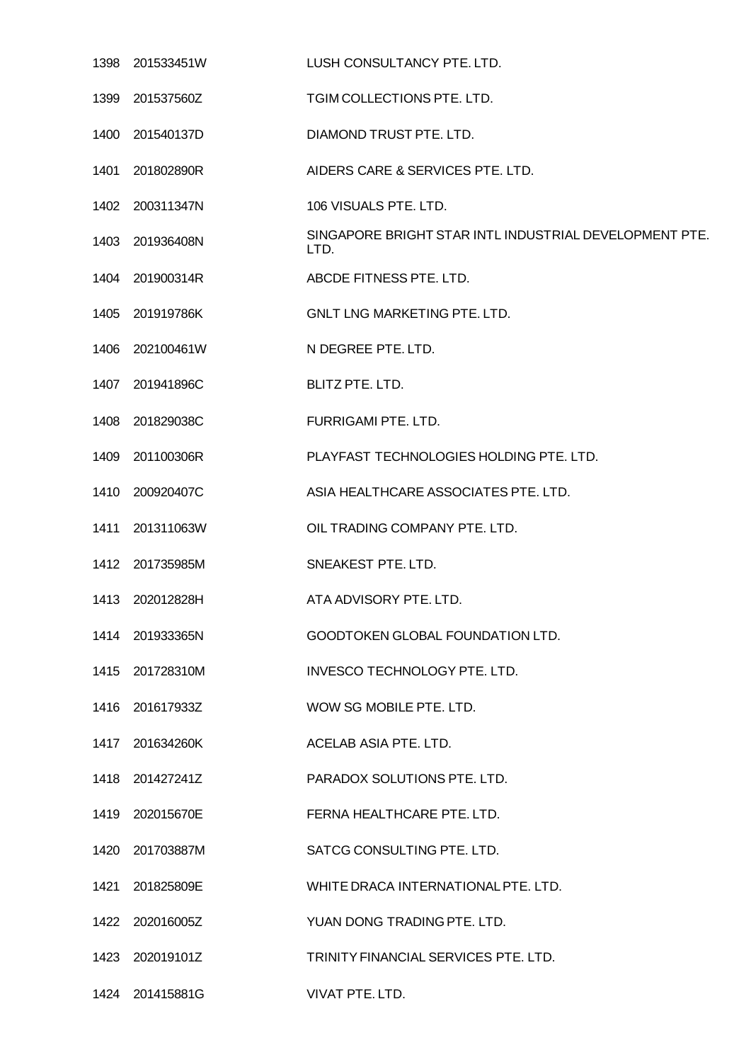| | | |
|---|---|---|
| 1398 | 201533451W | LUSH CONSULTANCY PTE. LTD. |
| 1399 | 201537560Z | TGIM COLLECTIONS PTE. LTD. |
| 1400 | 201540137D | DIAMOND TRUST PTE. LTD. |
| 1401 | 201802890R | AIDERS CARE & SERVICES PTE. LTD. |
| 1402 | 200311347N | 106 VISUALS PTE. LTD. |
| 1403 | 201936408N | SINGAPORE BRIGHT STAR INTL INDUSTRIAL DEVELOPMENT PTE. LTD. |
| 1404 | 201900314R | ABCDE FITNESS PTE. LTD. |
| 1405 | 201919786K | GNLT LNG MARKETING PTE. LTD. |
| 1406 | 202100461W | N DEGREE PTE. LTD. |
| 1407 | 201941896C | BLITZ PTE. LTD. |
| 1408 | 201829038C | FURRIGAMI PTE. LTD. |
| 1409 | 201100306R | PLAYFAST TECHNOLOGIES HOLDING PTE. LTD. |
| 1410 | 200920407C | ASIA HEALTHCARE ASSOCIATES PTE. LTD. |
| 1411 | 201311063W | OIL TRADING COMPANY PTE. LTD. |
| 1412 | 201735985M | SNEAKEST PTE. LTD. |
| 1413 | 202012828H | ATA ADVISORY PTE. LTD. |
| 1414 | 201933365N | GOODTOKEN GLOBAL FOUNDATION LTD. |
| 1415 | 201728310M | INVESCO TECHNOLOGY PTE. LTD. |
| 1416 | 201617933Z | WOW SG MOBILE PTE. LTD. |
| 1417 | 201634260K | ACELAB ASIA PTE. LTD. |
| 1418 | 201427241Z | PARADOX SOLUTIONS PTE. LTD. |
| 1419 | 202015670E | FERNA HEALTHCARE PTE. LTD. |
| 1420 | 201703887M | SATCG CONSULTING PTE. LTD. |
| 1421 | 201825809E | WHITE DRACA INTERNATIONAL PTE. LTD. |
| 1422 | 202016005Z | YUAN DONG TRADING PTE. LTD. |
| 1423 | 202019101Z | TRINITY FINANCIAL SERVICES PTE. LTD. |
| 1424 | 201415881G | VIVAT PTE. LTD. |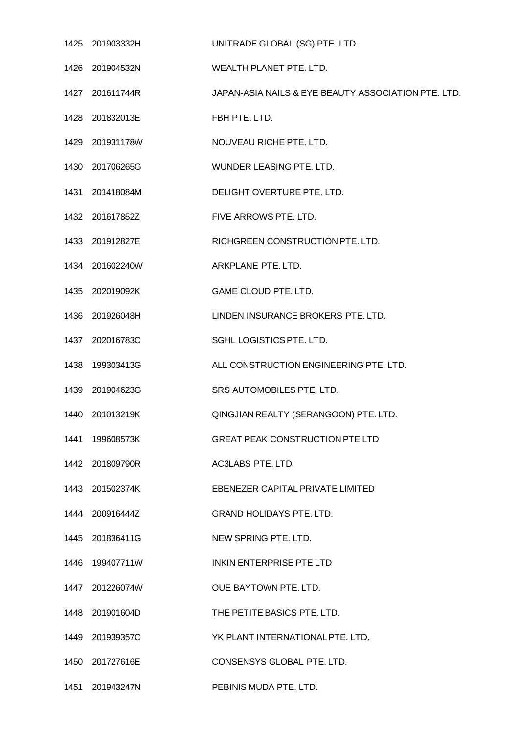| | | |
|---|---|---|
| 1425 | 201903332H | UNITRADE GLOBAL (SG) PTE. LTD. |
| 1426 | 201904532N | WEALTH PLANET PTE. LTD. |
| 1427 | 201611744R | JAPAN-ASIA NAILS & EYE BEAUTY ASSOCIATION PTE. LTD. |
| 1428 | 201832013E | FBH PTE. LTD. |
| 1429 | 201931178W | NOUVEAU RICHE PTE. LTD. |
| 1430 | 201706265G | WUNDER LEASING PTE. LTD. |
| 1431 | 201418084M | DELIGHT OVERTURE PTE. LTD. |
| 1432 | 201617852Z | FIVE ARROWS PTE. LTD. |
| 1433 | 201912827E | RICHGREEN CONSTRUCTION PTE. LTD. |
| 1434 | 201602240W | ARKPLANE PTE. LTD. |
| 1435 | 202019092K | GAME CLOUD PTE. LTD. |
| 1436 | 201926048H | LINDEN INSURANCE BROKERS PTE. LTD. |
| 1437 | 202016783C | SGHL LOGISTICS PTE. LTD. |
| 1438 | 199303413G | ALL CONSTRUCTION ENGINEERING PTE. LTD. |
| 1439 | 201904623G | SRS AUTOMOBILES PTE. LTD. |
| 1440 | 201013219K | QINGJIAN REALTY (SERANGOON) PTE. LTD. |
| 1441 | 199608573K | GREAT PEAK CONSTRUCTION PTE LTD |
| 1442 | 201809790R | AC3LABS PTE. LTD. |
| 1443 | 201502374K | EBENEZER CAPITAL PRIVATE LIMITED |
| 1444 | 200916444Z | GRAND HOLIDAYS PTE. LTD. |
| 1445 | 201836411G | NEW SPRING PTE. LTD. |
| 1446 | 199407711W | INKIN ENTERPRISE PTE LTD |
| 1447 | 201226074W | OUE BAYTOWN PTE. LTD. |
| 1448 | 201901604D | THE PETITE BASICS PTE. LTD. |
| 1449 | 201939357C | YK PLANT INTERNATIONAL PTE. LTD. |
| 1450 | 201727616E | CONSENSYS GLOBAL PTE. LTD. |
| 1451 | 201943247N | PEBINIS MUDA PTE. LTD. |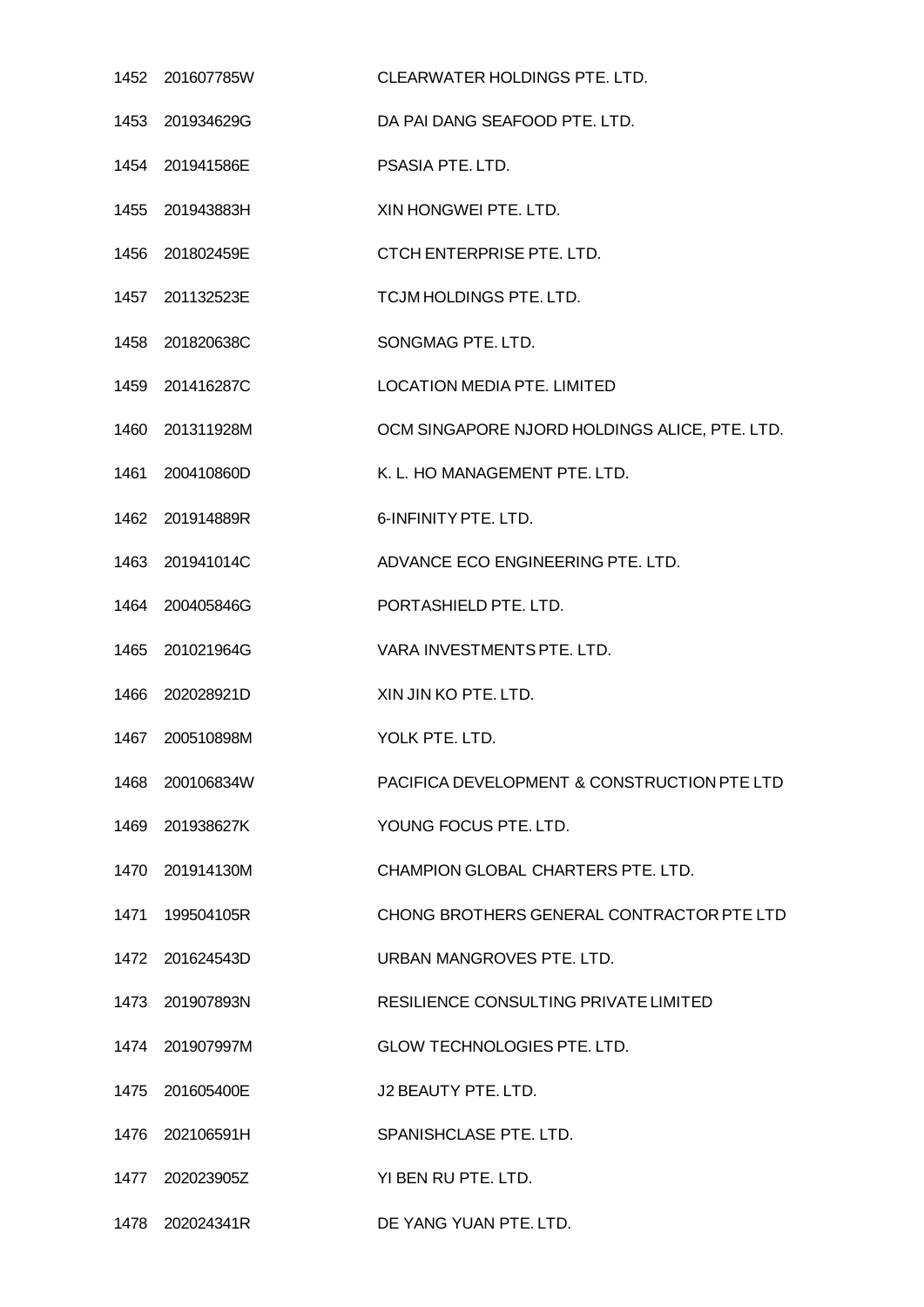| | | |
|---|---|---|
| 1452 | 201607785W | CLEARWATER HOLDINGS PTE. LTD. |
| 1453 | 201934629G | DA PAI DANG SEAFOOD PTE. LTD. |
| 1454 | 201941586E | PSASIA PTE. LTD. |
| 1455 | 201943883H | XIN HONGWEI PTE. LTD. |
| 1456 | 201802459E | CTCH ENTERPRISE PTE. LTD. |
| 1457 | 201132523E | TCJM HOLDINGS PTE. LTD. |
| 1458 | 201820638C | SONGMAG PTE. LTD. |
| 1459 | 201416287C | LOCATION MEDIA PTE. LIMITED |
| 1460 | 201311928M | OCM SINGAPORE NJORD HOLDINGS ALICE, PTE. LTD. |
| 1461 | 200410860D | K. L. HO MANAGEMENT PTE. LTD. |
| 1462 | 201914889R | 6-INFINITY PTE. LTD. |
| 1463 | 201941014C | ADVANCE ECO ENGINEERING PTE. LTD. |
| 1464 | 200405846G | PORTASHIELD PTE. LTD. |
| 1465 | 201021964G | VARA INVESTMENTS PTE. LTD. |
| 1466 | 202028921D | XIN JIN KO PTE. LTD. |
| 1467 | 200510898M | YOLK PTE. LTD. |
| 1468 | 200106834W | PACIFICA DEVELOPMENT & CONSTRUCTION PTE LTD |
| 1469 | 201938627K | YOUNG FOCUS PTE. LTD. |
| 1470 | 201914130M | CHAMPION GLOBAL CHARTERS PTE. LTD. |
| 1471 | 199504105R | CHONG BROTHERS GENERAL CONTRACTOR PTE LTD |
| 1472 | 201624543D | URBAN MANGROVES PTE. LTD. |
| 1473 | 201907893N | RESILIENCE CONSULTING PRIVATE LIMITED |
| 1474 | 201907997M | GLOW TECHNOLOGIES PTE. LTD. |
| 1475 | 201605400E | J2 BEAUTY PTE. LTD. |
| 1476 | 202106591H | SPANISHCLASE PTE. LTD. |
| 1477 | 202023905Z | YI BEN RU PTE. LTD. |
| 1478 | 202024341R | DE YANG YUAN PTE. LTD. |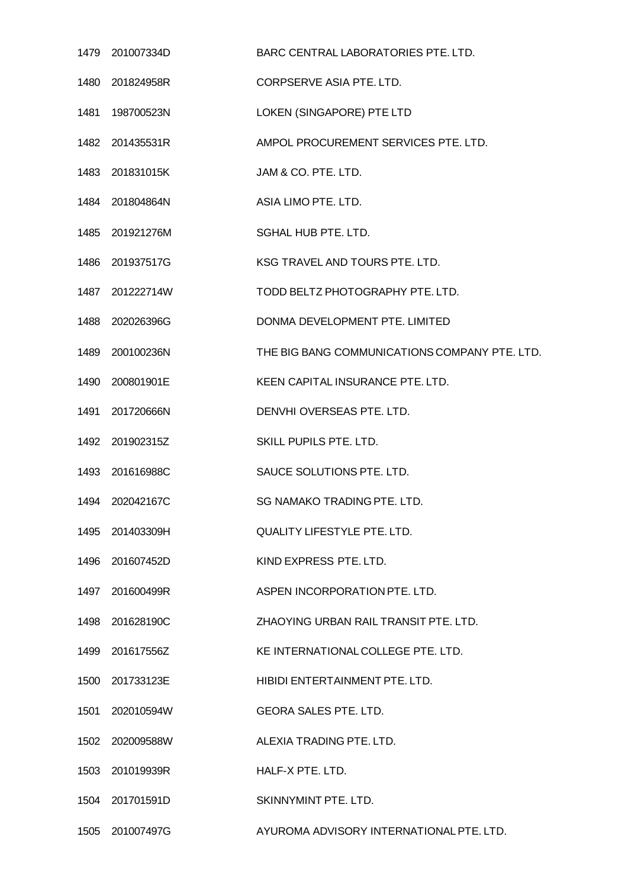| | | |
|---|---|---|
| 1479 | 201007334D | BARC CENTRAL LABORATORIES PTE. LTD. |
| 1480 | 201824958R | CORPSERVE ASIA PTE. LTD. |
| 1481 | 198700523N | LOKEN (SINGAPORE) PTE LTD |
| 1482 | 201435531R | AMPOL PROCUREMENT SERVICES PTE. LTD. |
| 1483 | 201831015K | JAM & CO. PTE. LTD. |
| 1484 | 201804864N | ASIA LIMO PTE. LTD. |
| 1485 | 201921276M | SGHAL HUB PTE. LTD. |
| 1486 | 201937517G | KSG TRAVEL AND TOURS PTE. LTD. |
| 1487 | 201222714W | TODD BELTZ PHOTOGRAPHY PTE. LTD. |
| 1488 | 202026396G | DONMA DEVELOPMENT PTE. LIMITED |
| 1489 | 200100236N | THE BIG BANG COMMUNICATIONS COMPANY PTE. LTD. |
| 1490 | 200801901E | KEEN CAPITAL INSURANCE PTE. LTD. |
| 1491 | 201720666N | DENVHI OVERSEAS PTE. LTD. |
| 1492 | 201902315Z | SKILL PUPILS PTE. LTD. |
| 1493 | 201616988C | SAUCE SOLUTIONS PTE. LTD. |
| 1494 | 202042167C | SG NAMAKO TRADING PTE. LTD. |
| 1495 | 201403309H | QUALITY LIFESTYLE PTE. LTD. |
| 1496 | 201607452D | KIND EXPRESS PTE. LTD. |
| 1497 | 201600499R | ASPEN INCORPORATION PTE. LTD. |
| 1498 | 201628190C | ZHAOYING URBAN RAIL TRANSIT PTE. LTD. |
| 1499 | 201617556Z | KE INTERNATIONAL COLLEGE PTE. LTD. |
| 1500 | 201733123E | HIBIDI ENTERTAINMENT PTE. LTD. |
| 1501 | 202010594W | GEORA SALES PTE. LTD. |
| 1502 | 202009588W | ALEXIA TRADING PTE. LTD. |
| 1503 | 201019939R | HALF-X PTE. LTD. |
| 1504 | 201701591D | SKINNYMINT PTE. LTD. |
| 1505 | 201007497G | AYUROMA ADVISORY INTERNATIONAL PTE. LTD. |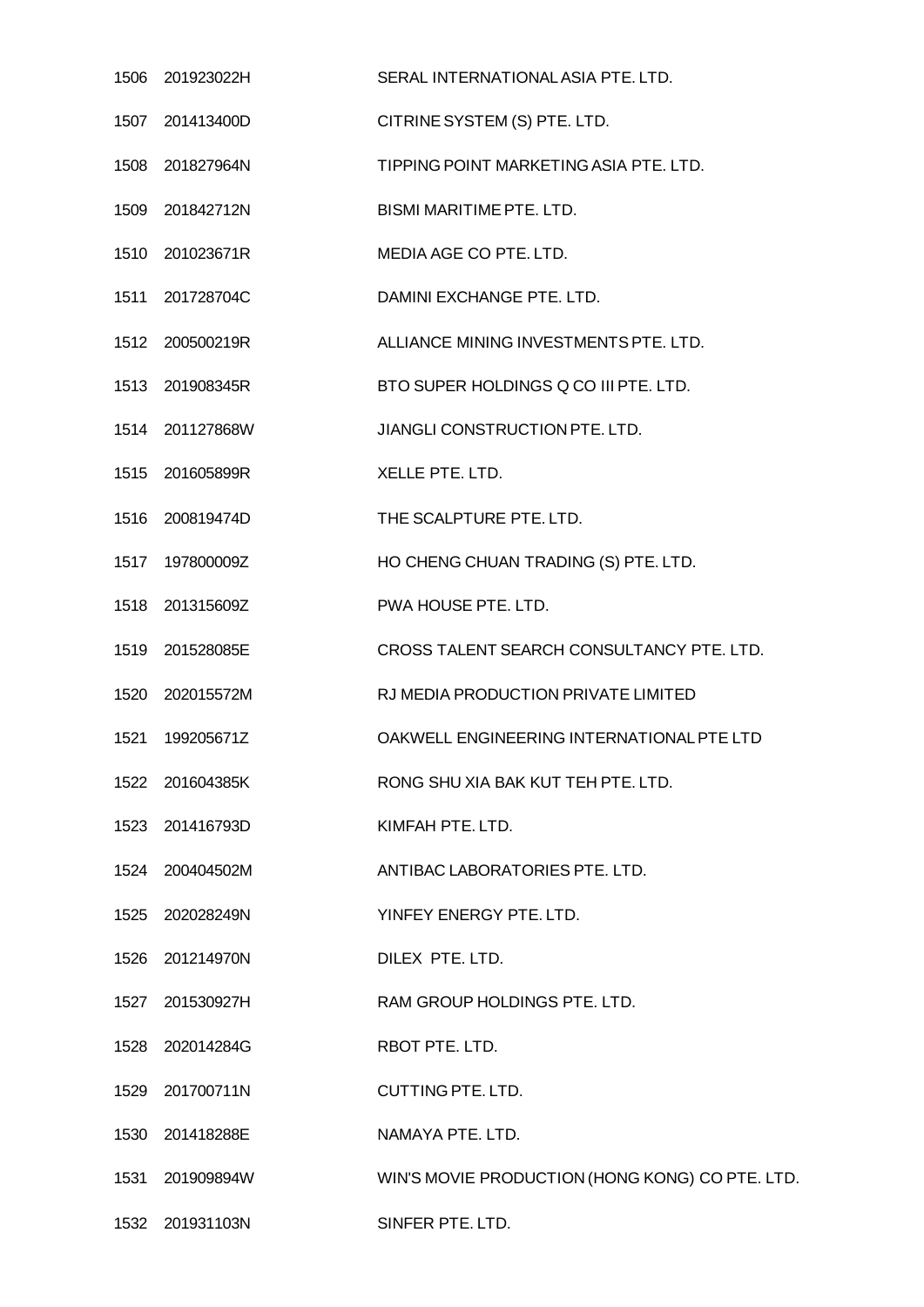| | | |
|---|---|---|
| 1506 | 201923022H | SERAL INTERNATIONAL ASIA PTE. LTD. |
| 1507 | 201413400D | CITRINE SYSTEM (S) PTE. LTD. |
| 1508 | 201827964N | TIPPING POINT MARKETING ASIA PTE. LTD. |
| 1509 | 201842712N | BISMI MARITIME PTE. LTD. |
| 1510 | 201023671R | MEDIA AGE CO PTE. LTD. |
| 1511 | 201728704C | DAMINI EXCHANGE PTE. LTD. |
| 1512 | 200500219R | ALLIANCE MINING INVESTMENTS PTE. LTD. |
| 1513 | 201908345R | BTO SUPER HOLDINGS Q CO III PTE. LTD. |
| 1514 | 201127868W | JIANGLI CONSTRUCTION PTE. LTD. |
| 1515 | 201605899R | XELLE PTE. LTD. |
| 1516 | 200819474D | THE SCALPTURE PTE. LTD. |
| 1517 | 197800009Z | HO CHENG CHUAN TRADING (S) PTE. LTD. |
| 1518 | 201315609Z | PWA HOUSE PTE. LTD. |
| 1519 | 201528085E | CROSS TALENT SEARCH CONSULTANCY PTE. LTD. |
| 1520 | 202015572M | RJ MEDIA PRODUCTION PRIVATE LIMITED |
| 1521 | 199205671Z | OAKWELL ENGINEERING INTERNATIONAL PTE LTD |
| 1522 | 201604385K | RONG SHU XIA BAK KUT TEH PTE. LTD. |
| 1523 | 201416793D | KIMFAH PTE. LTD. |
| 1524 | 200404502M | ANTIBAC LABORATORIES PTE. LTD. |
| 1525 | 202028249N | YINFEY ENERGY PTE. LTD. |
| 1526 | 201214970N | DILEX PTE. LTD. |
| 1527 | 201530927H | RAM GROUP HOLDINGS PTE. LTD. |
| 1528 | 202014284G | RBOT PTE. LTD. |
| 1529 | 201700711N | CUTTING PTE. LTD. |
| 1530 | 201418288E | NAMAYA PTE. LTD. |
| 1531 | 201909894W | WIN'S MOVIE PRODUCTION (HONG KONG) CO PTE. LTD. |
| 1532 | 201931103N | SINFER PTE. LTD. |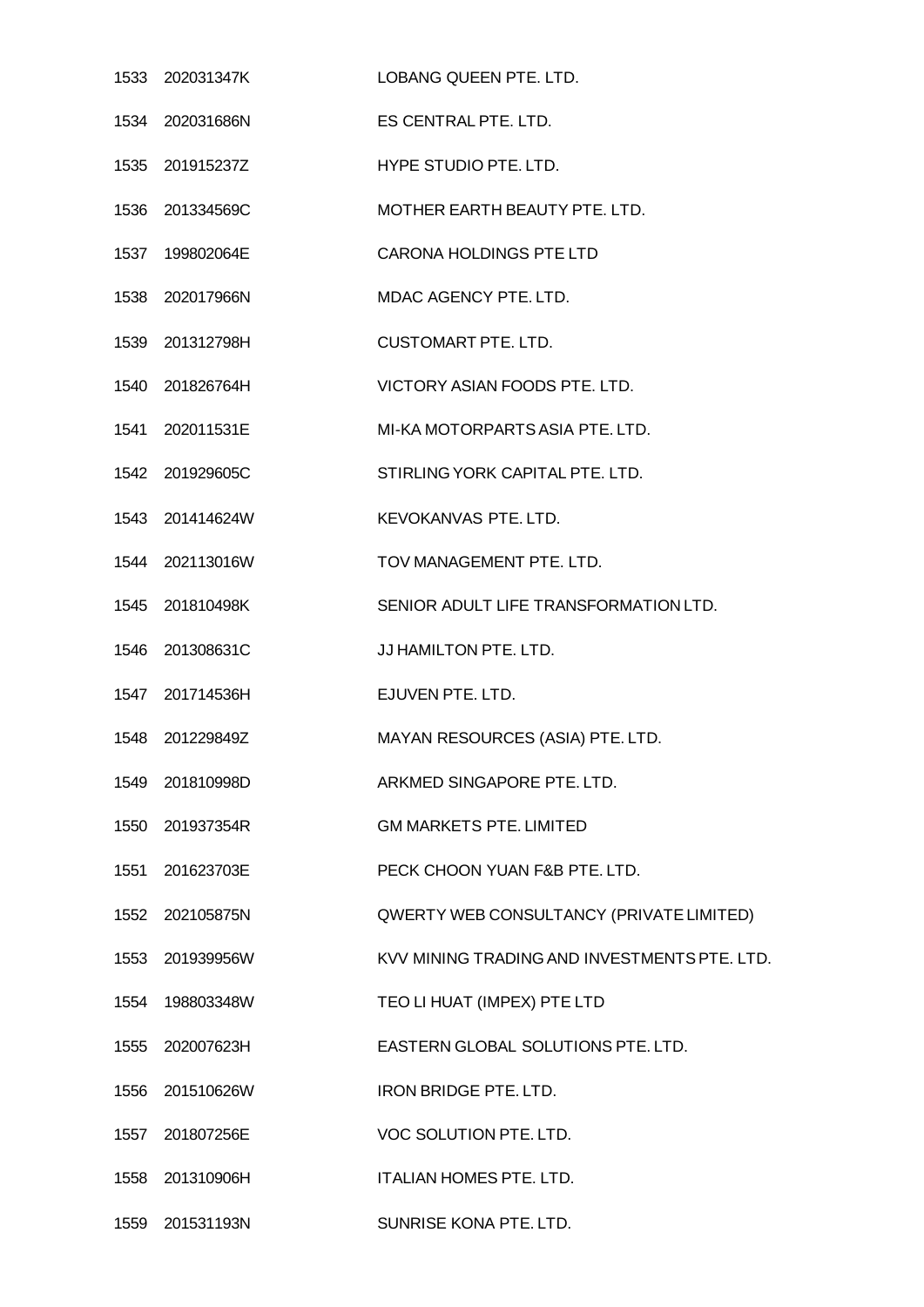| | | |
|---|---|---|
| 1533 | 202031347K | LOBANG QUEEN PTE. LTD. |
| 1534 | 202031686N | ES CENTRAL PTE. LTD. |
| 1535 | 201915237Z | HYPE STUDIO PTE. LTD. |
| 1536 | 201334569C | MOTHER EARTH BEAUTY PTE. LTD. |
| 1537 | 199802064E | CARONA HOLDINGS PTE LTD |
| 1538 | 202017966N | MDAC AGENCY PTE. LTD. |
| 1539 | 201312798H | CUSTOMART PTE. LTD. |
| 1540 | 201826764H | VICTORY ASIAN FOODS PTE. LTD. |
| 1541 | 202011531E | MI-KA MOTORPARTS ASIA PTE. LTD. |
| 1542 | 201929605C | STIRLING YORK CAPITAL PTE. LTD. |
| 1543 | 201414624W | KEVOKANVAS PTE. LTD. |
| 1544 | 202113016W | TOV MANAGEMENT PTE. LTD. |
| 1545 | 201810498K | SENIOR ADULT LIFE TRANSFORMATION LTD. |
| 1546 | 201308631C | JJ HAMILTON PTE. LTD. |
| 1547 | 201714536H | EJUVEN PTE. LTD. |
| 1548 | 201229849Z | MAYAN RESOURCES (ASIA) PTE. LTD. |
| 1549 | 201810998D | ARKMED SINGAPORE PTE. LTD. |
| 1550 | 201937354R | GM MARKETS PTE. LIMITED |
| 1551 | 201623703E | PECK CHOON YUAN F&B PTE. LTD. |
| 1552 | 202105875N | QWERTY WEB CONSULTANCY (PRIVATE LIMITED) |
| 1553 | 201939956W | KVV MINING TRADING AND INVESTMENTS PTE. LTD. |
| 1554 | 198803348W | TEO LI HUAT (IMPEX) PTE LTD |
| 1555 | 202007623H | EASTERN GLOBAL SOLUTIONS PTE. LTD. |
| 1556 | 201510626W | IRON BRIDGE PTE. LTD. |
| 1557 | 201807256E | VOC SOLUTION PTE. LTD. |
| 1558 | 201310906H | ITALIAN HOMES PTE. LTD. |
| 1559 | 201531193N | SUNRISE KONA PTE. LTD. |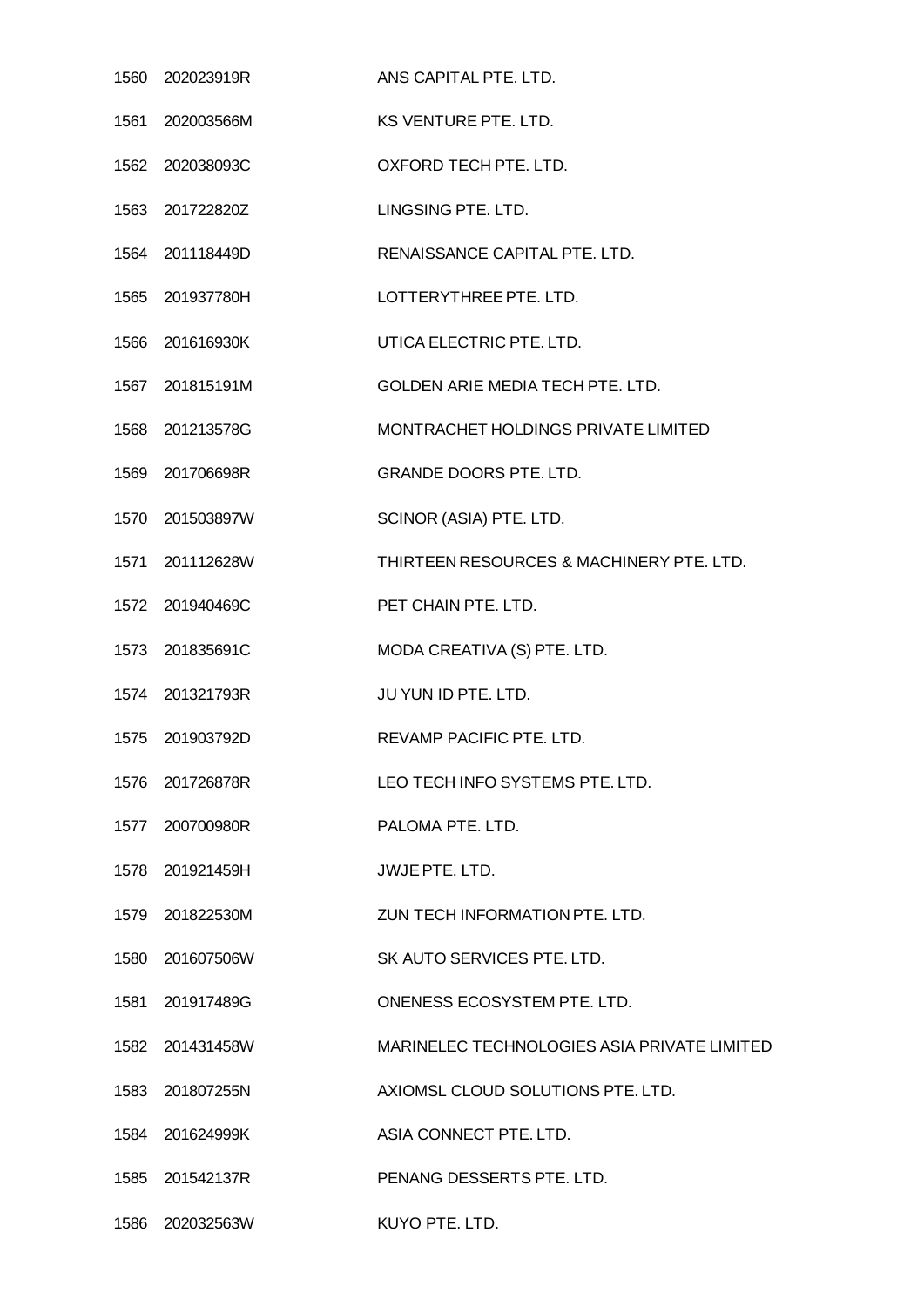| | | |
|---|---|---|
| 1560 | 202023919R | ANS CAPITAL PTE. LTD. |
| 1561 | 202003566M | KS VENTURE PTE. LTD. |
| 1562 | 202038093C | OXFORD TECH PTE. LTD. |
| 1563 | 201722820Z | LINGSING PTE. LTD. |
| 1564 | 201118449D | RENAISSANCE CAPITAL PTE. LTD. |
| 1565 | 201937780H | LOTTERYTHREE PTE. LTD. |
| 1566 | 201616930K | UTICA ELECTRIC PTE. LTD. |
| 1567 | 201815191M | GOLDEN ARIE MEDIA TECH PTE. LTD. |
| 1568 | 201213578G | MONTRACHET HOLDINGS PRIVATE LIMITED |
| 1569 | 201706698R | GRANDE DOORS PTE. LTD. |
| 1570 | 201503897W | SCINOR (ASIA) PTE. LTD. |
| 1571 | 201112628W | THIRTEEN RESOURCES & MACHINERY PTE. LTD. |
| 1572 | 201940469C | PET CHAIN PTE. LTD. |
| 1573 | 201835691C | MODA CREATIVA (S) PTE. LTD. |
| 1574 | 201321793R | JU YUN ID PTE. LTD. |
| 1575 | 201903792D | REVAMP PACIFIC PTE. LTD. |
| 1576 | 201726878R | LEO TECH INFO SYSTEMS PTE. LTD. |
| 1577 | 200700980R | PALOMA PTE. LTD. |
| 1578 | 201921459H | JWJE PTE. LTD. |
| 1579 | 201822530M | ZUN TECH INFORMATION PTE. LTD. |
| 1580 | 201607506W | SK AUTO SERVICES PTE. LTD. |
| 1581 | 201917489G | ONENESS ECOSYSTEM PTE. LTD. |
| 1582 | 201431458W | MARINELEC TECHNOLOGIES ASIA PRIVATE LIMITED |
| 1583 | 201807255N | AXIOMSL CLOUD SOLUTIONS PTE. LTD. |
| 1584 | 201624999K | ASIA CONNECT PTE. LTD. |
| 1585 | 201542137R | PENANG DESSERTS PTE. LTD. |
| 1586 | 202032563W | KUYO PTE. LTD. |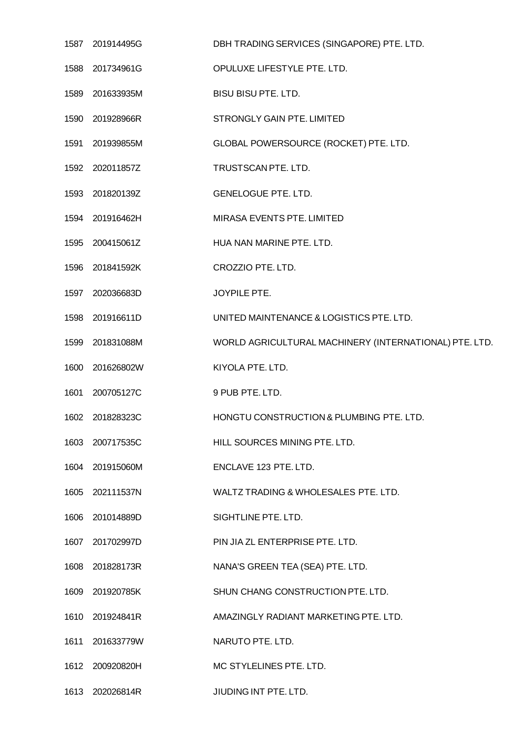| | | |
|---|---|---|
| 1587 | 201914495G | DBH TRADING SERVICES (SINGAPORE) PTE. LTD. |
| 1588 | 201734961G | OPULUXE LIFESTYLE PTE. LTD. |
| 1589 | 201633935M | BISU BISU PTE. LTD. |
| 1590 | 201928966R | STRONGLY GAIN PTE. LIMITED |
| 1591 | 201939855M | GLOBAL POWERSOURCE (ROCKET) PTE. LTD. |
| 1592 | 202011857Z | TRUSTSCAN PTE. LTD. |
| 1593 | 201820139Z | GENELOGUE PTE. LTD. |
| 1594 | 201916462H | MIRASA EVENTS PTE. LIMITED |
| 1595 | 200415061Z | HUA NAN MARINE PTE. LTD. |
| 1596 | 201841592K | CROZZIO PTE. LTD. |
| 1597 | 202036683D | JOYPILE PTE. |
| 1598 | 201916611D | UNITED MAINTENANCE & LOGISTICS PTE. LTD. |
| 1599 | 201831088M | WORLD AGRICULTURAL MACHINERY (INTERNATIONAL) PTE. LTD. |
| 1600 | 201626802W | KIYOLA PTE. LTD. |
| 1601 | 200705127C | 9 PUB PTE. LTD. |
| 1602 | 201828323C | HONGTU CONSTRUCTION & PLUMBING PTE. LTD. |
| 1603 | 200717535C | HILL SOURCES MINING PTE. LTD. |
| 1604 | 201915060M | ENCLAVE 123 PTE. LTD. |
| 1605 | 202111537N | WALTZ TRADING & WHOLESALES PTE. LTD. |
| 1606 | 201014889D | SIGHTLINE PTE. LTD. |
| 1607 | 201702997D | PIN JIA ZL ENTERPRISE PTE. LTD. |
| 1608 | 201828173R | NANA'S GREEN TEA (SEA) PTE. LTD. |
| 1609 | 201920785K | SHUN CHANG CONSTRUCTION PTE. LTD. |
| 1610 | 201924841R | AMAZINGLY RADIANT MARKETING PTE. LTD. |
| 1611 | 201633779W | NARUTO PTE. LTD. |
| 1612 | 200920820H | MC STYLELINES PTE. LTD. |
| 1613 | 202026814R | JIUDING INT PTE. LTD. |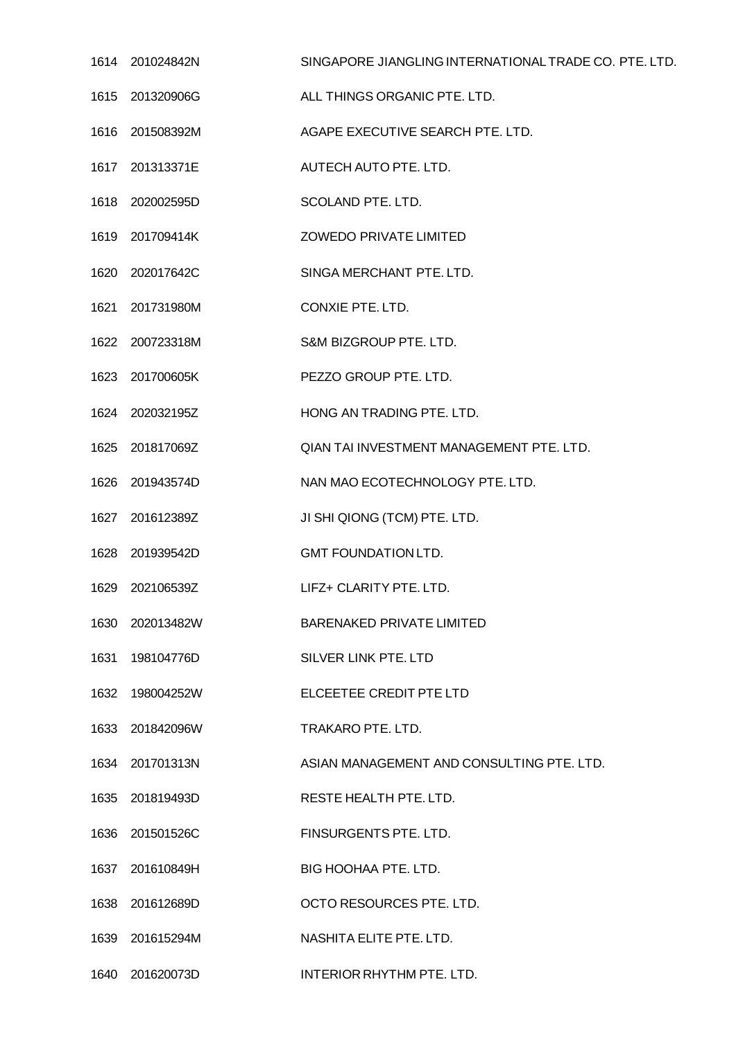| | | |
|---|---|---|
| 1614 | 201024842N | SINGAPORE JIANGLING INTERNATIONAL TRADE CO. PTE. LTD. |
| 1615 | 201320906G | ALL THINGS ORGANIC PTE. LTD. |
| 1616 | 201508392M | AGAPE EXECUTIVE SEARCH PTE. LTD. |
| 1617 | 201313371E | AUTECH AUTO PTE. LTD. |
| 1618 | 202002595D | SCOLAND PTE. LTD. |
| 1619 | 201709414K | ZOWEDO PRIVATE LIMITED |
| 1620 | 202017642C | SINGA MERCHANT PTE. LTD. |
| 1621 | 201731980M | CONXIE PTE. LTD. |
| 1622 | 200723318M | S&M BIZGROUP PTE. LTD. |
| 1623 | 201700605K | PEZZO GROUP PTE. LTD. |
| 1624 | 202032195Z | HONG AN TRADING PTE. LTD. |
| 1625 | 201817069Z | QIAN TAI INVESTMENT MANAGEMENT PTE. LTD. |
| 1626 | 201943574D | NAN MAO ECOTECHNOLOGY PTE. LTD. |
| 1627 | 201612389Z | JI SHI QIONG (TCM) PTE. LTD. |
| 1628 | 201939542D | GMT FOUNDATION LTD. |
| 1629 | 202106539Z | LIFZ+ CLARITY PTE. LTD. |
| 1630 | 202013482W | BARENAKED PRIVATE LIMITED |
| 1631 | 198104776D | SILVER LINK PTE. LTD |
| 1632 | 198004252W | ELCEETEE CREDIT PTE LTD |
| 1633 | 201842096W | TRAKARO PTE. LTD. |
| 1634 | 201701313N | ASIAN MANAGEMENT AND CONSULTING PTE. LTD. |
| 1635 | 201819493D | RESTE HEALTH PTE. LTD. |
| 1636 | 201501526C | FINSURGENTS PTE. LTD. |
| 1637 | 201610849H | BIG HOOHAA PTE. LTD. |
| 1638 | 201612689D | OCTO RESOURCES PTE. LTD. |
| 1639 | 201615294M | NASHITA ELITE PTE. LTD. |
| 1640 | 201620073D | INTERIOR RHYTHM PTE. LTD. |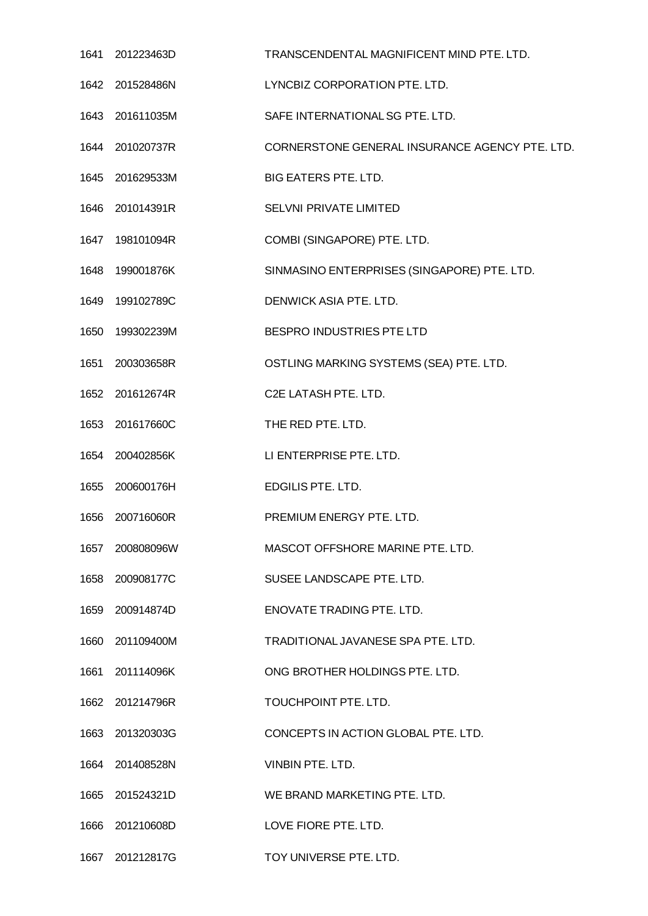| | | |
|---|---|---|
| 1641 | 201223463D | TRANSCENDENTAL MAGNIFICENT MIND PTE. LTD. |
| 1642 | 201528486N | LYNCBIZ CORPORATION PTE. LTD. |
| 1643 | 201611035M | SAFE INTERNATIONAL SG PTE. LTD. |
| 1644 | 201020737R | CORNERSTONE GENERAL INSURANCE AGENCY PTE. LTD. |
| 1645 | 201629533M | BIG EATERS PTE. LTD. |
| 1646 | 201014391R | SELVNI PRIVATE LIMITED |
| 1647 | 198101094R | COMBI (SINGAPORE) PTE. LTD. |
| 1648 | 199001876K | SINMASINO ENTERPRISES (SINGAPORE) PTE. LTD. |
| 1649 | 199102789C | DENWICK ASIA PTE. LTD. |
| 1650 | 199302239M | BESPRO INDUSTRIES PTE LTD |
| 1651 | 200303658R | OSTLING MARKING SYSTEMS (SEA) PTE. LTD. |
| 1652 | 201612674R | C2E LATASH PTE. LTD. |
| 1653 | 201617660C | THE RED PTE. LTD. |
| 1654 | 200402856K | LI ENTERPRISE PTE. LTD. |
| 1655 | 200600176H | EDGILIS PTE. LTD. |
| 1656 | 200716060R | PREMIUM ENERGY PTE. LTD. |
| 1657 | 200808096W | MASCOT OFFSHORE MARINE PTE. LTD. |
| 1658 | 200908177C | SUSEE LANDSCAPE PTE. LTD. |
| 1659 | 200914874D | ENOVATE TRADING PTE. LTD. |
| 1660 | 201109400M | TRADITIONAL JAVANESE SPA PTE. LTD. |
| 1661 | 201114096K | ONG BROTHER HOLDINGS PTE. LTD. |
| 1662 | 201214796R | TOUCHPOINT PTE. LTD. |
| 1663 | 201320303G | CONCEPTS IN ACTION GLOBAL PTE. LTD. |
| 1664 | 201408528N | VINBIN PTE. LTD. |
| 1665 | 201524321D | WE BRAND MARKETING PTE. LTD. |
| 1666 | 201210608D | LOVE FIORE PTE. LTD. |
| 1667 | 201212817G | TOY UNIVERSE PTE. LTD. |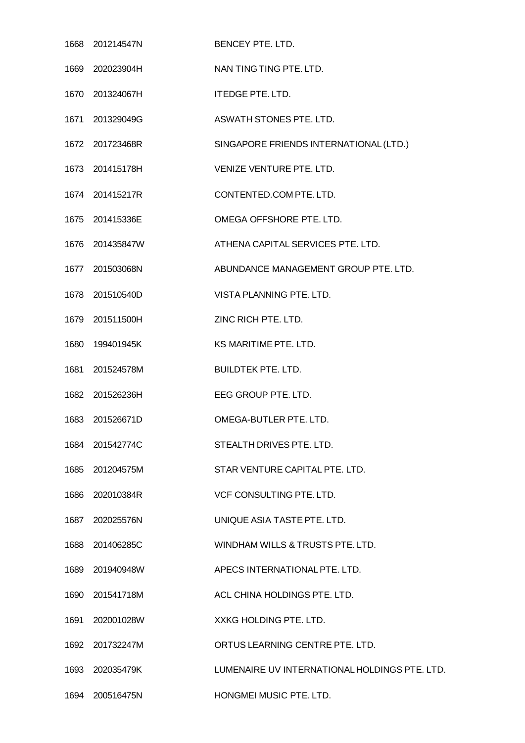| | | |
|---|---|---|
| 1668 | 201214547N | BENCEY PTE. LTD. |
| 1669 | 202023904H | NAN TING TING PTE. LTD. |
| 1670 | 201324067H | ITEDGE PTE. LTD. |
| 1671 | 201329049G | ASWATH STONES PTE. LTD. |
| 1672 | 201723468R | SINGAPORE FRIENDS INTERNATIONAL (LTD.) |
| 1673 | 201415178H | VENIZE VENTURE PTE. LTD. |
| 1674 | 201415217R | CONTENTED.COM PTE. LTD. |
| 1675 | 201415336E | OMEGA OFFSHORE PTE. LTD. |
| 1676 | 201435847W | ATHENA CAPITAL SERVICES PTE. LTD. |
| 1677 | 201503068N | ABUNDANCE MANAGEMENT GROUP PTE. LTD. |
| 1678 | 201510540D | VISTA PLANNING PTE. LTD. |
| 1679 | 201511500H | ZINC RICH PTE. LTD. |
| 1680 | 199401945K | KS MARITIME PTE. LTD. |
| 1681 | 201524578M | BUILDTEK PTE. LTD. |
| 1682 | 201526236H | EEG GROUP PTE. LTD. |
| 1683 | 201526671D | OMEGA-BUTLER PTE. LTD. |
| 1684 | 201542774C | STEALTH DRIVES PTE. LTD. |
| 1685 | 201204575M | STAR VENTURE CAPITAL PTE. LTD. |
| 1686 | 202010384R | VCF CONSULTING PTE. LTD. |
| 1687 | 202025576N | UNIQUE ASIA TASTE PTE. LTD. |
| 1688 | 201406285C | WINDHAM WILLS & TRUSTS PTE. LTD. |
| 1689 | 201940948W | APECS INTERNATIONAL PTE. LTD. |
| 1690 | 201541718M | ACL CHINA HOLDINGS PTE. LTD. |
| 1691 | 202001028W | XXKG HOLDING PTE. LTD. |
| 1692 | 201732247M | ORTUS LEARNING CENTRE PTE. LTD. |
| 1693 | 202035479K | LUMENAIRE UV INTERNATIONAL HOLDINGS PTE. LTD. |
| 1694 | 200516475N | HONGMEI MUSIC PTE. LTD. |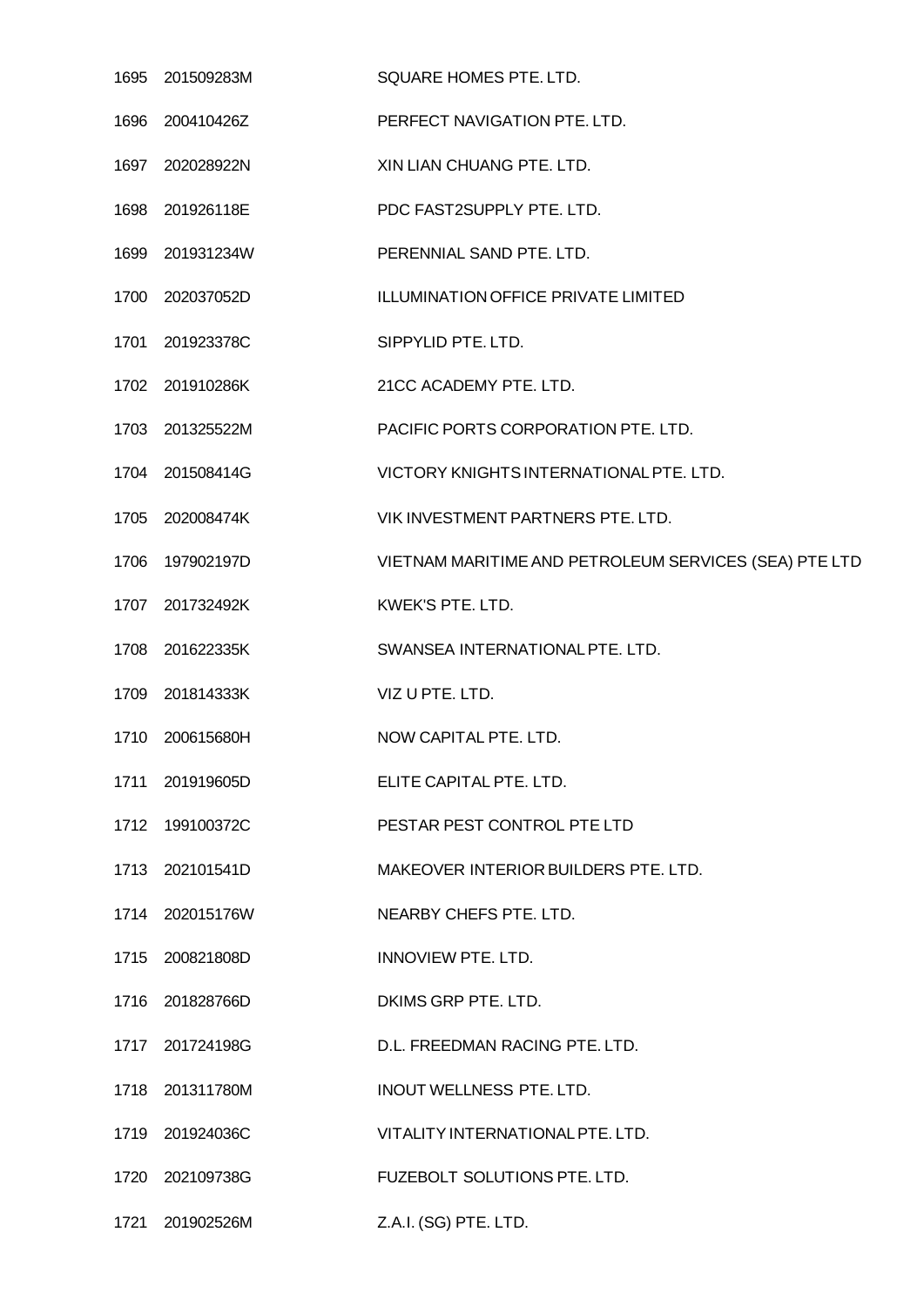| | | |
|---|---|---|
| 1695 | 201509283M | SQUARE HOMES PTE. LTD. |
| 1696 | 200410426Z | PERFECT NAVIGATION PTE. LTD. |
| 1697 | 202028922N | XIN LIAN CHUANG PTE. LTD. |
| 1698 | 201926118E | PDC FAST2SUPPLY PTE. LTD. |
| 1699 | 201931234W | PERENNIAL SAND PTE. LTD. |
| 1700 | 202037052D | ILLUMINATION OFFICE PRIVATE LIMITED |
| 1701 | 201923378C | SIPPYLID PTE. LTD. |
| 1702 | 201910286K | 21CC ACADEMY PTE. LTD. |
| 1703 | 201325522M | PACIFIC PORTS CORPORATION PTE. LTD. |
| 1704 | 201508414G | VICTORY KNIGHTS INTERNATIONAL PTE. LTD. |
| 1705 | 202008474K | VIK INVESTMENT PARTNERS PTE. LTD. |
| 1706 | 197902197D | VIETNAM MARITIME AND PETROLEUM SERVICES (SEA) PTE LTD |
| 1707 | 201732492K | KWEK'S PTE. LTD. |
| 1708 | 201622335K | SWANSEA INTERNATIONAL PTE. LTD. |
| 1709 | 201814333K | VIZ U PTE. LTD. |
| 1710 | 200615680H | NOW CAPITAL PTE. LTD. |
| 1711 | 201919605D | ELITE CAPITAL PTE. LTD. |
| 1712 | 199100372C | PESTAR PEST CONTROL PTE LTD |
| 1713 | 202101541D | MAKEOVER INTERIOR BUILDERS PTE. LTD. |
| 1714 | 202015176W | NEARBY CHEFS PTE. LTD. |
| 1715 | 200821808D | INNOVIEW PTE. LTD. |
| 1716 | 201828766D | DKIMS GRP PTE. LTD. |
| 1717 | 201724198G | D.L. FREEDMAN RACING PTE. LTD. |
| 1718 | 201311780M | INOUT WELLNESS PTE. LTD. |
| 1719 | 201924036C | VITALITY INTERNATIONAL PTE. LTD. |
| 1720 | 202109738G | FUZEBOLT SOLUTIONS PTE. LTD. |
| 1721 | 201902526M | Z.A.I. (SG) PTE. LTD. |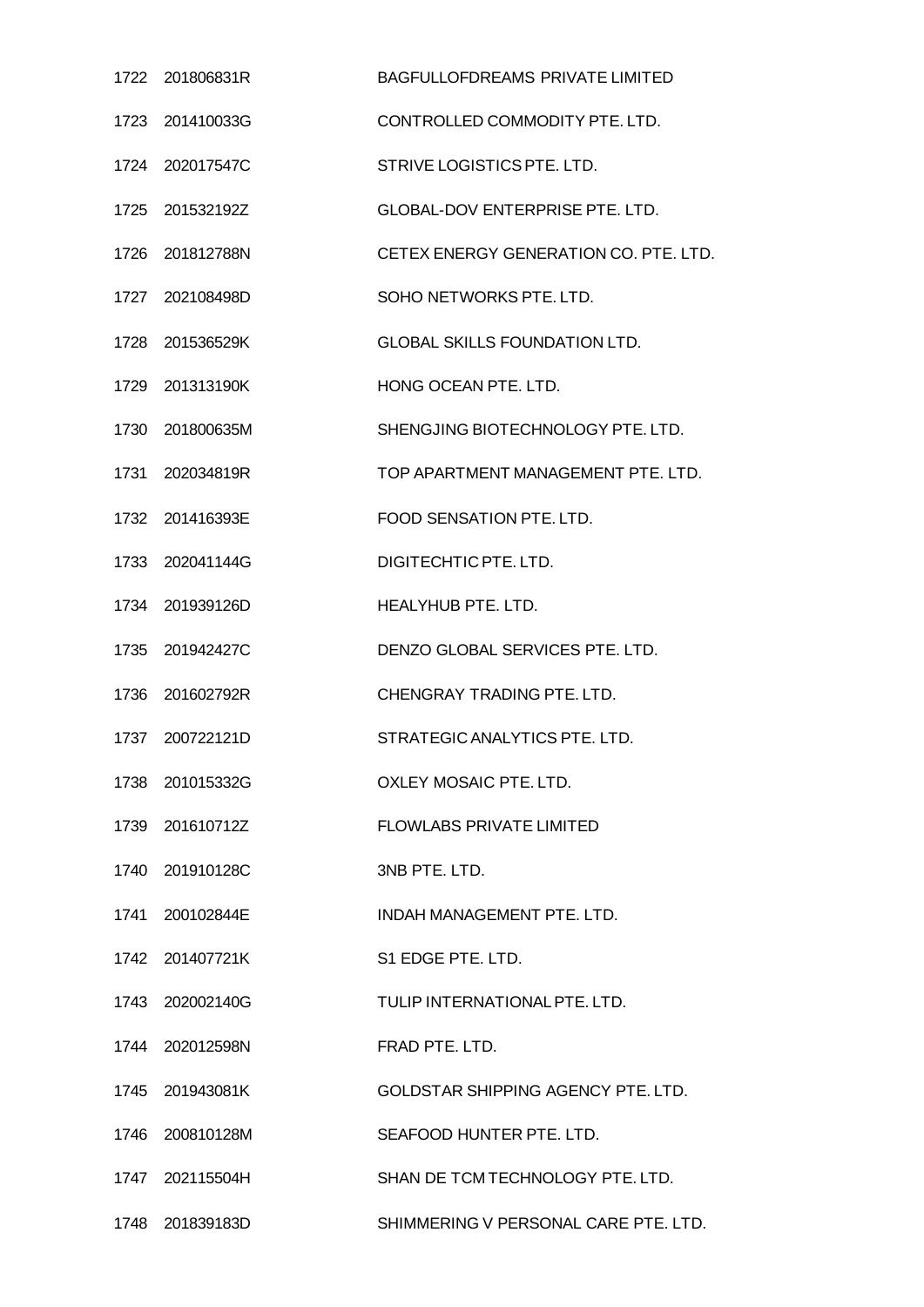| | | |
|---|---|---|
| 1722 | 201806831R | BAGFULLOFDREAMS PRIVATE LIMITED |
| 1723 | 201410033G | CONTROLLED COMMODITY PTE. LTD. |
| 1724 | 202017547C | STRIVE LOGISTICS PTE. LTD. |
| 1725 | 201532192Z | GLOBAL-DOV ENTERPRISE PTE. LTD. |
| 1726 | 201812788N | CETEX ENERGY GENERATION CO. PTE. LTD. |
| 1727 | 202108498D | SOHO NETWORKS PTE. LTD. |
| 1728 | 201536529K | GLOBAL SKILLS FOUNDATION LTD. |
| 1729 | 201313190K | HONG OCEAN PTE. LTD. |
| 1730 | 201800635M | SHENGJING BIOTECHNOLOGY PTE. LTD. |
| 1731 | 202034819R | TOP APARTMENT MANAGEMENT PTE. LTD. |
| 1732 | 201416393E | FOOD SENSATION PTE. LTD. |
| 1733 | 202041144G | DIGITECHTIC PTE. LTD. |
| 1734 | 201939126D | HEALYHUB PTE. LTD. |
| 1735 | 201942427C | DENZO GLOBAL SERVICES PTE. LTD. |
| 1736 | 201602792R | CHENGRAY TRADING PTE. LTD. |
| 1737 | 200722121D | STRATEGIC ANALYTICS PTE. LTD. |
| 1738 | 201015332G | OXLEY MOSAIC PTE. LTD. |
| 1739 | 201610712Z | FLOWLABS PRIVATE LIMITED |
| 1740 | 201910128C | 3NB PTE. LTD. |
| 1741 | 200102844E | INDAH MANAGEMENT PTE. LTD. |
| 1742 | 201407721K | S1 EDGE PTE. LTD. |
| 1743 | 202002140G | TULIP INTERNATIONAL PTE. LTD. |
| 1744 | 202012598N | FRAD PTE. LTD. |
| 1745 | 201943081K | GOLDSTAR SHIPPING AGENCY PTE. LTD. |
| 1746 | 200810128M | SEAFOOD HUNTER PTE. LTD. |
| 1747 | 202115504H | SHAN DE TCM TECHNOLOGY PTE. LTD. |
| 1748 | 201839183D | SHIMMERING V PERSONAL CARE PTE. LTD. |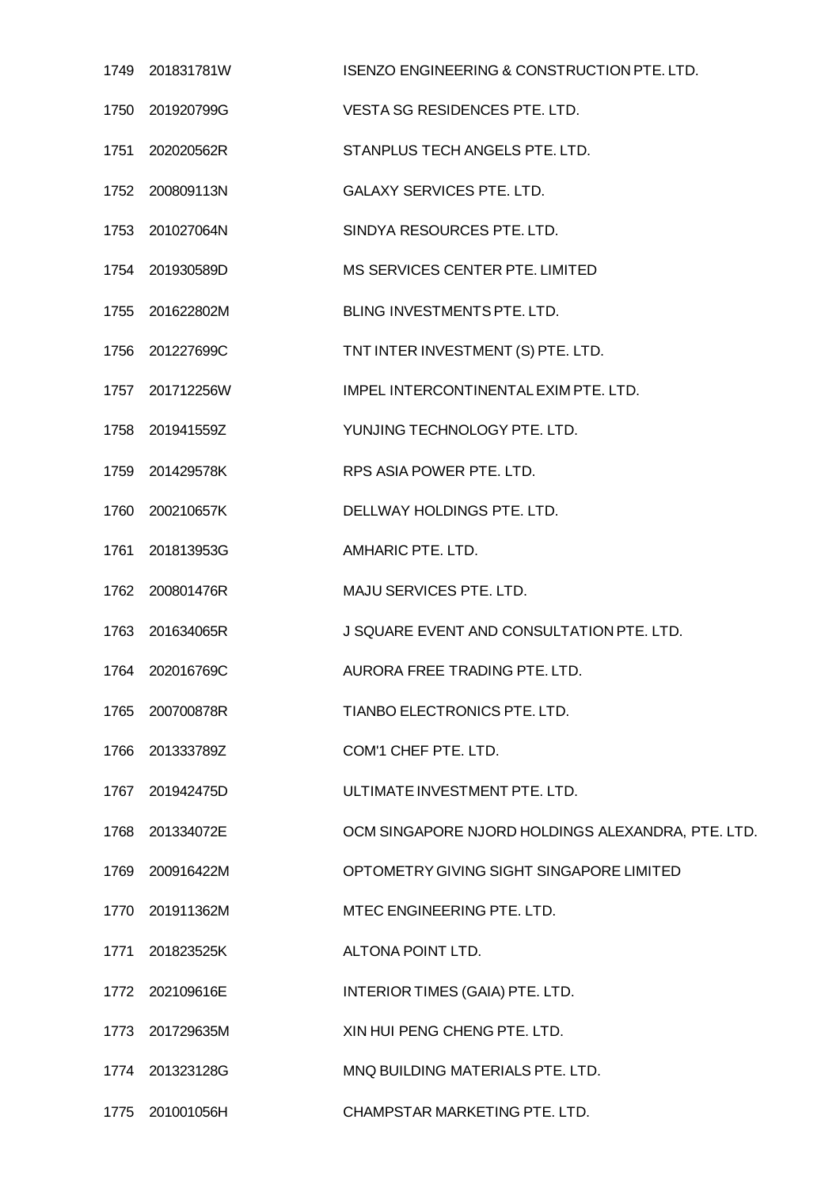| | | |
|---|---|---|
| 1749 | 201831781W | ISENZO ENGINEERING & CONSTRUCTION PTE. LTD. |
| 1750 | 201920799G | VESTA SG RESIDENCES PTE. LTD. |
| 1751 | 202020562R | STANPLUS TECH ANGELS PTE. LTD. |
| 1752 | 200809113N | GALAXY SERVICES PTE. LTD. |
| 1753 | 201027064N | SINDYA RESOURCES PTE. LTD. |
| 1754 | 201930589D | MS SERVICES CENTER PTE. LIMITED |
| 1755 | 201622802M | BLING INVESTMENTS PTE. LTD. |
| 1756 | 201227699C | TNT INTER INVESTMENT (S) PTE. LTD. |
| 1757 | 201712256W | IMPEL INTERCONTINENTAL EXIM PTE. LTD. |
| 1758 | 201941559Z | YUNJING TECHNOLOGY PTE. LTD. |
| 1759 | 201429578K | RPS ASIA POWER PTE. LTD. |
| 1760 | 200210657K | DELLWAY HOLDINGS PTE. LTD. |
| 1761 | 201813953G | AMHARIC PTE. LTD. |
| 1762 | 200801476R | MAJU SERVICES PTE. LTD. |
| 1763 | 201634065R | J SQUARE EVENT AND CONSULTATION PTE. LTD. |
| 1764 | 202016769C | AURORA FREE TRADING PTE. LTD. |
| 1765 | 200700878R | TIANBO ELECTRONICS PTE. LTD. |
| 1766 | 201333789Z | COM'1 CHEF PTE. LTD. |
| 1767 | 201942475D | ULTIMATE INVESTMENT PTE. LTD. |
| 1768 | 201334072E | OCM SINGAPORE NJORD HOLDINGS ALEXANDRA, PTE. LTD. |
| 1769 | 200916422M | OPTOMETRY GIVING SIGHT SINGAPORE LIMITED |
| 1770 | 201911362M | MTEC ENGINEERING PTE. LTD. |
| 1771 | 201823525K | ALTONA POINT LTD. |
| 1772 | 202109616E | INTERIOR TIMES (GAIA) PTE. LTD. |
| 1773 | 201729635M | XIN HUI PENG CHENG PTE. LTD. |
| 1774 | 201323128G | MNQ BUILDING MATERIALS PTE. LTD. |
| 1775 | 201001056H | CHAMPSTAR MARKETING PTE. LTD. |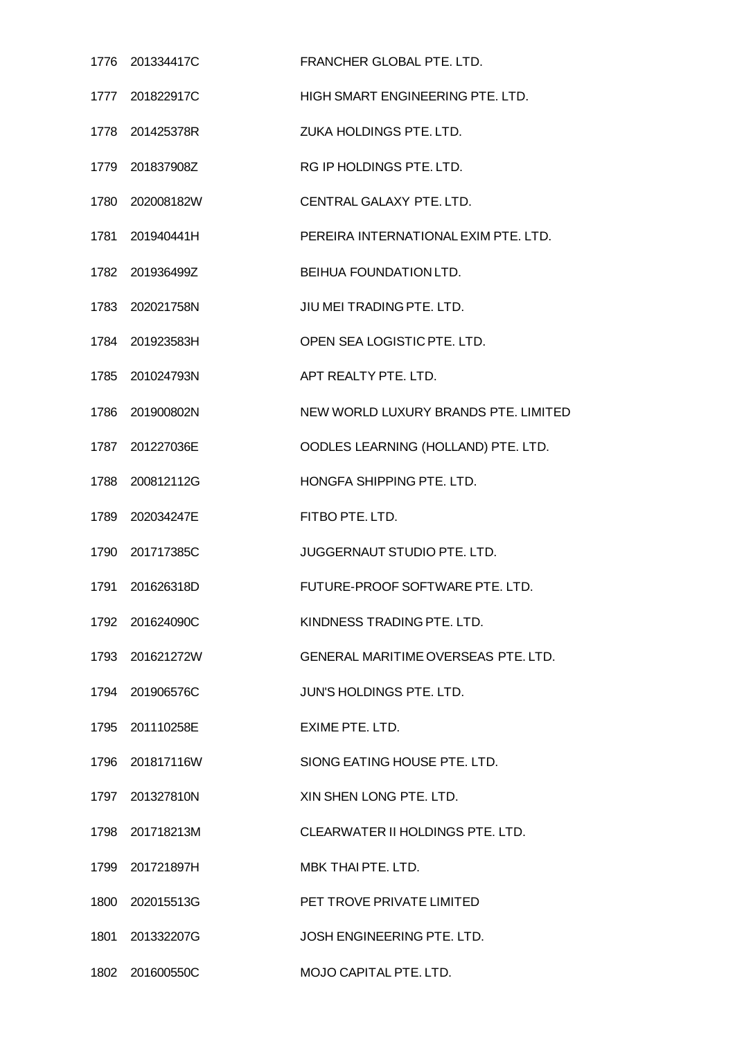| | | |
|---|---|---|
| 1776 | 201334417C | FRANCHER GLOBAL PTE. LTD. |
| 1777 | 201822917C | HIGH SMART ENGINEERING PTE. LTD. |
| 1778 | 201425378R | ZUKA HOLDINGS PTE. LTD. |
| 1779 | 201837908Z | RG IP HOLDINGS PTE. LTD. |
| 1780 | 202008182W | CENTRAL GALAXY PTE. LTD. |
| 1781 | 201940441H | PEREIRA INTERNATIONAL EXIM PTE. LTD. |
| 1782 | 201936499Z | BEIHUA FOUNDATION LTD. |
| 1783 | 202021758N | JIU MEI TRADING PTE. LTD. |
| 1784 | 201923583H | OPEN SEA LOGISTIC PTE. LTD. |
| 1785 | 201024793N | APT REALTY PTE. LTD. |
| 1786 | 201900802N | NEW WORLD LUXURY BRANDS PTE. LIMITED |
| 1787 | 201227036E | OODLES LEARNING (HOLLAND) PTE. LTD. |
| 1788 | 200812112G | HONGFA SHIPPING PTE. LTD. |
| 1789 | 202034247E | FITBO PTE. LTD. |
| 1790 | 201717385C | JUGGERNAUT STUDIO PTE. LTD. |
| 1791 | 201626318D | FUTURE-PROOF SOFTWARE PTE. LTD. |
| 1792 | 201624090C | KINDNESS TRADING PTE. LTD. |
| 1793 | 201621272W | GENERAL MARITIME OVERSEAS PTE. LTD. |
| 1794 | 201906576C | JUN'S HOLDINGS PTE. LTD. |
| 1795 | 201110258E | EXIME PTE. LTD. |
| 1796 | 201817116W | SIONG EATING HOUSE PTE. LTD. |
| 1797 | 201327810N | XIN SHEN LONG PTE. LTD. |
| 1798 | 201718213M | CLEARWATER II HOLDINGS PTE. LTD. |
| 1799 | 201721897H | MBK THAI PTE. LTD. |
| 1800 | 202015513G | PET TROVE PRIVATE LIMITED |
| 1801 | 201332207G | JOSH ENGINEERING PTE. LTD. |
| 1802 | 201600550C | MOJO CAPITAL PTE. LTD. |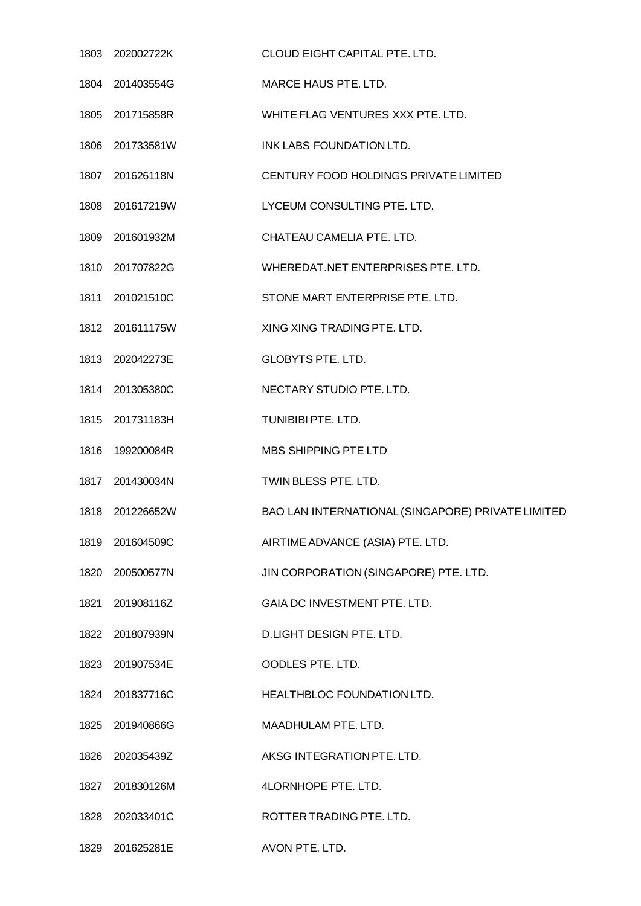| | | |
|---|---|---|
| 1803 | 202002722K | CLOUD EIGHT CAPITAL PTE. LTD. |
| 1804 | 201403554G | MARCE HAUS PTE. LTD. |
| 1805 | 201715858R | WHITE FLAG VENTURES XXX PTE. LTD. |
| 1806 | 201733581W | INK LABS FOUNDATION LTD. |
| 1807 | 201626118N | CENTURY FOOD HOLDINGS PRIVATE LIMITED |
| 1808 | 201617219W | LYCEUM CONSULTING PTE. LTD. |
| 1809 | 201601932M | CHATEAU CAMELIA PTE. LTD. |
| 1810 | 201707822G | WHEREDAT.NET ENTERPRISES PTE. LTD. |
| 1811 | 201021510C | STONE MART ENTERPRISE PTE. LTD. |
| 1812 | 201611175W | XING XING TRADING PTE. LTD. |
| 1813 | 202042273E | GLOBYTS PTE. LTD. |
| 1814 | 201305380C | NECTARY STUDIO PTE. LTD. |
| 1815 | 201731183H | TUNIBIBI PTE. LTD. |
| 1816 | 199200084R | MBS SHIPPING PTE LTD |
| 1817 | 201430034N | TWIN BLESS PTE. LTD. |
| 1818 | 201226652W | BAO LAN INTERNATIONAL (SINGAPORE) PRIVATE LIMITED |
| 1819 | 201604509C | AIRTIME ADVANCE (ASIA) PTE. LTD. |
| 1820 | 200500577N | JIN CORPORATION (SINGAPORE) PTE. LTD. |
| 1821 | 201908116Z | GAIA DC INVESTMENT PTE. LTD. |
| 1822 | 201807939N | D.LIGHT DESIGN PTE. LTD. |
| 1823 | 201907534E | OODLES PTE. LTD. |
| 1824 | 201837716C | HEALTHBLOC FOUNDATION LTD. |
| 1825 | 201940866G | MAADHULAM PTE. LTD. |
| 1826 | 202035439Z | AKSG INTEGRATION PTE. LTD. |
| 1827 | 201830126M | 4LORNHOPE PTE. LTD. |
| 1828 | 202033401C | ROTTER TRADING PTE. LTD. |
| 1829 | 201625281E | AVON PTE. LTD. |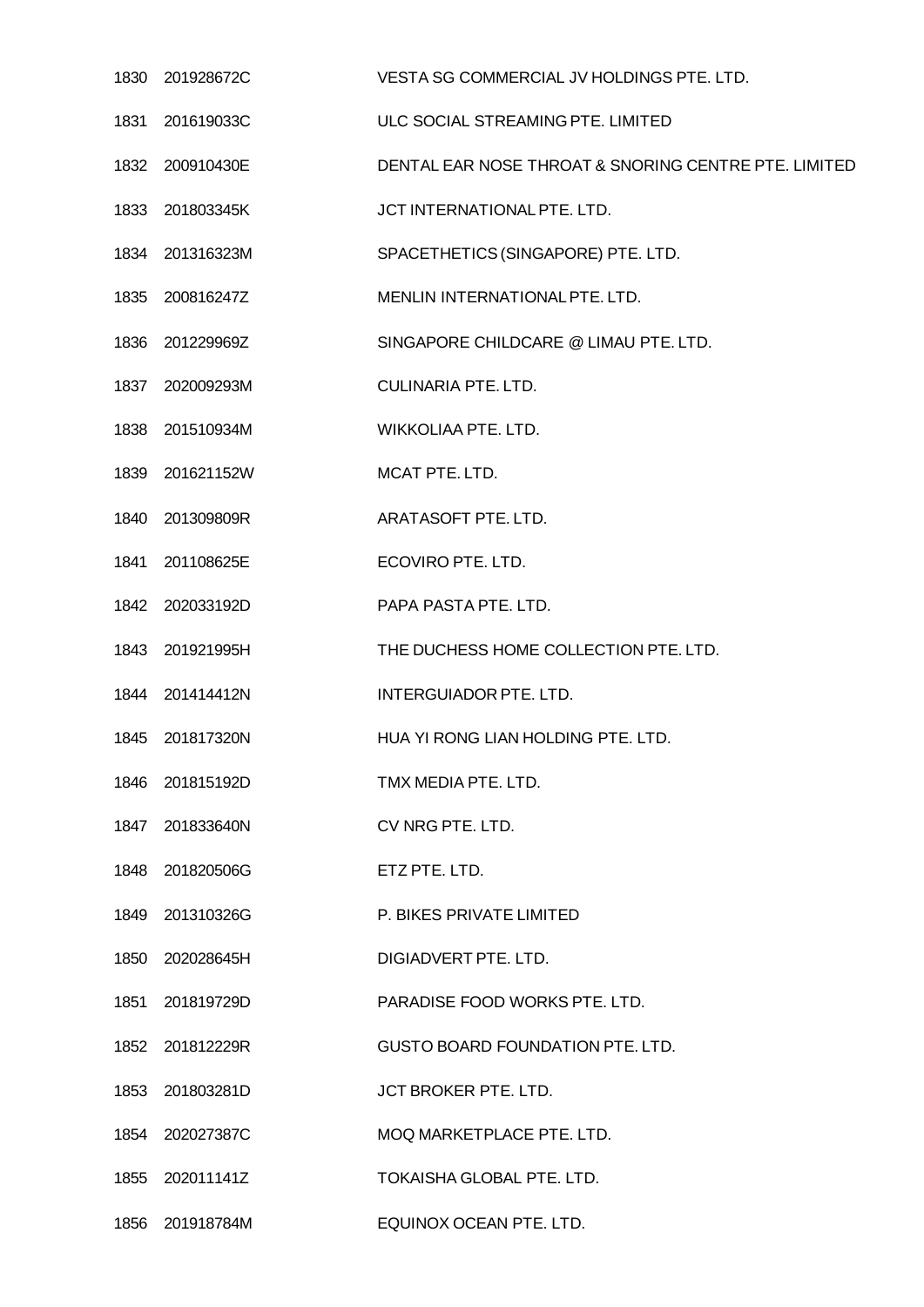| | | |
|---|---|---|
| 1830 | 201928672C | VESTA SG COMMERCIAL JV HOLDINGS PTE. LTD. |
| 1831 | 201619033C | ULC SOCIAL STREAMING PTE. LIMITED |
| 1832 | 200910430E | DENTAL EAR NOSE THROAT & SNORING CENTRE PTE. LIMITED |
| 1833 | 201803345K | JCT INTERNATIONAL PTE. LTD. |
| 1834 | 201316323M | SPACETHETICS (SINGAPORE) PTE. LTD. |
| 1835 | 200816247Z | MENLIN INTERNATIONAL PTE. LTD. |
| 1836 | 201229969Z | SINGAPORE CHILDCARE @ LIMAU PTE. LTD. |
| 1837 | 202009293M | CULINARIA PTE. LTD. |
| 1838 | 201510934M | WIKKOLIAA PTE. LTD. |
| 1839 | 201621152W | MCAT PTE. LTD. |
| 1840 | 201309809R | ARATASOFT PTE. LTD. |
| 1841 | 201108625E | ECOVIRO PTE. LTD. |
| 1842 | 202033192D | PAPA PASTA PTE. LTD. |
| 1843 | 201921995H | THE DUCHESS HOME COLLECTION PTE. LTD. |
| 1844 | 201414412N | INTERGUIADOR PTE. LTD. |
| 1845 | 201817320N | HUA YI RONG LIAN HOLDING PTE. LTD. |
| 1846 | 201815192D | TMX MEDIA PTE. LTD. |
| 1847 | 201833640N | CV NRG PTE. LTD. |
| 1848 | 201820506G | ETZ PTE. LTD. |
| 1849 | 201310326G | P. BIKES PRIVATE LIMITED |
| 1850 | 202028645H | DIGIADVERT PTE. LTD. |
| 1851 | 201819729D | PARADISE FOOD WORKS PTE. LTD. |
| 1852 | 201812229R | GUSTO BOARD FOUNDATION PTE. LTD. |
| 1853 | 201803281D | JCT BROKER PTE. LTD. |
| 1854 | 202027387C | MOQ MARKETPLACE PTE. LTD. |
| 1855 | 202011141Z | TOKAISHA GLOBAL PTE. LTD. |
| 1856 | 201918784M | EQUINOX OCEAN PTE. LTD. |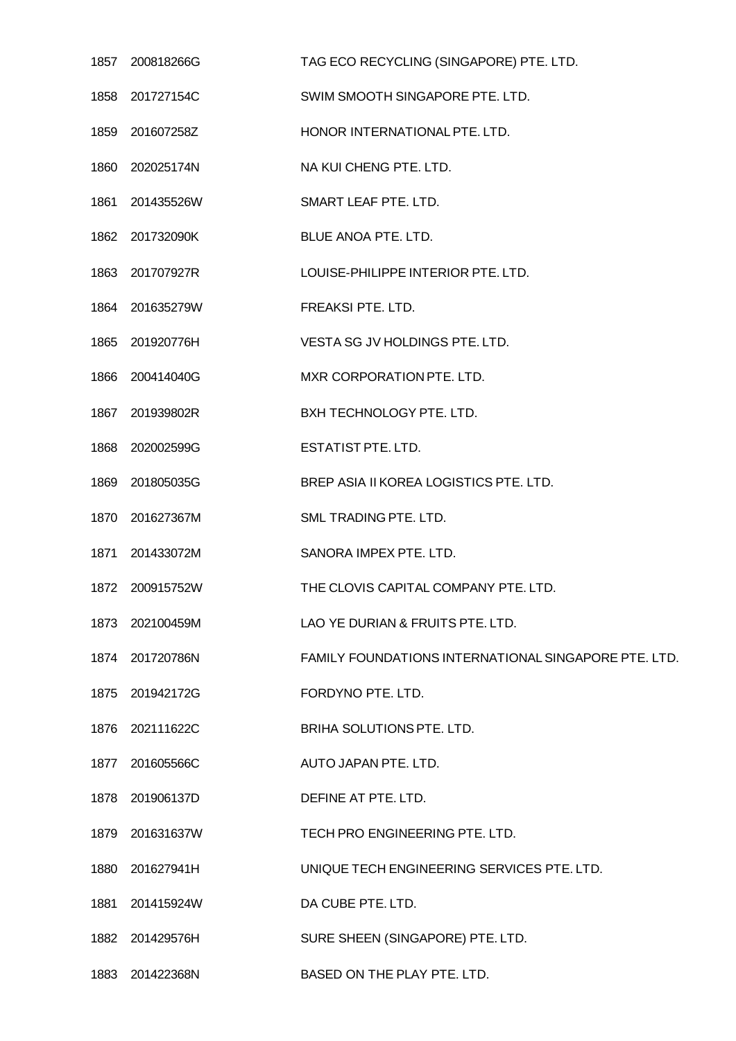| | | |
|---|---|---|
| 1857 | 200818266G | TAG ECO RECYCLING (SINGAPORE) PTE. LTD. |
| 1858 | 201727154C | SWIM SMOOTH SINGAPORE PTE. LTD. |
| 1859 | 201607258Z | HONOR INTERNATIONAL PTE. LTD. |
| 1860 | 202025174N | NA KUI CHENG PTE. LTD. |
| 1861 | 201435526W | SMART LEAF PTE. LTD. |
| 1862 | 201732090K | BLUE ANOA PTE. LTD. |
| 1863 | 201707927R | LOUISE-PHILIPPE INTERIOR PTE. LTD. |
| 1864 | 201635279W | FREAKSI PTE. LTD. |
| 1865 | 201920776H | VESTA SG JV HOLDINGS PTE. LTD. |
| 1866 | 200414040G | MXR CORPORATION PTE. LTD. |
| 1867 | 201939802R | BXH TECHNOLOGY PTE. LTD. |
| 1868 | 202002599G | ESTATIST PTE. LTD. |
| 1869 | 201805035G | BREP ASIA II KOREA LOGISTICS PTE. LTD. |
| 1870 | 201627367M | SML TRADING PTE. LTD. |
| 1871 | 201433072M | SANORA IMPEX PTE. LTD. |
| 1872 | 200915752W | THE CLOVIS CAPITAL COMPANY PTE. LTD. |
| 1873 | 202100459M | LAO YE DURIAN & FRUITS PTE. LTD. |
| 1874 | 201720786N | FAMILY FOUNDATIONS INTERNATIONAL SINGAPORE PTE. LTD. |
| 1875 | 201942172G | FORDYNO PTE. LTD. |
| 1876 | 202111622C | BRIHA SOLUTIONS PTE. LTD. |
| 1877 | 201605566C | AUTO JAPAN PTE. LTD. |
| 1878 | 201906137D | DEFINE AT PTE. LTD. |
| 1879 | 201631637W | TECH PRO ENGINEERING PTE. LTD. |
| 1880 | 201627941H | UNIQUE TECH ENGINEERING SERVICES PTE. LTD. |
| 1881 | 201415924W | DA CUBE PTE. LTD. |
| 1882 | 201429576H | SURE SHEEN (SINGAPORE) PTE. LTD. |
| 1883 | 201422368N | BASED ON THE PLAY PTE. LTD. |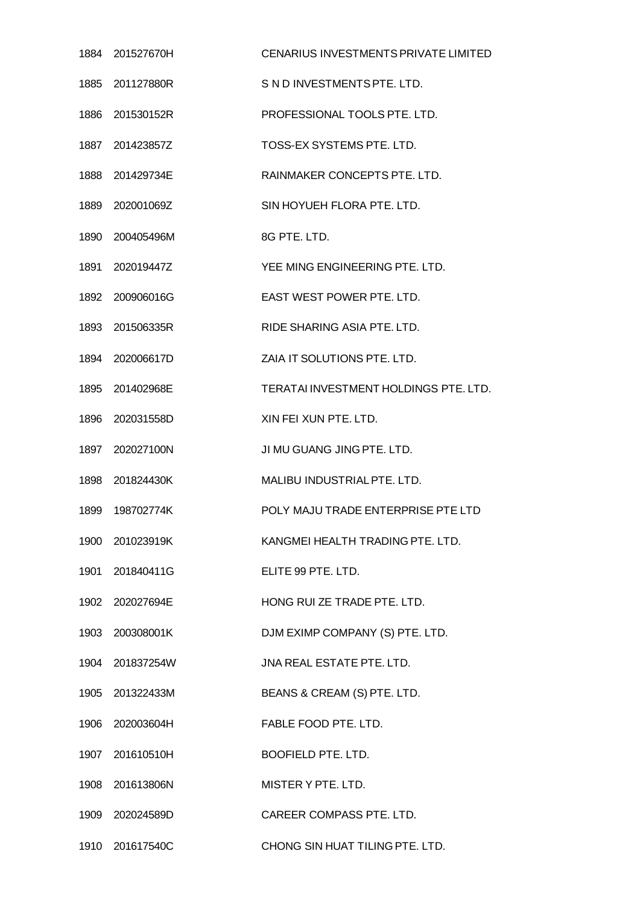| | | |
|---|---|---|
| 1884 | 201527670H | CENARIUS INVESTMENTS PRIVATE LIMITED |
| 1885 | 201127880R | S N D INVESTMENTS PTE. LTD. |
| 1886 | 201530152R | PROFESSIONAL TOOLS PTE. LTD. |
| 1887 | 201423857Z | TOSS-EX SYSTEMS PTE. LTD. |
| 1888 | 201429734E | RAINMAKER CONCEPTS PTE. LTD. |
| 1889 | 202001069Z | SIN HOYUEH FLORA PTE. LTD. |
| 1890 | 200405496M | 8G PTE. LTD. |
| 1891 | 202019447Z | YEE MING ENGINEERING PTE. LTD. |
| 1892 | 200906016G | EAST WEST POWER PTE. LTD. |
| 1893 | 201506335R | RIDE SHARING ASIA PTE. LTD. |
| 1894 | 202006617D | ZAIA IT SOLUTIONS PTE. LTD. |
| 1895 | 201402968E | TERATAI INVESTMENT HOLDINGS PTE. LTD. |
| 1896 | 202031558D | XIN FEI XUN PTE. LTD. |
| 1897 | 202027100N | JI MU GUANG JING PTE. LTD. |
| 1898 | 201824430K | MALIBU INDUSTRIAL PTE. LTD. |
| 1899 | 198702774K | POLY MAJU TRADE ENTERPRISE PTE LTD |
| 1900 | 201023919K | KANGMEI HEALTH TRADING PTE. LTD. |
| 1901 | 201840411G | ELITE 99 PTE. LTD. |
| 1902 | 202027694E | HONG RUI ZE TRADE PTE. LTD. |
| 1903 | 200308001K | DJM EXIMP COMPANY (S) PTE. LTD. |
| 1904 | 201837254W | JNA REAL ESTATE PTE. LTD. |
| 1905 | 201322433M | BEANS & CREAM (S) PTE. LTD. |
| 1906 | 202003604H | FABLE FOOD PTE. LTD. |
| 1907 | 201610510H | BOOFIELD PTE. LTD. |
| 1908 | 201613806N | MISTER Y PTE. LTD. |
| 1909 | 202024589D | CAREER COMPASS PTE. LTD. |
| 1910 | 201617540C | CHONG SIN HUAT TILING PTE. LTD. |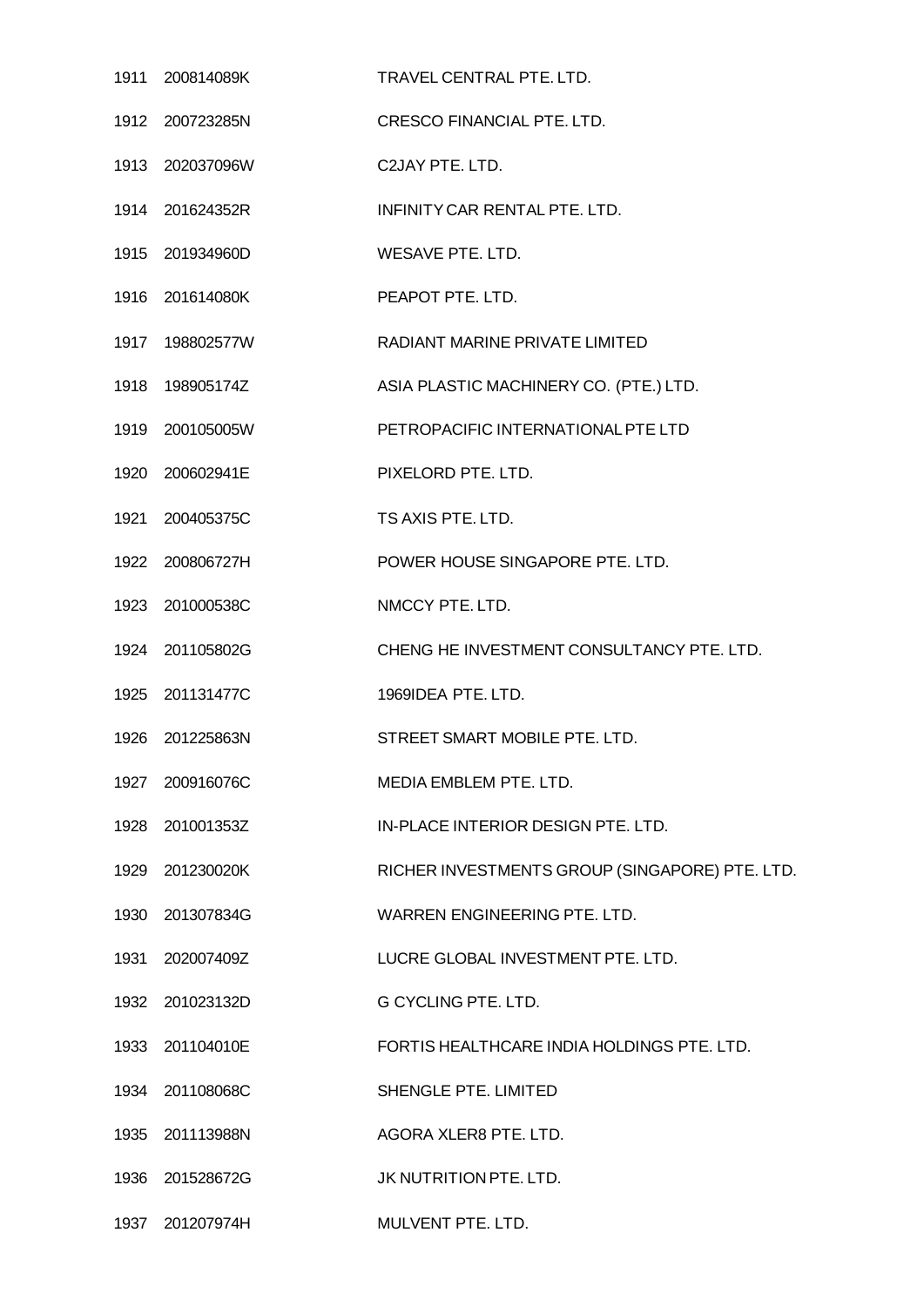| | | |
|---|---|---|
| 1911 | 200814089K | TRAVEL CENTRAL PTE. LTD. |
| 1912 | 200723285N | CRESCO FINANCIAL PTE. LTD. |
| 1913 | 202037096W | C2JAY PTE. LTD. |
| 1914 | 201624352R | INFINITY CAR RENTAL PTE. LTD. |
| 1915 | 201934960D | WESAVE PTE. LTD. |
| 1916 | 201614080K | PEAPOT PTE. LTD. |
| 1917 | 198802577W | RADIANT MARINE PRIVATE LIMITED |
| 1918 | 198905174Z | ASIA PLASTIC MACHINERY CO. (PTE.) LTD. |
| 1919 | 200105005W | PETROPACIFIC INTERNATIONAL PTE LTD |
| 1920 | 200602941E | PIXELORD PTE. LTD. |
| 1921 | 200405375C | TS AXIS PTE. LTD. |
| 1922 | 200806727H | POWER HOUSE SINGAPORE PTE. LTD. |
| 1923 | 201000538C | NMCCY PTE. LTD. |
| 1924 | 201105802G | CHENG HE INVESTMENT CONSULTANCY PTE. LTD. |
| 1925 | 201131477C | 1969IDEA PTE. LTD. |
| 1926 | 201225863N | STREET SMART MOBILE PTE. LTD. |
| 1927 | 200916076C | MEDIA EMBLEM PTE. LTD. |
| 1928 | 201001353Z | IN-PLACE INTERIOR DESIGN PTE. LTD. |
| 1929 | 201230020K | RICHER INVESTMENTS GROUP (SINGAPORE) PTE. LTD. |
| 1930 | 201307834G | WARREN ENGINEERING PTE. LTD. |
| 1931 | 202007409Z | LUCRE GLOBAL INVESTMENT PTE. LTD. |
| 1932 | 201023132D | G CYCLING PTE. LTD. |
| 1933 | 201104010E | FORTIS HEALTHCARE INDIA HOLDINGS PTE. LTD. |
| 1934 | 201108068C | SHENGLE PTE. LIMITED |
| 1935 | 201113988N | AGORA XLER8 PTE. LTD. |
| 1936 | 201528672G | JK NUTRITION PTE. LTD. |
| 1937 | 201207974H | MULVENT PTE. LTD. |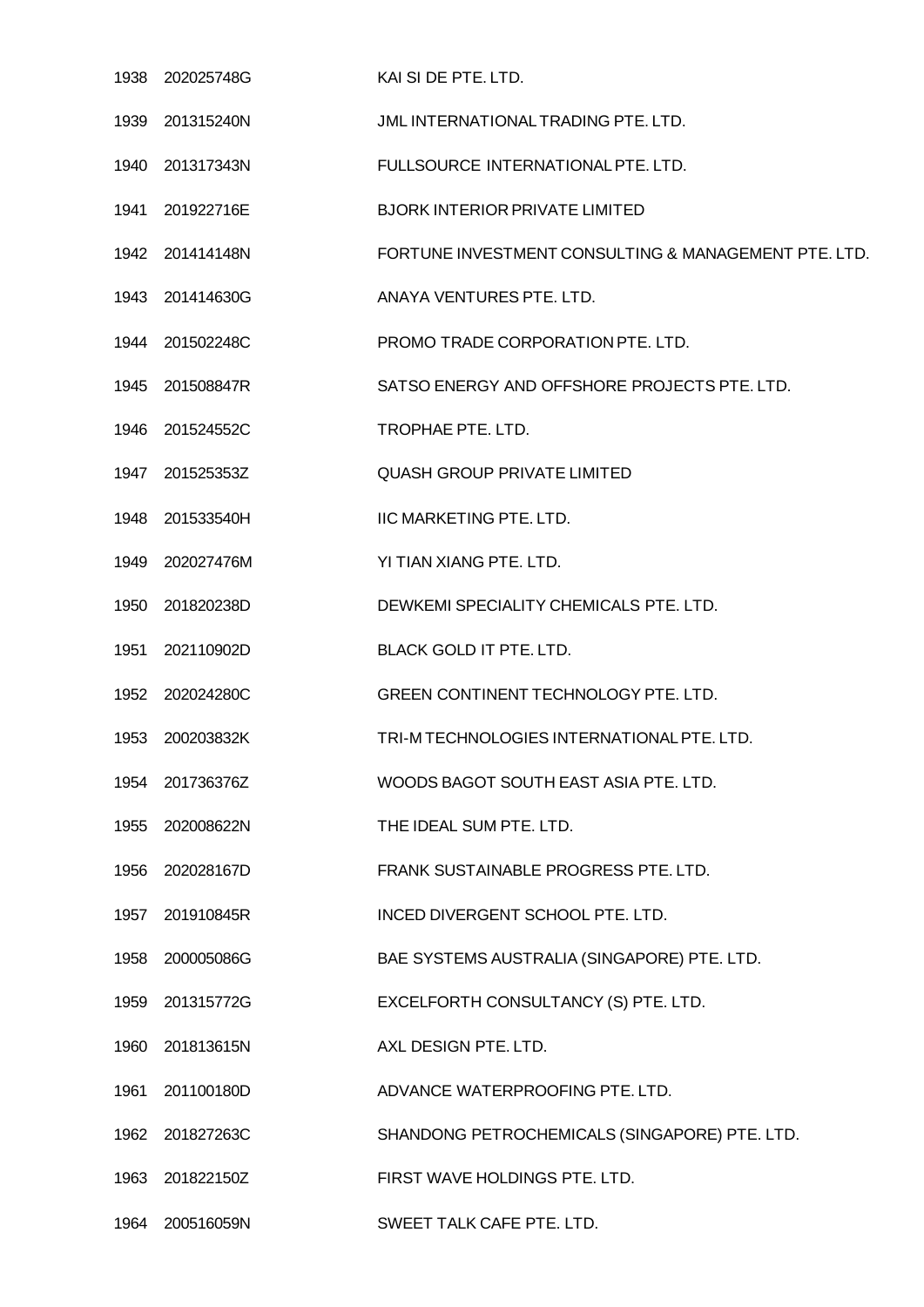| | | |
|---|---|---|
| 1938 | 202025748G | KAI SI DE PTE. LTD. |
| 1939 | 201315240N | JML INTERNATIONAL TRADING PTE. LTD. |
| 1940 | 201317343N | FULLSOURCE INTERNATIONAL PTE. LTD. |
| 1941 | 201922716E | BJORK INTERIOR PRIVATE LIMITED |
| 1942 | 201414148N | FORTUNE INVESTMENT CONSULTING & MANAGEMENT PTE. LTD. |
| 1943 | 201414630G | ANAYA VENTURES PTE. LTD. |
| 1944 | 201502248C | PROMO TRADE CORPORATION PTE. LTD. |
| 1945 | 201508847R | SATSO ENERGY AND OFFSHORE PROJECTS PTE. LTD. |
| 1946 | 201524552C | TROPHAE PTE. LTD. |
| 1947 | 201525353Z | QUASH GROUP PRIVATE LIMITED |
| 1948 | 201533540H | IIC MARKETING PTE. LTD. |
| 1949 | 202027476M | YI TIAN XIANG PTE. LTD. |
| 1950 | 201820238D | DEWKEMI SPECIALITY CHEMICALS PTE. LTD. |
| 1951 | 202110902D | BLACK GOLD IT PTE. LTD. |
| 1952 | 202024280C | GREEN CONTINENT TECHNOLOGY PTE. LTD. |
| 1953 | 200203832K | TRI-M TECHNOLOGIES INTERNATIONAL PTE. LTD. |
| 1954 | 201736376Z | WOODS BAGOT SOUTH EAST ASIA PTE. LTD. |
| 1955 | 202008622N | THE IDEAL SUM PTE. LTD. |
| 1956 | 202028167D | FRANK SUSTAINABLE PROGRESS PTE. LTD. |
| 1957 | 201910845R | INCED DIVERGENT SCHOOL PTE. LTD. |
| 1958 | 200005086G | BAE SYSTEMS AUSTRALIA (SINGAPORE) PTE. LTD. |
| 1959 | 201315772G | EXCELFORTH CONSULTANCY (S) PTE. LTD. |
| 1960 | 201813615N | AXL DESIGN PTE. LTD. |
| 1961 | 201100180D | ADVANCE WATERPROOFING PTE. LTD. |
| 1962 | 201827263C | SHANDONG PETROCHEMICALS (SINGAPORE) PTE. LTD. |
| 1963 | 201822150Z | FIRST WAVE HOLDINGS PTE. LTD. |
| 1964 | 200516059N | SWEET TALK CAFE PTE. LTD. |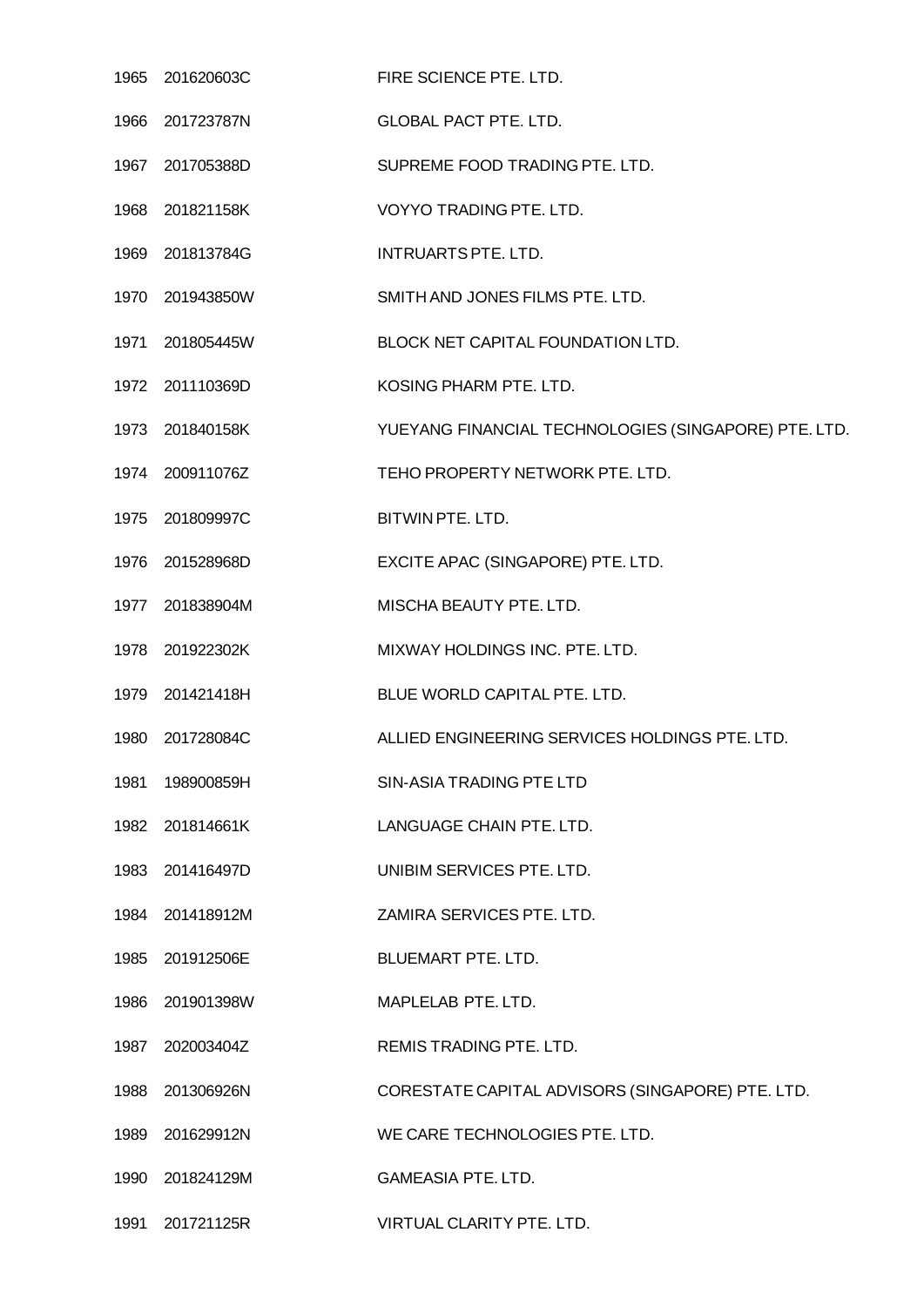| | | |
|---|---|---|
| 1965 | 201620603C | FIRE SCIENCE PTE. LTD. |
| 1966 | 201723787N | GLOBAL PACT PTE. LTD. |
| 1967 | 201705388D | SUPREME FOOD TRADING PTE. LTD. |
| 1968 | 201821158K | VOYYO TRADING PTE. LTD. |
| 1969 | 201813784G | INTRUARTS PTE. LTD. |
| 1970 | 201943850W | SMITH AND JONES FILMS PTE. LTD. |
| 1971 | 201805445W | BLOCK NET CAPITAL FOUNDATION LTD. |
| 1972 | 201110369D | KOSING PHARM PTE. LTD. |
| 1973 | 201840158K | YUEYANG FINANCIAL TECHNOLOGIES (SINGAPORE) PTE. LTD. |
| 1974 | 200911076Z | TEHO PROPERTY NETWORK PTE. LTD. |
| 1975 | 201809997C | BITWIN PTE. LTD. |
| 1976 | 201528968D | EXCITE APAC (SINGAPORE) PTE. LTD. |
| 1977 | 201838904M | MISCHA BEAUTY PTE. LTD. |
| 1978 | 201922302K | MIXWAY HOLDINGS INC. PTE. LTD. |
| 1979 | 201421418H | BLUE WORLD CAPITAL PTE. LTD. |
| 1980 | 201728084C | ALLIED ENGINEERING SERVICES HOLDINGS PTE. LTD. |
| 1981 | 198900859H | SIN-ASIA TRADING PTE LTD |
| 1982 | 201814661K | LANGUAGE CHAIN PTE. LTD. |
| 1983 | 201416497D | UNIBIM SERVICES PTE. LTD. |
| 1984 | 201418912M | ZAMIRA SERVICES PTE. LTD. |
| 1985 | 201912506E | BLUEMART PTE. LTD. |
| 1986 | 201901398W | MAPLELAB PTE. LTD. |
| 1987 | 202003404Z | REMIS TRADING PTE. LTD. |
| 1988 | 201306926N | CORESTATE CAPITAL ADVISORS (SINGAPORE) PTE. LTD. |
| 1989 | 201629912N | WE CARE TECHNOLOGIES PTE. LTD. |
| 1990 | 201824129M | GAMEASIA PTE. LTD. |
| 1991 | 201721125R | VIRTUAL CLARITY PTE. LTD. |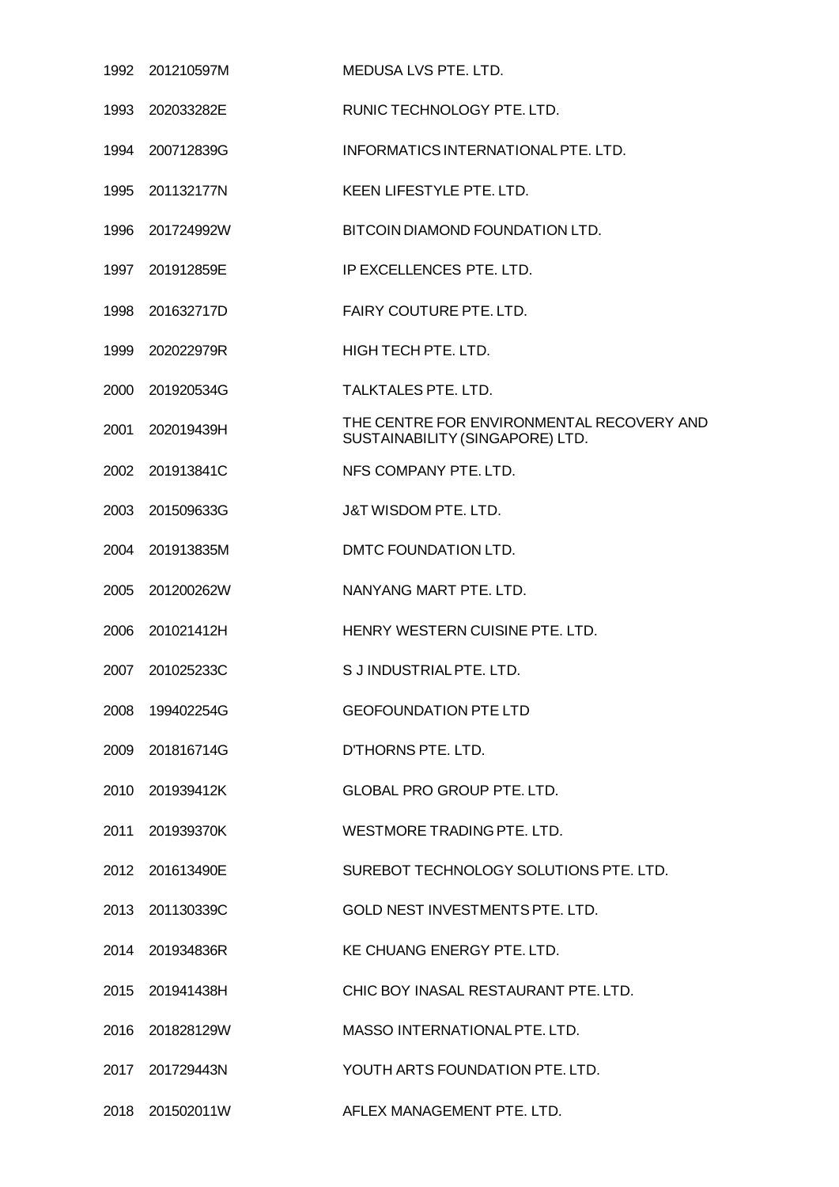| | | |
|---|---|---|
| 1992 | 201210597M | MEDUSA LVS PTE. LTD. |
| 1993 | 202033282E | RUNIC TECHNOLOGY PTE. LTD. |
| 1994 | 200712839G | INFORMATICS INTERNATIONAL PTE. LTD. |
| 1995 | 201132177N | KEEN LIFESTYLE PTE. LTD. |
| 1996 | 201724992W | BITCOIN DIAMOND FOUNDATION LTD. |
| 1997 | 201912859E | IP EXCELLENCES PTE. LTD. |
| 1998 | 201632717D | FAIRY COUTURE PTE. LTD. |
| 1999 | 202022979R | HIGH TECH PTE. LTD. |
| 2000 | 201920534G | TALKTALES PTE. LTD. |
| 2001 | 202019439H | THE CENTRE FOR ENVIRONMENTAL RECOVERY AND SUSTAINABILITY (SINGAPORE) LTD. |
| 2002 | 201913841C | NFS COMPANY PTE. LTD. |
| 2003 | 201509633G | J&T WISDOM PTE. LTD. |
| 2004 | 201913835M | DMTC FOUNDATION LTD. |
| 2005 | 201200262W | NANYANG MART PTE. LTD. |
| 2006 | 201021412H | HENRY WESTERN CUISINE PTE. LTD. |
| 2007 | 201025233C | S J INDUSTRIAL PTE. LTD. |
| 2008 | 199402254G | GEOFOUNDATION PTE LTD |
| 2009 | 201816714G | D'THORNS PTE. LTD. |
| 2010 | 201939412K | GLOBAL PRO GROUP PTE. LTD. |
| 2011 | 201939370K | WESTMORE TRADING PTE. LTD. |
| 2012 | 201613490E | SUREBOT TECHNOLOGY SOLUTIONS PTE. LTD. |
| 2013 | 201130339C | GOLD NEST INVESTMENTS PTE. LTD. |
| 2014 | 201934836R | KE CHUANG ENERGY PTE. LTD. |
| 2015 | 201941438H | CHIC BOY INASAL RESTAURANT PTE. LTD. |
| 2016 | 201828129W | MASSO INTERNATIONAL PTE. LTD. |
| 2017 | 201729443N | YOUTH ARTS FOUNDATION PTE. LTD. |
| 2018 | 201502011W | AFLEX MANAGEMENT PTE. LTD. |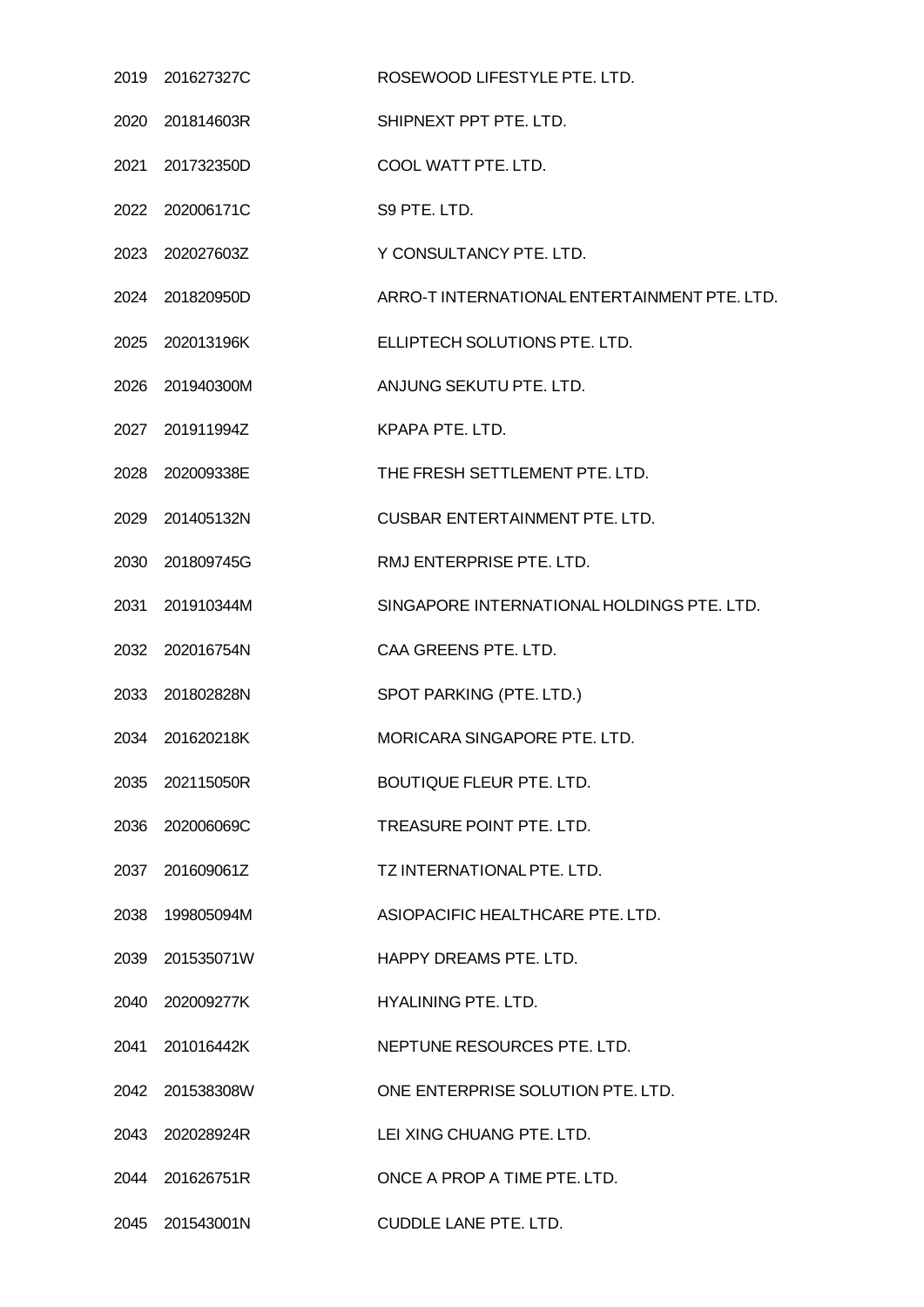| | | |
|---|---|---|
| 2019 | 201627327C | ROSEWOOD LIFESTYLE PTE. LTD. |
| 2020 | 201814603R | SHIPNEXT PPT PTE. LTD. |
| 2021 | 201732350D | COOL WATT PTE. LTD. |
| 2022 | 202006171C | S9 PTE. LTD. |
| 2023 | 202027603Z | Y CONSULTANCY PTE. LTD. |
| 2024 | 201820950D | ARRO-T INTERNATIONAL ENTERTAINMENT PTE. LTD. |
| 2025 | 202013196K | ELLIPTECH SOLUTIONS PTE. LTD. |
| 2026 | 201940300M | ANJUNG SEKUTU PTE. LTD. |
| 2027 | 201911994Z | KPAPA PTE. LTD. |
| 2028 | 202009338E | THE FRESH SETTLEMENT PTE. LTD. |
| 2029 | 201405132N | CUSBAR ENTERTAINMENT PTE. LTD. |
| 2030 | 201809745G | RMJ ENTERPRISE PTE. LTD. |
| 2031 | 201910344M | SINGAPORE INTERNATIONAL HOLDINGS PTE. LTD. |
| 2032 | 202016754N | CAA GREENS PTE. LTD. |
| 2033 | 201802828N | SPOT PARKING (PTE. LTD.) |
| 2034 | 201620218K | MORICARA SINGAPORE PTE. LTD. |
| 2035 | 202115050R | BOUTIQUE FLEUR PTE. LTD. |
| 2036 | 202006069C | TREASURE POINT PTE. LTD. |
| 2037 | 201609061Z | TZ INTERNATIONAL PTE. LTD. |
| 2038 | 199805094M | ASIOPACIFIC HEALTHCARE PTE. LTD. |
| 2039 | 201535071W | HAPPY DREAMS PTE. LTD. |
| 2040 | 202009277K | HYALINING PTE. LTD. |
| 2041 | 201016442K | NEPTUNE RESOURCES PTE. LTD. |
| 2042 | 201538308W | ONE ENTERPRISE SOLUTION PTE. LTD. |
| 2043 | 202028924R | LEI XING CHUANG PTE. LTD. |
| 2044 | 201626751R | ONCE A PROP A TIME PTE. LTD. |
| 2045 | 201543001N | CUDDLE LANE PTE. LTD. |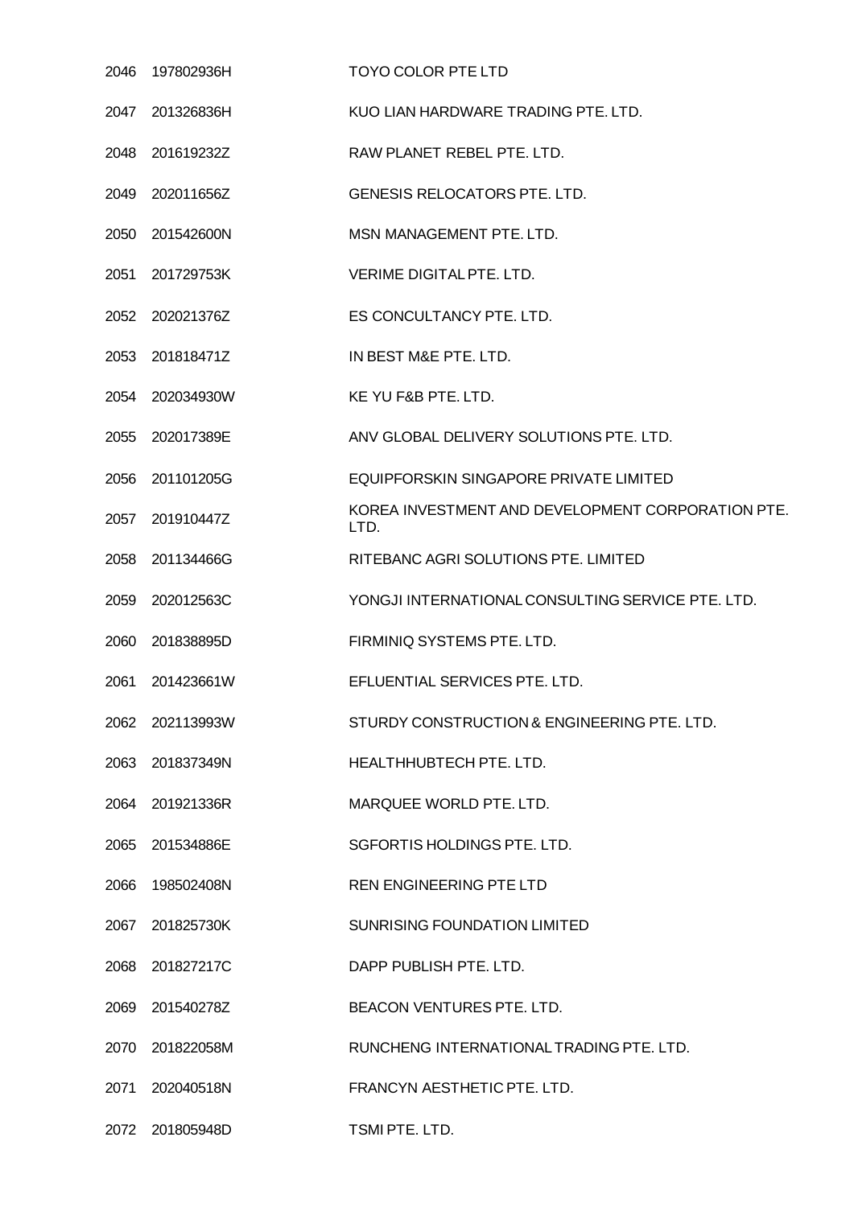| | | |
|---|---|---|
| 2046 | 197802936H | TOYO COLOR PTE LTD |
| 2047 | 201326836H | KUO LIAN HARDWARE TRADING PTE. LTD. |
| 2048 | 201619232Z | RAW PLANET REBEL PTE. LTD. |
| 2049 | 202011656Z | GENESIS RELOCATORS PTE. LTD. |
| 2050 | 201542600N | MSN MANAGEMENT PTE. LTD. |
| 2051 | 201729753K | VERIME DIGITAL PTE. LTD. |
| 2052 | 202021376Z | ES CONCULTANCY PTE. LTD. |
| 2053 | 201818471Z | IN BEST M&E PTE. LTD. |
| 2054 | 202034930W | KE YU F&B PTE. LTD. |
| 2055 | 202017389E | ANV GLOBAL DELIVERY SOLUTIONS PTE. LTD. |
| 2056 | 201101205G | EQUIPFORSKIN SINGAPORE PRIVATE LIMITED |
| 2057 | 201910447Z | KOREA INVESTMENT AND DEVELOPMENT CORPORATION PTE. LTD. |
| 2058 | 201134466G | RITEBANC AGRI SOLUTIONS PTE. LIMITED |
| 2059 | 202012563C | YONGJI INTERNATIONAL CONSULTING SERVICE PTE. LTD. |
| 2060 | 201838895D | FIRMINIQ SYSTEMS PTE. LTD. |
| 2061 | 201423661W | EFLUENTIAL SERVICES PTE. LTD. |
| 2062 | 202113993W | STURDY CONSTRUCTION & ENGINEERING PTE. LTD. |
| 2063 | 201837349N | HEALTHHUBTECH PTE. LTD. |
| 2064 | 201921336R | MARQUEE WORLD PTE. LTD. |
| 2065 | 201534886E | SGFORTIS HOLDINGS PTE. LTD. |
| 2066 | 198502408N | REN ENGINEERING PTE LTD |
| 2067 | 201825730K | SUNRISING FOUNDATION LIMITED |
| 2068 | 201827217C | DAPP PUBLISH PTE. LTD. |
| 2069 | 201540278Z | BEACON VENTURES PTE. LTD. |
| 2070 | 201822058M | RUNCHENG INTERNATIONAL TRADING PTE. LTD. |
| 2071 | 202040518N | FRANCYN AESTHETIC PTE. LTD. |
| 2072 | 201805948D | TSMI PTE. LTD. |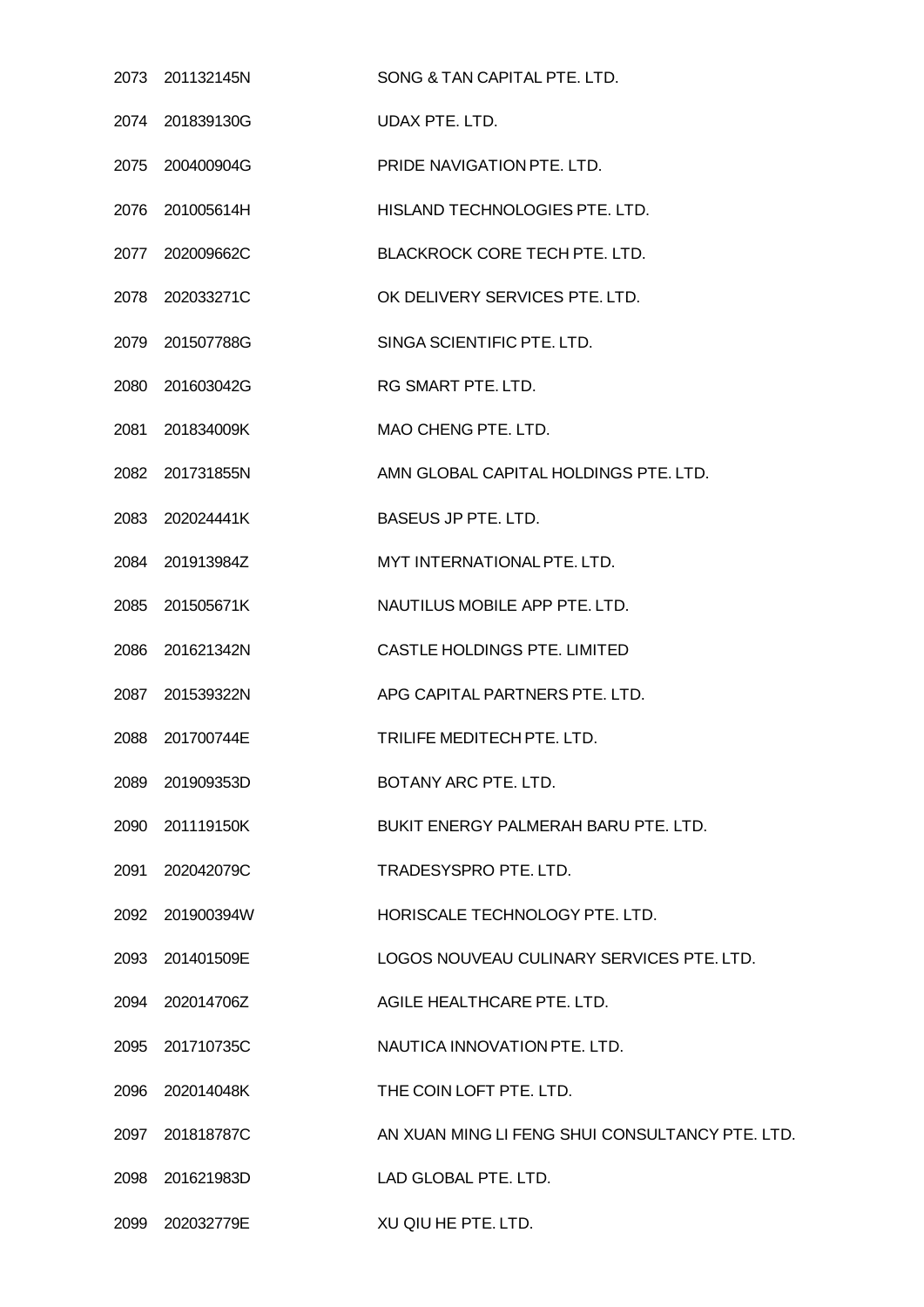| | | |
|---|---|---|
| 2073 | 201132145N | SONG & TAN CAPITAL PTE. LTD. |
| 2074 | 201839130G | UDAX PTE. LTD. |
| 2075 | 200400904G | PRIDE NAVIGATION PTE. LTD. |
| 2076 | 201005614H | HISLAND TECHNOLOGIES PTE. LTD. |
| 2077 | 202009662C | BLACKROCK CORE TECH PTE. LTD. |
| 2078 | 202033271C | OK DELIVERY SERVICES PTE. LTD. |
| 2079 | 201507788G | SINGA SCIENTIFIC PTE. LTD. |
| 2080 | 201603042G | RG SMART PTE. LTD. |
| 2081 | 201834009K | MAO CHENG PTE. LTD. |
| 2082 | 201731855N | AMN GLOBAL CAPITAL HOLDINGS PTE. LTD. |
| 2083 | 202024441K | BASEUS JP PTE. LTD. |
| 2084 | 201913984Z | MYT INTERNATIONAL PTE. LTD. |
| 2085 | 201505671K | NAUTILUS MOBILE APP PTE. LTD. |
| 2086 | 201621342N | CASTLE HOLDINGS PTE. LIMITED |
| 2087 | 201539322N | APG CAPITAL PARTNERS PTE. LTD. |
| 2088 | 201700744E | TRILIFE MEDITECH PTE. LTD. |
| 2089 | 201909353D | BOTANY ARC PTE. LTD. |
| 2090 | 201119150K | BUKIT ENERGY PALMERAH BARU PTE. LTD. |
| 2091 | 202042079C | TRADESYSPRO PTE. LTD. |
| 2092 | 201900394W | HORISCALE TECHNOLOGY PTE. LTD. |
| 2093 | 201401509E | LOGOS NOUVEAU CULINARY SERVICES PTE. LTD. |
| 2094 | 202014706Z | AGILE HEALTHCARE PTE. LTD. |
| 2095 | 201710735C | NAUTICA INNOVATION PTE. LTD. |
| 2096 | 202014048K | THE COIN LOFT PTE. LTD. |
| 2097 | 201818787C | AN XUAN MING LI FENG SHUI CONSULTANCY PTE. LTD. |
| 2098 | 201621983D | LAD GLOBAL PTE. LTD. |
| 2099 | 202032779E | XU QIU HE PTE. LTD. |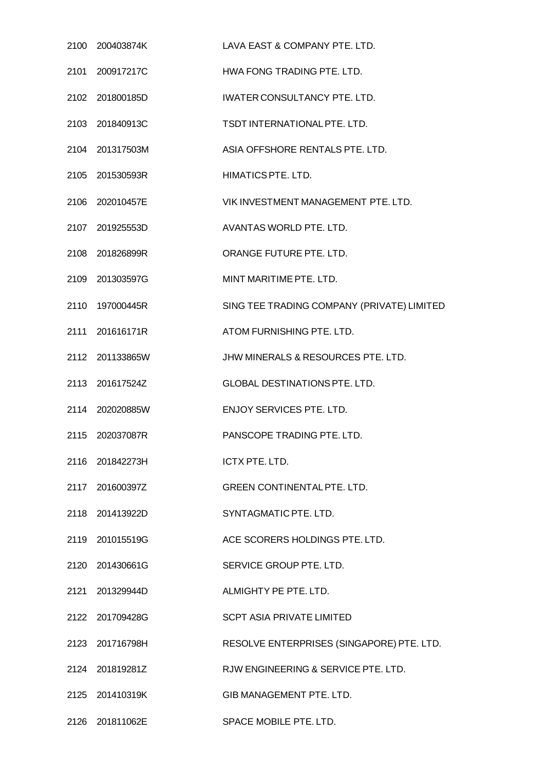| | | |
|---|---|---|
| 2100 | 200403874K | LAVA EAST & COMPANY PTE. LTD. |
| 2101 | 200917217C | HWA FONG TRADING PTE. LTD. |
| 2102 | 201800185D | IWATER CONSULTANCY PTE. LTD. |
| 2103 | 201840913C | TSDT INTERNATIONAL PTE. LTD. |
| 2104 | 201317503M | ASIA OFFSHORE RENTALS PTE. LTD. |
| 2105 | 201530593R | HIMATICS PTE. LTD. |
| 2106 | 202010457E | VIK INVESTMENT MANAGEMENT PTE. LTD. |
| 2107 | 201925553D | AVANTAS WORLD PTE. LTD. |
| 2108 | 201826899R | ORANGE FUTURE PTE. LTD. |
| 2109 | 201303597G | MINT MARITIME PTE. LTD. |
| 2110 | 197000445R | SING TEE TRADING COMPANY (PRIVATE) LIMITED |
| 2111 | 201616171R | ATOM FURNISHING PTE. LTD. |
| 2112 | 201133865W | JHW MINERALS & RESOURCES PTE. LTD. |
| 2113 | 201617524Z | GLOBAL DESTINATIONS PTE. LTD. |
| 2114 | 202020885W | ENJOY SERVICES PTE. LTD. |
| 2115 | 202037087R | PANSCOPE TRADING PTE. LTD. |
| 2116 | 201842273H | ICTX PTE. LTD. |
| 2117 | 201600397Z | GREEN CONTINENTAL PTE. LTD. |
| 2118 | 201413922D | SYNTAGMATIC PTE. LTD. |
| 2119 | 201015519G | ACE SCORERS HOLDINGS PTE. LTD. |
| 2120 | 201430661G | SERVICE GROUP PTE. LTD. |
| 2121 | 201329944D | ALMIGHTY PE PTE. LTD. |
| 2122 | 201709428G | SCPT ASIA PRIVATE LIMITED |
| 2123 | 201716798H | RESOLVE ENTERPRISES (SINGAPORE) PTE. LTD. |
| 2124 | 201819281Z | RJW ENGINEERING & SERVICE PTE. LTD. |
| 2125 | 201410319K | GIB MANAGEMENT PTE. LTD. |
| 2126 | 201811062E | SPACE MOBILE PTE. LTD. |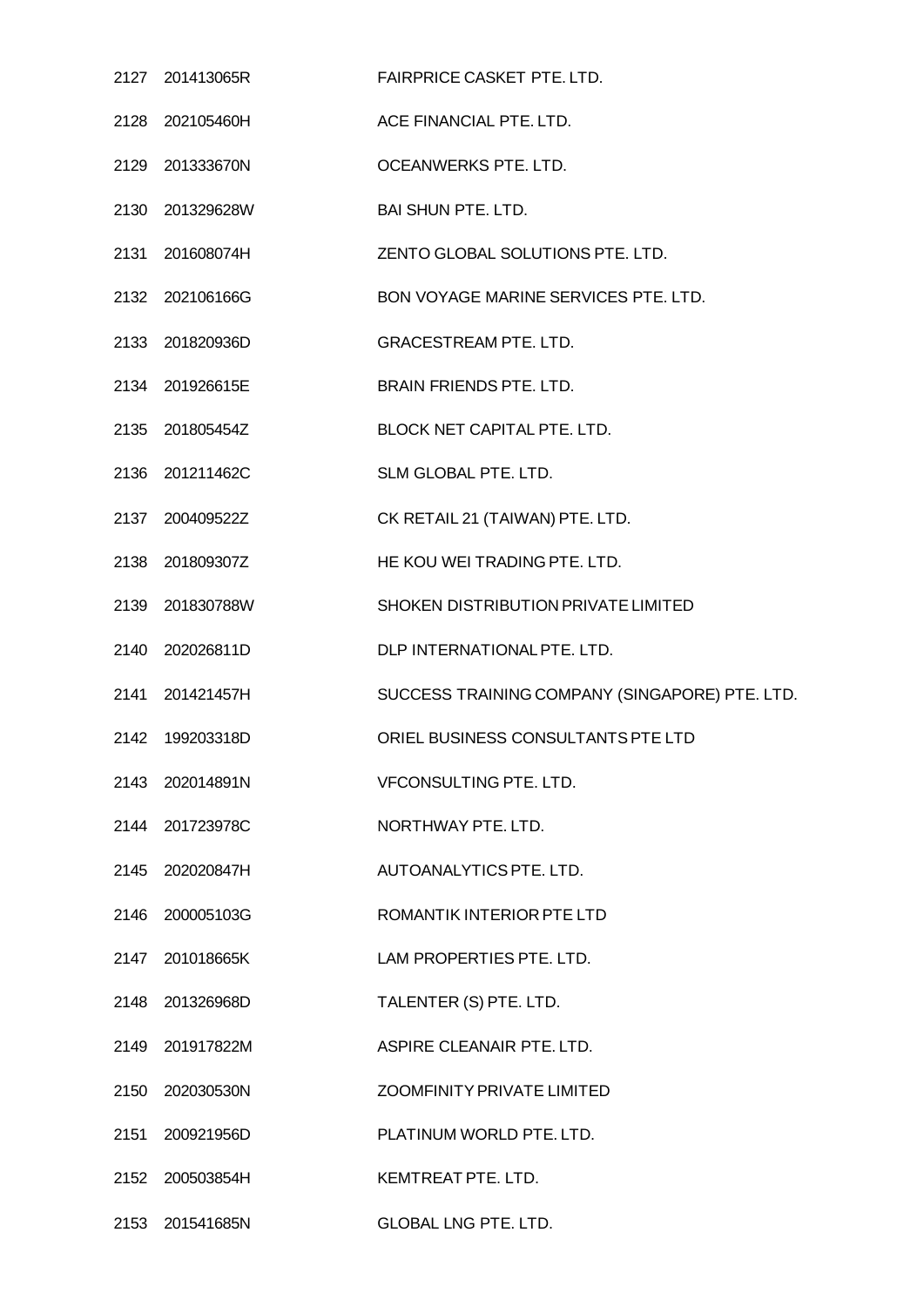| | | |
|---|---|---|
| 2127 | 201413065R | FAIRPRICE CASKET PTE. LTD. |
| 2128 | 202105460H | ACE FINANCIAL PTE. LTD. |
| 2129 | 201333670N | OCEANWERKS PTE. LTD. |
| 2130 | 201329628W | BAI SHUN PTE. LTD. |
| 2131 | 201608074H | ZENTO GLOBAL SOLUTIONS PTE. LTD. |
| 2132 | 202106166G | BON VOYAGE MARINE SERVICES PTE. LTD. |
| 2133 | 201820936D | GRACESTREAM PTE. LTD. |
| 2134 | 201926615E | BRAIN FRIENDS PTE. LTD. |
| 2135 | 201805454Z | BLOCK NET CAPITAL PTE. LTD. |
| 2136 | 201211462C | SLM GLOBAL PTE. LTD. |
| 2137 | 200409522Z | CK RETAIL 21 (TAIWAN) PTE. LTD. |
| 2138 | 201809307Z | HE KOU WEI TRADING PTE. LTD. |
| 2139 | 201830788W | SHOKEN DISTRIBUTION PRIVATE LIMITED |
| 2140 | 202026811D | DLP INTERNATIONAL PTE. LTD. |
| 2141 | 201421457H | SUCCESS TRAINING COMPANY (SINGAPORE) PTE. LTD. |
| 2142 | 199203318D | ORIEL BUSINESS CONSULTANTS PTE LTD |
| 2143 | 202014891N | VFCONSULTING PTE. LTD. |
| 2144 | 201723978C | NORTHWAY PTE. LTD. |
| 2145 | 202020847H | AUTOANALYTICS PTE. LTD. |
| 2146 | 200005103G | ROMANTIK INTERIOR PTE LTD |
| 2147 | 201018665K | LAM PROPERTIES PTE. LTD. |
| 2148 | 201326968D | TALENTER (S) PTE. LTD. |
| 2149 | 201917822M | ASPIRE CLEANAIR PTE. LTD. |
| 2150 | 202030530N | ZOOMFINITY PRIVATE LIMITED |
| 2151 | 200921956D | PLATINUM WORLD PTE. LTD. |
| 2152 | 200503854H | KEMTREAT PTE. LTD. |
| 2153 | 201541685N | GLOBAL LNG PTE. LTD. |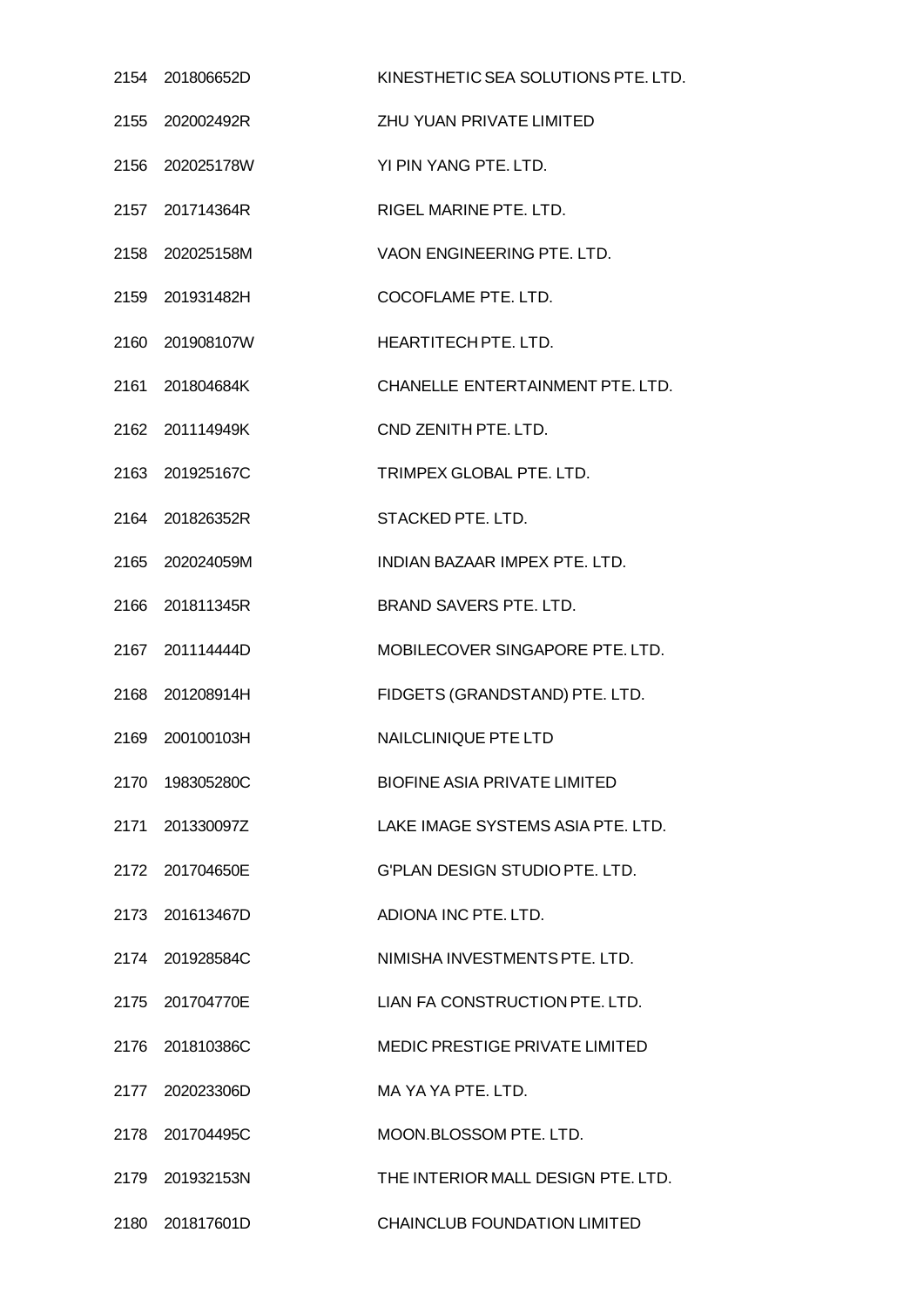| | | |
|---|---|---|
| 2154 | 201806652D | KINESTHETIC SEA SOLUTIONS PTE. LTD. |
| 2155 | 202002492R | ZHU YUAN PRIVATE LIMITED |
| 2156 | 202025178W | YI PIN YANG PTE. LTD. |
| 2157 | 201714364R | RIGEL MARINE PTE. LTD. |
| 2158 | 202025158M | VAON ENGINEERING PTE. LTD. |
| 2159 | 201931482H | COCOFLAME PTE. LTD. |
| 2160 | 201908107W | HEARTITECH PTE. LTD. |
| 2161 | 201804684K | CHANELLE ENTERTAINMENT PTE. LTD. |
| 2162 | 201114949K | CND ZENITH PTE. LTD. |
| 2163 | 201925167C | TRIMPEX GLOBAL PTE. LTD. |
| 2164 | 201826352R | STACKED PTE. LTD. |
| 2165 | 202024059M | INDIAN BAZAAR IMPEX PTE. LTD. |
| 2166 | 201811345R | BRAND SAVERS PTE. LTD. |
| 2167 | 201114444D | MOBILECOVER SINGAPORE PTE. LTD. |
| 2168 | 201208914H | FIDGETS (GRANDSTAND) PTE. LTD. |
| 2169 | 200100103H | NAILCLINIQUE PTE LTD |
| 2170 | 198305280C | BIOFINE ASIA PRIVATE LIMITED |
| 2171 | 201330097Z | LAKE IMAGE SYSTEMS ASIA PTE. LTD. |
| 2172 | 201704650E | G'PLAN DESIGN STUDIO PTE. LTD. |
| 2173 | 201613467D | ADIONA INC PTE. LTD. |
| 2174 | 201928584C | NIMISHA INVESTMENTS PTE. LTD. |
| 2175 | 201704770E | LIAN FA CONSTRUCTION PTE. LTD. |
| 2176 | 201810386C | MEDIC PRESTIGE PRIVATE LIMITED |
| 2177 | 202023306D | MA YA YA PTE. LTD. |
| 2178 | 201704495C | MOON.BLOSSOM PTE. LTD. |
| 2179 | 201932153N | THE INTERIOR MALL DESIGN PTE. LTD. |
| 2180 | 201817601D | CHAINCLUB FOUNDATION LIMITED |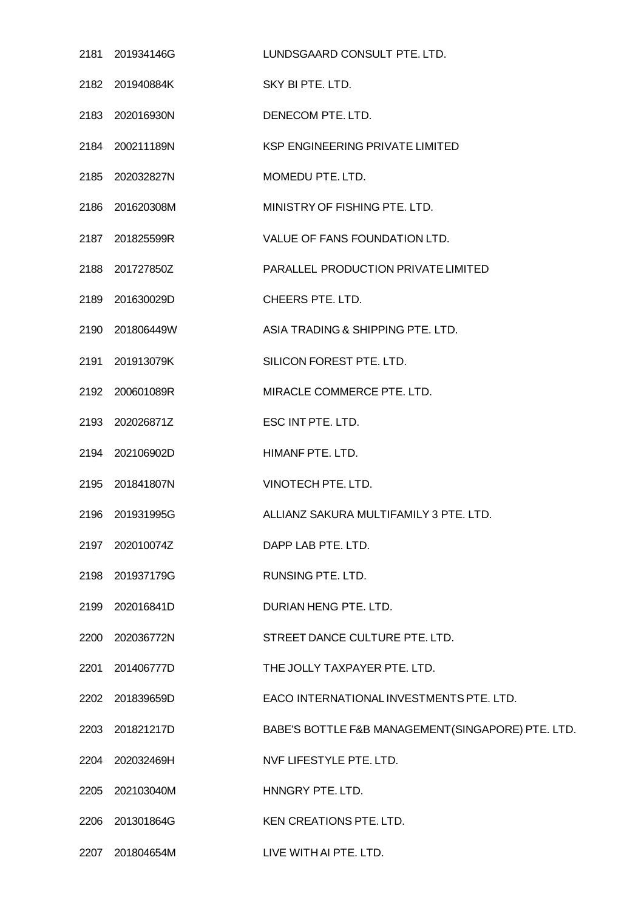| | | |
|---|---|---|
| 2181 | 201934146G | LUNDSGAARD CONSULT PTE. LTD. |
| 2182 | 201940884K | SKY BI PTE. LTD. |
| 2183 | 202016930N | DENECOM PTE. LTD. |
| 2184 | 200211189N | KSP ENGINEERING PRIVATE LIMITED |
| 2185 | 202032827N | MOMEDU PTE. LTD. |
| 2186 | 201620308M | MINISTRY OF FISHING PTE. LTD. |
| 2187 | 201825599R | VALUE OF FANS FOUNDATION LTD. |
| 2188 | 201727850Z | PARALLEL PRODUCTION PRIVATE LIMITED |
| 2189 | 201630029D | CHEERS PTE. LTD. |
| 2190 | 201806449W | ASIA TRADING & SHIPPING PTE. LTD. |
| 2191 | 201913079K | SILICON FOREST PTE. LTD. |
| 2192 | 200601089R | MIRACLE COMMERCE PTE. LTD. |
| 2193 | 202026871Z | ESC INT PTE. LTD. |
| 2194 | 202106902D | HIMANF PTE. LTD. |
| 2195 | 201841807N | VINOTECH PTE. LTD. |
| 2196 | 201931995G | ALLIANZ SAKURA MULTIFAMILY 3 PTE. LTD. |
| 2197 | 202010074Z | DAPP LAB PTE. LTD. |
| 2198 | 201937179G | RUNSING PTE. LTD. |
| 2199 | 202016841D | DURIAN HENG PTE. LTD. |
| 2200 | 202036772N | STREET DANCE CULTURE PTE. LTD. |
| 2201 | 201406777D | THE JOLLY TAXPAYER PTE. LTD. |
| 2202 | 201839659D | EACO INTERNATIONAL INVESTMENTS PTE. LTD. |
| 2203 | 201821217D | BABE'S BOTTLE F&B MANAGEMENT(SINGAPORE) PTE. LTD. |
| 2204 | 202032469H | NVF LIFESTYLE PTE. LTD. |
| 2205 | 202103040M | HNNGRY PTE. LTD. |
| 2206 | 201301864G | KEN CREATIONS PTE. LTD. |
| 2207 | 201804654M | LIVE WITH AI PTE. LTD. |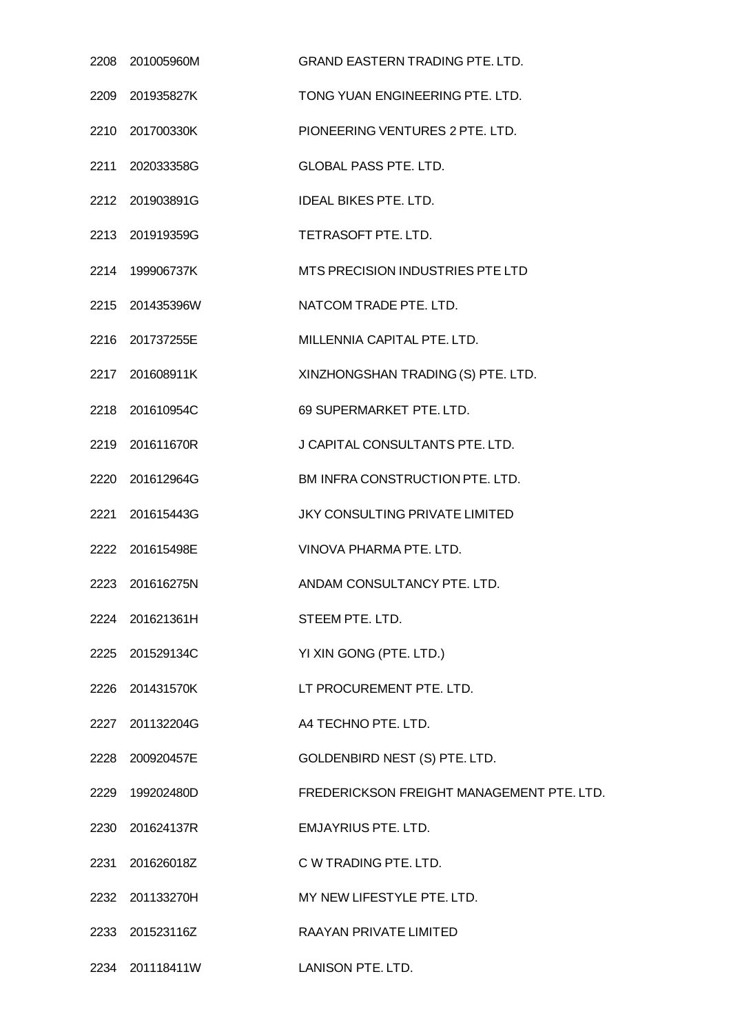| | | |
|---|---|---|
| 2208 | 201005960M | GRAND EASTERN TRADING PTE. LTD. |
| 2209 | 201935827K | TONG YUAN ENGINEERING PTE. LTD. |
| 2210 | 201700330K | PIONEERING VENTURES 2 PTE. LTD. |
| 2211 | 202033358G | GLOBAL PASS PTE. LTD. |
| 2212 | 201903891G | IDEAL BIKES PTE. LTD. |
| 2213 | 201919359G | TETRASOFT PTE. LTD. |
| 2214 | 199906737K | MTS PRECISION INDUSTRIES PTE LTD |
| 2215 | 201435396W | NATCOM TRADE PTE. LTD. |
| 2216 | 201737255E | MILLENNIA CAPITAL PTE. LTD. |
| 2217 | 201608911K | XINZHONGSHAN TRADING (S) PTE. LTD. |
| 2218 | 201610954C | 69 SUPERMARKET PTE. LTD. |
| 2219 | 201611670R | J CAPITAL CONSULTANTS PTE. LTD. |
| 2220 | 201612964G | BM INFRA CONSTRUCTION PTE. LTD. |
| 2221 | 201615443G | JKY CONSULTING PRIVATE LIMITED |
| 2222 | 201615498E | VINOVA PHARMA PTE. LTD. |
| 2223 | 201616275N | ANDAM CONSULTANCY PTE. LTD. |
| 2224 | 201621361H | STEEM PTE. LTD. |
| 2225 | 201529134C | YI XIN GONG (PTE. LTD.) |
| 2226 | 201431570K | LT PROCUREMENT PTE. LTD. |
| 2227 | 201132204G | A4 TECHNO PTE. LTD. |
| 2228 | 200920457E | GOLDENBIRD NEST (S) PTE. LTD. |
| 2229 | 199202480D | FREDERICKSON FREIGHT MANAGEMENT PTE. LTD. |
| 2230 | 201624137R | EMJAYRIUS PTE. LTD. |
| 2231 | 201626018Z | C W TRADING PTE. LTD. |
| 2232 | 201133270H | MY NEW LIFESTYLE PTE. LTD. |
| 2233 | 201523116Z | RAAYAN PRIVATE LIMITED |
| 2234 | 201118411W | LANISON PTE. LTD. |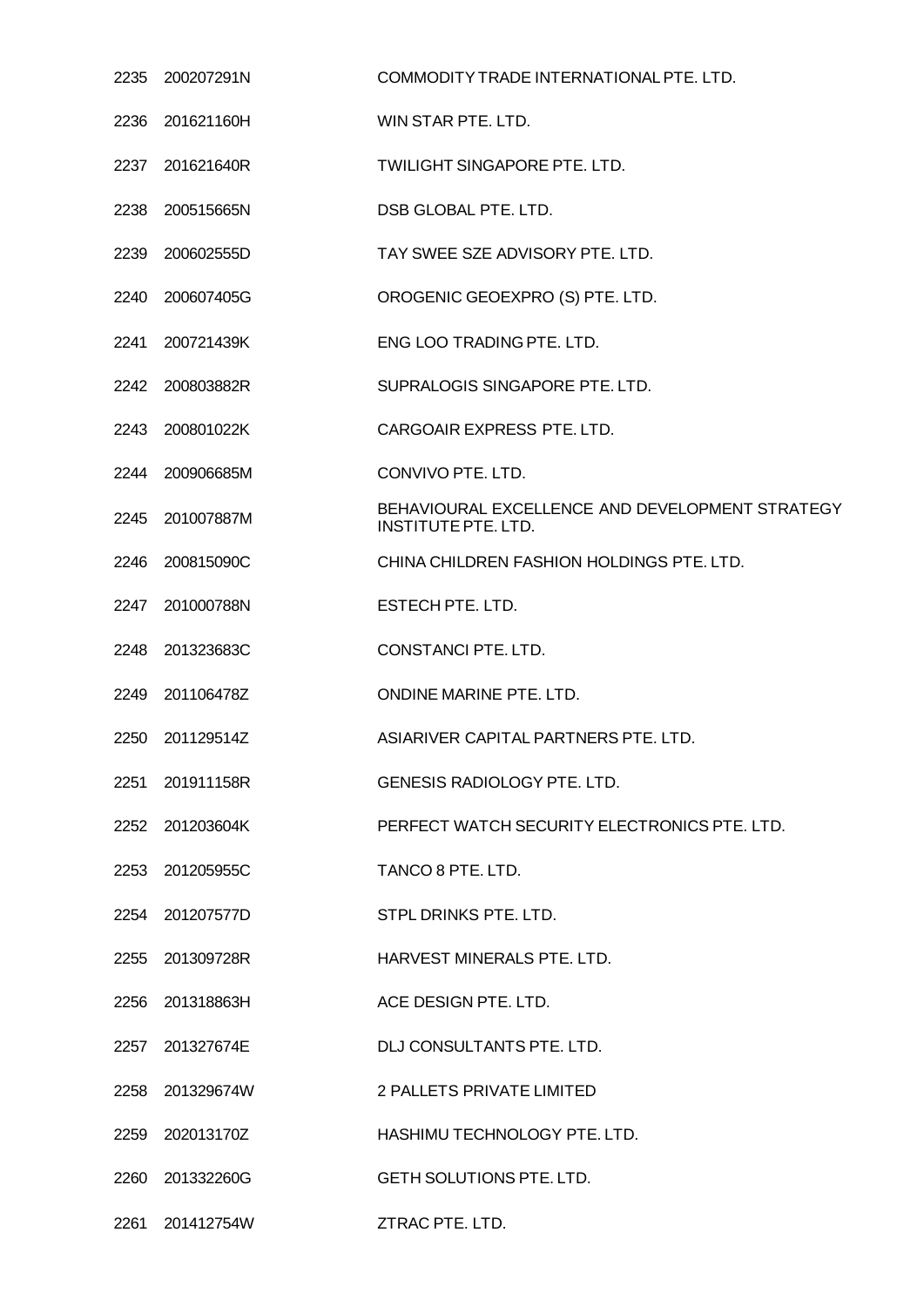| | | |
|---|---|---|
| 2235 | 200207291N | COMMODITY TRADE INTERNATIONAL PTE. LTD. |
| 2236 | 201621160H | WIN STAR PTE. LTD. |
| 2237 | 201621640R | TWILIGHT SINGAPORE PTE. LTD. |
| 2238 | 200515665N | DSB GLOBAL PTE. LTD. |
| 2239 | 200602555D | TAY SWEE SZE ADVISORY PTE. LTD. |
| 2240 | 200607405G | OROGENIC GEOEXPRO (S) PTE. LTD. |
| 2241 | 200721439K | ENG LOO TRADING PTE. LTD. |
| 2242 | 200803882R | SUPRALOGIS SINGAPORE PTE. LTD. |
| 2243 | 200801022K | CARGOAIR EXPRESS PTE. LTD. |
| 2244 | 200906685M | CONVIVO PTE. LTD. |
| 2245 | 201007887M | BEHAVIOURAL EXCELLENCE AND DEVELOPMENT STRATEGY INSTITUTE PTE. LTD. |
| 2246 | 200815090C | CHINA CHILDREN FASHION HOLDINGS PTE. LTD. |
| 2247 | 201000788N | ESTECH PTE. LTD. |
| 2248 | 201323683C | CONSTANCI PTE. LTD. |
| 2249 | 201106478Z | ONDINE MARINE PTE. LTD. |
| 2250 | 201129514Z | ASIARIVER CAPITAL PARTNERS PTE. LTD. |
| 2251 | 201911158R | GENESIS RADIOLOGY PTE. LTD. |
| 2252 | 201203604K | PERFECT WATCH SECURITY ELECTRONICS PTE. LTD. |
| 2253 | 201205955C | TANCO 8 PTE. LTD. |
| 2254 | 201207577D | STPL DRINKS PTE. LTD. |
| 2255 | 201309728R | HARVEST MINERALS PTE. LTD. |
| 2256 | 201318863H | ACE DESIGN PTE. LTD. |
| 2257 | 201327674E | DLJ CONSULTANTS PTE. LTD. |
| 2258 | 201329674W | 2 PALLETS PRIVATE LIMITED |
| 2259 | 202013170Z | HASHIMU TECHNOLOGY PTE. LTD. |
| 2260 | 201332260G | GETH SOLUTIONS PTE. LTD. |
| 2261 | 201412754W | ZTRAC PTE. LTD. |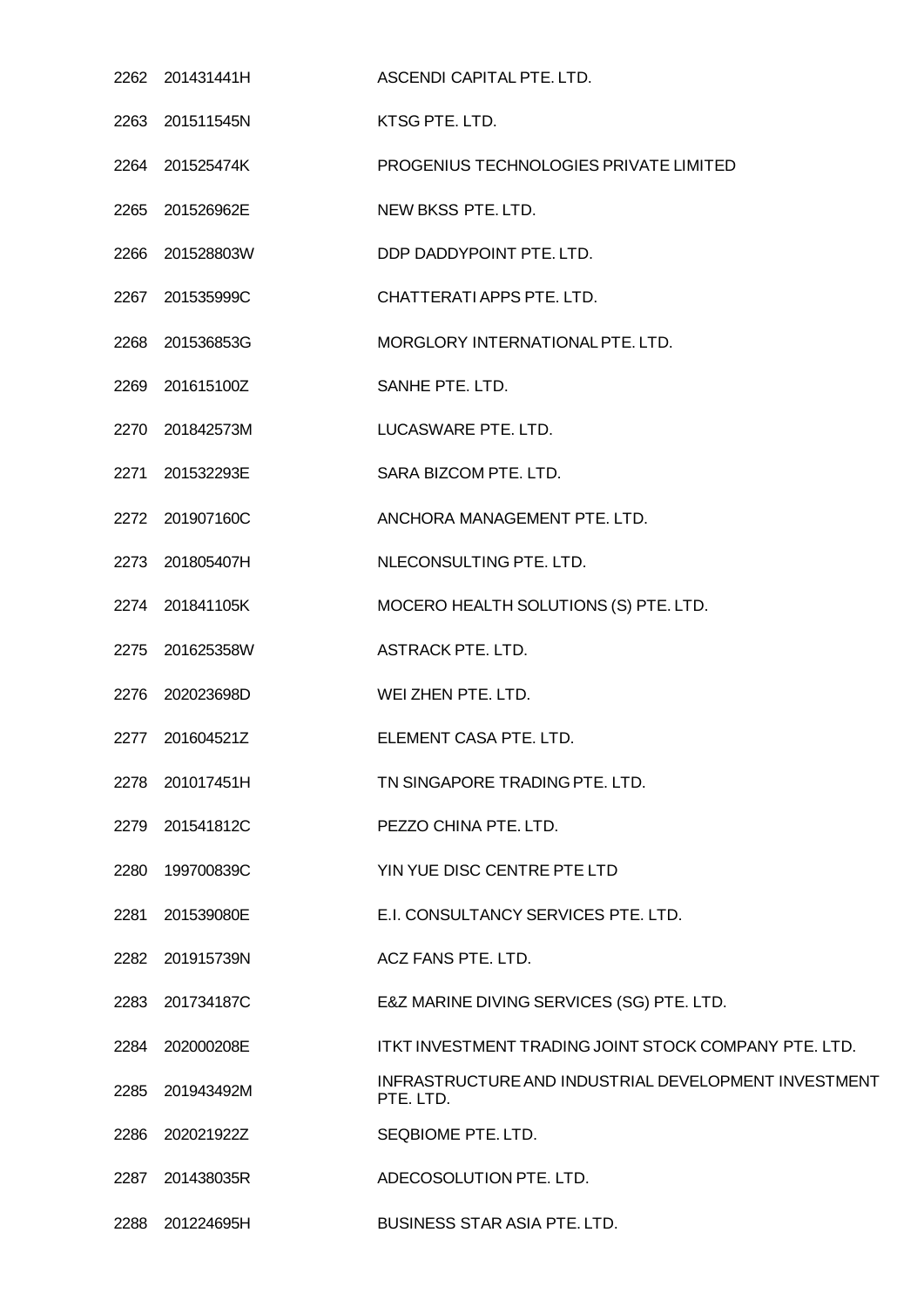| | | |
|---|---|---|
| 2262 | 201431441H | ASCENDI CAPITAL PTE. LTD. |
| 2263 | 201511545N | KTSG PTE. LTD. |
| 2264 | 201525474K | PROGENIUS TECHNOLOGIES PRIVATE LIMITED |
| 2265 | 201526962E | NEW BKSS PTE. LTD. |
| 2266 | 201528803W | DDP DADDYPOINT PTE. LTD. |
| 2267 | 201535999C | CHATTERATI APPS PTE. LTD. |
| 2268 | 201536853G | MORGLORY INTERNATIONAL PTE. LTD. |
| 2269 | 201615100Z | SANHE PTE. LTD. |
| 2270 | 201842573M | LUCASWARE PTE. LTD. |
| 2271 | 201532293E | SARA BIZCOM PTE. LTD. |
| 2272 | 201907160C | ANCHORA MANAGEMENT PTE. LTD. |
| 2273 | 201805407H | NLECONSULTING PTE. LTD. |
| 2274 | 201841105K | MOCERO HEALTH SOLUTIONS (S) PTE. LTD. |
| 2275 | 201625358W | ASTRACK PTE. LTD. |
| 2276 | 202023698D | WEI ZHEN PTE. LTD. |
| 2277 | 201604521Z | ELEMENT CASA PTE. LTD. |
| 2278 | 201017451H | TN SINGAPORE TRADING PTE. LTD. |
| 2279 | 201541812C | PEZZO CHINA PTE. LTD. |
| 2280 | 199700839C | YIN YUE DISC CENTRE PTE LTD |
| 2281 | 201539080E | E.I. CONSULTANCY SERVICES PTE. LTD. |
| 2282 | 201915739N | ACZ FANS PTE. LTD. |
| 2283 | 201734187C | E&Z MARINE DIVING SERVICES (SG) PTE. LTD. |
| 2284 | 202000208E | ITKT INVESTMENT TRADING JOINT STOCK COMPANY PTE. LTD. |
| 2285 | 201943492M | INFRASTRUCTURE AND INDUSTRIAL DEVELOPMENT INVESTMENT PTE. LTD. |
| 2286 | 202021922Z | SEQBIOME PTE. LTD. |
| 2287 | 201438035R | ADECOSOLUTION PTE. LTD. |
| 2288 | 201224695H | BUSINESS STAR ASIA PTE. LTD. |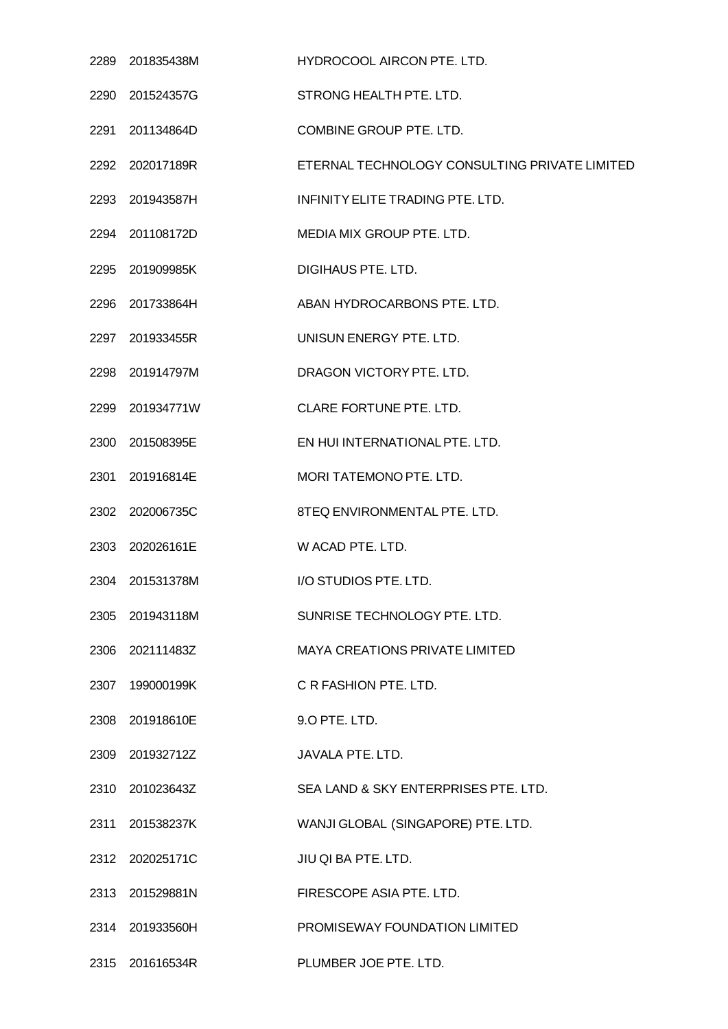| | | |
|---|---|---|
| 2289 | 201835438M | HYDROCOOL AIRCON PTE. LTD. |
| 2290 | 201524357G | STRONG HEALTH PTE. LTD. |
| 2291 | 201134864D | COMBINE GROUP PTE. LTD. |
| 2292 | 202017189R | ETERNAL TECHNOLOGY CONSULTING PRIVATE LIMITED |
| 2293 | 201943587H | INFINITY ELITE TRADING PTE. LTD. |
| 2294 | 201108172D | MEDIA MIX GROUP PTE. LTD. |
| 2295 | 201909985K | DIGIHAUS PTE. LTD. |
| 2296 | 201733864H | ABAN HYDROCARBONS PTE. LTD. |
| 2297 | 201933455R | UNISUN ENERGY PTE. LTD. |
| 2298 | 201914797M | DRAGON VICTORY PTE. LTD. |
| 2299 | 201934771W | CLARE FORTUNE PTE. LTD. |
| 2300 | 201508395E | EN HUI INTERNATIONAL PTE. LTD. |
| 2301 | 201916814E | MORI TATEMONO PTE. LTD. |
| 2302 | 202006735C | 8TEQ ENVIRONMENTAL PTE. LTD. |
| 2303 | 202026161E | W ACAD PTE. LTD. |
| 2304 | 201531378M | I/O STUDIOS PTE. LTD. |
| 2305 | 201943118M | SUNRISE TECHNOLOGY PTE. LTD. |
| 2306 | 202111483Z | MAYA CREATIONS PRIVATE LIMITED |
| 2307 | 199000199K | C R FASHION PTE. LTD. |
| 2308 | 201918610E | 9.O PTE. LTD. |
| 2309 | 201932712Z | JAVALA PTE. LTD. |
| 2310 | 201023643Z | SEA LAND & SKY ENTERPRISES PTE. LTD. |
| 2311 | 201538237K | WANJI GLOBAL (SINGAPORE) PTE. LTD. |
| 2312 | 202025171C | JIU QI BA PTE. LTD. |
| 2313 | 201529881N | FIRESCOPE ASIA PTE. LTD. |
| 2314 | 201933560H | PROMISEWAY FOUNDATION LIMITED |
| 2315 | 201616534R | PLUMBER JOE PTE. LTD. |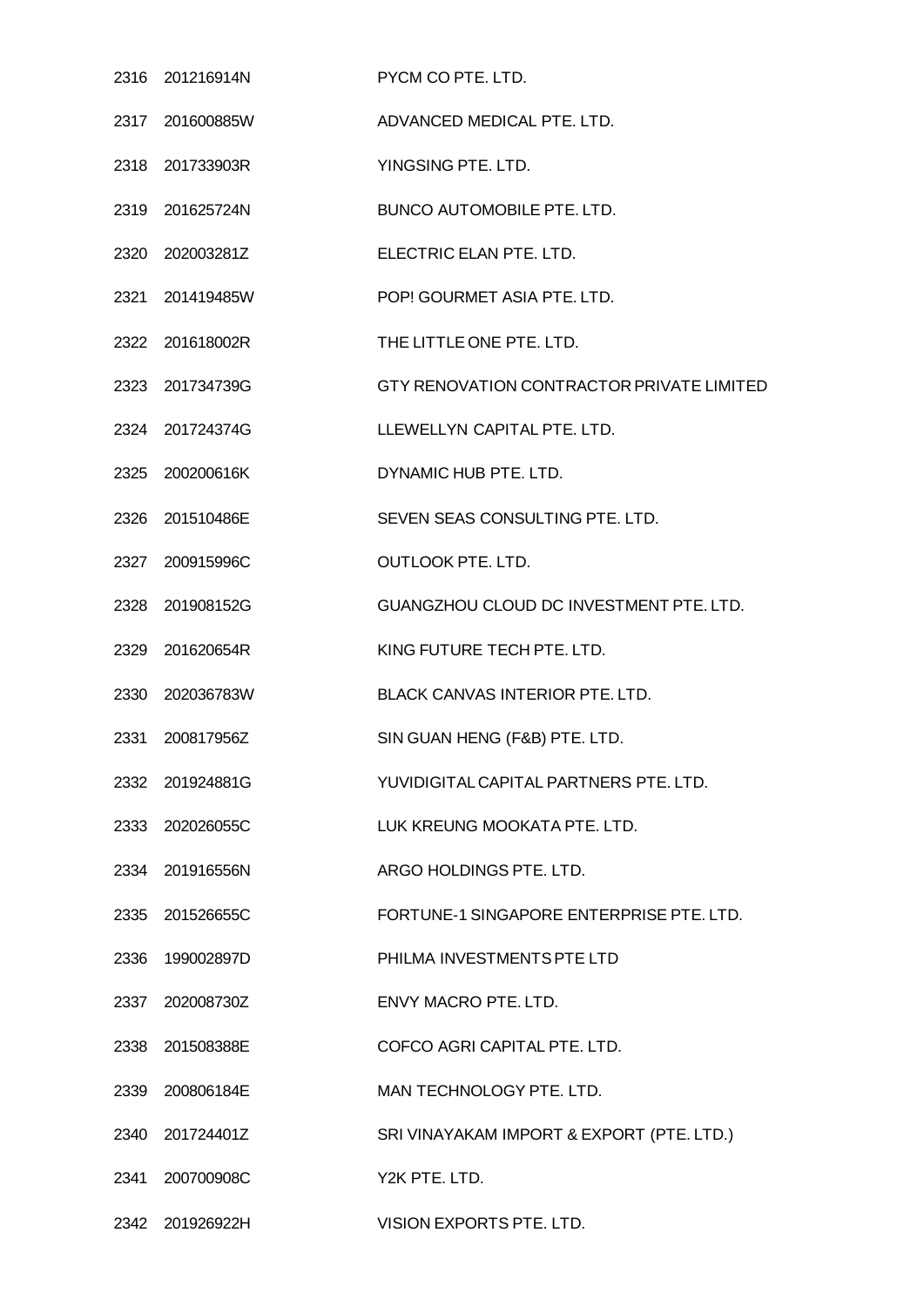| | | |
|---|---|---|
| 2316 | 201216914N | PYCM CO PTE. LTD. |
| 2317 | 201600885W | ADVANCED MEDICAL PTE. LTD. |
| 2318 | 201733903R | YINGSING PTE. LTD. |
| 2319 | 201625724N | BUNCO AUTOMOBILE PTE. LTD. |
| 2320 | 202003281Z | ELECTRIC ELAN PTE. LTD. |
| 2321 | 201419485W | POP! GOURMET ASIA PTE. LTD. |
| 2322 | 201618002R | THE LITTLE ONE PTE. LTD. |
| 2323 | 201734739G | GTY RENOVATION CONTRACTOR PRIVATE LIMITED |
| 2324 | 201724374G | LLEWELLYN CAPITAL PTE. LTD. |
| 2325 | 200200616K | DYNAMIC HUB PTE. LTD. |
| 2326 | 201510486E | SEVEN SEAS CONSULTING PTE. LTD. |
| 2327 | 200915996C | OUTLOOK PTE. LTD. |
| 2328 | 201908152G | GUANGZHOU CLOUD DC INVESTMENT PTE. LTD. |
| 2329 | 201620654R | KING FUTURE TECH PTE. LTD. |
| 2330 | 202036783W | BLACK CANVAS INTERIOR PTE. LTD. |
| 2331 | 200817956Z | SIN GUAN HENG (F&B) PTE. LTD. |
| 2332 | 201924881G | YUVIDIGITAL CAPITAL PARTNERS PTE. LTD. |
| 2333 | 202026055C | LUK KREUNG MOOKATA PTE. LTD. |
| 2334 | 201916556N | ARGO HOLDINGS PTE. LTD. |
| 2335 | 201526655C | FORTUNE-1 SINGAPORE ENTERPRISE PTE. LTD. |
| 2336 | 199002897D | PHILMA INVESTMENTS PTE LTD |
| 2337 | 202008730Z | ENVY MACRO PTE. LTD. |
| 2338 | 201508388E | COFCO AGRI CAPITAL PTE. LTD. |
| 2339 | 200806184E | MAN TECHNOLOGY PTE. LTD. |
| 2340 | 201724401Z | SRI VINAYAKAM IMPORT & EXPORT (PTE. LTD.) |
| 2341 | 200700908C | Y2K PTE. LTD. |
| 2342 | 201926922H | VISION EXPORTS PTE. LTD. |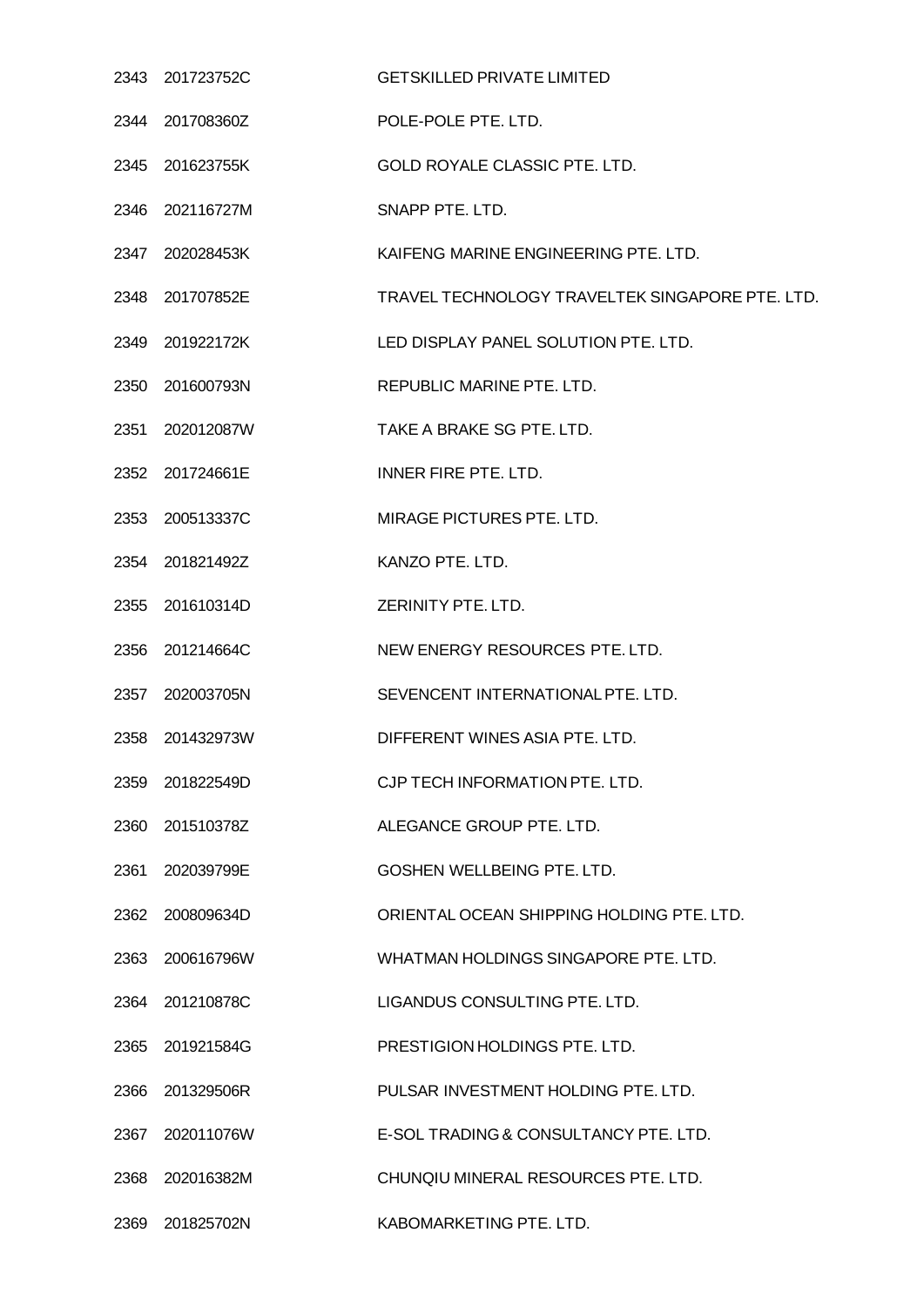| | | |
|---|---|---|
| 2343 | 201723752C | GETSKILLED PRIVATE LIMITED |
| 2344 | 201708360Z | POLE-POLE PTE. LTD. |
| 2345 | 201623755K | GOLD ROYALE CLASSIC PTE. LTD. |
| 2346 | 202116727M | SNAPP PTE. LTD. |
| 2347 | 202028453K | KAIFENG MARINE ENGINEERING PTE. LTD. |
| 2348 | 201707852E | TRAVEL TECHNOLOGY TRAVELTEK SINGAPORE PTE. LTD. |
| 2349 | 201922172K | LED DISPLAY PANEL SOLUTION PTE. LTD. |
| 2350 | 201600793N | REPUBLIC MARINE PTE. LTD. |
| 2351 | 202012087W | TAKE A BRAKE SG PTE. LTD. |
| 2352 | 201724661E | INNER FIRE PTE. LTD. |
| 2353 | 200513337C | MIRAGE PICTURES PTE. LTD. |
| 2354 | 201821492Z | KANZO PTE. LTD. |
| 2355 | 201610314D | ZERINITY PTE. LTD. |
| 2356 | 201214664C | NEW ENERGY RESOURCES PTE. LTD. |
| 2357 | 202003705N | SEVENCENT INTERNATIONAL PTE. LTD. |
| 2358 | 201432973W | DIFFERENT WINES ASIA PTE. LTD. |
| 2359 | 201822549D | CJP TECH INFORMATION PTE. LTD. |
| 2360 | 201510378Z | ALEGANCE GROUP PTE. LTD. |
| 2361 | 202039799E | GOSHEN WELLBEING PTE. LTD. |
| 2362 | 200809634D | ORIENTAL OCEAN SHIPPING HOLDING PTE. LTD. |
| 2363 | 200616796W | WHATMAN HOLDINGS SINGAPORE PTE. LTD. |
| 2364 | 201210878C | LIGANDUS CONSULTING PTE. LTD. |
| 2365 | 201921584G | PRESTIGION HOLDINGS PTE. LTD. |
| 2366 | 201329506R | PULSAR INVESTMENT HOLDING PTE. LTD. |
| 2367 | 202011076W | E-SOL TRADING & CONSULTANCY PTE. LTD. |
| 2368 | 202016382M | CHUNQIU MINERAL RESOURCES PTE. LTD. |
| 2369 | 201825702N | KABOMARKETING PTE. LTD. |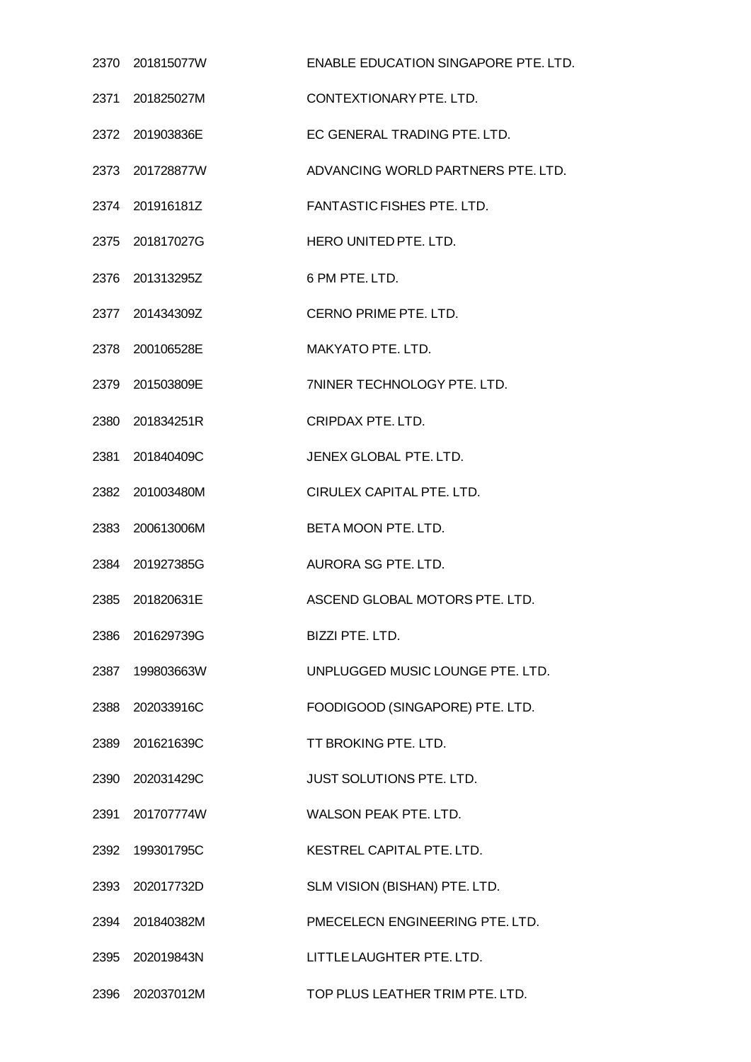| | | |
|---|---|---|
| 2370 | 201815077W | ENABLE EDUCATION SINGAPORE PTE. LTD. |
| 2371 | 201825027M | CONTEXTIONARY PTE. LTD. |
| 2372 | 201903836E | EC GENERAL TRADING PTE. LTD. |
| 2373 | 201728877W | ADVANCING WORLD PARTNERS PTE. LTD. |
| 2374 | 201916181Z | FANTASTIC FISHES PTE. LTD. |
| 2375 | 201817027G | HERO UNITED PTE. LTD. |
| 2376 | 201313295Z | 6 PM PTE. LTD. |
| 2377 | 201434309Z | CERNO PRIME PTE. LTD. |
| 2378 | 200106528E | MAKYATO PTE. LTD. |
| 2379 | 201503809E | 7NINER TECHNOLOGY PTE. LTD. |
| 2380 | 201834251R | CRIPDAX PTE. LTD. |
| 2381 | 201840409C | JENEX GLOBAL PTE. LTD. |
| 2382 | 201003480M | CIRULEX CAPITAL PTE. LTD. |
| 2383 | 200613006M | BETA MOON PTE. LTD. |
| 2384 | 201927385G | AURORA SG PTE. LTD. |
| 2385 | 201820631E | ASCEND GLOBAL MOTORS PTE. LTD. |
| 2386 | 201629739G | BIZZI PTE. LTD. |
| 2387 | 199803663W | UNPLUGGED MUSIC LOUNGE PTE. LTD. |
| 2388 | 202033916C | FOODIGOOD (SINGAPORE) PTE. LTD. |
| 2389 | 201621639C | TT BROKING PTE. LTD. |
| 2390 | 202031429C | JUST SOLUTIONS PTE. LTD. |
| 2391 | 201707774W | WALSON PEAK PTE. LTD. |
| 2392 | 199301795C | KESTREL CAPITAL PTE. LTD. |
| 2393 | 202017732D | SLM VISION (BISHAN) PTE. LTD. |
| 2394 | 201840382M | PMECELECN ENGINEERING PTE. LTD. |
| 2395 | 202019843N | LITTLE LAUGHTER PTE. LTD. |
| 2396 | 202037012M | TOP PLUS LEATHER TRIM PTE. LTD. |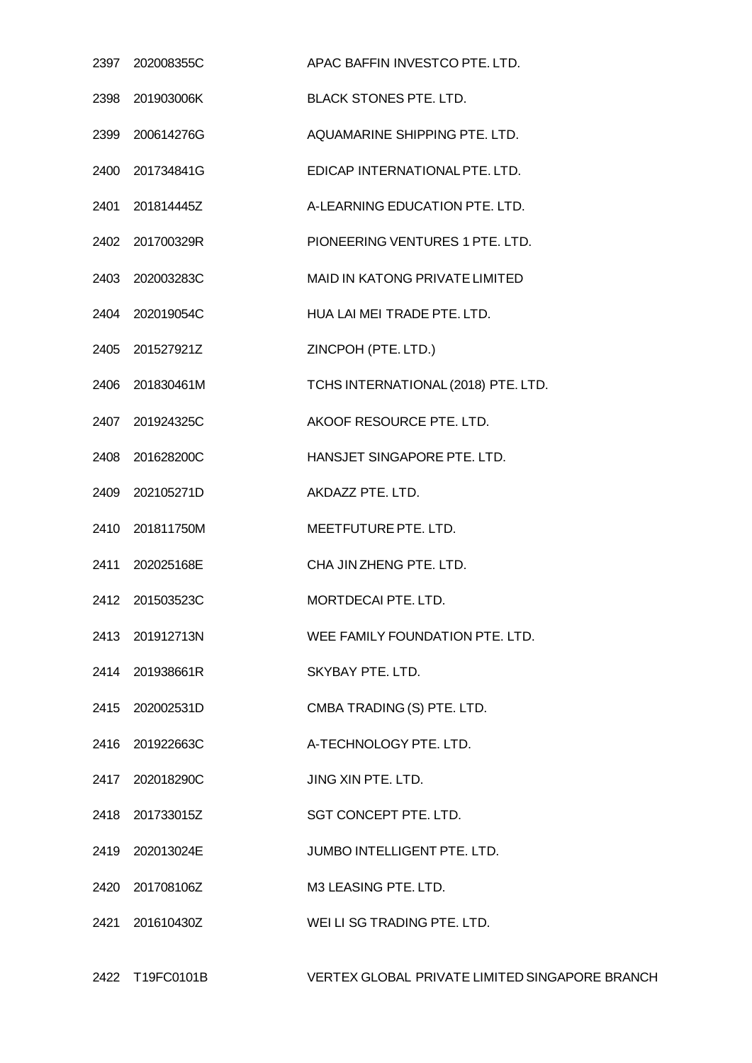| | | |
|---|---|---|
| 2397 | 202008355C | APAC BAFFIN INVESTCO PTE. LTD. |
| 2398 | 201903006K | BLACK STONES PTE. LTD. |
| 2399 | 200614276G | AQUAMARINE SHIPPING PTE. LTD. |
| 2400 | 201734841G | EDICAP INTERNATIONAL PTE. LTD. |
| 2401 | 201814445Z | A-LEARNING EDUCATION PTE. LTD. |
| 2402 | 201700329R | PIONEERING VENTURES 1 PTE. LTD. |
| 2403 | 202003283C | MAID IN KATONG PRIVATE LIMITED |
| 2404 | 202019054C | HUA LAI MEI TRADE PTE. LTD. |
| 2405 | 201527921Z | ZINCPOH (PTE. LTD.) |
| 2406 | 201830461M | TCHS INTERNATIONAL (2018) PTE. LTD. |
| 2407 | 201924325C | AKOOF RESOURCE PTE. LTD. |
| 2408 | 201628200C | HANSJET SINGAPORE PTE. LTD. |
| 2409 | 202105271D | AKDAZZ PTE. LTD. |
| 2410 | 201811750M | MEETFUTURE PTE. LTD. |
| 2411 | 202025168E | CHA JIN ZHENG PTE. LTD. |
| 2412 | 201503523C | MORTDECAI PTE. LTD. |
| 2413 | 201912713N | WEE FAMILY FOUNDATION PTE. LTD. |
| 2414 | 201938661R | SKYBAY PTE. LTD. |
| 2415 | 202002531D | CMBA TRADING (S) PTE. LTD. |
| 2416 | 201922663C | A-TECHNOLOGY PTE. LTD. |
| 2417 | 202018290C | JING XIN PTE. LTD. |
| 2418 | 201733015Z | SGT CONCEPT PTE. LTD. |
| 2419 | 202013024E | JUMBO INTELLIGENT PTE. LTD. |
| 2420 | 201708106Z | M3 LEASING PTE. LTD. |
| 2421 | 201610430Z | WEI LI SG TRADING PTE. LTD. |
| 2422 | T19FC0101B | VERTEX GLOBAL PRIVATE LIMITED SINGAPORE BRANCH |